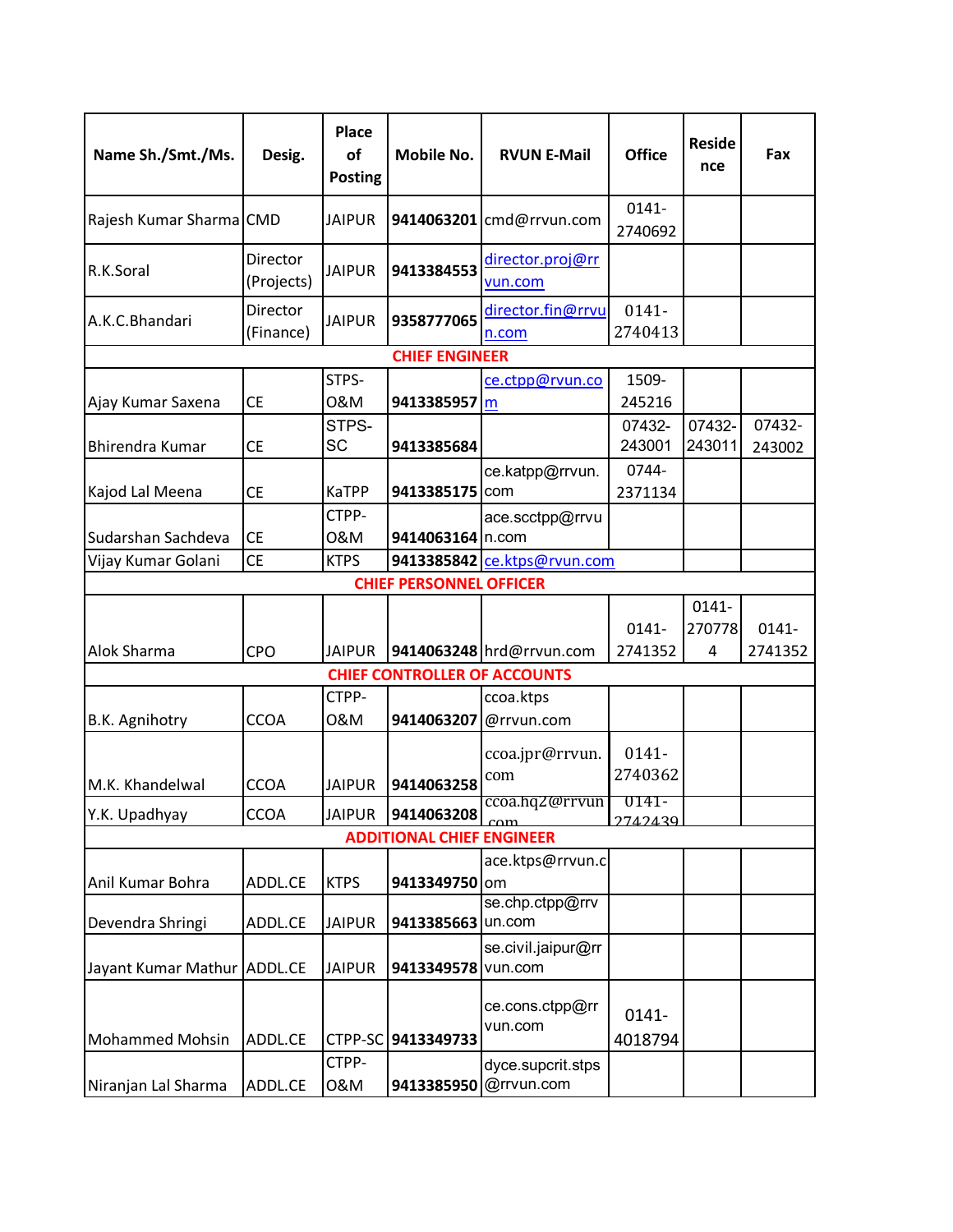| Name Sh./Smt./Ms. | Desig. | Place of Posting | Mobile No. | RVUN E-Mail | Office | Residence | Fax |
|---|---|---|---|---|---|---|---|
| Rajesh Kumar Sharma | CMD | JAIPUR | **9414063201** | cmd@rrvun.com | 0141-2740692 | | |
| R.K.Soral | Director (Projects) | JAIPUR | **9413384553** | director.proj@rrvun.com | | | |
| A.K.C.Bhandari | Director (Finance) | JAIPUR | **9358777065** | director.fin@rrvun.com | 0141-2740413 | | |
| **CHIEF ENGINEER** | | | | | | | |
| Ajay Kumar Saxena | CE | STPS-O&M | **9413385957** | ce.ctpp@rvun.com | 1509-245216 | | |
| Bhirendra Kumar | CE | STPS-SC | **9413385684** | | 07432-243001 | 07432-243011 | 07432-243002 |
| Kajod Lal Meena | CE | KaTPP | **9413385175** | ce.katpp@rrvun.com | 0744-2371134 | | |
| Sudarshan Sachdeva | CE | CTPP-O&M | **9414063164** | ace.scctpp@rrvun.com | | | |
| Vijay Kumar Golani | CE | KTPS | **9413385842** | ce.ktps@rvun.com | | | |
| **CHIEF PERSONNEL OFFICER** | | | | | | | |
| Alok Sharma | CPO | JAIPUR | **9414063248** | hrd@rrvun.com | 0141-2741352 | 0141-2707784 | 0141-2741352 |
| **CHIEF CONTROLLER OF ACCOUNTS** | | | | | | | |
| B.K. Agnihotry | CCOA | CTPP-O&M | **9414063207** | ccoa.ktps@rrvun.com | | | |
| M.K. Khandelwal | CCOA | JAIPUR | **9414063258** | ccoa.jpr@rrvun.com | 0141-2740362 | | |
| Y.K. Upadhyay | CCOA | JAIPUR | **9414063208** | ccoa.hq2@rrvun.com | 0141-2742439 | | |
| **ADDITIONAL CHIEF ENGINEER** | | | | | | | |
| Anil Kumar Bohra | ADDL.CE | KTPS | **9413349750** | ace.ktps@rvun.com | | | |
| Devendra Shringi | ADDL.CE | JAIPUR | **9413385663** | se.chp.ctpp@rrvun.com | | | |
| Jayant Kumar Mathur | ADDL.CE | JAIPUR | **9413349578** | se.civil.jaipur@rrvun.com | | | |
| Mohammed Mohsin | ADDL.CE | CTPP-SC | **9413349733** | ce.cons.ctpp@rrvun.com | 0141-4018794 | | |
| Niranjan Lal Sharma | ADDL.CE | CTPP-O&M | **9413385950** | dyce.supcrit.stps@rrvun.com | | | |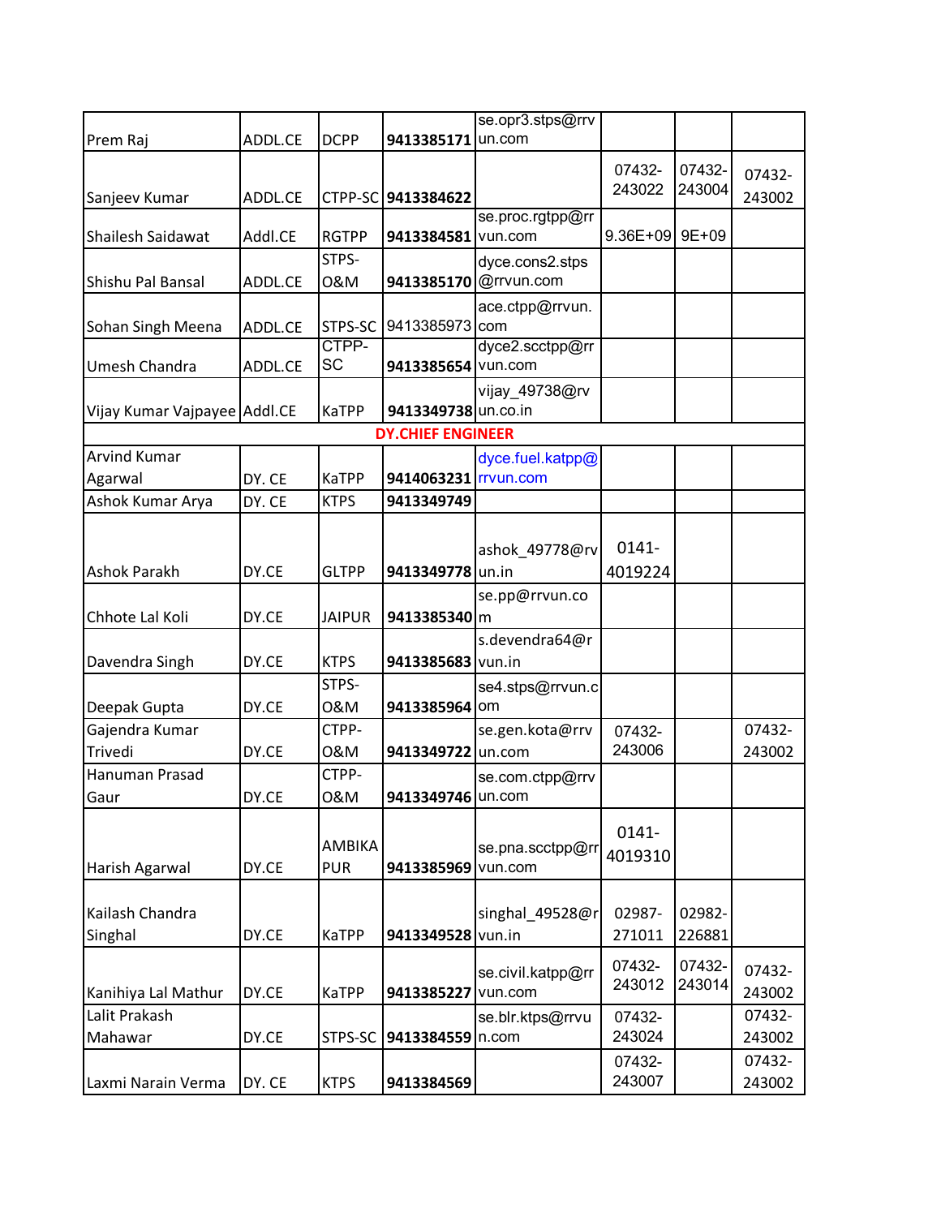| | | | | | | | |
|---|---|---|---|---|---|---|---|
| Prem Raj | ADDL.CE | DCPP | **9413385171** | se.opr3.stps@rrvun.com | | | |
| Sanjeev Kumar | ADDL.CE | CTPP-SC | **9413384622** | | 07432-243022 | 07432-243004 | 07432-243002 |
| Shailesh Saidawat | Addl.CE | RGTPP | **9413384581** | se.proc.rgtpp@rrvun.com | 9.36E+09 | 9E+09 | |
| Shishu Pal Bansal | ADDL.CE | STPS-O&M | **9413385170** | dyce.cons2.stps@rrvun.com | | | |
| Sohan Singh Meena | ADDL.CE | STPS-SC | 9413385973 | ace.ctpp@rrvun.com | | | |
| Umesh Chandra | ADDL.CE | CTPP-SC | **9413385654** | dyce2.scctpp@rrvun.com | | | |
| Vijay Kumar Vajpayee | Addl.CE | KaTPP | **9413349738** | vijay_49738@rvun.co.in | | | |
| **DY.CHIEF ENGINEER** | | | | | | | |
| Arvind Kumar Agarwal | DY. CE | KaTPP | **9414063231** | dyce.fuel.katpp@rrvun.com | | | |
| Ashok Kumar Arya | DY. CE | KTPS | **9413349749** | | | | |
| Ashok Parakh | DY.CE | GLTPP | **9413349778** | ashok_49778@rvun.in | 0141-4019224 | | |
| Chhote Lal Koli | DY.CE | JAIPUR | **9413385340** | se.pp@rrvun.com | | | |
| Davendra Singh | DY.CE | KTPS | **9413385683** | s.devendra64@rvun.in | | | |
| Deepak Gupta | DY.CE | STPS-O&M | **9413385964** | se4.stps@rrvun.com | | | |
| Gajendra Kumar Trivedi | DY.CE | CTPP-O&M | **9413349722** | se.gen.kota@rrvun.com | 07432-243006 | | 07432-243002 |
| Hanuman Prasad Gaur | DY.CE | CTPP-O&M | **9413349746** | se.com.ctpp@rrvun.com | | | |
| Harish Agarwal | DY.CE | AMBIKAPUR | **9413385969** | se.pna.scctpp@rrvun.com | 0141-4019310 | | |
| Kailash Chandra Singhal | DY.CE | KaTPP | **9413349528** | singhal_49528@rvun.in | 02987-271011 | 02982-226881 | |
| Kanihiya Lal Mathur | DY.CE | KaTPP | **9413385227** | se.civil.katpp@rrvun.com | 07432-243012 | 07432-243014 | 07432-243002 |
| Lalit Prakash Mahawar | DY.CE | STPS-SC | **9413384559** | se.blr.ktps@rrvun.com | 07432-243024 | | 07432-243002 |
| Laxmi Narain Verma | DY. CE | KTPS | **9413384569** | | 07432-243007 | | 07432-243002 |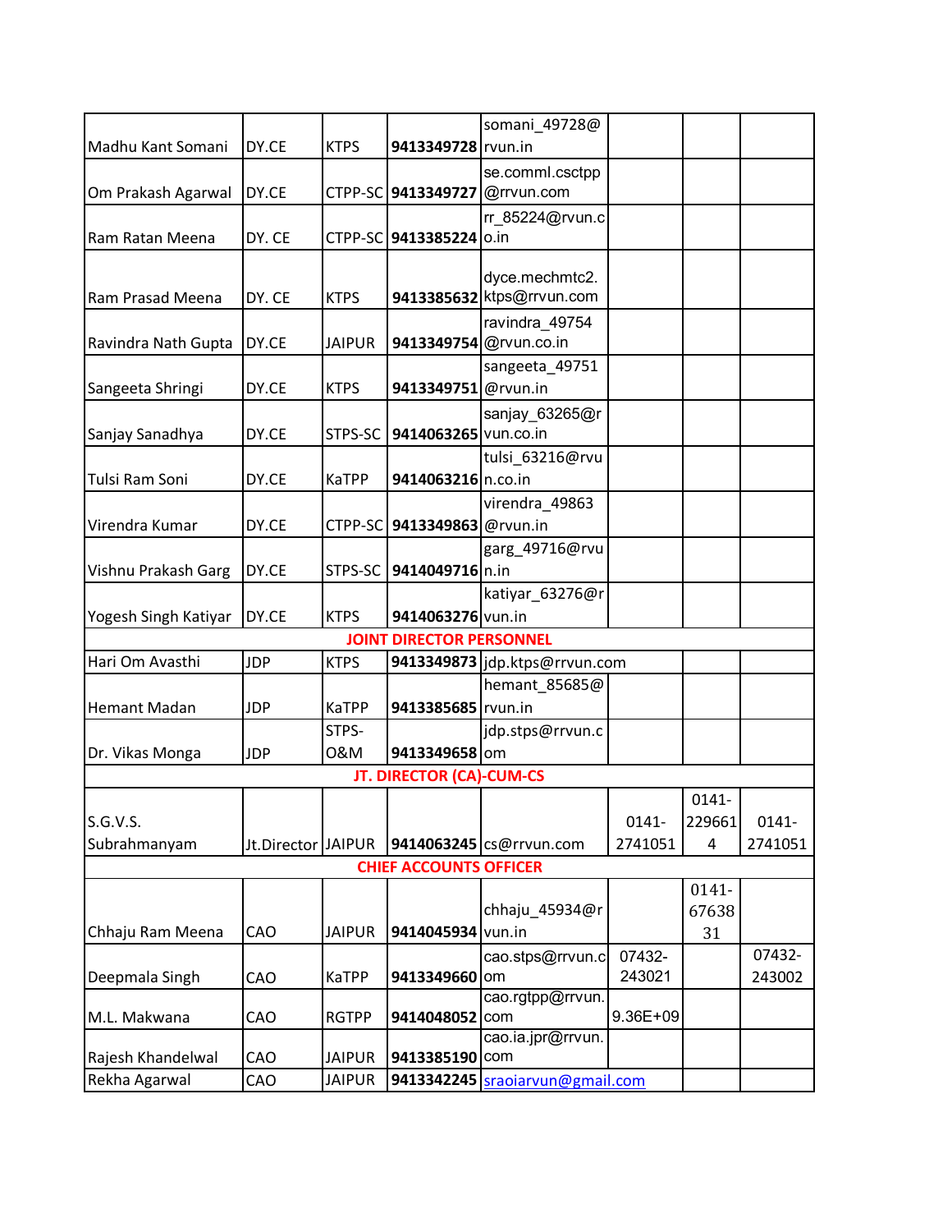| | | | | | | | |
|---|---|---|---|---|---|---|---|
| Madhu Kant Somani | DY.CE | KTPS | **9413349728** | somani_49728@rvun.in | | | |
| Om Prakash Agarwal | DY.CE | CTPP-SC | **9413349727** | se.comml.csctpp@rrvun.com | | | |
| Ram Ratan Meena | DY. CE | CTPP-SC | **9413385224** | rr_85224@rvun.co.in | | | |
| Ram Prasad Meena | DY. CE | KTPS | **9413385632** | dyce.mechmtc2.ktps@rrvun.com | | | |
| Ravindra Nath Gupta | DY.CE | JAIPUR | **9413349754** | ravindra_49754@rvun.co.in | | | |
| Sangeeta Shringi | DY.CE | KTPS | **9413349751** | sangeeta_49751@rvun.in | | | |
| Sanjay Sanadhya | DY.CE | STPS-SC | **9414063265** | sanjay_63265@rvun.co.in | | | |
| Tulsi Ram Soni | DY.CE | KaTPP | **9414063216** | tulsi_63216@rvun.co.in | | | |
| Virendra Kumar | DY.CE | CTPP-SC | **9413349863** | virendra_49863@rvun.in | | | |
| Vishnu Prakash Garg | DY.CE | STPS-SC | **9414049716** | garg_49716@rvun.in | | | |
| Yogesh Singh Katiyar | DY.CE | KTPS | **9414063276** | katiyar_63276@rvun.in | | | |
| **JOINT DIRECTOR PERSONNEL** | | | | | | | |
| Hari Om Avasthi | JDP | KTPS | **9413349873** | jdp.ktps@rrvun.com | | | |
| Hemant Madan | JDP | KaTPP | **9413385685** | hemant_85685@rvun.in | | | |
| Dr. Vikas Monga | JDP | STPS-O&M | **9413349658** | jdp.stps@rrvun.com | | | |
| **JT. DIRECTOR (CA)-CUM-CS** | | | | | | | |
| S.G.V.S. Subrahmanyam | Jt.Director | JAIPUR | **9414063245** | cs@rrvun.com | 0141-2741051 | 0141-2296614 | 0141-2741051 |
| **CHIEF ACCOUNTS OFFICER** | | | | | | | |
| Chhaju Ram Meena | CAO | JAIPUR | **9414045934** | chhaju_45934@rvun.in | | 0141-6763831 | |
| Deepmala Singh | CAO | KaTPP | **9413349660** | cao.stps@rrvun.com | 07432-243021 | | 07432-243002 |
| M.L. Makwana | CAO | RGTPP | **9414048052** | cao.rgtpp@rrvun.com | 9.36E+09 | | |
| Rajesh Khandelwal | CAO | JAIPUR | **9413385190** | cao.ia.jpr@rrvun.com | | | |
| Rekha Agarwal | CAO | JAIPUR | **9413342245** | sraoiarvun@gmail.com | | | |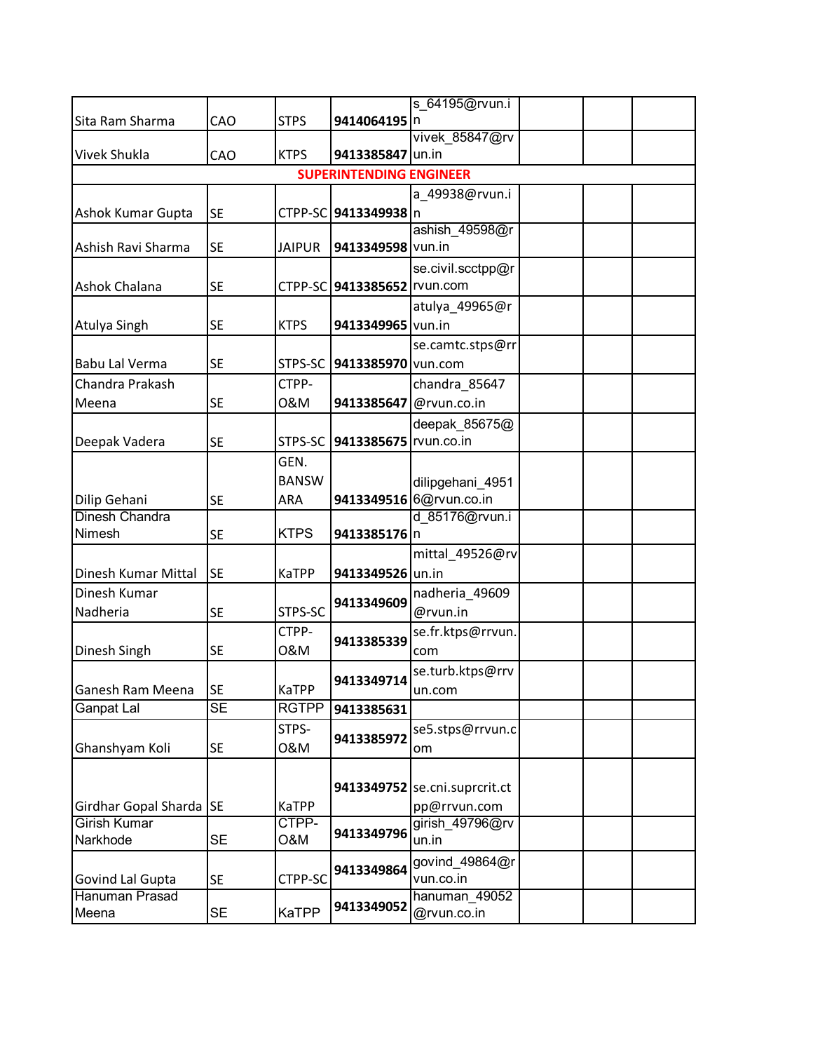| | | | | | | | |
|---|---|---|---|---|---|---|---|
| Sita Ram Sharma | CAO | STPS | **9414064195** | s_64195@rvun.in | | | |
| Vivek Shukla | CAO | KTPS | **9413385847** | vivek_85847@rvun.in | | | |
| **SUPERINTENDING ENGINEER** | | | | | | | |
| Ashok Kumar Gupta | SE | CTPP-SC | **9413349938** | a_49938@rvun.in | | | |
| Ashish Ravi Sharma | SE | JAIPUR | **9413349598** | ashish_49598@rvun.in | | | |
| Ashok Chalana | SE | CTPP-SC | **9413385652** | se.civil.scctpp@rrvun.com | | | |
| Atulya Singh | SE | KTPS | **9413349965** | atulya_49965@rvun.in | | | |
| Babu Lal Verma | SE | STPS-SC | **9413385970** | se.camtc.stps@rrvun.com | | | |
| Chandra Prakash Meena | SE | CTPP-O&M | **9413385647** | chandra_85647@rvun.co.in | | | |
| Deepak Vadera | SE | STPS-SC | **9413385675** | deepak_85675@rvun.co.in | | | |
| Dilip Gehani | SE | GEN. BANSWARA | **9413349516** | dilipgehani_49516@rvun.co.in | | | |
| Dinesh Chandra Nimesh | SE | KTPS | **9413385176** | d_85176@rvun.in | | | |
| Dinesh Kumar Mittal | SE | KaTPP | **9413349526** | mittal_49526@rvun.in | | | |
| Dinesh Kumar Nadheria | SE | STPS-SC | **9413349609** | nadheria_49609@rvun.in | | | |
| Dinesh Singh | SE | CTPP-O&M | **9413385339** | se.fr.ktps@rrvun.com | | | |
| Ganesh Ram Meena | SE | KaTPP | **9413349714** | se.turb.ktps@rrvun.com | | | |
| Ganpat Lal | SE | RGTPP | **9413385631** | | | | |
| Ghanshyam Koli | SE | STPS-O&M | **9413385972** | se5.stps@rrvun.com | | | |
| Girdhar Gopal Sharda | SE | KaTPP | **9413349752** | se.cni.suprcrit.ctpp@rrvun.com | | | |
| Girish Kumar Narkhode | SE | CTPP-O&M | **9413349796** | girish_49796@rvun.in | | | |
| Govind Lal Gupta | SE | CTPP-SC | **9413349864** | govind_49864@rvun.co.in | | | |
| Hanuman Prasad Meena | SE | KaTPP | **9413349052** | hanuman_49052@rvun.co.in | | | |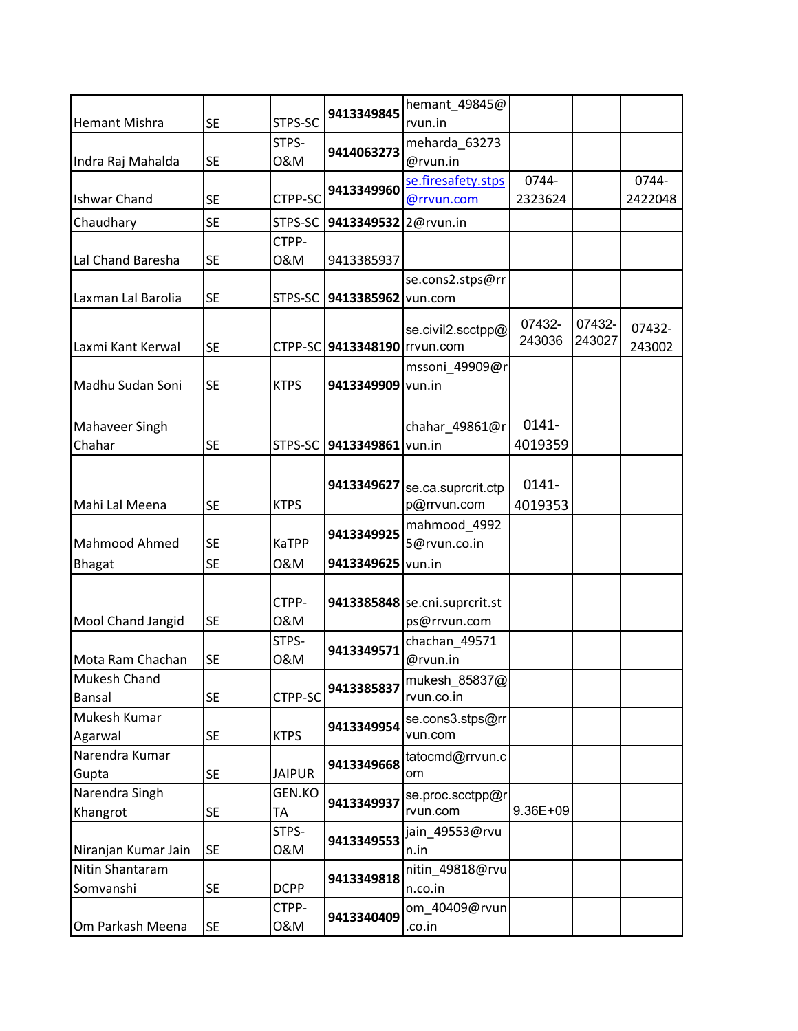| Hemant Mishra | SE | STPS-SC | **9413349845** | hemant_49845@rvun.in | | | |
|---|---|---|---|---|---|---|---|
| Indra Raj Mahalda | SE | STPS-O&M | **9414063273** | meharda_63273@rvun.in | | | |
| Ishwar Chand | SE | CTPP-SC | **9413349960** | se.firesafety.stps@rrvun.com | 0744-2323624 | | 0744-2422048 |
| Chaudhary | SE | STPS-SC | **9413349532** | 2@rvun.in | | | |
| Lal Chand Baresha | SE | CTPP-O&M | 9413385937 | | | | |
| Laxman Lal Barolia | SE | STPS-SC | **9413385962** | se.cons2.stps@rrvun.com | | | |
| Laxmi Kant Kerwal | SE | CTPP-SC | **9413348190** | se.civil2.scctpp@rrvun.com | 07432-243036 | 07432-243027 | 07432-243002 |
| Madhu Sudan Soni | SE | KTPS | **9413349909** | mssoni_49909@rvun.in | | | |
| Mahaveer Singh Chahar | SE | STPS-SC | **9413349861** | chahar_49861@rvun.in | 0141-4019359 | | |
| Mahi Lal Meena | SE | KTPS | **9413349627** | se.ca.suprcrit.ctpp@rrvun.com | 0141-4019353 | | |
| Mahmood Ahmed | SE | KaTPP | **9413349925** | mahmood_49925@rvun.co.in | | | |
| Bhagat | SE | O&M | **9413349625** | vun.in | | | |
| Mool Chand Jangid | SE | CTPP-O&M | **9413385848** | se.cni.suprcrit.stps@rrvun.com | | | |
| Mota Ram Chachan | SE | STPS-O&M | **9413349571** | chachan_49571@rvun.in | | | |
| Mukesh Chand Bansal | SE | CTPP-SC | **9413385837** | mukesh_85837@rvun.co.in | | | |
| Mukesh Kumar Agarwal | SE | KTPS | **9413349954** | se.cons3.stps@rrvun.com | | | |
| Narendra Kumar Gupta | SE | JAIPUR | **9413349668** | tatocmd@rrvun.com | | | |
| Narendra Singh Khangrot | SE | GEN.KOTA | **9413349937** | se.proc.scctpp@rrvun.com | 9.36E+09 | | |
| Niranjan Kumar Jain | SE | STPS-O&M | **9413349553** | jain_49553@rvun.in | | | |
| Nitin Shantaram Somvanshi | SE | DCPP | **9413349818** | nitin_49818@rvun.co.in | | | |
| Om Parkash Meena | SE | CTPP-O&M | **9413340409** | om_40409@rvun.co.in | | | |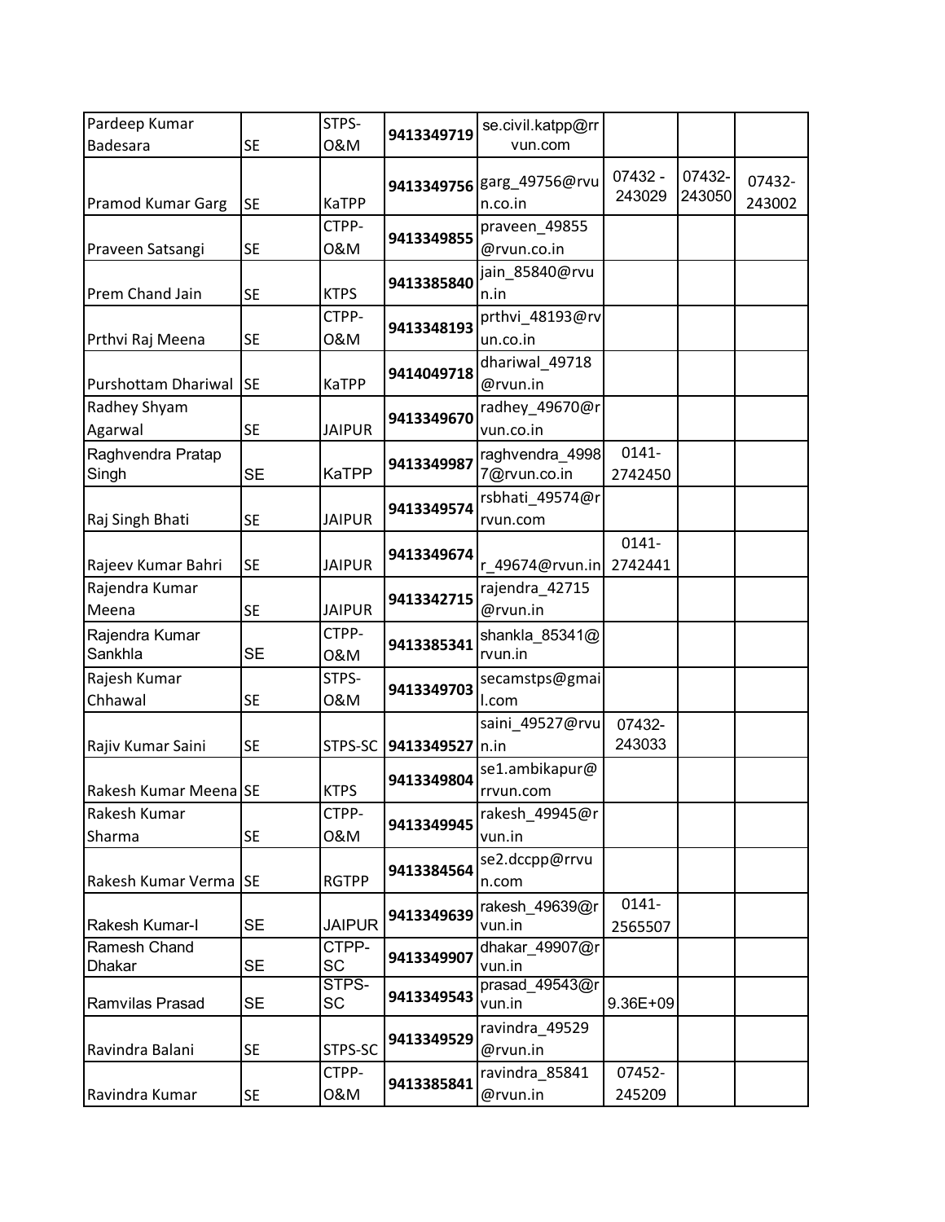| | | | | | | | |
|---|---|---|---|---|---|---|---|
| Pardeep Kumar Badesara | SE | STPS-O&M | **9413349719** | se.civil.katpp@rrvun.com | | | |
| Pramod Kumar Garg | SE | KaTPP | **9413349756** | garg_49756@rvun.co.in | 07432 - 243029 | 07432-243050 | 07432-243002 |
| Praveen Satsangi | SE | CTPP-O&M | **9413349855** | praveen_49855@rvun.co.in | | | |
| Prem Chand Jain | SE | KTPS | **9413385840** | jain_85840@rvun.in | | | |
| Prthvi Raj Meena | SE | CTPP-O&M | **9413348193** | prthvi_48193@rvun.co.in | | | |
| Purshottam Dhariwal | SE | KaTPP | **9414049718** | dhariwal_49718@rvun.in | | | |
| Radhey Shyam Agarwal | SE | JAIPUR | **9413349670** | radhey_49670@rvun.co.in | | | |
| Raghvendra Pratap Singh | SE | KaTPP | **9413349987** | raghvendra_49987@rvun.co.in | 0141-2742450 | | |
| Raj Singh Bhati | SE | JAIPUR | **9413349574** | rsbhati_49574@rrvun.com | | | |
| Rajeev Kumar Bahri | SE | JAIPUR | **9413349674** | r_49674@rvun.in | 0141-2742441 | | |
| Rajendra Kumar Meena | SE | JAIPUR | **9413342715** | rajendra_42715@rvun.in | | | |
| Rajendra Kumar Sankhla | SE | CTPP-O&M | **9413385341** | shankla_85341@rvun.in | | | |
| Rajesh Kumar Chhawal | SE | STPS-O&M | **9413349703** | secamstps@gmail.com | | | |
| Rajiv Kumar Saini | SE | STPS-SC | **9413349527** | saini_49527@rvun.in | 07432-243033 | | |
| Rakesh Kumar Meena | SE | KTPS | **9413349804** | se1.ambikapur@rrvun.com | | | |
| Rakesh Kumar Sharma | SE | CTPP-O&M | **9413349945** | rakesh_49945@rvun.in | | | |
| Rakesh Kumar Verma | SE | RGTPP | **9413384564** | se2.dccpp@rrvun.com | | | |
| Rakesh Kumar-I | SE | JAIPUR | **9413349639** | rakesh_49639@rvun.in | 0141-2565507 | | |
| Ramesh Chand Dhakar | SE | CTPP-SC | **9413349907** | dhakar_49907@rvun.in | | | |
| Ramvilas Prasad | SE | STPS-SC | **9413349543** | prasad_49543@rvun.in | 9.36E+09 | | |
| Ravindra Balani | SE | STPS-SC | **9413349529** | ravindra_49529@rvun.in | | | |
| Ravindra Kumar | SE | CTPP-O&M | **9413385841** | ravindra_85841@rvun.in | 07452-245209 | | |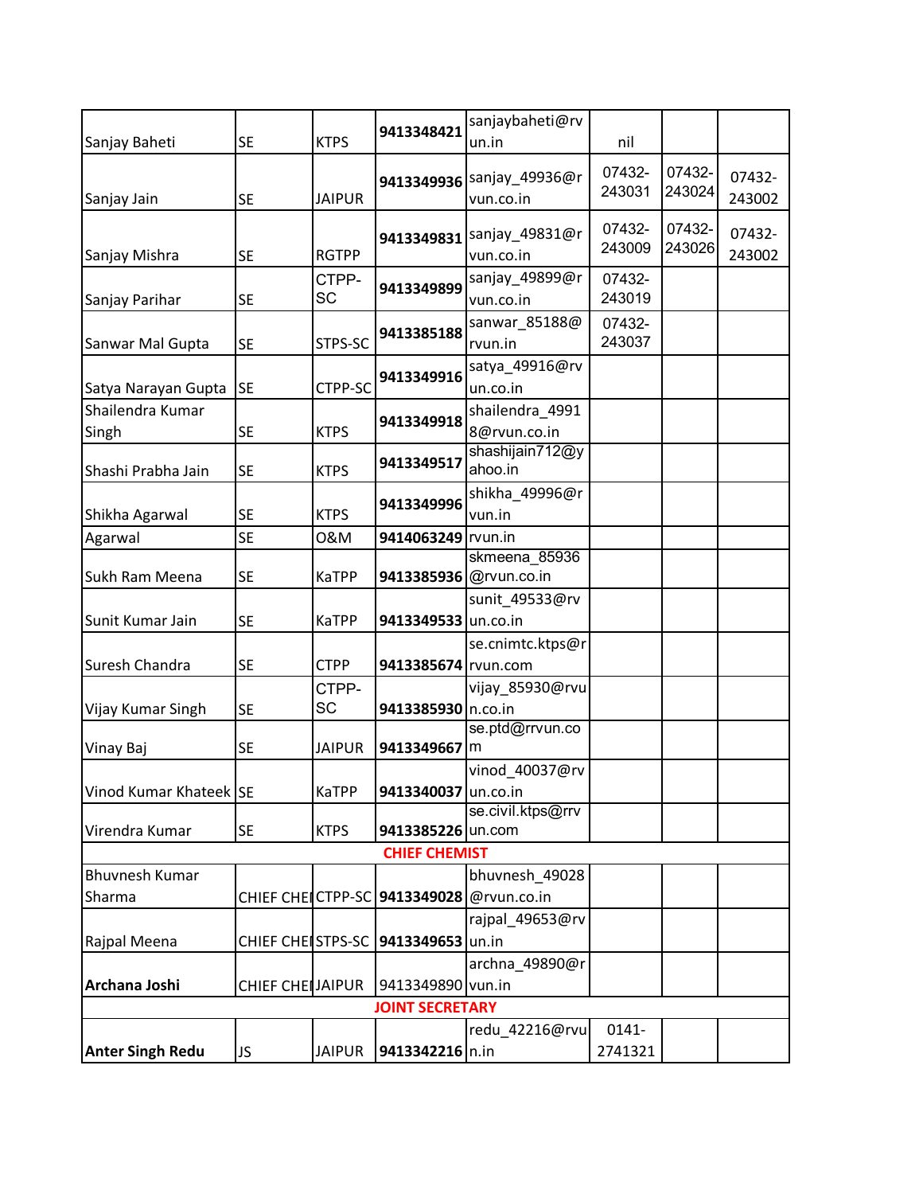| | | | | | | | |
|---|---|---|---|---|---|---|---|
| Sanjay Baheti | SE | KTPS | **9413348421** | sanjaybaheti@rvun.in | nil | | |
| Sanjay Jain | SE | JAIPUR | **9413349936** | sanjay_49936@rvun.co.in | 07432-243031 | 07432-243024 | 07432-243002 |
| Sanjay Mishra | SE | RGTPP | **9413349831** | sanjay_49831@rvun.co.in | 07432-243009 | 07432-243026 | 07432-243002 |
| Sanjay Parihar | SE | CTPP-SC | **9413349899** | sanjay_49899@rvun.co.in | 07432-243019 | | |
| Sanwar Mal Gupta | SE | STPS-SC | **9413385188** | sanwar_85188@rvun.in | 07432-243037 | | |
| Satya Narayan Gupta | SE | CTPP-SC | **9413349916** | satya_49916@rvun.co.in | | | |
| Shailendra Kumar Singh | SE | KTPS | **9413349918** | shailendra_49918@rvun.co.in | | | |
| Shashi Prabha Jain | SE | KTPS | **9413349517** | shashijain712@yahoo.in | | | |
| Shikha Agarwal | SE | KTPS | **9413349996** | shikha_49996@rvun.in | | | |
| Agarwal | SE | O&M | **9414063249** | rvun.in | | | |
| Sukh Ram Meena | SE | KaTPP | **9413385936** | skmeena_85936@rvun.co.in | | | |
| Sunit Kumar Jain | SE | KaTPP | **9413349533** | sunit_49533@rvun.co.in | | | |
| Suresh Chandra | SE | CTPP | **9413385674** | se.cnimtc.ktps@rrvun.com | | | |
| Vijay Kumar Singh | SE | CTPP-SC | **9413385930** | vijay_85930@rvun.co.in | | | |
| Vinay Baj | SE | JAIPUR | **9413349667** | se.ptd@rrvun.com | | | |
| Vinod Kumar Khateek | SE | KaTPP | **9413340037** | vinod_40037@rvun.co.in | | | |
| Virendra Kumar | SE | KTPS | **9413385226** | se.civil.ktps@rrvun.com | | | |
| **CHIEF CHEMIST** | | | | | | | |
| Bhuvnesh Kumar Sharma | CHIEF CHEI | CTPP-SC | **9413349028** | bhuvnesh_49028@rvun.co.in | | | |
| Rajpal Meena | CHIEF CHEI | STPS-SC | **9413349653** | rajpal_49653@rvun.in | | | |
| **Archana Joshi** | CHIEF CHEI | JAIPUR | 9413349890 | archna_49890@rvun.in | | | |
| **JOINT SECRETARY** | | | | | | | |
| **Anter Singh Redu** | JS | JAIPUR | **9413342216** | redu_42216@rvun.in | 0141-2741321 | | |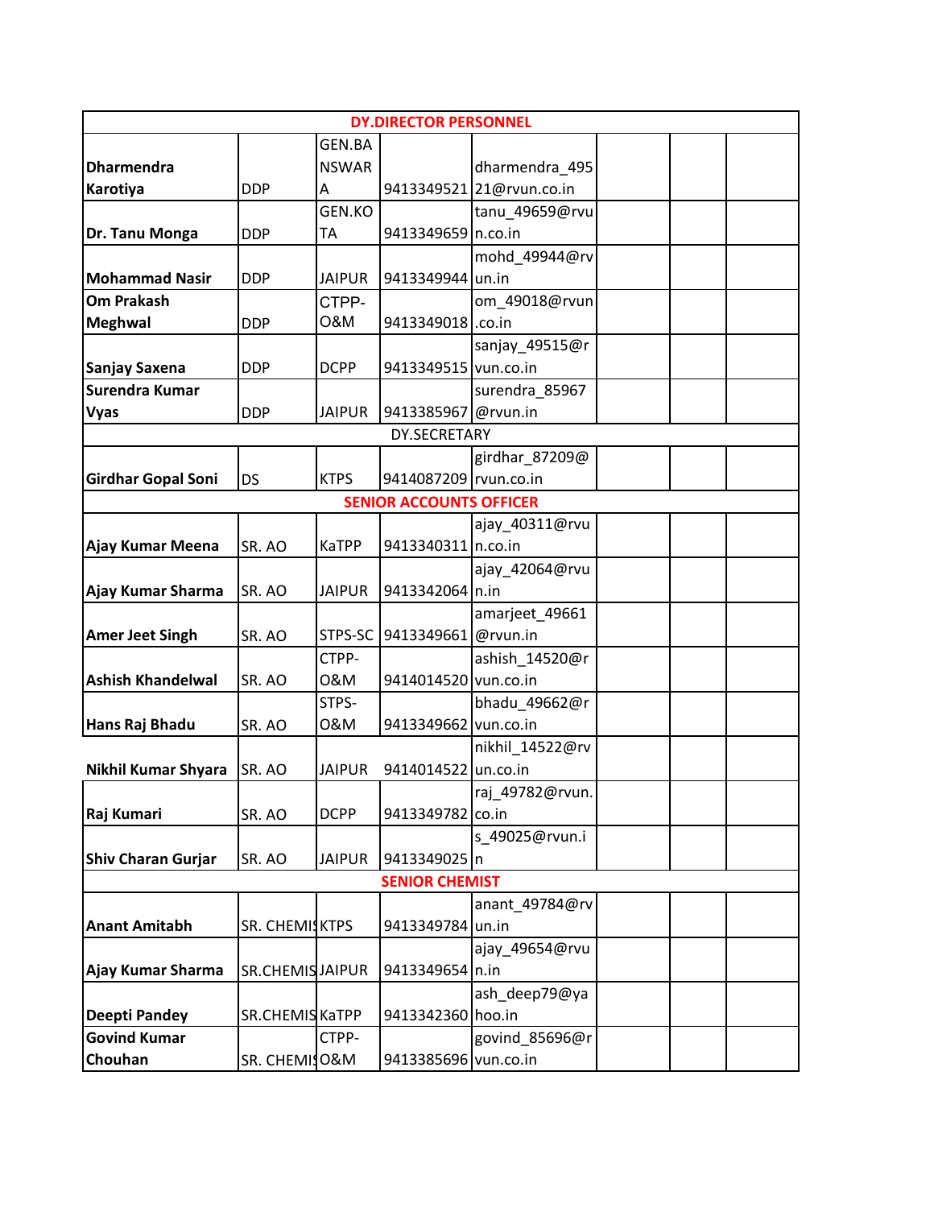| DY.DIRECTOR PERSONNEL | | | | | | | |
|---|---|---|---|---|---|---|---|
| **Dharmendra Karotiya** | DDP | GEN.BANSWARA | 9413349521 | dharmendra_49521@rvun.co.in | | | |
| **Dr. Tanu Monga** | DDP | GEN.KOTA | 9413349659 | tanu_49659@rvun.co.in | | | |
| **Mohammad Nasir** | DDP | JAIPUR | 9413349944 | mohd_49944@rvun.in | | | |
| **Om Prakash Meghwal** | DDP | CTPP-O&M | 9413349018 | om_49018@rvun.co.in | | | |
| **Sanjay Saxena** | DDP | DCPP | 9413349515 | sanjay_49515@rvun.co.in | | | |
| **Surendra Kumar Vyas** | DDP | JAIPUR | 9413385967 | surendra_85967@rvun.in | | | |
| DY.SECRETARY | | | | | | | |
| **Girdhar Gopal Soni** | DS | KTPS | 9414087209 | girdhar_87209@rvun.co.in | | | |
| SENIOR ACCOUNTS OFFICER | | | | | | | |
| **Ajay Kumar Meena** | SR. AO | KaTPP | 9413340311 | ajay_40311@rvun.co.in | | | |
| **Ajay Kumar Sharma** | SR. AO | JAIPUR | 9413342064 | ajay_42064@rvun.in | | | |
| **Amer Jeet Singh** | SR. AO | STPS-SC | 9413349661 | amarjeet_49661@rvun.in | | | |
| **Ashish Khandelwal** | SR. AO | CTPP-O&M | 9414014520 | ashish_14520@rvun.co.in | | | |
| **Hans Raj Bhadu** | SR. AO | STPS-O&M | 9413349662 | bhadu_49662@rvun.co.in | | | |
| **Nikhil Kumar Shyara** | SR. AO | JAIPUR | 9414014522 | nikhil_14522@rvun.co.in | | | |
| **Raj Kumari** | SR. AO | DCPP | 9413349782 | raj_49782@rvun.co.in | | | |
| **Shiv Charan Gurjar** | SR. AO | JAIPUR | 9413349025 | s_49025@rvun.in | | | |
| SENIOR CHEMIST | | | | | | | |
| **Anant Amitabh** | SR. CHEMIS | KTPS | 9413349784 | anant_49784@rvun.in | | | |
| **Ajay Kumar Sharma** | SR.CHEMIS | JAIPUR | 9413349654 | ajay_49654@rvun.in | | | |
| **Deepti Pandey** | SR.CHEMIS | KaTPP | 9413342360 | ash_deep79@yahoo.in | | | |
| **Govind Kumar Chouhan** | SR. CHEMIS | CTPP-O&M | 9413385696 | govind_85696@rvun.co.in | | | |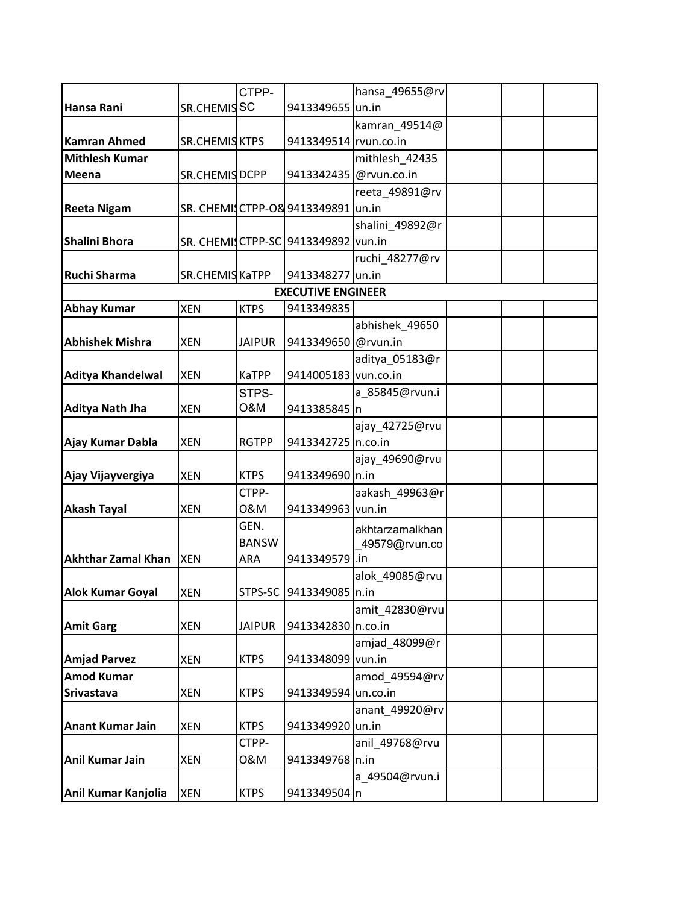| | | | | | | | |
|---|---|---|---|---|---|---|---|
| **Hansa Rani** | SR.CHEMIS | CTPP-SC | 9413349655 | hansa_49655@rvun.in | | | |
| **Kamran Ahmed** | SR.CHEMIS | KTPS | 9413349514 | kamran_49514@rvun.co.in | | | |
| **Mithlesh Kumar Meena** | SR.CHEMIS | DCPP | 9413342435 | mithlesh_42435@rvun.co.in | | | |
| **Reeta Nigam** | SR. CHEMIS | CTPP-O& | 9413349891 | reeta_49891@rvun.in | | | |
| **Shalini Bhora** | SR. CHEMIS | CTPP-SC | 9413349892 | shalini_49892@rvun.in | | | |
| **Ruchi Sharma** | SR.CHEMIS | KaTPP | 9413348277 | ruchi_48277@rvun.in | | | |
| **EXECUTIVE ENGINEER** | | | | | | | |
| **Abhay Kumar** | XEN | KTPS | 9413349835 | | | | |
| **Abhishek Mishra** | XEN | JAIPUR | 9413349650 | abhishek_49650@rvun.in | | | |
| **Aditya Khandelwal** | XEN | KaTPP | 9414005183 | aditya_05183@rvun.co.in | | | |
| **Aditya Nath Jha** | XEN | STPS-O&M | 9413385845 | a_85845@rvun.in | | | |
| **Ajay Kumar Dabla** | XEN | RGTPP | 9413342725 | ajay_42725@rvun.co.in | | | |
| **Ajay Vijayvergiya** | XEN | KTPS | 9413349690 | ajay_49690@rvun.in | | | |
| **Akash Tayal** | XEN | CTPP-O&M | 9413349963 | aakash_49963@rvun.in | | | |
| **Akhthar Zamal Khan** | XEN | GEN. BANSWARA | 9413349579 | akhtarzamalkhan_49579@rvun.co.in | | | |
| **Alok Kumar Goyal** | XEN | STPS-SC | 9413349085 | alok_49085@rvun.in | | | |
| **Amit Garg** | XEN | JAIPUR | 9413342830 | amit_42830@rvun.co.in | | | |
| **Amjad Parvez** | XEN | KTPS | 9413348099 | amjad_48099@rvun.in | | | |
| **Amod Kumar Srivastava** | XEN | KTPS | 9413349594 | amod_49594@rvun.co.in | | | |
| **Anant Kumar Jain** | XEN | KTPS | 9413349920 | anant_49920@rvun.in | | | |
| **Anil Kumar Jain** | XEN | CTPP-O&M | 9413349768 | anil_49768@rvun.in | | | |
| **Anil Kumar Kanjolia** | XEN | KTPS | 9413349504 | a_49504@rvun.in | | | |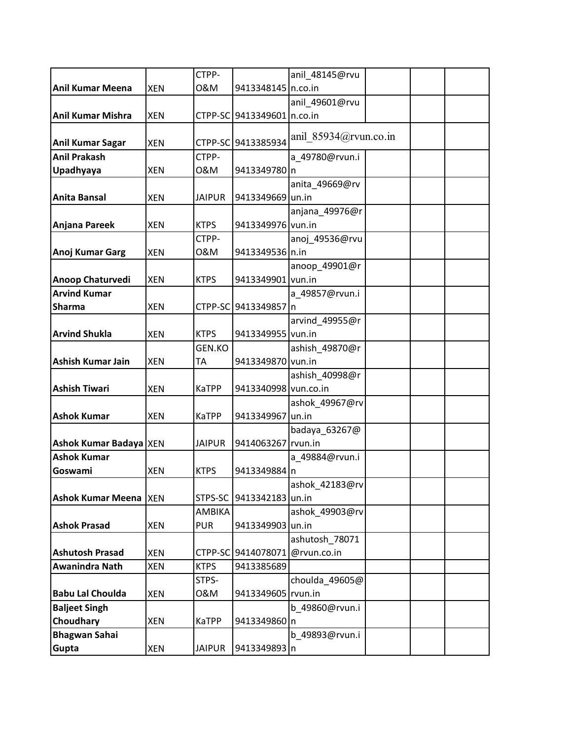| | | | | | | | |
|---|---|---|---|---|---|---|---|
| **Anil Kumar Meena** | XEN | CTPP-O&M | 9413348145 | anil_48145@rvun.co.in | | | |
| **Anil Kumar Mishra** | XEN | CTPP-SC | 9413349601 | anil_49601@rvun.co.in | | | |
| **Anil Kumar Sagar** | XEN | CTPP-SC | 9413385934 | anil_85934@rvun.co.in | | | |
| **Anil Prakash Upadhyaya** | XEN | CTPP-O&M | 9413349780 | a_49780@rvun.in | | | |
| **Anita Bansal** | XEN | JAIPUR | 9413349669 | anita_49669@rvun.in | | | |
| **Anjana Pareek** | XEN | KTPS | 9413349976 | anjana_49976@rvun.in | | | |
| **Anoj Kumar Garg** | XEN | CTPP-O&M | 9413349536 | anoj_49536@rvun.in | | | |
| **Anoop Chaturvedi** | XEN | KTPS | 9413349901 | anoop_49901@rvun.in | | | |
| **Arvind Kumar Sharma** | XEN | CTPP-SC | 9413349857 | a_49857@rvun.in | | | |
| **Arvind Shukla** | XEN | KTPS | 9413349955 | arvind_49955@rvun.in | | | |
| **Ashish Kumar Jain** | XEN | GEN.KOTA | 9413349870 | ashish_49870@rvun.in | | | |
| **Ashish Tiwari** | XEN | KaTPP | 9413340998 | ashish_40998@rvun.co.in | | | |
| **Ashok Kumar** | XEN | KaTPP | 9413349967 | ashok_49967@rvun.in | | | |
| **Ashok Kumar Badaya** | XEN | JAIPUR | 9414063267 | badaya_63267@rvun.in | | | |
| **Ashok Kumar Goswami** | XEN | KTPS | 9413349884 | a_49884@rvun.in | | | |
| **Ashok Kumar Meena** | XEN | STPS-SC | 9413342183 | ashok_42183@rvun.in | | | |
| **Ashok Prasad** | XEN | AMBIKAPUR | 9413349903 | ashok_49903@rvun.in | | | |
| **Ashutosh Prasad** | XEN | CTPP-SC | 9414078071 | ashutosh_78071@rvun.co.in | | | |
| **Awanindra Nath** | XEN | KTPS | 9413385689 | | | | |
| **Babu Lal Choulda** | XEN | STPS-O&M | 9413349605 | choulda_49605@rvun.in | | | |
| **Baljeet Singh Choudhary** | XEN | KaTPP | 9413349860 | b_49860@rvun.in | | | |
| **Bhagwan Sahai Gupta** | XEN | JAIPUR | 9413349893 | b_49893@rvun.in | | | |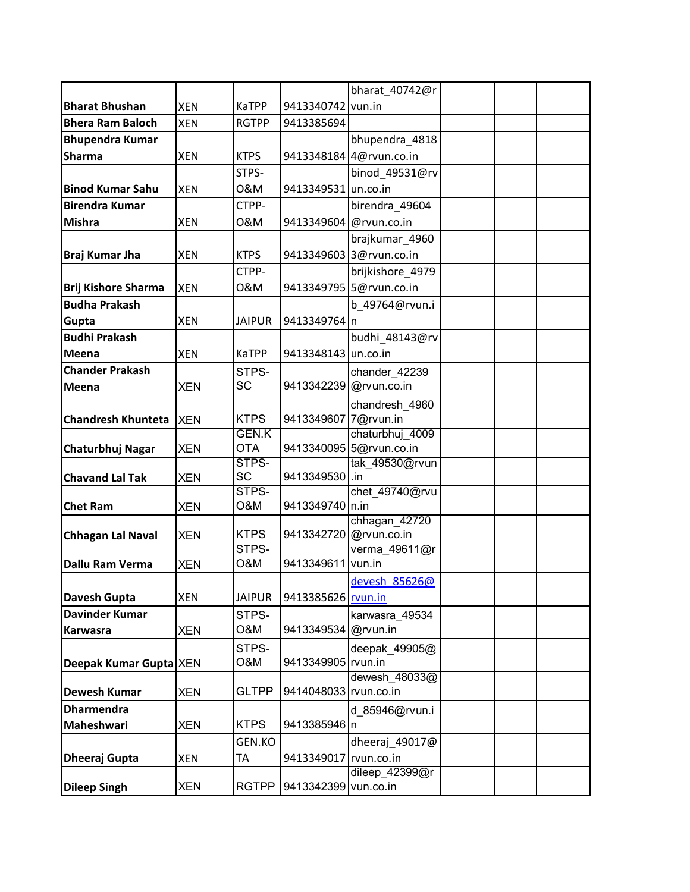| | | | | | | | |
|---|---|---|---|---|---|---|---|
| **Bharat Bhushan** | XEN | KaTPP | 9413340742 | bharat_40742@rvun.in | | | |
| **Bhera Ram Baloch** | XEN | RGTPP | 9413385694 | | | | |
| **Bhupendra Kumar Sharma** | XEN | KTPS | 9413348184 | bhupendra_48184@rvun.co.in | | | |
| **Binod Kumar Sahu** | XEN | STPS-O&M | 9413349531 | binod_49531@rvun.co.in | | | |
| **Birendra Kumar Mishra** | XEN | CTPP-O&M | 9413349604 | birendra_49604@rvun.co.in | | | |
| **Braj Kumar Jha** | XEN | KTPS | 9413349603 | brajkumar_49603@rvun.co.in | | | |
| **Brij Kishore Sharma** | XEN | CTPP-O&M | 9413349795 | brijkishore_49795@rvun.co.in | | | |
| **Budha Prakash Gupta** | XEN | JAIPUR | 9413349764 | b_49764@rvun.in | | | |
| **Budhi Prakash Meena** | XEN | KaTPP | 9413348143 | budhi_48143@rvun.co.in | | | |
| **Chander Prakash Meena** | XEN | STPS-SC | 9413342239 | chander_42239@rvun.co.in | | | |
| **Chandresh Khunteta** | XEN | KTPS | 9413349607 | chandresh_49607@rvun.in | | | |
| **Chaturbhuj Nagar** | XEN | GEN.KOTA | 9413340095 | chaturbhuj_40095@rvun.co.in | | | |
| **Chavand Lal Tak** | XEN | STPS-SC | 9413349530 | tak_49530@rvun.in | | | |
| **Chet Ram** | XEN | STPS-O&M | 9413349740 | chet_49740@rvun.in | | | |
| **Chhagan Lal Naval** | XEN | KTPS | 9413342720 | chhagan_42720@rvun.co.in | | | |
| **Dallu Ram Verma** | XEN | STPS-O&M | 9413349611 | verma_49611@rvun.in | | | |
| **Davesh Gupta** | XEN | JAIPUR | 9413385626 | devesh_85626@rvun.in | | | |
| **Davinder Kumar Karwasra** | XEN | STPS-O&M | 9413349534 | karwasra_49534@rvun.in | | | |
| **Deepak Kumar Gupta** | XEN | STPS-O&M | 9413349905 | deepak_49905@rvun.in | | | |
| **Dewesh Kumar** | XEN | GLTPP | 9414048033 | dewesh_48033@rvun.co.in | | | |
| **Dharmendra Maheshwari** | XEN | KTPS | 9413385946 | d_85946@rvun.in | | | |
| **Dheeraj Gupta** | XEN | GEN.KOTA | 9413349017 | dheeraj_49017@rvun.co.in | | | |
| **Dileep Singh** | XEN | RGTPP | 9413342399 | dileep_42399@rvun.co.in | | | |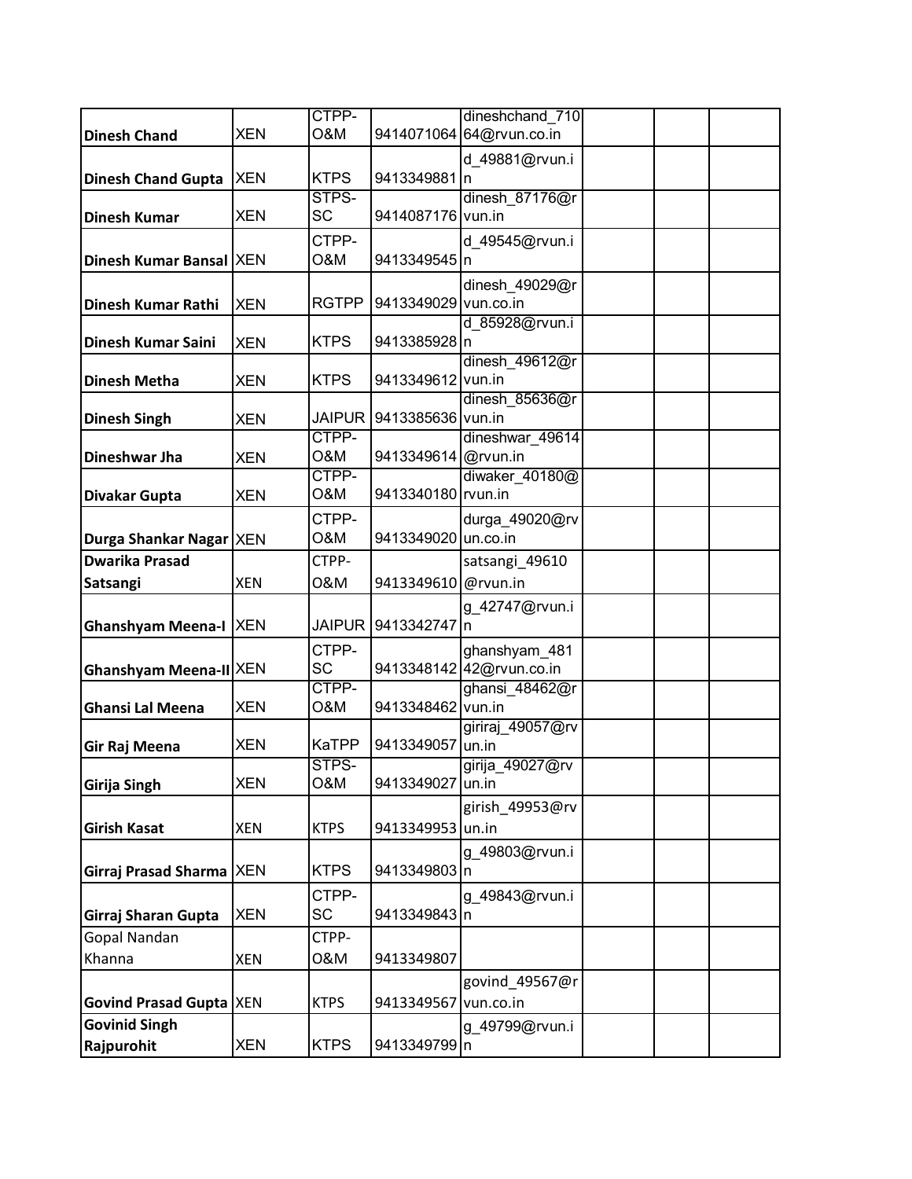| | | | | | | | |
|---|---|---|---|---|---|---|---|
| **Dinesh Chand** | XEN | CTPP-O&M | 9414071064 | dineshchand_71064@rvun.co.in | | | |
| **Dinesh Chand Gupta** | XEN | KTPS | 9413349881 | d_49881@rvun.in | | | |
| **Dinesh Kumar** | XEN | STPS-SC | 9414087176 | dinesh_87176@rvun.in | | | |
| **Dinesh Kumar Bansal** | XEN | CTPP-O&M | 9413349545 | d_49545@rvun.in | | | |
| **Dinesh Kumar Rathi** | XEN | RGTPP | 9413349029 | dinesh_49029@rvun.co.in | | | |
| **Dinesh Kumar Saini** | XEN | KTPS | 9413385928 | d_85928@rvun.in | | | |
| **Dinesh Metha** | XEN | KTPS | 9413349612 | dinesh_49612@rvun.in | | | |
| **Dinesh Singh** | XEN | JAIPUR | 9413385636 | dinesh_85636@rvun.in | | | |
| **Dineshwar Jha** | XEN | CTPP-O&M | 9413349614 | dineshwar_49614@rvun.in | | | |
| **Divakar Gupta** | XEN | CTPP-O&M | 9413340180 | diwaker_40180@rvun.in | | | |
| **Durga Shankar Nagar** | XEN | CTPP-O&M | 9413349020 | durga_49020@rvun.co.in | | | |
| **Dwarika Prasad Satsangi** | XEN | CTPP-O&M | 9413349610 | satsangi_49610@rvun.in | | | |
| **Ghanshyam Meena-I** | XEN | JAIPUR | 9413342747 | g_42747@rvun.in | | | |
| **Ghanshyam Meena-II** | XEN | CTPP-SC | 9413348142 | ghanshyam_48142@rvun.co.in | | | |
| **Ghansi Lal Meena** | XEN | CTPP-O&M | 9413348462 | ghansi_48462@rvun.in | | | |
| **Gir Raj Meena** | XEN | KaTPP | 9413349057 | giriraj_49057@rvun.in | | | |
| **Girija Singh** | XEN | STPS-O&M | 9413349027 | girija_49027@rvun.in | | | |
| **Girish Kasat** | XEN | KTPS | 9413349953 | girish_49953@rvun.in | | | |
| **Girraj Prasad Sharma** | XEN | KTPS | 9413349803 | g_49803@rvun.in | | | |
| **Girraj Sharan Gupta** | XEN | CTPP-SC | 9413349843 | g_49843@rvun.in | | | |
| Gopal Nandan Khanna | XEN | CTPP-O&M | 9413349807 | | | | |
| **Govind Prasad Gupta** | XEN | KTPS | 9413349567 | govind_49567@rvun.co.in | | | |
| **Govinid Singh Rajpurohit** | XEN | KTPS | 9413349799 | g_49799@rvun.in | | | |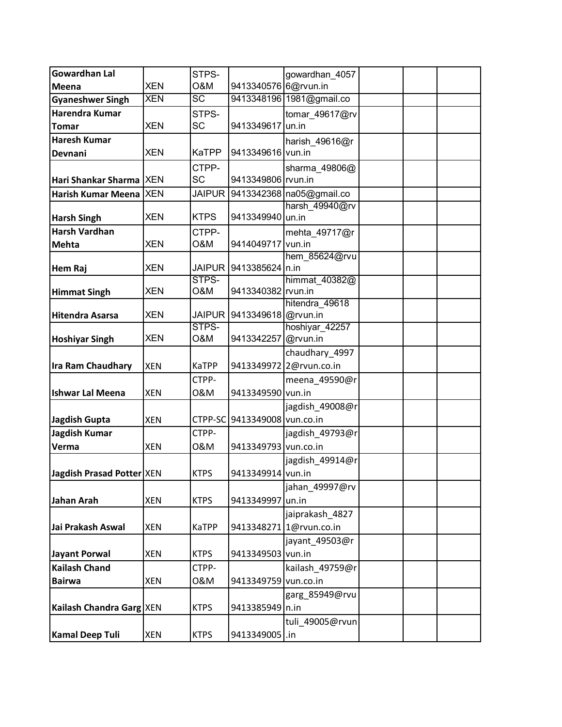| | | | | | | | |
|---|---|---|---|---|---|---|---|
| **Gowardhan Lal Meena** | XEN | STPS-O&M | 9413340576 | gowardhan_40576@rvun.in | | | |
| **Gyaneshwer Singh** | XEN | SC | 9413348196 | 1981@gmail.co | | | |
| **Harendra Kumar Tomar** | XEN | STPS-SC | 9413349617 | tomar_49617@rvun.in | | | |
| **Haresh Kumar Devnani** | XEN | KaTPP | 9413349616 | harish_49616@rvun.in | | | |
| **Hari Shankar Sharma** | XEN | CTPP-SC | 9413349806 | sharma_49806@rvun.in | | | |
| **Harish Kumar Meena** | XEN | JAIPUR | 9413342368 | na05@gmail.co | | | |
| **Harsh Singh** | XEN | KTPS | 9413349940 | harsh_49940@rvun.in | | | |
| **Harsh Vardhan Mehta** | XEN | CTPP-O&M | 9414049717 | mehta_49717@rvun.in | | | |
| **Hem Raj** | XEN | JAIPUR | 9413385624 | hem_85624@rvun.in | | | |
| **Himmat Singh** | XEN | STPS-O&M | 9413340382 | himmat_40382@rvun.in | | | |
| **Hitendra Asarsa** | XEN | JAIPUR | 9413349618 | hitendra_49618@rvun.in | | | |
| **Hoshiyar Singh** | XEN | STPS-O&M | 9413342257 | hoshiyar_42257@rvun.in | | | |
| **Ira Ram Chaudhary** | XEN | KaTPP | 9413349972 | chaudhary_49972@rvun.co.in | | | |
| **Ishwar Lal Meena** | XEN | CTPP-O&M | 9413349590 | meena_49590@rvun.in | | | |
| **Jagdish Gupta** | XEN | CTPP-SC | 9413349008 | jagdish_49008@rvun.co.in | | | |
| **Jagdish Kumar Verma** | XEN | CTPP-O&M | 9413349793 | jagdish_49793@rvun.co.in | | | |
| **Jagdish Prasad Potter** | XEN | KTPS | 9413349914 | jagdish_49914@rvun.in | | | |
| **Jahan Arah** | XEN | KTPS | 9413349997 | jahan_49997@rvun.in | | | |
| **Jai Prakash Aswal** | XEN | KaTPP | 9413348271 | jaiprakash_48271@rvun.co.in | | | |
| **Jayant Porwal** | XEN | KTPS | 9413349503 | jayant_49503@rvun.in | | | |
| **Kailash Chand Bairwa** | XEN | CTPP-O&M | 9413349759 | kailash_49759@rvun.co.in | | | |
| **Kailash Chandra Garg** | XEN | KTPS | 9413385949 | garg_85949@rvun.in | | | |
| **Kamal Deep Tuli** | XEN | KTPS | 9413349005 | tuli_49005@rvun.in | | | |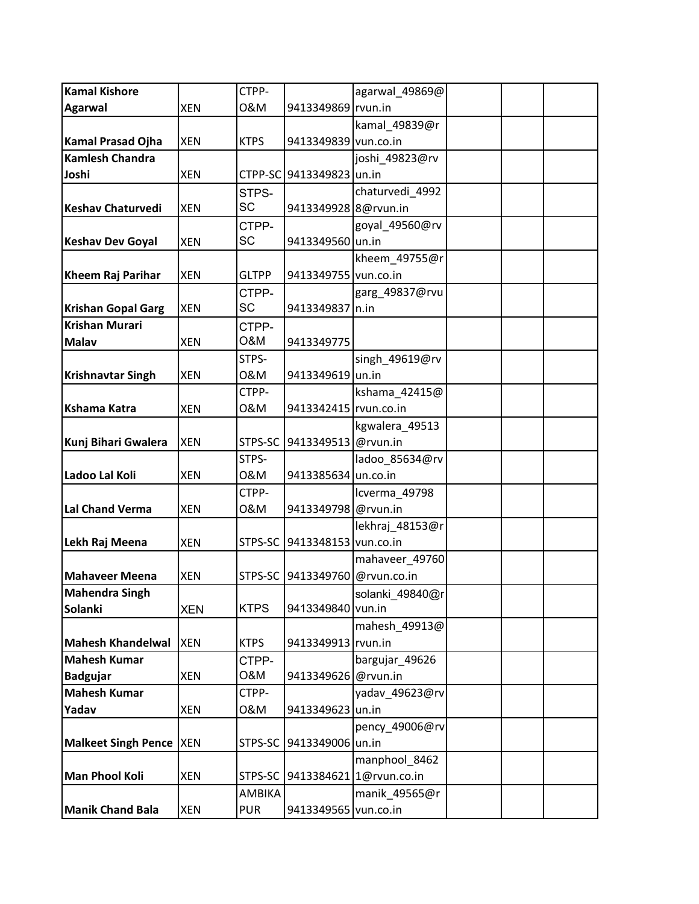| | | | | | | | |
|---|---|---|---|---|---|---|---|
| **Kamal Kishore Agarwal** | XEN | CTPP-O&M | 9413349869 | agarwal_49869@rvun.in | | | |
| **Kamal Prasad Ojha** | XEN | KTPS | 9413349839 | kamal_49839@rvun.co.in | | | |
| **Kamlesh Chandra Joshi** | XEN | CTPP-SC | 9413349823 | joshi_49823@rvun.in | | | |
| **Keshav Chaturvedi** | XEN | STPS-SC | 9413349928 | chaturvedi_49928@rvun.in | | | |
| **Keshav Dev Goyal** | XEN | CTPP-SC | 9413349560 | goyal_49560@rvun.in | | | |
| **Kheem Raj Parihar** | XEN | GLTPP | 9413349755 | kheem_49755@rvun.co.in | | | |
| **Krishan Gopal Garg** | XEN | CTPP-SC | 9413349837 | garg_49837@rvun.in | | | |
| **Krishan Murari Malav** | XEN | CTPP-O&M | 9413349775 | | | | |
| **Krishnavtar Singh** | XEN | STPS-O&M | 9413349619 | singh_49619@rvun.in | | | |
| **Kshama Katra** | XEN | CTPP-O&M | 9413342415 | kshama_42415@rvun.co.in | | | |
| **Kunj Bihari Gwalera** | XEN | STPS-SC | 9413349513 | kgwalera_49513@rvun.in | | | |
| **Ladoo Lal Koli** | XEN | STPS-O&M | 9413385634 | ladoo_85634@rvun.co.in | | | |
| **Lal Chand Verma** | XEN | CTPP-O&M | 9413349798 | lcverma_49798@rvun.in | | | |
| **Lekh Raj Meena** | XEN | STPS-SC | 9413348153 | lekhraj_48153@rvun.co.in | | | |
| **Mahaveer Meena** | XEN | STPS-SC | 9413349760 | mahaveer_49760@rvun.co.in | | | |
| **Mahendra Singh Solanki** | XEN | KTPS | 9413349840 | solanki_49840@rvun.in | | | |
| **Mahesh Khandelwal** | XEN | KTPS | 9413349913 | mahesh_49913@rvun.in | | | |
| **Mahesh Kumar Badgujar** | XEN | CTPP-O&M | 9413349626 | bargujar_49626@rvun.in | | | |
| **Mahesh Kumar Yadav** | XEN | CTPP-O&M | 9413349623 | yadav_49623@rvun.in | | | |
| **Malkeet Singh Pence** | XEN | STPS-SC | 9413349006 | pency_49006@rvun.in | | | |
| **Man Phool Koli** | XEN | STPS-SC | 9413384621 | manphool_84621@rvun.co.in | | | |
| **Manik Chand Bala** | XEN | AMBIKAPUR | 9413349565 | manik_49565@rvun.co.in | | | |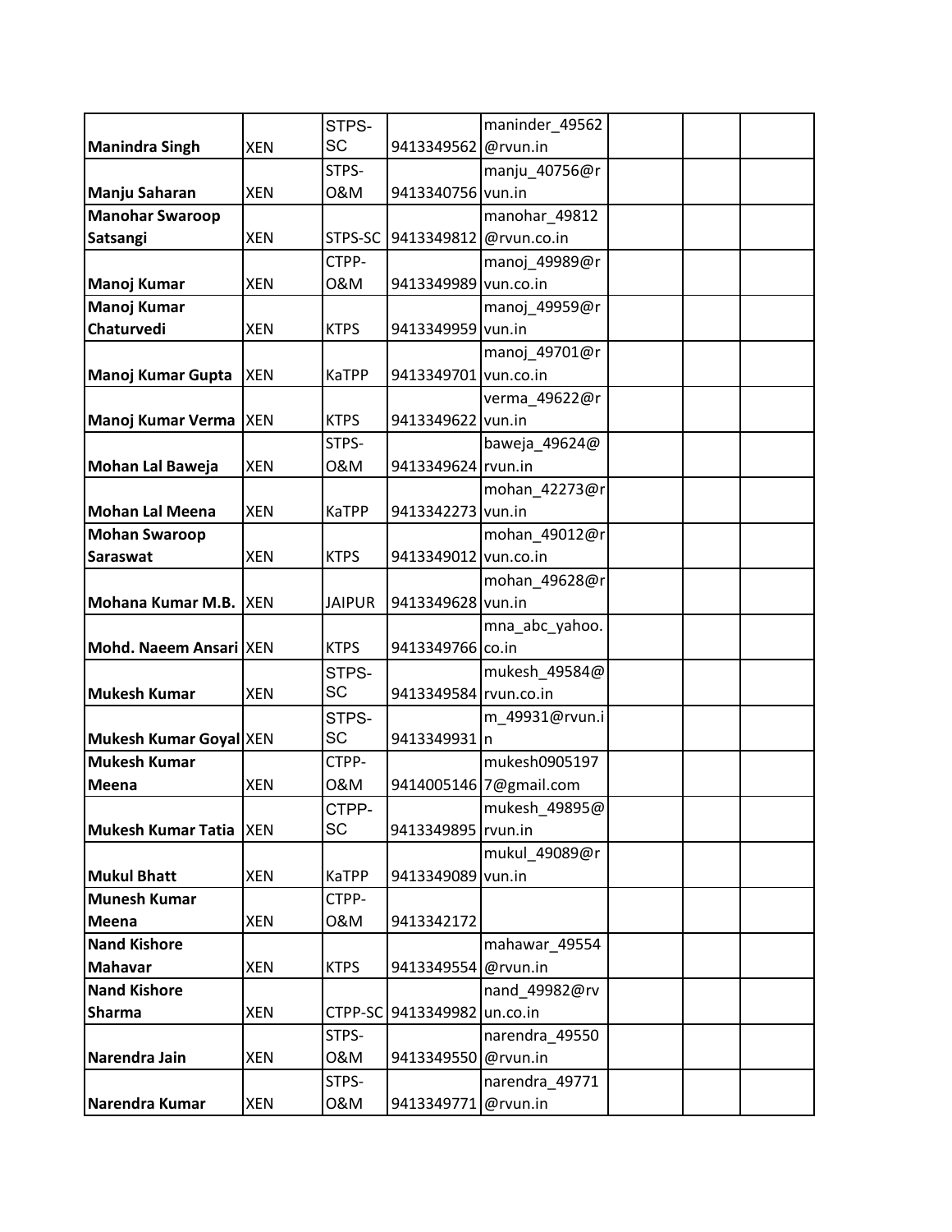| | | | | | | | |
|---|---|---|---|---|---|---|---|
| **Manindra Singh** | XEN | STPS-SC | 9413349562 | maninder_49562@rvun.in | | | |
| **Manju Saharan** | XEN | STPS-O&M | 9413340756 | manju_40756@rvun.in | | | |
| **Manohar Swaroop Satsangi** | XEN | STPS-SC | 9413349812 | manohar_49812@rvun.co.in | | | |
| **Manoj Kumar** | XEN | CTPP-O&M | 9413349989 | manoj_49989@rvun.co.in | | | |
| **Manoj Kumar Chaturvedi** | XEN | KTPS | 9413349959 | manoj_49959@rvun.in | | | |
| **Manoj Kumar Gupta** | XEN | KaTPP | 9413349701 | manoj_49701@rvun.co.in | | | |
| **Manoj Kumar Verma** | XEN | KTPS | 9413349622 | verma_49622@rvun.in | | | |
| **Mohan Lal Baweja** | XEN | STPS-O&M | 9413349624 | baweja_49624@rvun.in | | | |
| **Mohan Lal Meena** | XEN | KaTPP | 9413342273 | mohan_42273@rvun.in | | | |
| **Mohan Swaroop Saraswat** | XEN | KTPS | 9413349012 | mohan_49012@rvun.co.in | | | |
| **Mohana Kumar M.B.** | XEN | JAIPUR | 9413349628 | mohan_49628@rvun.in | | | |
| **Mohd. Naeem Ansari** | XEN | KTPS | 9413349766 | mna_abc_yahoo.co.in | | | |
| **Mukesh Kumar** | XEN | STPS-SC | 9413349584 | mukesh_49584@rvun.co.in | | | |
| **Mukesh Kumar Goyal** | XEN | STPS-SC | 9413349931 | m_49931@rvun.in | | | |
| **Mukesh Kumar Meena** | XEN | CTPP-O&M | 9414005146 | mukesh09051977@gmail.com | | | |
| **Mukesh Kumar Tatia** | XEN | CTPP-SC | 9413349895 | mukesh_49895@rvun.in | | | |
| **Mukul Bhatt** | XEN | KaTPP | 9413349089 | mukul_49089@rvun.in | | | |
| **Munesh Kumar Meena** | XEN | CTPP-O&M | 9413342172 | | | | |
| **Nand Kishore Mahavar** | XEN | KTPS | 9413349554 | mahawar_49554@rvun.in | | | |
| **Nand Kishore Sharma** | XEN | CTPP-SC | 9413349982 | nand_49982@rvun.co.in | | | |
| **Narendra Jain** | XEN | STPS-O&M | 9413349550 | narendra_49550@rvun.in | | | |
| **Narendra Kumar** | XEN | STPS-O&M | 9413349771 | narendra_49771@rvun.in | | | |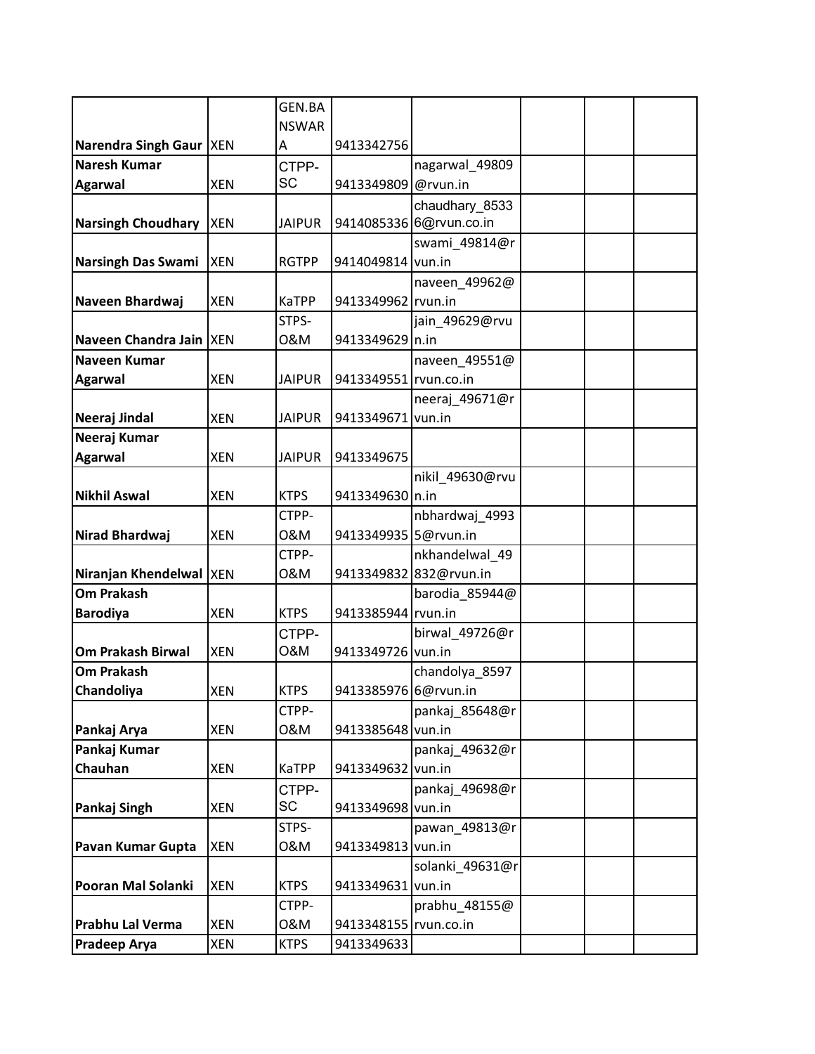| | | | | | | | |
|---|---|---|---|---|---|---|---|
| **Narendra Singh Gaur** | XEN | GEN.BANSWARA | 9413342756 | | | | |
| **Naresh Kumar Agarwal** | XEN | CTPP-SC | 9413349809 | nagarwal_49809@rvun.in | | | |
| **Narsingh Choudhary** | XEN | JAIPUR | 9414085336 | chaudhary_85336@rvun.co.in | | | |
| **Narsingh Das Swami** | XEN | RGTPP | 9414049814 | swami_49814@rvun.in | | | |
| **Naveen Bhardwaj** | XEN | KaTPP | 9413349962 | naveen_49962@rvun.in | | | |
| **Naveen Chandra Jain** | XEN | STPS-O&M | 9413349629 | jain_49629@rvun.in | | | |
| **Naveen Kumar Agarwal** | XEN | JAIPUR | 9413349551 | naveen_49551@rvun.co.in | | | |
| **Neeraj Jindal** | XEN | JAIPUR | 9413349671 | neeraj_49671@rvun.in | | | |
| **Neeraj Kumar Agarwal** | XEN | JAIPUR | 9413349675 | | | | |
| **Nikhil Aswal** | XEN | KTPS | 9413349630 | nikil_49630@rvun.in | | | |
| **Nirad Bhardwaj** | XEN | CTPP-O&M | 9413349935 | nbhardwaj_49935@rvun.in | | | |
| **Niranjan Khendelwal** | XEN | CTPP-O&M | 9413349832 | nkhandelwal_49832@rvun.in | | | |
| **Om Prakash Barodiya** | XEN | KTPS | 9413385944 | barodia_85944@rvun.in | | | |
| **Om Prakash Birwal** | XEN | CTPP-O&M | 9413349726 | birwal_49726@rvun.in | | | |
| **Om Prakash Chandoliya** | XEN | KTPS | 9413385976 | chandolya_85976@rvun.in | | | |
| **Pankaj Arya** | XEN | CTPP-O&M | 9413385648 | pankaj_85648@rvun.in | | | |
| **Pankaj Kumar Chauhan** | XEN | KaTPP | 9413349632 | pankaj_49632@rvun.in | | | |
| **Pankaj Singh** | XEN | CTPP-SC | 9413349698 | pankaj_49698@rvun.in | | | |
| **Pavan Kumar Gupta** | XEN | STPS-O&M | 9413349813 | pawan_49813@rvun.in | | | |
| **Pooran Mal Solanki** | XEN | KTPS | 9413349631 | solanki_49631@rvun.in | | | |
| **Prabhu Lal Verma** | XEN | CTPP-O&M | 9413348155 | prabhu_48155@rvun.co.in | | | |
| **Pradeep Arya** | XEN | KTPS | 9413349633 | | | | |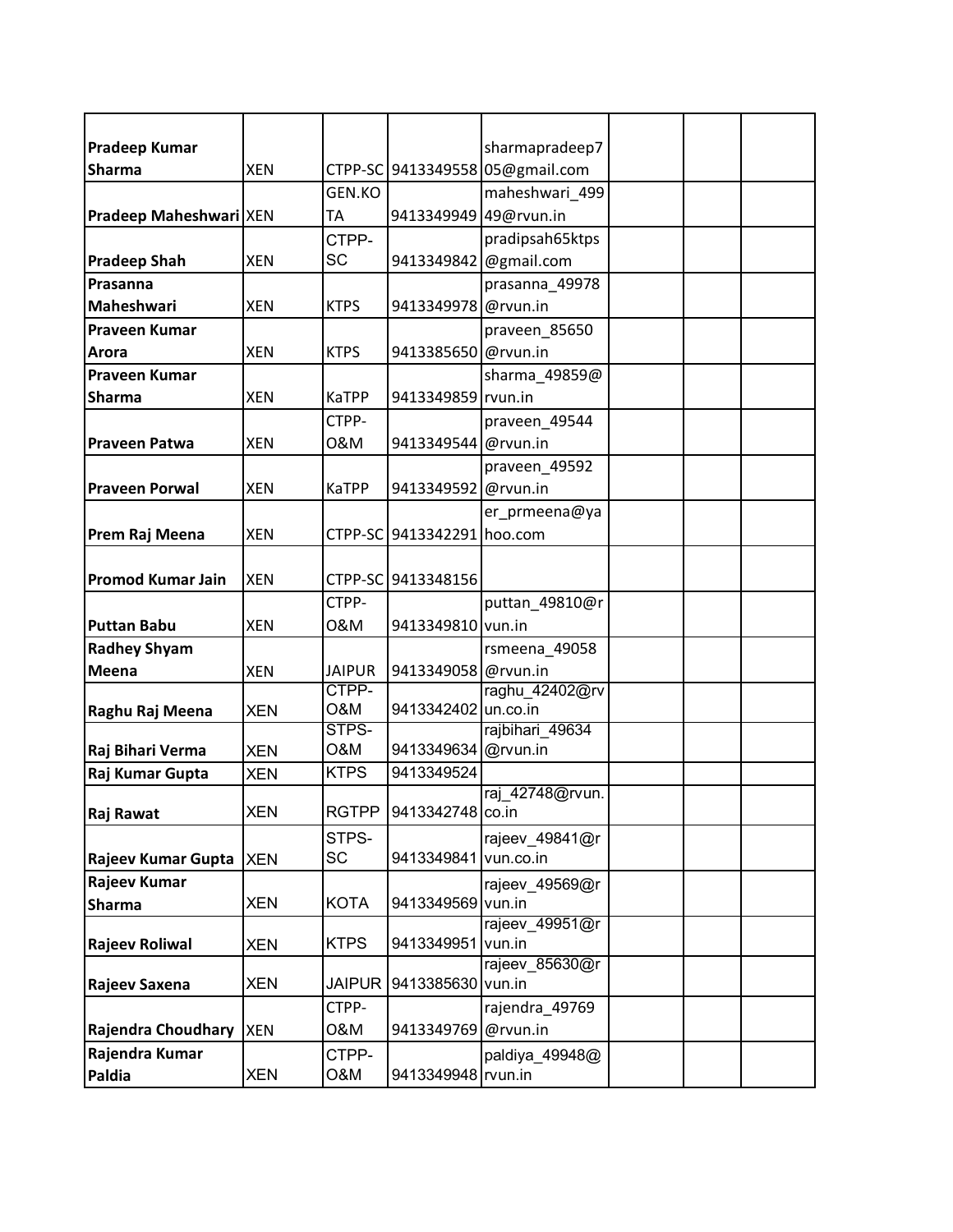| | | | | | | | |
|---|---|---|---|---|---|---|---|
| **Pradeep Kumar Sharma** | XEN | CTPP-SC | 9413349558 | sharmapradeep705@gmail.com | | | |
| **Pradeep Maheshwari** | XEN | GEN.KOTA | 9413349949 | maheshwari_49949@rvun.in | | | |
| **Pradeep Shah** | XEN | CTPP-SC | 9413349842 | pradipsah65ktps@gmail.com | | | |
| **Prasanna Maheshwari** | XEN | KTPS | 9413349978 | prasanna_49978@rvun.in | | | |
| **Praveen Kumar Arora** | XEN | KTPS | 9413385650 | praveen_85650@rvun.in | | | |
| **Praveen Kumar Sharma** | XEN | KaTPP | 9413349859 | sharma_49859@rvun.in | | | |
| **Praveen Patwa** | XEN | CTPP-O&M | 9413349544 | praveen_49544@rvun.in | | | |
| **Praveen Porwal** | XEN | KaTPP | 9413349592 | praveen_49592@rvun.in | | | |
| **Prem Raj Meena** | XEN | CTPP-SC | 9413342291 | er_prmeena@yahoo.com | | | |
| **Promod Kumar Jain** | XEN | CTPP-SC | 9413348156 | | | | |
| **Puttan Babu** | XEN | CTPP-O&M | 9413349810 | puttan_49810@rvun.in | | | |
| **Radhey Shyam Meena** | XEN | JAIPUR | 9413349058 | rsmeena_49058@rvun.in | | | |
| **Raghu Raj Meena** | XEN | CTPP-O&M | 9413342402 | raghu_42402@rvun.co.in | | | |
| **Raj Bihari Verma** | XEN | STPS-O&M | 9413349634 | rajbihari_49634@rvun.in | | | |
| **Raj Kumar Gupta** | XEN | KTPS | 9413349524 | | | | |
| **Raj Rawat** | XEN | RGTPP | 9413342748 | raj_42748@rvun.co.in | | | |
| **Rajeev Kumar Gupta** | XEN | STPS-SC | 9413349841 | rajeev_49841@rvun.co.in | | | |
| **Rajeev Kumar Sharma** | XEN | KOTA | 9413349569 | rajeev_49569@rvun.in | | | |
| **Rajeev Roliwal** | XEN | KTPS | 9413349951 | rajeev_49951@rvun.in | | | |
| **Rajeev Saxena** | XEN | JAIPUR | 9413385630 | rajeev_85630@rvun.in | | | |
| **Rajendra Choudhary** | XEN | CTPP-O&M | 9413349769 | rajendra_49769@rvun.in | | | |
| **Rajendra Kumar Paldia** | XEN | CTPP-O&M | 9413349948 | paldiya_49948@rvun.in | | | |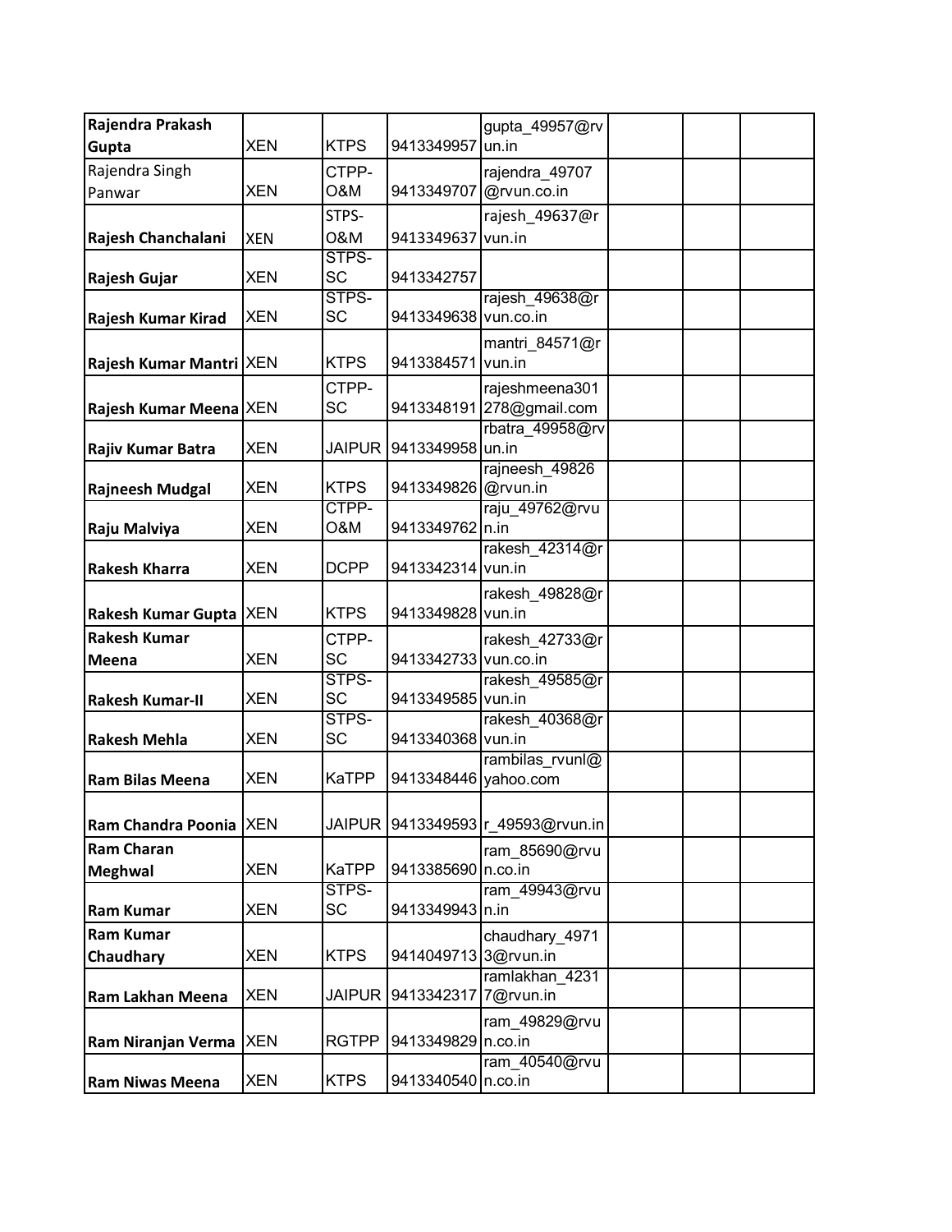| | | | | | | | |
|---|---|---|---|---|---|---|---|
| **Rajendra Prakash Gupta** | XEN | KTPS | 9413349957 | gupta_49957@rvun.in | | | |
| Rajendra Singh Panwar | XEN | CTPP-O&M | 9413349707 | rajendra_49707@rvun.co.in | | | |
| **Rajesh Chanchalani** | XEN | STPS-O&M | 9413349637 | rajesh_49637@rvun.in | | | |
| **Rajesh Gujar** | XEN | STPS-SC | 9413342757 | | | | |
| **Rajesh Kumar Kirad** | XEN | STPS-SC | 9413349638 | rajesh_49638@rvun.co.in | | | |
| **Rajesh Kumar Mantri** | XEN | KTPS | 9413384571 | mantri_84571@rvun.in | | | |
| **Rajesh Kumar Meena** | XEN | CTPP-SC | 9413348191 | rajeshmeena301278@gmail.com | | | |
| **Rajiv Kumar Batra** | XEN | JAIPUR | 9413349958 | rbatra_49958@rvun.in | | | |
| **Rajneesh Mudgal** | XEN | KTPS | 9413349826 | rajneesh_49826@rvun.in | | | |
| **Raju Malviya** | XEN | CTPP-O&M | 9413349762 | raju_49762@rvun.in | | | |
| **Rakesh Kharra** | XEN | DCPP | 9413342314 | rakesh_42314@rvun.in | | | |
| **Rakesh Kumar Gupta** | XEN | KTPS | 9413349828 | rakesh_49828@rvun.in | | | |
| **Rakesh Kumar Meena** | XEN | CTPP-SC | 9413342733 | rakesh_42733@rvun.co.in | | | |
| **Rakesh Kumar-II** | XEN | STPS-SC | 9413349585 | rakesh_49585@rvun.in | | | |
| **Rakesh Mehla** | XEN | STPS-SC | 9413340368 | rakesh_40368@rvun.in | | | |
| **Ram Bilas Meena** | XEN | KaTPP | 9413348446 | rambilas_rvunl@yahoo.com | | | |
| **Ram Chandra Poonia** | XEN | JAIPUR | 9413349593 | r_49593@rvun.in | | | |
| **Ram Charan Meghwal** | XEN | KaTPP | 9413385690 | ram_85690@rvun.co.in | | | |
| **Ram Kumar** | XEN | STPS-SC | 9413349943 | ram_49943@rvun.in | | | |
| **Ram Kumar Chaudhary** | XEN | KTPS | 9414049713 | chaudhary_49713@rvun.in | | | |
| **Ram Lakhan Meena** | XEN | JAIPUR | 9413342317 | ramlakhan_42317@rvun.in | | | |
| **Ram Niranjan Verma** | XEN | RGTPP | 9413349829 | ram_49829@rvun.co.in | | | |
| **Ram Niwas Meena** | XEN | KTPS | 9413340540 | ram_40540@rvun.co.in | | | |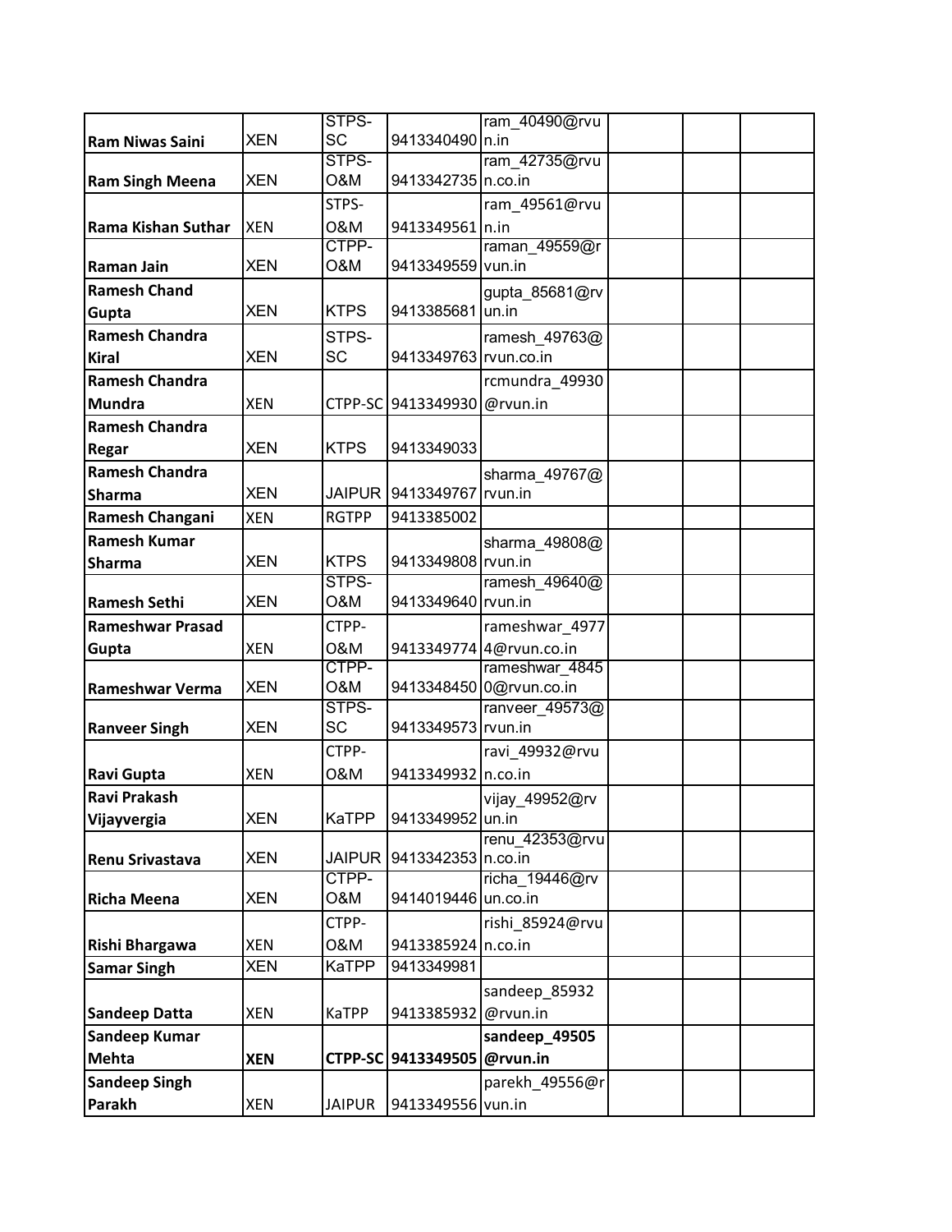| | | | | | | | |
|---|---|---|---|---|---|---|---|
| **Ram Niwas Saini** | XEN | STPS-SC | 9413340490 | ram_40490@rvun.in | | | |
| **Ram Singh Meena** | XEN | STPS-O&M | 9413342735 | ram_42735@rvun.co.in | | | |
| **Rama Kishan Suthar** | XEN | STPS-O&M | 9413349561 | ram_49561@rvun.in | | | |
| **Raman Jain** | XEN | CTPP-O&M | 9413349559 | raman_49559@rvun.in | | | |
| **Ramesh Chand Gupta** | XEN | KTPS | 9413385681 | gupta_85681@rvun.in | | | |
| **Ramesh Chandra Kiral** | XEN | STPS-SC | 9413349763 | ramesh_49763@rvun.co.in | | | |
| **Ramesh Chandra Mundra** | XEN | CTPP-SC | 9413349930 | rcmundra_49930@rvun.in | | | |
| **Ramesh Chandra Regar** | XEN | KTPS | 9413349033 | | | | |
| **Ramesh Chandra Sharma** | XEN | JAIPUR | 9413349767 | sharma_49767@rvun.in | | | |
| **Ramesh Changani** | XEN | RGTPP | 9413385002 | | | | |
| **Ramesh Kumar Sharma** | XEN | KTPS | 9413349808 | sharma_49808@rvun.in | | | |
| **Ramesh Sethi** | XEN | STPS-O&M | 9413349640 | ramesh_49640@rvun.in | | | |
| **Rameshwar Prasad Gupta** | XEN | CTPP-O&M | 9413349774 | rameshwar_49774@rvun.co.in | | | |
| **Rameshwar Verma** | XEN | CTPP-O&M | 9413348450 | rameshwar_48450@rvun.co.in | | | |
| **Ranveer Singh** | XEN | STPS-SC | 9413349573 | ranveer_49573@rvun.in | | | |
| **Ravi Gupta** | XEN | CTPP-O&M | 9413349932 | ravi_49932@rvun.co.in | | | |
| **Ravi Prakash Vijayvergia** | XEN | KaTPP | 9413349952 | vijay_49952@rvun.in | | | |
| **Renu Srivastava** | XEN | JAIPUR | 9413342353 | renu_42353@rvun.co.in | | | |
| **Richa Meena** | XEN | CTPP-O&M | 9414019446 | richa_19446@rvun.co.in | | | |
| **Rishi Bhargawa** | XEN | CTPP-O&M | 9413385924 | rishi_85924@rvun.co.in | | | |
| **Samar Singh** | XEN | KaTPP | 9413349981 | | | | |
| **Sandeep Datta** | XEN | KaTPP | 9413385932 | sandeep_85932@rvun.in | | | |
| **Sandeep Kumar Mehta** | **XEN** | **CTPP-SC** | **9413349505** | **sandeep_49505@rvun.in** | | | |
| **Sandeep Singh Parakh** | XEN | JAIPUR | 9413349556 | parekh_49556@rvun.in | | | |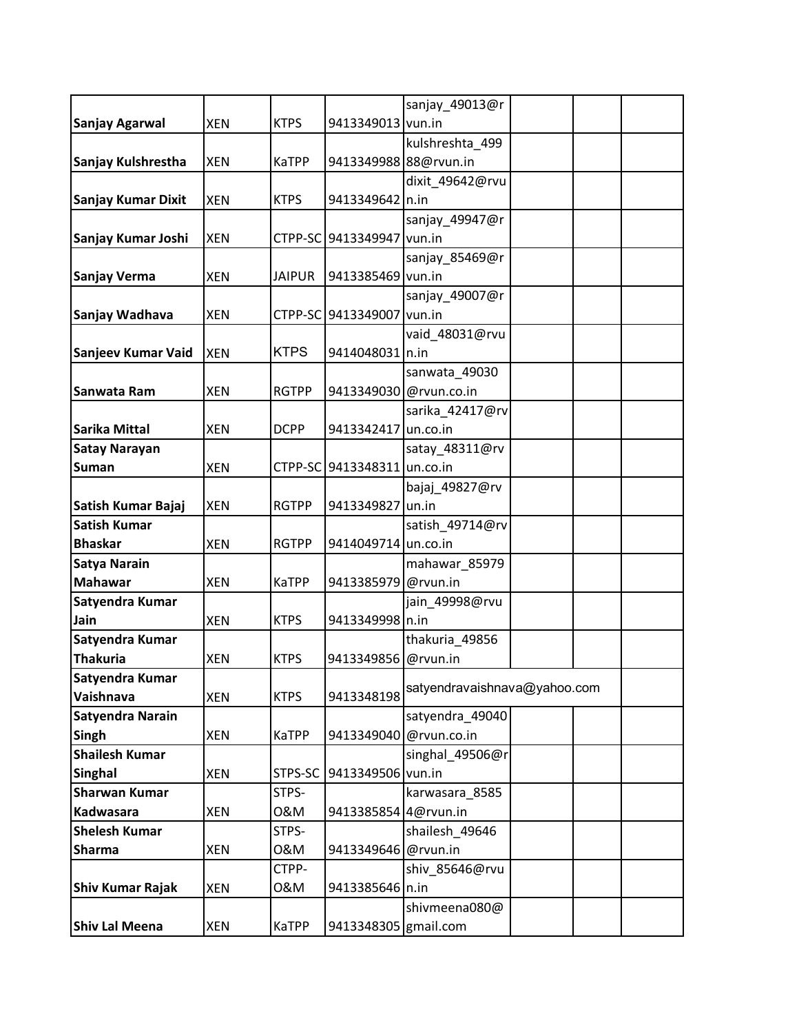| | | | | | | | |
|---|---|---|---|---|---|---|---|
| **Sanjay Agarwal** | XEN | KTPS | 9413349013 | sanjay_49013@rvun.in | | | |
| **Sanjay Kulshrestha** | XEN | KaTPP | 9413349988 | kulshreshta_49988@rvun.in | | | |
| **Sanjay Kumar Dixit** | XEN | KTPS | 9413349642 | dixit_49642@rvun.in | | | |
| **Sanjay Kumar Joshi** | XEN | CTPP-SC | 9413349947 | sanjay_49947@rvun.in | | | |
| **Sanjay Verma** | XEN | JAIPUR | 9413385469 | sanjay_85469@rvun.in | | | |
| **Sanjay Wadhava** | XEN | CTPP-SC | 9413349007 | sanjay_49007@rvun.in | | | |
| **Sanjeev Kumar Vaid** | XEN | KTPS | 9414048031 | vaid_48031@rvun.in | | | |
| **Sanwata Ram** | XEN | RGTPP | 9413349030 | sanwata_49030@rvun.co.in | | | |
| **Sarika Mittal** | XEN | DCPP | 9413342417 | sarika_42417@rvun.co.in | | | |
| **Satay Narayan Suman** | XEN | CTPP-SC | 9413348311 | satay_48311@rvun.co.in | | | |
| **Satish Kumar Bajaj** | XEN | RGTPP | 9413349827 | bajaj_49827@rvun.in | | | |
| **Satish Kumar Bhaskar** | XEN | RGTPP | 9414049714 | satish_49714@rvun.co.in | | | |
| **Satya Narain Mahawar** | XEN | KaTPP | 9413385979 | mahawar_85979@rvun.in | | | |
| **Satyendra Kumar Jain** | XEN | KTPS | 9413349998 | jain_49998@rvun.in | | | |
| **Satyendra Kumar Thakuria** | XEN | KTPS | 9413349856 | thakuria_49856@rvun.in | | | |
| **Satyendra Kumar Vaishnava** | XEN | KTPS | 9413348198 | satyendravaishnava@yahoo.com | | | |
| **Satyendra Narain Singh** | XEN | KaTPP | 9413349040 | satyendra_49040@rvun.co.in | | | |
| **Shailesh Kumar Singhal** | XEN | STPS-SC | 9413349506 | singhal_49506@rvun.in | | | |
| **Sharwan Kumar Kadwasara** | XEN | STPS-O&M | 9413385854 | karwasara_85854@rvun.in | | | |
| **Shelesh Kumar Sharma** | XEN | STPS-O&M | 9413349646 | shailesh_49646@rvun.in | | | |
| **Shiv Kumar Rajak** | XEN | CTPP-O&M | 9413385646 | shiv_85646@rvun.in | | | |
| **Shiv Lal Meena** | XEN | KaTPP | 9413348305 | shivmeena080@gmail.com | | | |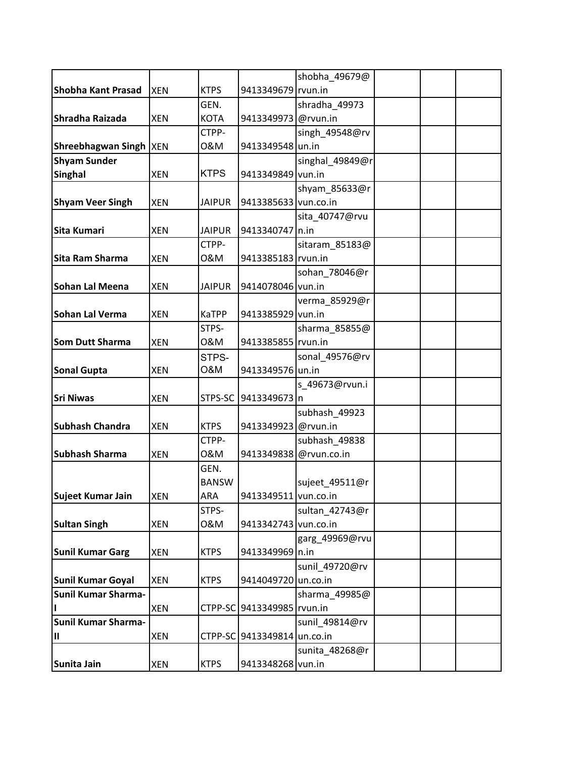| | | | | | | | |
|---|---|---|---|---|---|---|---|
| **Shobha Kant Prasad** | XEN | KTPS | 9413349679 | shobha_49679@rvun.in | | | |
| **Shradha Raizada** | XEN | GEN. KOTA | 9413349973 | shradha_49973@rvun.in | | | |
| **Shreebhagwan Singh** | XEN | CTPP-O&M | 9413349548 | singh_49548@rvun.in | | | |
| **Shyam Sunder Singhal** | XEN | KTPS | 9413349849 | singhal_49849@rvun.in | | | |
| **Shyam Veer Singh** | XEN | JAIPUR | 9413385633 | shyam_85633@rvun.co.in | | | |
| **Sita Kumari** | XEN | JAIPUR | 9413340747 | sita_40747@rvun.in | | | |
| **Sita Ram Sharma** | XEN | CTPP-O&M | 9413385183 | sitaram_85183@rvun.in | | | |
| **Sohan Lal Meena** | XEN | JAIPUR | 9414078046 | sohan_78046@rvun.in | | | |
| **Sohan Lal Verma** | XEN | KaTPP | 9413385929 | verma_85929@rvun.in | | | |
| **Som Dutt Sharma** | XEN | STPS-O&M | 9413385855 | sharma_85855@rvun.in | | | |
| **Sonal Gupta** | XEN | STPS-O&M | 9413349576 | sonal_49576@rvun.in | | | |
| **Sri Niwas** | XEN | STPS-SC | 9413349673 | s_49673@rvun.in | | | |
| **Subhash Chandra** | XEN | KTPS | 9413349923 | subhash_49923@rvun.in | | | |
| **Subhash Sharma** | XEN | CTPP-O&M | 9413349838 | subhash_49838@rvun.co.in | | | |
| **Sujeet Kumar Jain** | XEN | GEN. BANSWARA | 9413349511 | sujeet_49511@rvun.co.in | | | |
| **Sultan Singh** | XEN | STPS-O&M | 9413342743 | sultan_42743@rvun.co.in | | | |
| **Sunil Kumar Garg** | XEN | KTPS | 9413349969 | garg_49969@rvun.in | | | |
| **Sunil Kumar Goyal** | XEN | KTPS | 9414049720 | sunil_49720@rvun.co.in | | | |
| **Sunil Kumar Sharma-I** | XEN | CTPP-SC | 9413349985 | sharma_49985@rvun.in | | | |
| **Sunil Kumar Sharma-II** | XEN | CTPP-SC | 9413349814 | sunil_49814@rvun.co.in | | | |
| **Sunita Jain** | XEN | KTPS | 9413348268 | sunita_48268@rvun.in | | | |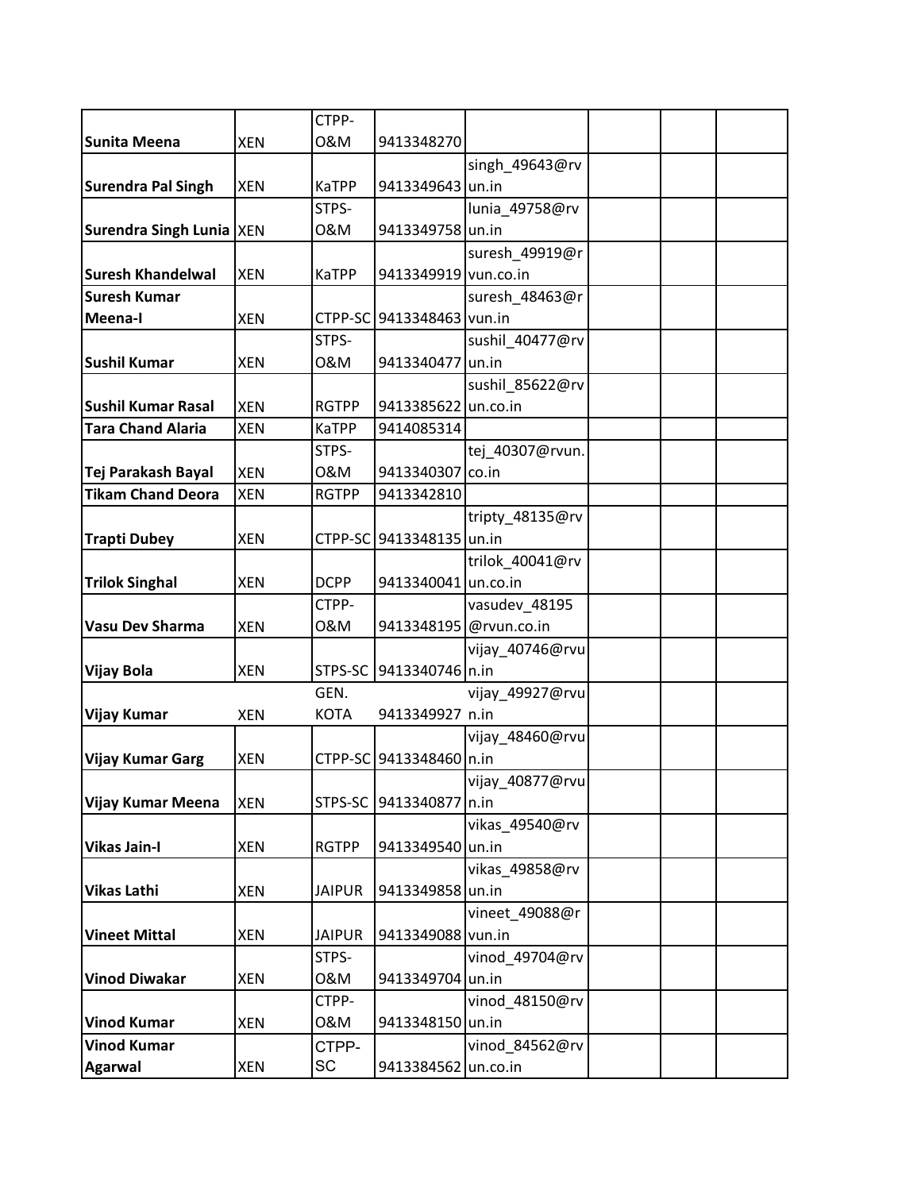| | | | | | | | |
|---|---|---|---|---|---|---|---|
| **Sunita Meena** | XEN | CTPP-O&M | 9413348270 | | | | |
| **Surendra Pal Singh** | XEN | KaTPP | 9413349643 | singh_49643@rvun.in | | | |
| **Surendra Singh Lunia** | XEN | STPS-O&M | 9413349758 | lunia_49758@rvun.in | | | |
| **Suresh Khandelwal** | XEN | KaTPP | 9413349919 | suresh_49919@rvun.co.in | | | |
| **Suresh Kumar Meena-I** | XEN | CTPP-SC | 9413348463 | suresh_48463@rvun.in | | | |
| **Sushil Kumar** | XEN | STPS-O&M | 9413340477 | sushil_40477@rvun.in | | | |
| **Sushil Kumar Rasal** | XEN | RGTPP | 9413385622 | sushil_85622@rvun.co.in | | | |
| **Tara Chand Alaria** | XEN | KaTPP | 9414085314 | | | | |
| **Tej Parakash Bayal** | XEN | STPS-O&M | 9413340307 | tej_40307@rvun.co.in | | | |
| **Tikam Chand Deora** | XEN | RGTPP | 9413342810 | | | | |
| **Trapti Dubey** | XEN | CTPP-SC | 9413348135 | tripty_48135@rvun.in | | | |
| **Trilok Singhal** | XEN | DCPP | 9413340041 | trilok_40041@rvun.co.in | | | |
| **Vasu Dev Sharma** | XEN | CTPP-O&M | 9413348195 | vasudev_48195@rvun.co.in | | | |
| **Vijay Bola** | XEN | STPS-SC | 9413340746 | vijay_40746@rvun.in | | | |
| **Vijay Kumar** | XEN | GEN. KOTA | 9413349927 | vijay_49927@rvun.in | | | |
| **Vijay Kumar Garg** | XEN | CTPP-SC | 9413348460 | vijay_48460@rvun.in | | | |
| **Vijay Kumar Meena** | XEN | STPS-SC | 9413340877 | vijay_40877@rvun.in | | | |
| **Vikas Jain-I** | XEN | RGTPP | 9413349540 | vikas_49540@rvun.in | | | |
| **Vikas Lathi** | XEN | JAIPUR | 9413349858 | vikas_49858@rvun.in | | | |
| **Vineet Mittal** | XEN | JAIPUR | 9413349088 | vineet_49088@rvun.in | | | |
| **Vinod Diwakar** | XEN | STPS-O&M | 9413349704 | vinod_49704@rvun.in | | | |
| **Vinod Kumar** | XEN | CTPP-O&M | 9413348150 | vinod_48150@rvun.in | | | |
| **Vinod Kumar Agarwal** | XEN | CTPP-SC | 9413384562 | vinod_84562@rvun.co.in | | | |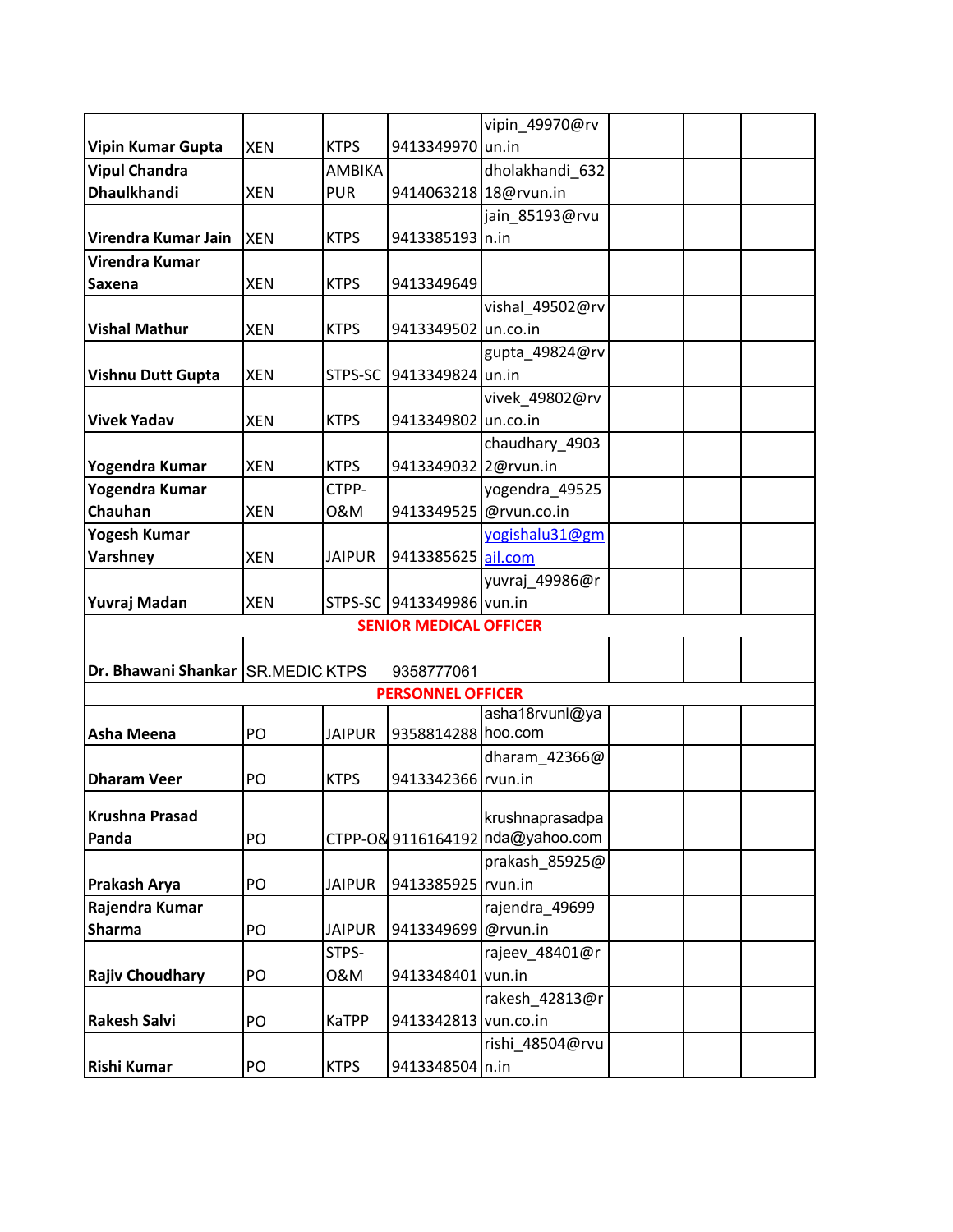| | | | | | | | |
|---|---|---|---|---|---|---|---|
| **Vipin Kumar Gupta** | XEN | KTPS | 9413349970 | vipin_49970@rvun.in | | | |
| **Vipul Chandra Dhaulkhandi** | XEN | AMBIKAPUR | 9414063218 | dholakhandi_63218@rvun.in | | | |
| **Virendra Kumar Jain** | XEN | KTPS | 9413385193 | jain_85193@rvun.in | | | |
| **Virendra Kumar Saxena** | XEN | KTPS | 9413349649 | | | | |
| **Vishal Mathur** | XEN | KTPS | 9413349502 | vishal_49502@rvun.co.in | | | |
| **Vishnu Dutt Gupta** | XEN | STPS-SC | 9413349824 | gupta_49824@rvun.in | | | |
| **Vivek Yadav** | XEN | KTPS | 9413349802 | vivek_49802@rvun.co.in | | | |
| **Yogendra Kumar** | XEN | KTPS | 9413349032 | chaudhary_49032@rvun.in | | | |
| **Yogendra Kumar Chauhan** | XEN | CTPP-O&M | 9413349525 | yogendra_49525@rvun.co.in | | | |
| **Yogesh Kumar Varshney** | XEN | JAIPUR | 9413385625 | yogishalu31@gmail.com | | | |
| **Yuvraj Madan** | XEN | STPS-SC | 9413349986 | yuvraj_49986@rvun.in | | | |
| **SENIOR MEDICAL OFFICER** | | | | | | | |
| **Dr. Bhawani Shankar** | SR.MEDIC | KTPS | 9358777061 | | | | |
| **PERSONNEL OFFICER** | | | | | | | |
| **Asha Meena** | PO | JAIPUR | 9358814288 | asha18rvunl@yahoo.com | | | |
| **Dharam Veer** | PO | KTPS | 9413342366 | dharam_42366@rvun.in | | | |
| **Krushna Prasad Panda** | PO | CTPP-O& | 9116164192 | krushnaprasadpanda@yahoo.com | | | |
| **Prakash Arya** | PO | JAIPUR | 9413385925 | prakash_85925@rvun.in | | | |
| **Rajendra Kumar Sharma** | PO | JAIPUR | 9413349699 | rajendra_49699@rvun.in | | | |
| **Rajiv Choudhary** | PO | STPS-O&M | 9413348401 | rajeev_48401@rvun.in | | | |
| **Rakesh Salvi** | PO | KaTPP | 9413342813 | rakesh_42813@rvun.co.in | | | |
| **Rishi Kumar** | PO | KTPS | 9413348504 | rishi_48504@rvun.in | | | |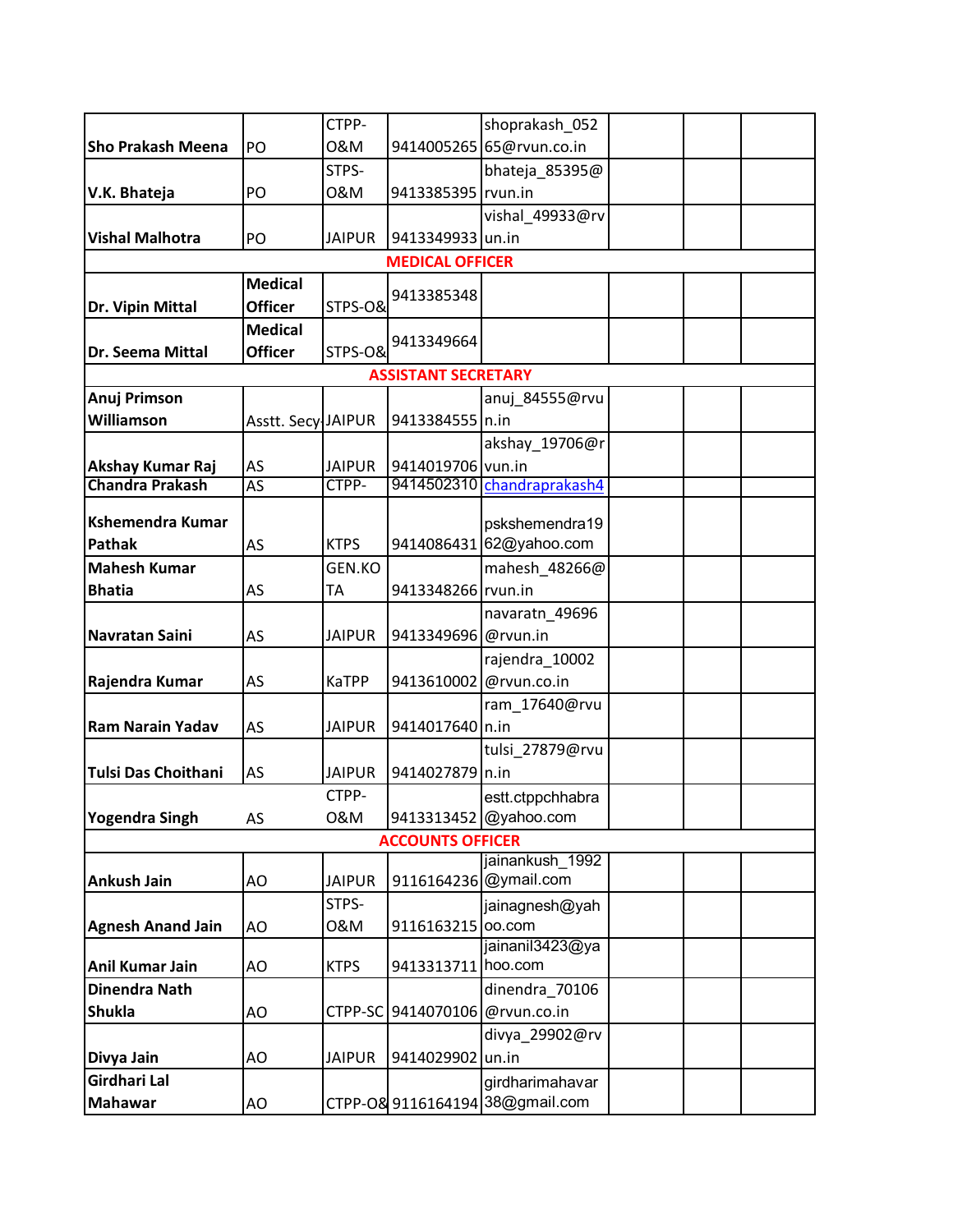| | | | | | | | |
|---|---|---|---|---|---|---|---|
| **Sho Prakash Meena** | PO | CTPP-O&M | 9414005265 | shoprakash_05265@rvun.co.in | | | |
| **V.K. Bhateja** | PO | STPS-O&M | 9413385395 | bhateja_85395@rvun.in | | | |
| **Vishal Malhotra** | PO | JAIPUR | 9413349933 | vishal_49933@rvun.in | | | |
| **MEDICAL OFFICER** | | | | | | | |
| **Dr. Vipin Mittal** | **Medical Officer** | STPS-O& | 9413385348 | | | | |
| **Dr. Seema Mittal** | **Medical Officer** | STPS-O& | 9413349664 | | | | |
| **ASSISTANT SECRETARY** | | | | | | | |
| **Anuj Primson Williamson** | Asstt. Secy | JAIPUR | 9413384555 | anuj_84555@rvun.in | | | |
| **Akshay Kumar Raj** | AS | JAIPUR | 9414019706 | akshay_19706@rvun.in | | | |
| **Chandra Prakash** | AS | CTPP- | 9414502310 | chandraprakash4 | | | |
| **Kshemendra Kumar Pathak** | AS | KTPS | 9414086431 | pskshemendra1962@yahoo.com | | | |
| **Mahesh Kumar Bhatia** | AS | GEN.KOTA | 9413348266 | mahesh_48266@rvun.in | | | |
| **Navratan Saini** | AS | JAIPUR | 9413349696 | navaratn_49696@rvun.in | | | |
| **Rajendra Kumar** | AS | KaTPP | 9413610002 | rajendra_10002@rvun.co.in | | | |
| **Ram Narain Yadav** | AS | JAIPUR | 9414017640 | ram_17640@rvun.in | | | |
| **Tulsi Das Choithani** | AS | JAIPUR | 9414027879 | tulsi_27879@rvun.in | | | |
| **Yogendra Singh** | AS | CTPP-O&M | 9413313452 | estt.ctppchhabra@yahoo.com | | | |
| **ACCOUNTS OFFICER** | | | | | | | |
| **Ankush Jain** | AO | JAIPUR | 9116164236 | jainankush_1992@ymail.com | | | |
| **Agnesh Anand Jain** | AO | STPS-O&M | 9116163215 | jainagnesh@yahoo.com | | | |
| **Anil Kumar Jain** | AO | KTPS | 9413313711 | jainanil3423@yahoo.com | | | |
| **Dinendra Nath Shukla** | AO | CTPP-SC | 9414070106 | dinendra_70106@rvun.co.in | | | |
| **Divya Jain** | AO | JAIPUR | 9414029902 | divya_29902@rvun.in | | | |
| **Girdhari Lal Mahawar** | AO | CTPP-O& | 9116164194 | girdharimahavar38@gmail.com | | | |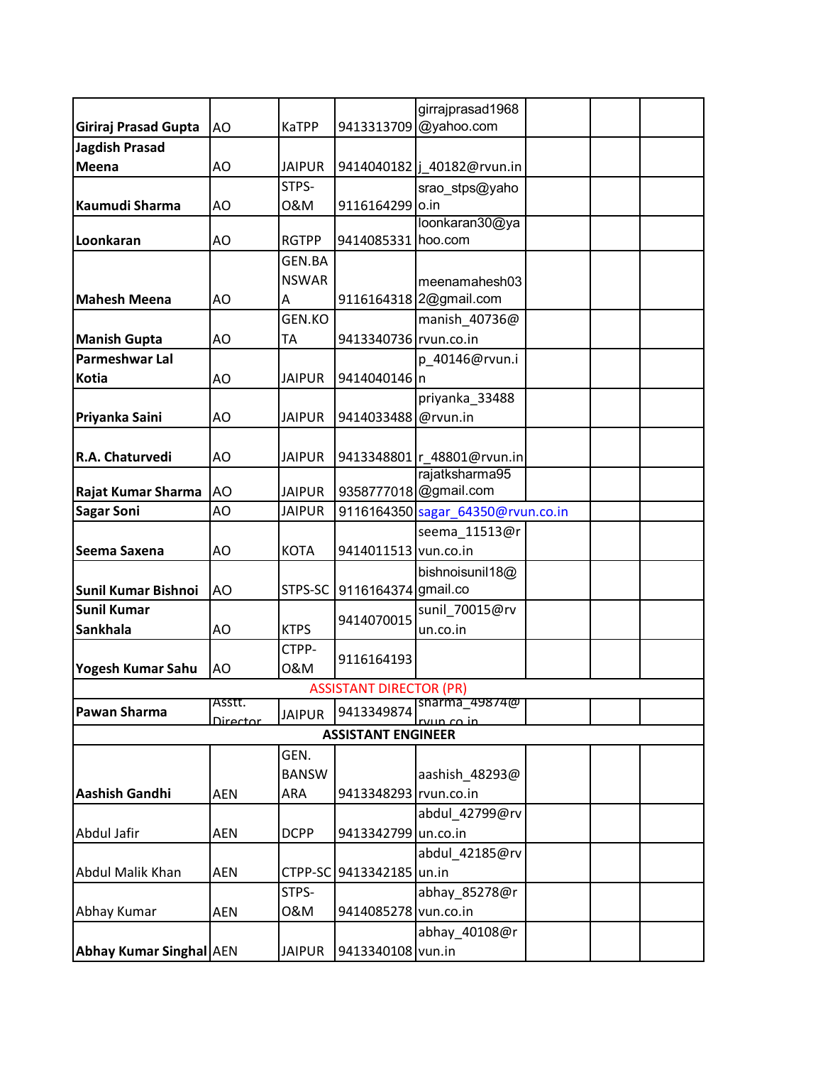| | | | | | | | |
|---|---|---|---|---|---|---|---|
| **Giriraj Prasad Gupta** | AO | KaTPP | 9413313709 | girrajprasad1968@yahoo.com | | | |
| **Jagdish Prasad Meena** | AO | JAIPUR | 9414040182 | j_40182@rvun.in | | | |
| **Kaumudi Sharma** | AO | STPS-O&M | 9116164299 | srao_stps@yahoo.in | | | |
| **Loonkaran** | AO | RGTPP | 9414085331 | loonkaran30@yahoo.com | | | |
| **Mahesh Meena** | AO | GEN.BANSWARA | 9116164318 | meenamahesh032@gmail.com | | | |
| **Manish Gupta** | AO | GEN.KOTA | 9413340736 | manish_40736@rvun.co.in | | | |
| **Parmeshwar Lal Kotia** | AO | JAIPUR | 9414040146 | p_40146@rvun.in | | | |
| **Priyanka Saini** | AO | JAIPUR | 9414033488 | priyanka_33488@rvun.in | | | |
| **R.A. Chaturvedi** | AO | JAIPUR | 9413348801 | r_48801@rvun.in | | | |
| **Rajat Kumar Sharma** | AO | JAIPUR | 9358777018 | rajatksharma95@gmail.com | | | |
| **Sagar Soni** | AO | JAIPUR | 9116164350 | sagar_64350@rvun.co.in | | | |
| **Seema Saxena** | AO | KOTA | 9414011513 | seema_11513@rvun.co.in | | | |
| **Sunil Kumar Bishnoi** | AO | STPS-SC | 9116164374 | bishnoisunil18@gmail.co | | | |
| **Sunil Kumar Sankhala** | AO | KTPS | 9414070015 | sunil_70015@rvun.co.in | | | |
| **Yogesh Kumar Sahu** | AO | CTPP-O&M | 9116164193 | | | | |
| ASSISTANT DIRECTOR (PR) | | | | | | | |
| **Pawan Sharma** | Asstt. Director | JAIPUR | 9413349874 | sharma_49874@rvun.co.in | | | |
| **ASSISTANT ENGINEER** | | | | | | | |
| **Aashish Gandhi** | AEN | GEN. BANSWARA | 9413348293 | aashish_48293@rvun.co.in | | | |
| Abdul Jafir | AEN | DCPP | 9413342799 | abdul_42799@rvun.co.in | | | |
| Abdul Malik Khan | AEN | CTPP-SC | 9413342185 | abdul_42185@rvun.in | | | |
| Abhay Kumar | AEN | STPS-O&M | 9414085278 | abhay_85278@rvun.co.in | | | |
| **Abhay Kumar Singhal** | AEN | JAIPUR | 9413340108 | abhay_40108@rvun.in | | | |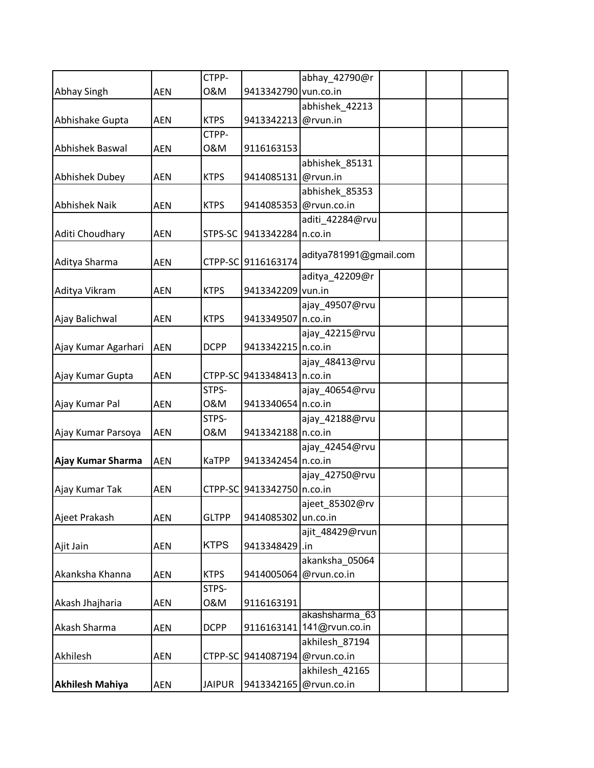| | | | | | | | |
|---|---|---|---|---|---|---|---|
| Abhay Singh | AEN | CTPP-O&M | 9413342790 | abhay_42790@rvun.co.in | | | |
| Abhishake Gupta | AEN | KTPS | 9413342213 | abhishek_42213@rvun.in | | | |
| Abhishek Baswal | AEN | CTPP-O&M | 9116163153 | | | | |
| Abhishek Dubey | AEN | KTPS | 9414085131 | abhishek_85131@rvun.in | | | |
| Abhishek Naik | AEN | KTPS | 9414085353 | abhishek_85353@rvun.co.in | | | |
| Aditi Choudhary | AEN | STPS-SC | 9413342284 | aditi_42284@rvun.co.in | | | |
| Aditya Sharma | AEN | CTPP-SC | 9116163174 | aditya781991@gmail.com | | | |
| Aditya Vikram | AEN | KTPS | 9413342209 | aditya_42209@rvun.in | | | |
| Ajay Balichwal | AEN | KTPS | 9413349507 | ajay_49507@rvun.co.in | | | |
| Ajay Kumar Agarhari | AEN | DCPP | 9413342215 | ajay_42215@rvun.co.in | | | |
| Ajay Kumar Gupta | AEN | CTPP-SC | 9413348413 | ajay_48413@rvun.co.in | | | |
| Ajay Kumar Pal | AEN | STPS-O&M | 9413340654 | ajay_40654@rvun.co.in | | | |
| Ajay Kumar Parsoya | AEN | STPS-O&M | 9413342188 | ajay_42188@rvun.co.in | | | |
| **Ajay Kumar Sharma** | AEN | KaTPP | 9413342454 | ajay_42454@rvun.co.in | | | |
| Ajay Kumar Tak | AEN | CTPP-SC | 9413342750 | ajay_42750@rvun.co.in | | | |
| Ajeet Prakash | AEN | GLTPP | 9414085302 | ajeet_85302@rvun.co.in | | | |
| Ajit Jain | AEN | KTPS | 9413348429 | ajit_48429@rvun.in | | | |
| Akanksha Khanna | AEN | KTPS | 9414005064 | akanksha_05064@rvun.co.in | | | |
| Akash Jhajharia | AEN | STPS-O&M | 9116163191 | | | | |
| Akash Sharma | AEN | DCPP | 9116163141 | akashsharma_63141@rvun.co.in | | | |
| Akhilesh | AEN | CTPP-SC | 9414087194 | akhilesh_87194@rvun.co.in | | | |
| **Akhilesh Mahiya** | AEN | JAIPUR | 9413342165 | akhilesh_42165@rvun.co.in | | | |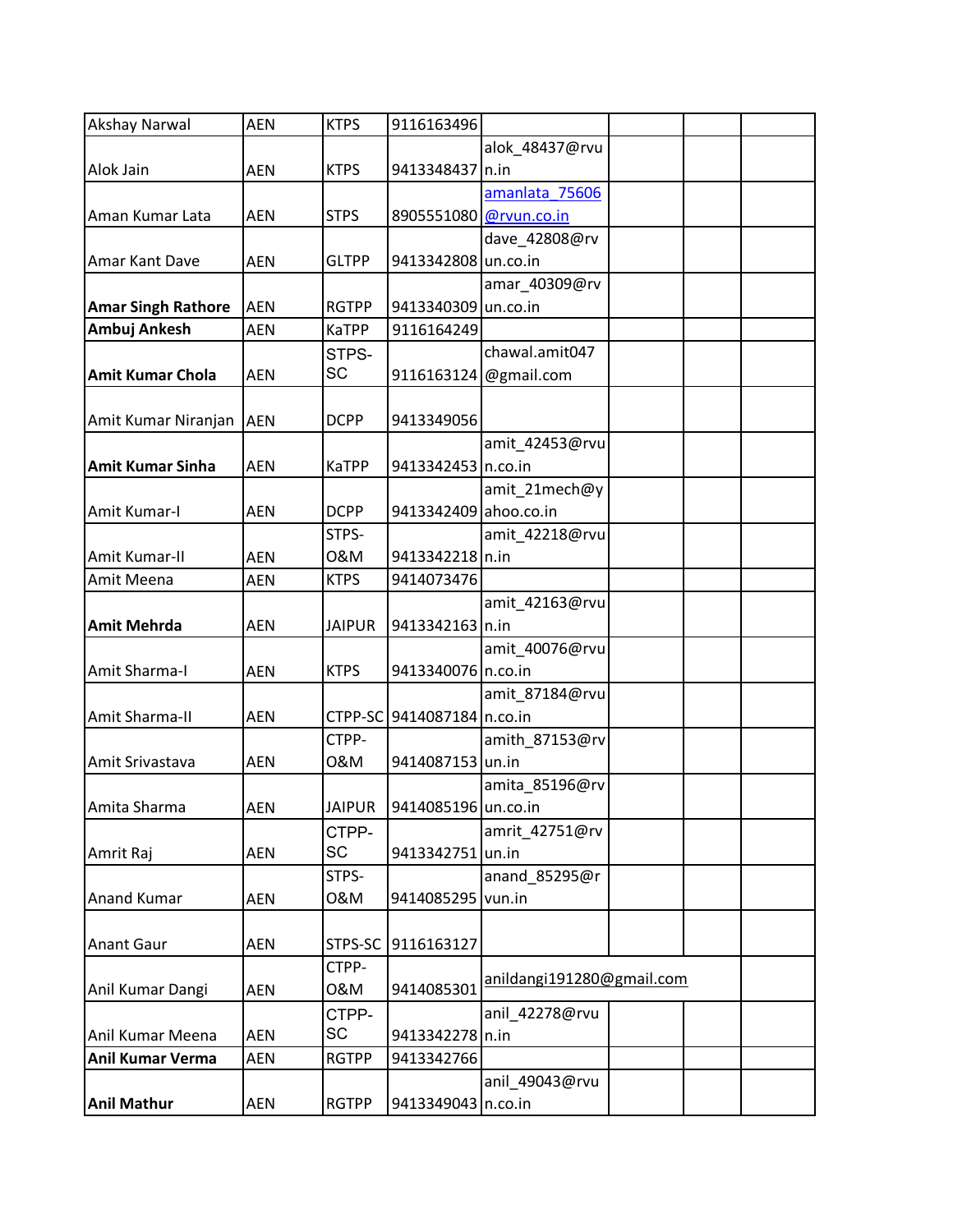| Akshay Narwal | AEN | KTPS | 9116163496 | | | | |
|---|---|---|---|---|---|---|---|
| Alok Jain | AEN | KTPS | 9413348437 | alok_48437@rvun.in | | | |
| Aman Kumar Lata | AEN | STPS | 8905551080 | amanlata_75606@rvun.co.in | | | |
| Amar Kant Dave | AEN | GLTPP | 9413342808 | dave_42808@rvun.co.in | | | |
| **Amar Singh Rathore** | AEN | RGTPP | 9413340309 | amar_40309@rvun.co.in | | | |
| **Ambuj Ankesh** | AEN | KaTPP | 9116164249 | | | | |
| **Amit Kumar Chola** | AEN | STPS-SC | 9116163124 | chawal.amit047@gmail.com | | | |
| Amit Kumar Niranjan | AEN | DCPP | 9413349056 | | | | |
| **Amit Kumar Sinha** | AEN | KaTPP | 9413342453 | amit_42453@rvun.co.in | | | |
| Amit Kumar-I | AEN | DCPP | 9413342409 | amit_21mech@yahoo.co.in | | | |
| Amit Kumar-II | AEN | STPS-O&M | 9413342218 | amit_42218@rvun.in | | | |
| Amit Meena | AEN | KTPS | 9414073476 | | | | |
| **Amit Mehrda** | AEN | JAIPUR | 9413342163 | amit_42163@rvun.in | | | |
| Amit Sharma-I | AEN | KTPS | 9413340076 | amit_40076@rvun.co.in | | | |
| Amit Sharma-II | AEN | CTPP-SC | 9414087184 | amit_87184@rvun.co.in | | | |
| Amit Srivastava | AEN | CTPP-O&M | 9414087153 | amith_87153@rvun.in | | | |
| Amita Sharma | AEN | JAIPUR | 9414085196 | amita_85196@rvun.co.in | | | |
| Amrit Raj | AEN | CTPP-SC | 9413342751 | amrit_42751@rvun.in | | | |
| Anand Kumar | AEN | STPS-O&M | 9414085295 | anand_85295@rvun.in | | | |
| Anant Gaur | AEN | STPS-SC | 9116163127 | | | | |
| Anil Kumar Dangi | AEN | CTPP-O&M | 9414085301 | anildangi191280@gmail.com | | | |
| Anil Kumar Meena | AEN | CTPP-SC | 9413342278 | anil_42278@rvun.in | | | |
| **Anil Kumar Verma** | AEN | RGTPP | 9413342766 | | | | |
| **Anil Mathur** | AEN | RGTPP | 9413349043 | anil_49043@rvun.co.in | | | |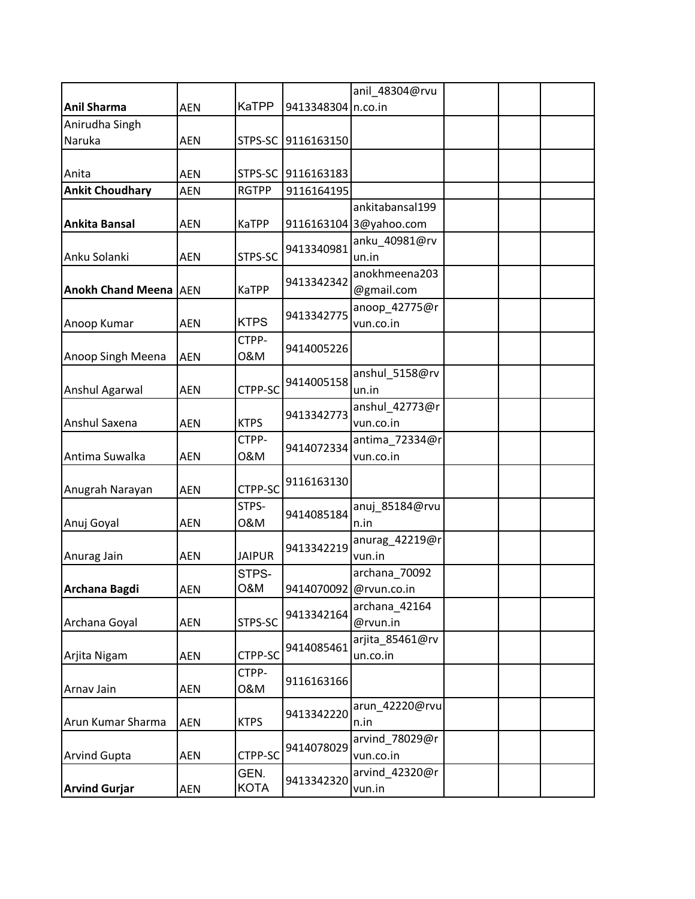| | | | | | | | |
|---|---|---|---|---|---|---|---|
| **Anil Sharma** | AEN | KaTPP | 9413348304 | anil_48304@rvun.co.in | | | |
| Anirudha Singh Naruka | AEN | STPS-SC | 9116163150 | | | | |
| Anita | AEN | STPS-SC | 9116163183 | | | | |
| **Ankit Choudhary** | AEN | RGTPP | 9116164195 | | | | |
| **Ankita Bansal** | AEN | KaTPP | 9116163104 | ankitabansal1993@yahoo.com | | | |
| Anku Solanki | AEN | STPS-SC | 9413340981 | anku_40981@rvun.in | | | |
| **Anokh Chand Meena** | AEN | KaTPP | 9413342342 | anokhmeena203@gmail.com | | | |
| Anoop Kumar | AEN | KTPS | 9413342775 | anoop_42775@rvun.co.in | | | |
| Anoop Singh Meena | AEN | CTPP-O&M | 9414005226 | | | | |
| Anshul Agarwal | AEN | CTPP-SC | 9414005158 | anshul_5158@rvun.in | | | |
| Anshul Saxena | AEN | KTPS | 9413342773 | anshul_42773@rvun.co.in | | | |
| Antima Suwalka | AEN | CTPP-O&M | 9414072334 | antima_72334@rvun.co.in | | | |
| Anugrah Narayan | AEN | CTPP-SC | 9116163130 | | | | |
| Anuj Goyal | AEN | STPS-O&M | 9414085184 | anuj_85184@rvun.in | | | |
| Anurag Jain | AEN | JAIPUR | 9413342219 | anurag_42219@rvun.in | | | |
| **Archana Bagdi** | AEN | STPS-O&M | 9414070092 | archana_70092@rvun.co.in | | | |
| Archana Goyal | AEN | STPS-SC | 9413342164 | archana_42164@rvun.in | | | |
| Arjita Nigam | AEN | CTPP-SC | 9414085461 | arjita_85461@rvun.co.in | | | |
| Arnav Jain | AEN | CTPP-O&M | 9116163166 | | | | |
| Arun Kumar Sharma | AEN | KTPS | 9413342220 | arun_42220@rvun.in | | | |
| Arvind Gupta | AEN | CTPP-SC | 9414078029 | arvind_78029@rvun.co.in | | | |
| **Arvind Gurjar** | AEN | GEN. KOTA | 9413342320 | arvind_42320@rvun.in | | | |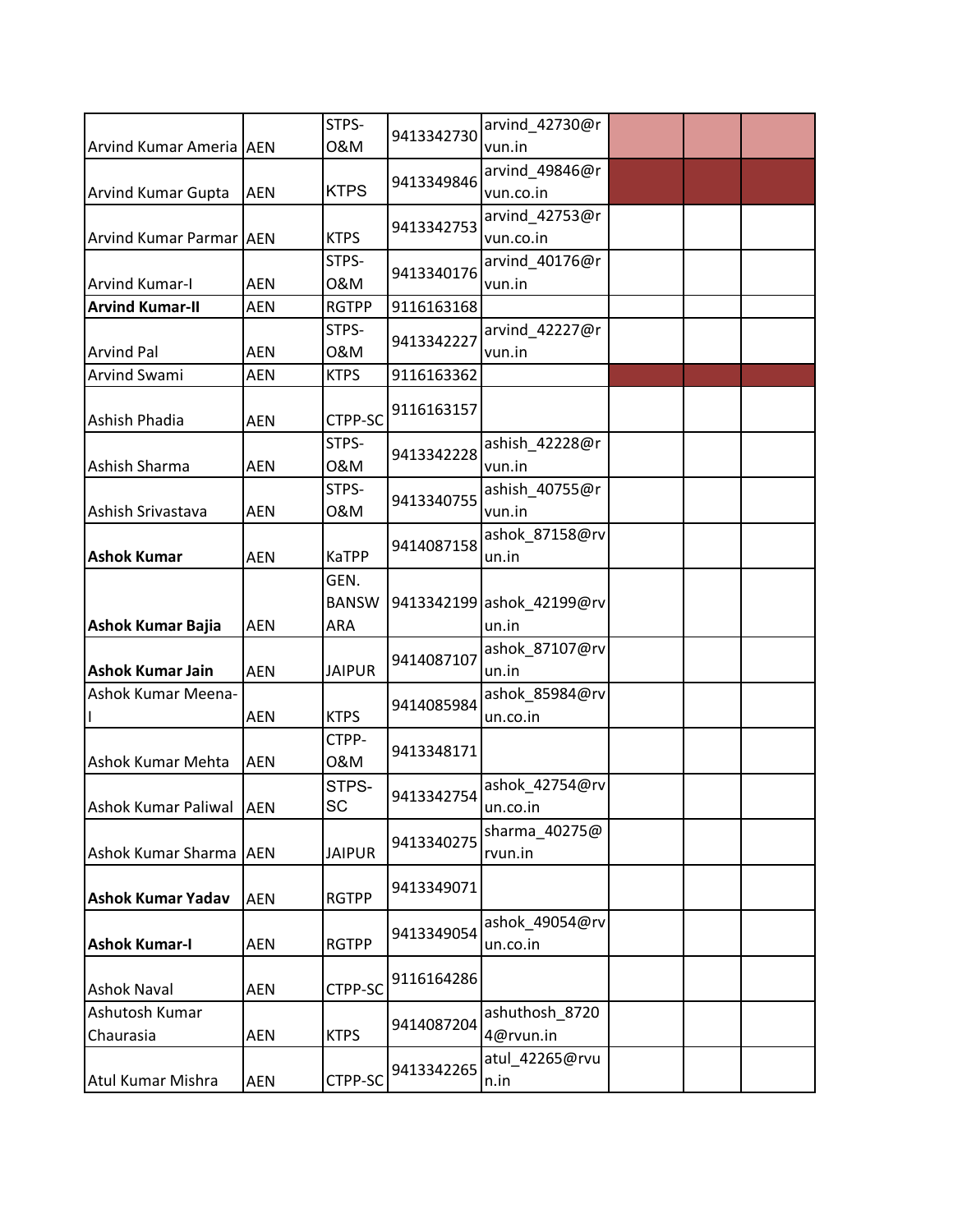| | | | | | | | |
|---|---|---|---|---|---|---|---|
| Arvind Kumar Ameria | AEN | STPS-O&M | 9413342730 | arvind_42730@rvun.in | | | |
| Arvind Kumar Gupta | AEN | KTPS | 9413349846 | arvind_49846@rvun.co.in | | | |
| Arvind Kumar Parmar | AEN | KTPS | 9413342753 | arvind_42753@rvun.co.in | | | |
| Arvind Kumar-I | AEN | STPS-O&M | 9413340176 | arvind_40176@rvun.in | | | |
| **Arvind Kumar-II** | AEN | RGTPP | 9116163168 | | | | |
| Arvind Pal | AEN | STPS-O&M | 9413342227 | arvind_42227@rvun.in | | | |
| Arvind Swami | AEN | KTPS | 9116163362 | | | | |
| Ashish Phadia | AEN | CTPP-SC | 9116163157 | | | | |
| Ashish Sharma | AEN | STPS-O&M | 9413342228 | ashish_42228@rvun.in | | | |
| Ashish Srivastava | AEN | STPS-O&M | 9413340755 | ashish_40755@rvun.in | | | |
| **Ashok Kumar** | AEN | KaTPP | 9414087158 | ashok_87158@rvun.in | | | |
| **Ashok Kumar Bajia** | AEN | GEN. BANSWARA | 9413342199 | ashok_42199@rvun.in | | | |
| **Ashok Kumar Jain** | AEN | JAIPUR | 9414087107 | ashok_87107@rvun.in | | | |
| Ashok Kumar Meena-I | AEN | KTPS | 9414085984 | ashok_85984@rvun.co.in | | | |
| Ashok Kumar Mehta | AEN | CTPP-O&M | 9413348171 | | | | |
| Ashok Kumar Paliwal | AEN | STPS-SC | 9413342754 | ashok_42754@rvun.co.in | | | |
| Ashok Kumar Sharma | AEN | JAIPUR | 9413340275 | sharma_40275@rvun.in | | | |
| **Ashok Kumar Yadav** | AEN | RGTPP | 9413349071 | | | | |
| **Ashok Kumar-I** | AEN | RGTPP | 9413349054 | ashok_49054@rvun.co.in | | | |
| Ashok Naval | AEN | CTPP-SC | 9116164286 | | | | |
| Ashutosh Kumar Chaurasia | AEN | KTPS | 9414087204 | ashuthosh_87204@rvun.in | | | |
| Atul Kumar Mishra | AEN | CTPP-SC | 9413342265 | atul_42265@rvun.in | | | |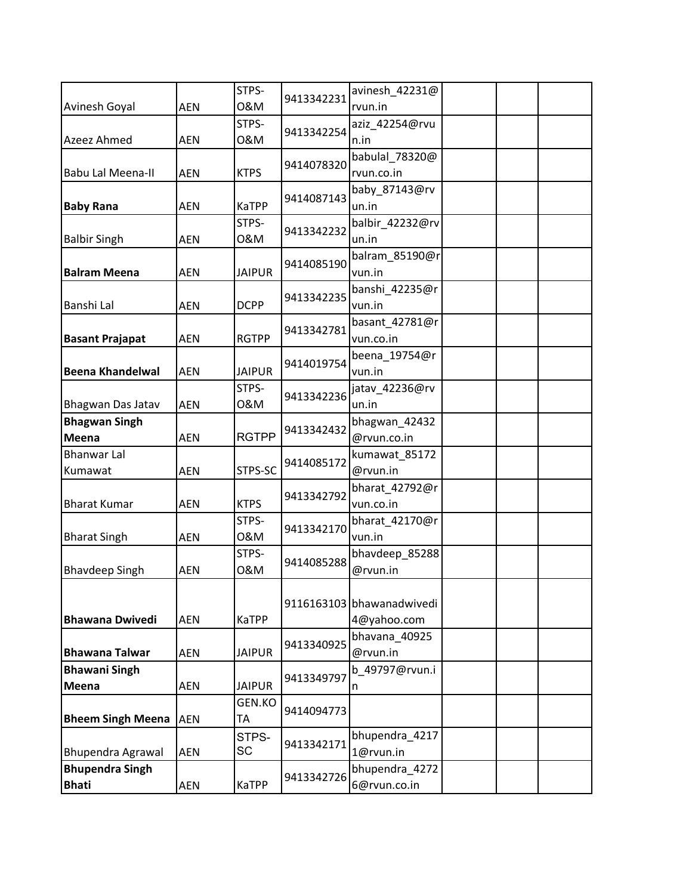| | | | | | | | |
|---|---|---|---|---|---|---|---|
| Avinesh Goyal | AEN | STPS-O&M | 9413342231 | avinesh_42231@rvun.in | | | |
| Azeez Ahmed | AEN | STPS-O&M | 9413342254 | aziz_42254@rvun.in | | | |
| Babu Lal Meena-II | AEN | KTPS | 9414078320 | babulal_78320@rvun.co.in | | | |
| **Baby Rana** | AEN | KaTPP | 9414087143 | baby_87143@rvun.in | | | |
| Balbir Singh | AEN | STPS-O&M | 9413342232 | balbir_42232@rvun.in | | | |
| **Balram Meena** | AEN | JAIPUR | 9414085190 | balram_85190@rvun.in | | | |
| Banshi Lal | AEN | DCPP | 9413342235 | banshi_42235@rvun.in | | | |
| **Basant Prajapat** | AEN | RGTPP | 9413342781 | basant_42781@rvun.co.in | | | |
| **Beena Khandelwal** | AEN | JAIPUR | 9414019754 | beena_19754@rvun.in | | | |
| Bhagwan Das Jatav | AEN | STPS-O&M | 9413342236 | jatav_42236@rvun.in | | | |
| **Bhagwan Singh Meena** | AEN | RGTPP | 9413342432 | bhagwan_42432@rvun.co.in | | | |
| Bhanwar Lal Kumawat | AEN | STPS-SC | 9414085172 | kumawat_85172@rvun.in | | | |
| Bharat Kumar | AEN | KTPS | 9413342792 | bharat_42792@rvun.co.in | | | |
| Bharat Singh | AEN | STPS-O&M | 9413342170 | bharat_42170@rvun.in | | | |
| Bhavdeep Singh | AEN | STPS-O&M | 9414085288 | bhavdeep_85288@rvun.in | | | |
| **Bhawana Dwivedi** | AEN | KaTPP | 9116163103 | bhawanadwivedi4@yahoo.com | | | |
| **Bhawana Talwar** | AEN | JAIPUR | 9413340925 | bhavana_40925@rvun.in | | | |
| **Bhawani Singh Meena** | AEN | JAIPUR | 9413349797 | b_49797@rvun.in | | | |
| **Bheem Singh Meena** | AEN | GEN.KOTA | 9414094773 | | | | |
| Bhupendra Agrawal | AEN | STPS-SC | 9413342171 | bhupendra_42171@rvun.in | | | |
| **Bhupendra Singh Bhati** | AEN | KaTPP | 9413342726 | bhupendra_42726@rvun.co.in | | | |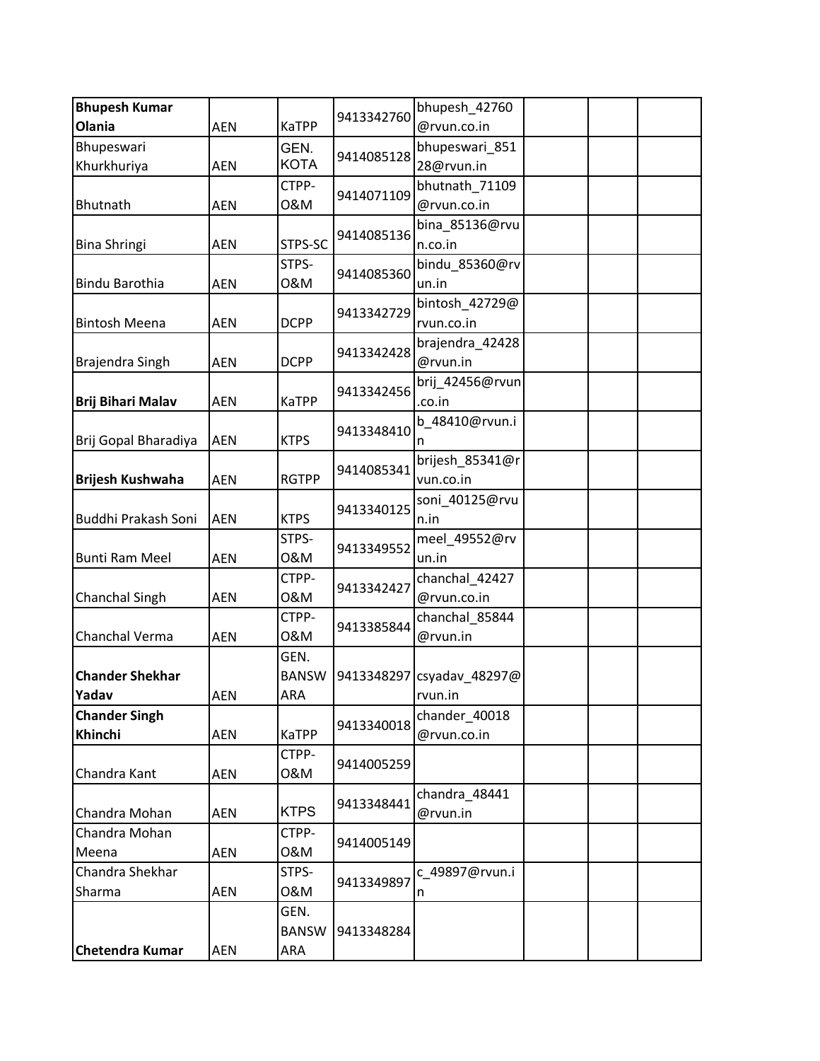| **Bhupesh Kumar Olania** | AEN | KaTPP | 9413342760 | bhupesh_42760@rvun.co.in | | | |
|---|---|---|---|---|---|---|---|
| Bhupeswari Khurkhuriya | AEN | GEN. KOTA | 9414085128 | bhupeswari_85128@rvun.in | | | |
| Bhutnath | AEN | CTPP-O&M | 9414071109 | bhutnath_71109@rvun.co.in | | | |
| Bina Shringi | AEN | STPS-SC | 9414085136 | bina_85136@rvun.co.in | | | |
| Bindu Barothia | AEN | STPS-O&M | 9414085360 | bindu_85360@rvun.in | | | |
| Bintosh Meena | AEN | DCPP | 9413342729 | bintosh_42729@rvun.co.in | | | |
| Brajendra Singh | AEN | DCPP | 9413342428 | brajendra_42428@rvun.in | | | |
| **Brij Bihari Malav** | AEN | KaTPP | 9413342456 | brij_42456@rvun.co.in | | | |
| Brij Gopal Bharadiya | AEN | KTPS | 9413348410 | b_48410@rvun.in | | | |
| **Brijesh Kushwaha** | AEN | RGTPP | 9414085341 | brijesh_85341@rvun.co.in | | | |
| Buddhi Prakash Soni | AEN | KTPS | 9413340125 | soni_40125@rvun.in | | | |
| Bunti Ram Meel | AEN | STPS-O&M | 9413349552 | meel_49552@rvun.in | | | |
| Chanchal Singh | AEN | CTPP-O&M | 9413342427 | chanchal_42427@rvun.co.in | | | |
| Chanchal Verma | AEN | CTPP-O&M | 9413385844 | chanchal_85844@rvun.in | | | |
| **Chander Shekhar Yadav** | AEN | GEN. BANSWARA | 9413348297 | csyadav_48297@rvun.in | | | |
| **Chander Singh Khinchi** | AEN | KaTPP | 9413340018 | chander_40018@rvun.co.in | | | |
| Chandra Kant | AEN | CTPP-O&M | 9414005259 | | | | |
| Chandra Mohan | AEN | KTPS | 9413348441 | chandra_48441@rvun.in | | | |
| Chandra Mohan Meena | AEN | CTPP-O&M | 9414005149 | | | | |
| Chandra Shekhar Sharma | AEN | STPS-O&M | 9413349897 | c_49897@rvun.in | | | |
| **Chetendra Kumar** | AEN | GEN. BANSWARA | 9413348284 | | | | |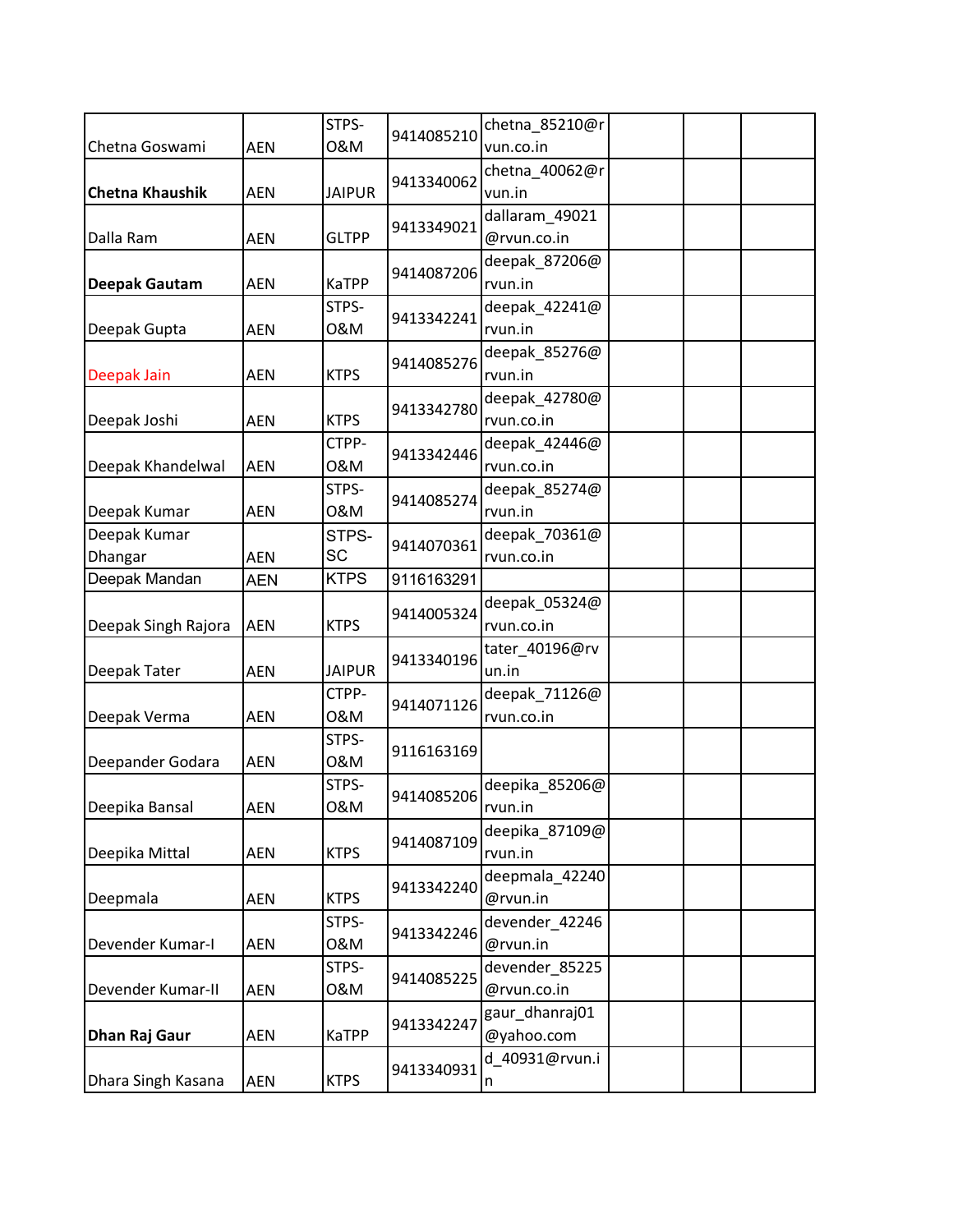| | | | | | | |
|---|---|---|---|---|---|---|
| Chetna Goswami | AEN | STPS-O&M | 9414085210 | chetna_85210@rvun.co.in | | |
| **Chetna Khaushik** | AEN | JAIPUR | 9413340062 | chetna_40062@rvun.in | | |
| Dalla Ram | AEN | GLTPP | 9413349021 | dallaram_49021@rvun.co.in | | |
| **Deepak Gautam** | AEN | KaTPP | 9414087206 | deepak_87206@rvun.in | | |
| Deepak Gupta | AEN | STPS-O&M | 9413342241 | deepak_42241@rvun.in | | |
| Deepak Jain | AEN | KTPS | 9414085276 | deepak_85276@rvun.in | | |
| Deepak Joshi | AEN | KTPS | 9413342780 | deepak_42780@rvun.co.in | | |
| Deepak Khandelwal | AEN | CTPP-O&M | 9413342446 | deepak_42446@rvun.co.in | | |
| Deepak Kumar | AEN | STPS-O&M | 9414085274 | deepak_85274@rvun.in | | |
| Deepak Kumar Dhangar | AEN | STPS-SC | 9414070361 | deepak_70361@rvun.co.in | | |
| Deepak Mandan | AEN | KTPS | 9116163291 | | | |
| Deepak Singh Rajora | AEN | KTPS | 9414005324 | deepak_05324@rvun.co.in | | |
| Deepak Tater | AEN | JAIPUR | 9413340196 | tater_40196@rvun.in | | |
| Deepak Verma | AEN | CTPP-O&M | 9414071126 | deepak_71126@rvun.co.in | | |
| Deepander Godara | AEN | STPS-O&M | 9116163169 | | | |
| Deepika Bansal | AEN | STPS-O&M | 9414085206 | deepika_85206@rvun.in | | |
| Deepika Mittal | AEN | KTPS | 9414087109 | deepika_87109@rvun.in | | |
| Deepmala | AEN | KTPS | 9413342240 | deepmala_42240@rvun.in | | |
| Devender Kumar-I | AEN | STPS-O&M | 9413342246 | devender_42246@rvun.in | | |
| Devender Kumar-II | AEN | STPS-O&M | 9414085225 | devender_85225@rvun.co.in | | |
| **Dhan Raj Gaur** | AEN | KaTPP | 9413342247 | gaur_dhanraj01@yahoo.com | | |
| Dhara Singh Kasana | AEN | KTPS | 9413340931 | d_40931@rvun.in | | |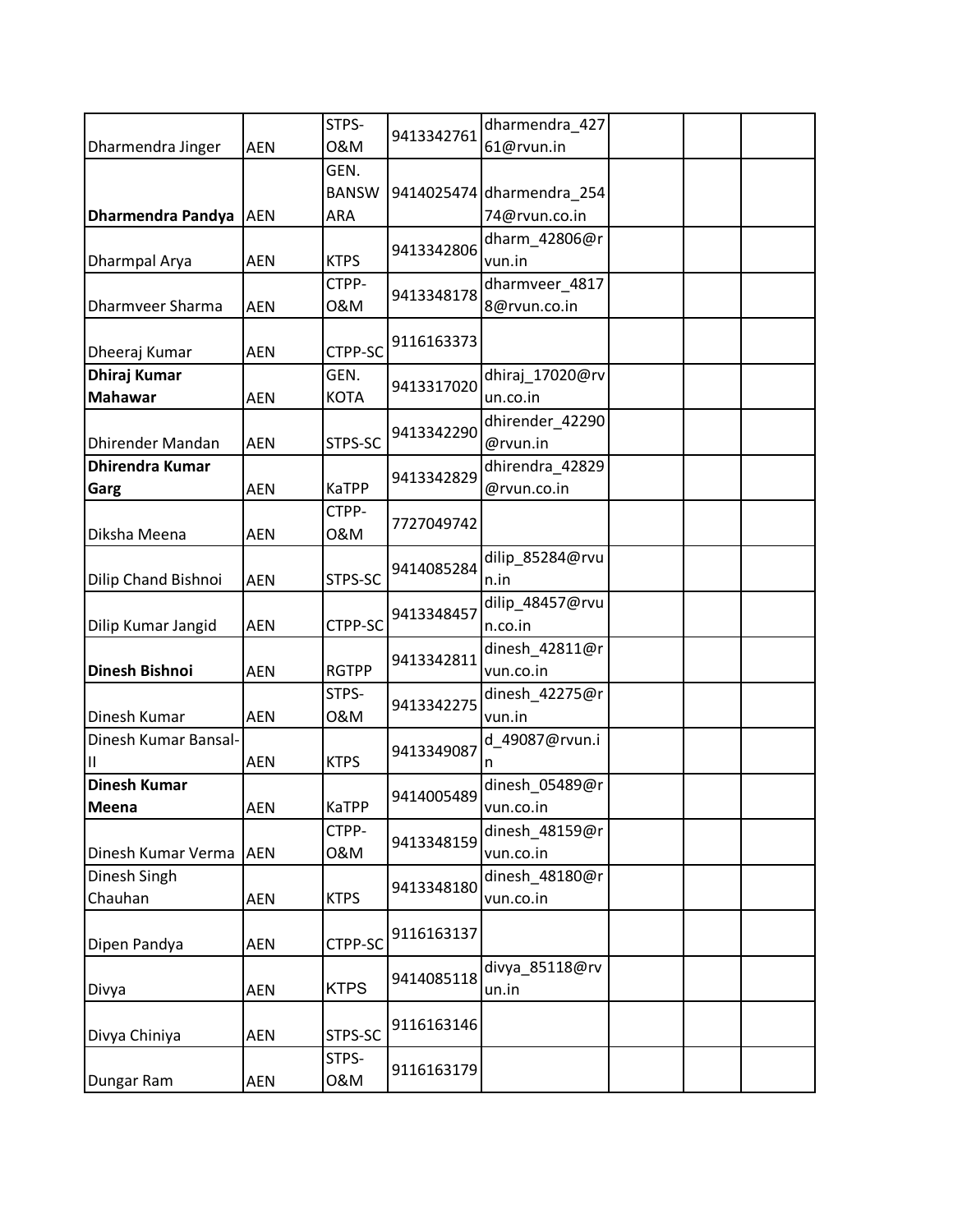| | | | | | | | |
|---|---|---|---|---|---|---|---|
| Dharmendra Jinger | AEN | STPS-O&M | 9413342761 | dharmendra_42761@rvun.in | | | |
| **Dharmendra Pandya** | AEN | GEN. BANSWARA | 9414025474 | dharmendra_25474@rvun.co.in | | | |
| Dharmpal Arya | AEN | KTPS | 9413342806 | dharm_42806@rvun.in | | | |
| Dharmveer Sharma | AEN | CTPP-O&M | 9413348178 | dharmveer_48178@rvun.co.in | | | |
| Dheeraj Kumar | AEN | CTPP-SC | 9116163373 | | | | |
| **Dhiraj Kumar Mahawar** | AEN | GEN. KOTA | 9413317020 | dhiraj_17020@rvun.co.in | | | |
| Dhirender Mandan | AEN | STPS-SC | 9413342290 | dhirender_42290@rvun.in | | | |
| **Dhirendra Kumar Garg** | AEN | KaTPP | 9413342829 | dhirendra_42829@rvun.co.in | | | |
| Diksha Meena | AEN | CTPP-O&M | 7727049742 | | | | |
| Dilip Chand Bishnoi | AEN | STPS-SC | 9414085284 | dilip_85284@rvun.in | | | |
| Dilip Kumar Jangid | AEN | CTPP-SC | 9413348457 | dilip_48457@rvun.co.in | | | |
| **Dinesh Bishnoi** | AEN | RGTPP | 9413342811 | dinesh_42811@rvun.co.in | | | |
| Dinesh Kumar | AEN | STPS-O&M | 9413342275 | dinesh_42275@rvun.in | | | |
| Dinesh Kumar Bansal-II | AEN | KTPS | 9413349087 | d_49087@rvun.in | | | |
| **Dinesh Kumar Meena** | AEN | KaTPP | 9414005489 | dinesh_05489@rvun.co.in | | | |
| Dinesh Kumar Verma | AEN | CTPP-O&M | 9413348159 | dinesh_48159@rvun.co.in | | | |
| Dinesh Singh Chauhan | AEN | KTPS | 9413348180 | dinesh_48180@rvun.co.in | | | |
| Dipen Pandya | AEN | CTPP-SC | 9116163137 | | | | |
| Divya | AEN | KTPS | 9414085118 | divya_85118@rvun.in | | | |
| Divya Chiniya | AEN | STPS-SC | 9116163146 | | | | |
| Dungar Ram | AEN | STPS-O&M | 9116163179 | | | | |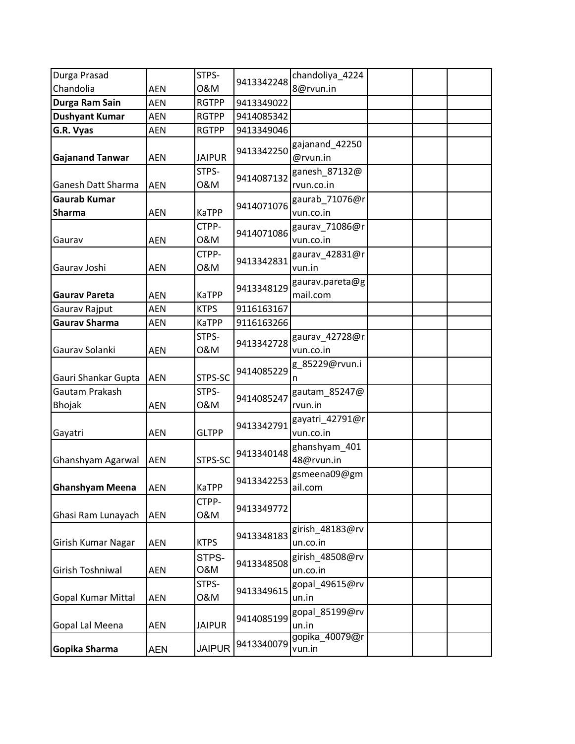| | | | | | | | |
|---|---|---|---|---|---|---|---|
| Durga Prasad Chandolia | AEN | STPS-O&M | 9413342248 | chandoliya_42248@rvun.in | | | |
| **Durga Ram Sain** | AEN | RGTPP | 9413349022 | | | | |
| **Dushyant Kumar** | AEN | RGTPP | 9414085342 | | | | |
| **G.R. Vyas** | AEN | RGTPP | 9413349046 | | | | |
| **Gajanand Tanwar** | AEN | JAIPUR | 9413342250 | gajanand_42250@rvun.in | | | |
| Ganesh Datt Sharma | AEN | STPS-O&M | 9414087132 | ganesh_87132@rvun.co.in | | | |
| **Gaurab Kumar Sharma** | AEN | KaTPP | 9414071076 | gaurab_71076@rvun.co.in | | | |
| Gaurav | AEN | CTPP-O&M | 9414071086 | gaurav_71086@rvun.co.in | | | |
| Gaurav Joshi | AEN | CTPP-O&M | 9413342831 | gaurav_42831@rvun.in | | | |
| **Gaurav Pareta** | AEN | KaTPP | 9413348129 | gaurav.pareta@gmail.com | | | |
| Gaurav Rajput | AEN | KTPS | 9116163167 | | | | |
| **Gaurav Sharma** | AEN | KaTPP | 9116163266 | | | | |
| Gaurav Solanki | AEN | STPS-O&M | 9413342728 | gaurav_42728@rvun.co.in | | | |
| Gauri Shankar Gupta | AEN | STPS-SC | 9414085229 | g_85229@rvun.in | | | |
| Gautam Prakash Bhojak | AEN | STPS-O&M | 9414085247 | gautam_85247@rvun.in | | | |
| Gayatri | AEN | GLTPP | 9413342791 | gayatri_42791@rvun.co.in | | | |
| Ghanshyam Agarwal | AEN | STPS-SC | 9413340148 | ghanshyam_40148@rvun.in | | | |
| **Ghanshyam Meena** | AEN | KaTPP | 9413342253 | gsmeena09@gmail.com | | | |
| Ghasi Ram Lunayach | AEN | CTPP-O&M | 9413349772 | | | | |
| Girish Kumar Nagar | AEN | KTPS | 9413348183 | girish_48183@rvun.co.in | | | |
| Girish Toshniwal | AEN | STPS-O&M | 9413348508 | girish_48508@rvun.co.in | | | |
| Gopal Kumar Mittal | AEN | STPS-O&M | 9413349615 | gopal_49615@rvun.in | | | |
| Gopal Lal Meena | AEN | JAIPUR | 9414085199 | gopal_85199@rvun.in | | | |
| **Gopika Sharma** | AEN | JAIPUR | 9413340079 | gopika_40079@rvun.in | | | |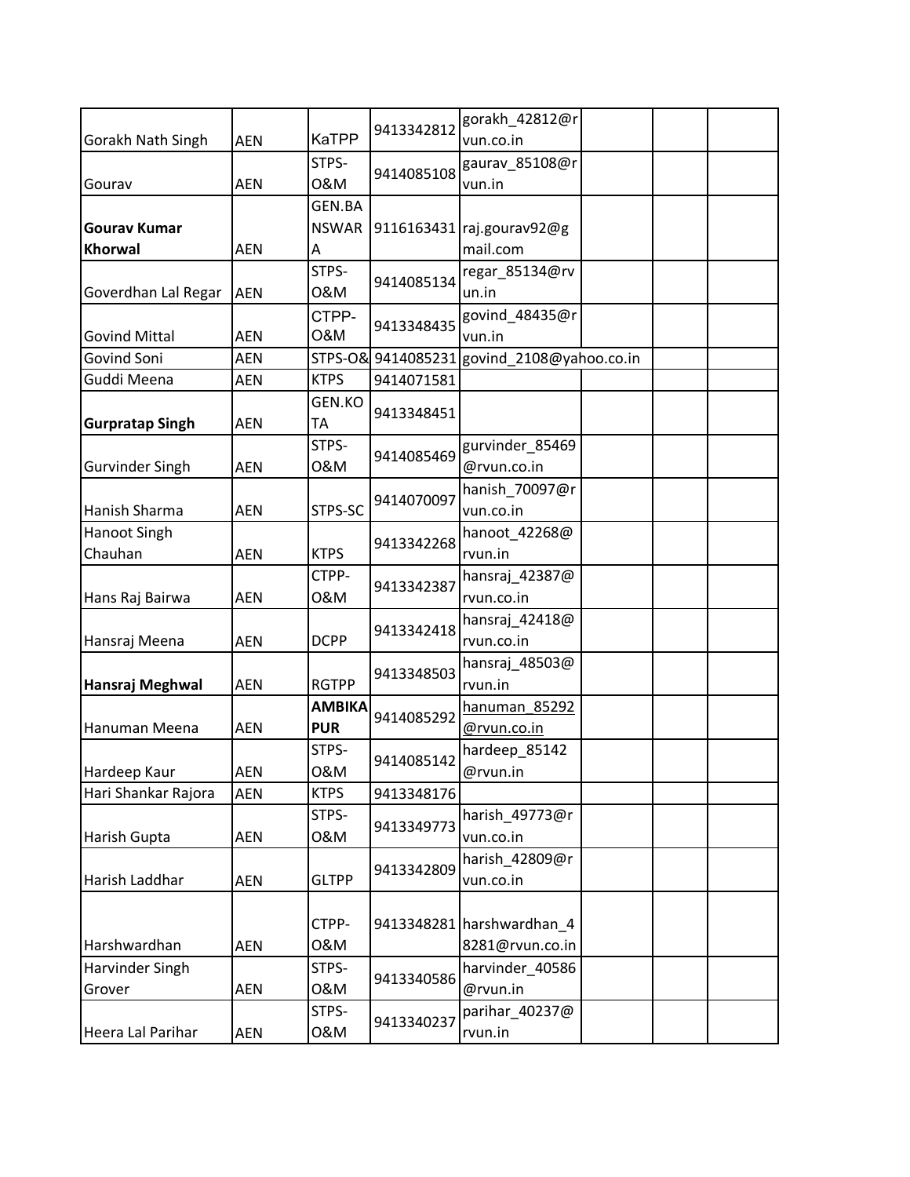| | | | | | | | |
|---|---|---|---|---|---|---|---|
| Gorakh Nath Singh | AEN | KaTPP | 9413342812 | gorakh_42812@rvun.co.in | | | |
| Gourav | AEN | STPS-O&M | 9414085108 | gaurav_85108@rvun.in | | | |
| **Gourav Kumar Khorwal** | AEN | GEN.BANSWARA | 9116163431 | raj.gourav92@gmail.com | | | |
| Goverdhan Lal Regar | AEN | STPS-O&M | 9414085134 | regar_85134@rvun.in | | | |
| Govind Mittal | AEN | CTPP-O&M | 9413348435 | govind_48435@rvun.in | | | |
| Govind Soni | AEN | STPS-O& | 9414085231 | govind_2108@yahoo.co.in | | | |
| Guddi Meena | AEN | KTPS | 9414071581 | | | | |
| **Gurpratap Singh** | AEN | GEN.KOTA | 9413348451 | | | | |
| Gurvinder Singh | AEN | STPS-O&M | 9414085469 | gurvinder_85469@rvun.co.in | | | |
| Hanish Sharma | AEN | STPS-SC | 9414070097 | hanish_70097@rvun.co.in | | | |
| Hanoot Singh Chauhan | AEN | KTPS | 9413342268 | hanoot_42268@rvun.in | | | |
| Hans Raj Bairwa | AEN | CTPP-O&M | 9413342387 | hansraj_42387@rvun.co.in | | | |
| Hansraj Meena | AEN | DCPP | 9413342418 | hansraj_42418@rvun.co.in | | | |
| **Hansraj Meghwal** | AEN | RGTPP | 9413348503 | hansraj_48503@rvun.in | | | |
| Hanuman Meena | AEN | **AMBIKAPUR** | 9414085292 | hanuman_85292@rvun.co.in | | | |
| Hardeep Kaur | AEN | STPS-O&M | 9414085142 | hardeep_85142@rvun.in | | | |
| Hari Shankar Rajora | AEN | KTPS | 9413348176 | | | | |
| Harish Gupta | AEN | STPS-O&M | 9413349773 | harish_49773@rvun.co.in | | | |
| Harish Laddhar | AEN | GLTPP | 9413342809 | harish_42809@rvun.co.in | | | |
| Harshwardhan | AEN | CTPP-O&M | 9413348281 | harshwardhan_48281@rvun.co.in | | | |
| Harvinder Singh Grover | AEN | STPS-O&M | 9413340586 | harvinder_40586@rvun.in | | | |
| Heera Lal Parihar | AEN | STPS-O&M | 9413340237 | parihar_40237@rvun.in | | | |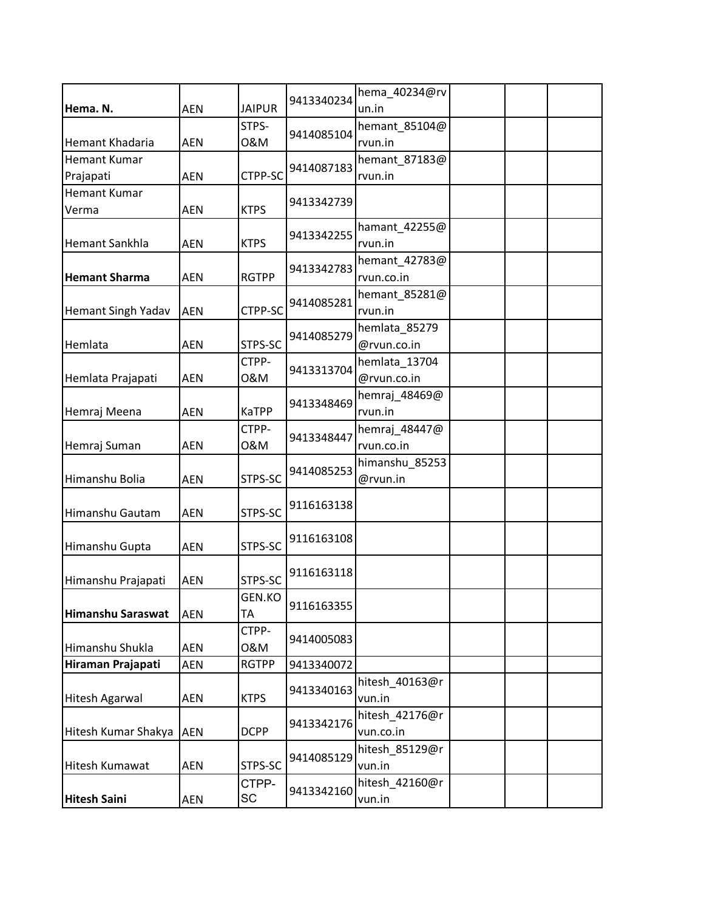| | | | | | | | |
|---|---|---|---|---|---|---|---|
| **Hema. N.** | AEN | JAIPUR | 9413340234 | hema_40234@rvun.in | | | |
| Hemant Khadaria | AEN | STPS-O&M | 9414085104 | hemant_85104@rvun.in | | | |
| Hemant Kumar Prajapati | AEN | CTPP-SC | 9414087183 | hemant_87183@rvun.in | | | |
| Hemant Kumar Verma | AEN | KTPS | 9413342739 | | | | |
| Hemant Sankhla | AEN | KTPS | 9413342255 | hamant_42255@rvun.in | | | |
| **Hemant Sharma** | AEN | RGTPP | 9413342783 | hemant_42783@rvun.co.in | | | |
| Hemant Singh Yadav | AEN | CTPP-SC | 9414085281 | hemant_85281@rvun.in | | | |
| Hemlata | AEN | STPS-SC | 9414085279 | hemlata_85279@rvun.co.in | | | |
| Hemlata Prajapati | AEN | CTPP-O&M | 9413313704 | hemlata_13704@rvun.co.in | | | |
| Hemraj Meena | AEN | KaTPP | 9413348469 | hemraj_48469@rvun.in | | | |
| Hemraj Suman | AEN | CTPP-O&M | 9413348447 | hemraj_48447@rvun.co.in | | | |
| Himanshu Bolia | AEN | STPS-SC | 9414085253 | himanshu_85253@rvun.in | | | |
| Himanshu Gautam | AEN | STPS-SC | 9116163138 | | | | |
| Himanshu Gupta | AEN | STPS-SC | 9116163108 | | | | |
| Himanshu Prajapati | AEN | STPS-SC | 9116163118 | | | | |
| **Himanshu Saraswat** | AEN | GEN.KOTA | 9116163355 | | | | |
| Himanshu Shukla | AEN | CTPP-O&M | 9414005083 | | | | |
| **Hiraman Prajapati** | AEN | RGTPP | 9413340072 | | | | |
| Hitesh Agarwal | AEN | KTPS | 9413340163 | hitesh_40163@rvun.in | | | |
| Hitesh Kumar Shakya | AEN | DCPP | 9413342176 | hitesh_42176@rvun.co.in | | | |
| Hitesh Kumawat | AEN | STPS-SC | 9414085129 | hitesh_85129@rvun.in | | | |
| **Hitesh Saini** | AEN | CTPP-SC | 9413342160 | hitesh_42160@rvun.in | | | |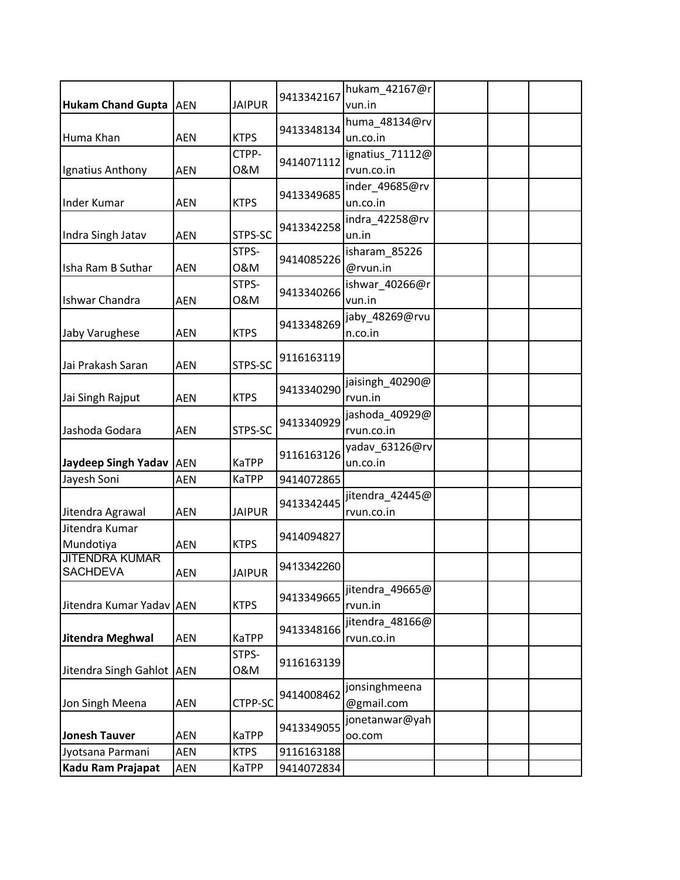| | | | | | | | |
|---|---|---|---|---|---|---|---|
| **Hukam Chand Gupta** | AEN | JAIPUR | 9413342167 | hukam_42167@rvun.in | | | |
| Huma Khan | AEN | KTPS | 9413348134 | huma_48134@rvun.co.in | | | |
| Ignatius Anthony | AEN | CTPP-O&M | 9414071112 | ignatius_71112@rvun.co.in | | | |
| Inder Kumar | AEN | KTPS | 9413349685 | inder_49685@rvun.co.in | | | |
| Indra Singh Jatav | AEN | STPS-SC | 9413342258 | indra_42258@rvun.in | | | |
| Isha Ram B Suthar | AEN | STPS-O&M | 9414085226 | isharam_85226@rvun.in | | | |
| Ishwar Chandra | AEN | STPS-O&M | 9413340266 | ishwar_40266@rvun.in | | | |
| Jaby Varughese | AEN | KTPS | 9413348269 | jaby_48269@rvun.co.in | | | |
| Jai Prakash Saran | AEN | STPS-SC | 9116163119 | | | | |
| Jai Singh Rajput | AEN | KTPS | 9413340290 | jaisingh_40290@rvun.in | | | |
| Jashoda Godara | AEN | STPS-SC | 9413340929 | jashoda_40929@rvun.co.in | | | |
| **Jaydeep Singh Yadav** | AEN | KaTPP | 9116163126 | yadav_63126@rvun.co.in | | | |
| Jayesh Soni | AEN | KaTPP | 9414072865 | | | | |
| Jitendra Agrawal | AEN | JAIPUR | 9413342445 | jitendra_42445@rvun.co.in | | | |
| Jitendra Kumar Mundotiya | AEN | KTPS | 9414094827 | | | | |
| JITENDRA KUMAR SACHDEVA | AEN | JAIPUR | 9413342260 | | | | |
| Jitendra Kumar Yadav | AEN | KTPS | 9413349665 | jitendra_49665@rvun.in | | | |
| **Jitendra Meghwal** | AEN | KaTPP | 9413348166 | jitendra_48166@rvun.co.in | | | |
| Jitendra Singh Gahlot | AEN | STPS-O&M | 9116163139 | | | | |
| Jon Singh Meena | AEN | CTPP-SC | 9414008462 | jonsinghmeena@gmail.com | | | |
| **Jonesh Tauver** | AEN | KaTPP | 9413349055 | jonetanwar@yahoo.com | | | |
| Jyotsana Parmani | AEN | KTPS | 9116163188 | | | | |
| **Kadu Ram Prajapat** | AEN | KaTPP | 9414072834 | | | | |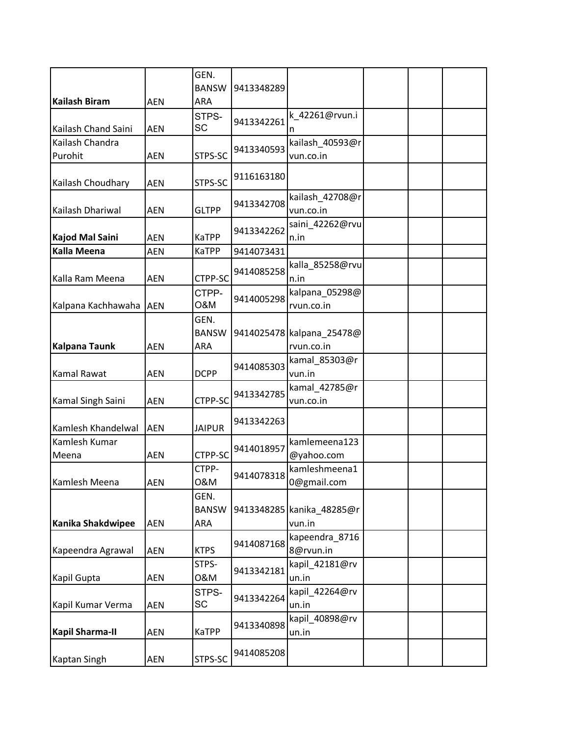| | | | | | | | |
|---|---|---|---|---|---|---|---|
| **Kailash Biram** | AEN | GEN. BANSWARA | 9413348289 | | | | |
| Kailash Chand Saini | AEN | STPS-SC | 9413342261 | k_42261@rvun.in | | | |
| Kailash Chandra Purohit | AEN | STPS-SC | 9413340593 | kailash_40593@rvun.co.in | | | |
| Kailash Choudhary | AEN | STPS-SC | 9116163180 | | | | |
| Kailash Dhariwal | AEN | GLTPP | 9413342708 | kailash_42708@rvun.co.in | | | |
| **Kajod Mal Saini** | AEN | KaTPP | 9413342262 | saini_42262@rvun.in | | | |
| **Kalla Meena** | AEN | KaTPP | 9414073431 | | | | |
| Kalla Ram Meena | AEN | CTPP-SC | 9414085258 | kalla_85258@rvun.in | | | |
| Kalpana Kachhawaha | AEN | CTPP-O&M | 9414005298 | kalpana_05298@rvun.co.in | | | |
| **Kalpana Taunk** | AEN | GEN. BANSWARA | 9414025478 | kalpana_25478@rvun.co.in | | | |
| Kamal Rawat | AEN | DCPP | 9414085303 | kamal_85303@rvun.in | | | |
| Kamal Singh Saini | AEN | CTPP-SC | 9413342785 | kamal_42785@rvun.co.in | | | |
| Kamlesh Khandelwal | AEN | JAIPUR | 9413342263 | | | | |
| Kamlesh Kumar Meena | AEN | CTPP-SC | 9414018957 | kamlemeena123@yahoo.com | | | |
| Kamlesh Meena | AEN | CTPP-O&M | 9414078318 | kamleshmeena10@gmail.com | | | |
| **Kanika Shakdwipee** | AEN | GEN. BANSWARA | 9413348285 | kanika_48285@rvun.in | | | |
| Kapeendra Agrawal | AEN | KTPS | 9414087168 | kapeendra_87168@rvun.in | | | |
| Kapil Gupta | AEN | STPS-O&M | 9413342181 | kapil_42181@rvun.in | | | |
| Kapil Kumar Verma | AEN | STPS-SC | 9413342264 | kapil_42264@rvun.in | | | |
| **Kapil Sharma-II** | AEN | KaTPP | 9413340898 | kapil_40898@rvun.in | | | |
| Kaptan Singh | AEN | STPS-SC | 9414085208 | | | | |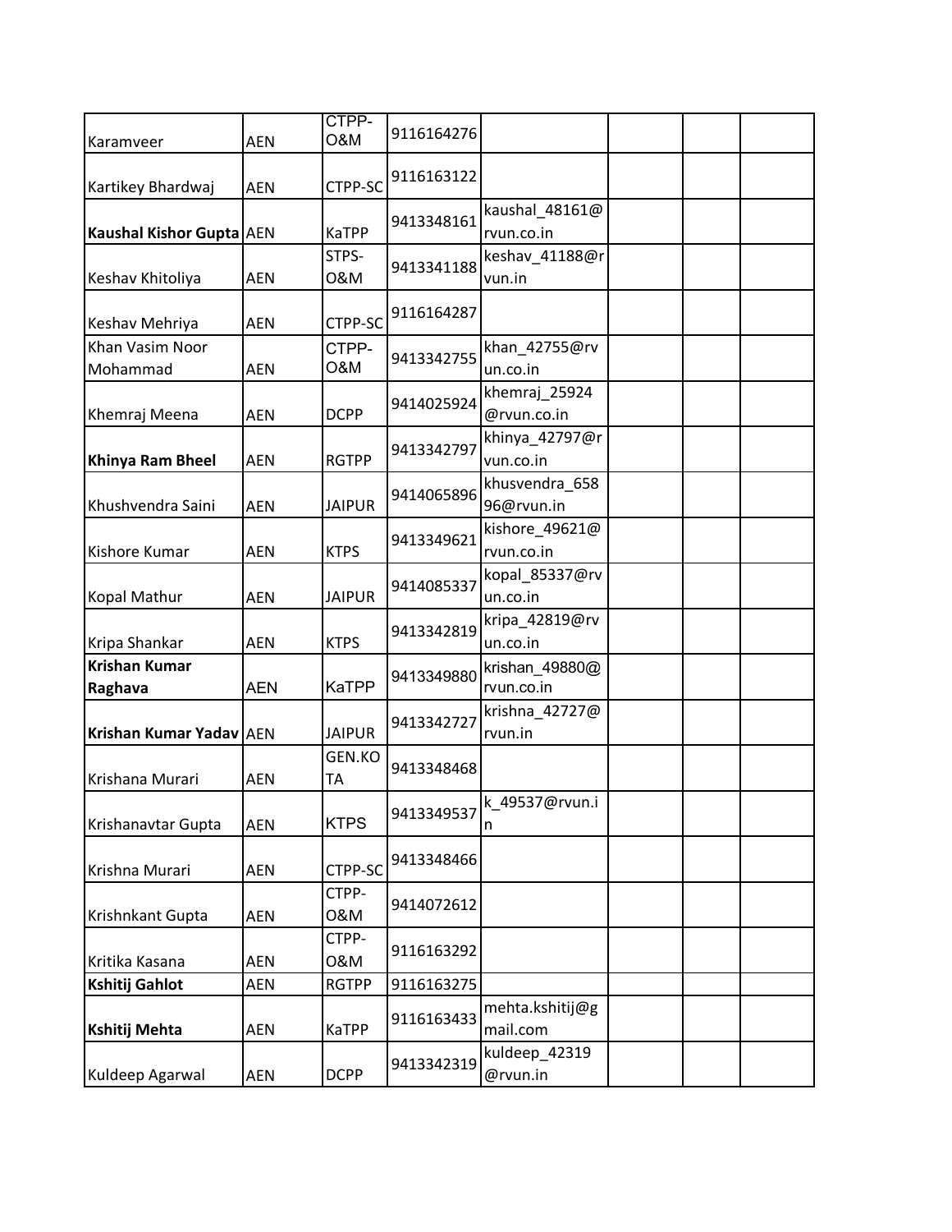| | | | | | | | |
|---|---|---|---|---|---|---|---|
| Karamveer | AEN | CTPP-O&M | 9116164276 | | | | |
| Kartikey Bhardwaj | AEN | CTPP-SC | 9116163122 | | | | |
| **Kaushal Kishor Gupta** | AEN | KaTPP | 9413348161 | kaushal_48161@rvun.co.in | | | |
| Keshav Khitoliya | AEN | STPS-O&M | 9413341188 | keshav_41188@rvun.in | | | |
| Keshav Mehriya | AEN | CTPP-SC | 9116164287 | | | | |
| Khan Vasim Noor Mohammad | AEN | CTPP-O&M | 9413342755 | khan_42755@rvun.co.in | | | |
| Khemraj Meena | AEN | DCPP | 9414025924 | khemraj_25924@rvun.co.in | | | |
| **Khinya Ram Bheel** | AEN | RGTPP | 9413342797 | khinya_42797@rvun.co.in | | | |
| Khushvendra Saini | AEN | JAIPUR | 9414065896 | khusvendra_65896@rvun.in | | | |
| Kishore Kumar | AEN | KTPS | 9413349621 | kishore_49621@rvun.co.in | | | |
| Kopal Mathur | AEN | JAIPUR | 9414085337 | kopal_85337@rvun.co.in | | | |
| Kripa Shankar | AEN | KTPS | 9413342819 | kripa_42819@rvun.co.in | | | |
| **Krishan Kumar Raghava** | AEN | KaTPP | 9413349880 | krishan_49880@rvun.co.in | | | |
| **Krishan Kumar Yadav** | AEN | JAIPUR | 9413342727 | krishna_42727@rvun.in | | | |
| Krishana Murari | AEN | GEN.KOTA | 9413348468 | | | | |
| Krishanavtar Gupta | AEN | KTPS | 9413349537 | k_49537@rvun.in | | | |
| Krishna Murari | AEN | CTPP-SC | 9413348466 | | | | |
| Krishnkant Gupta | AEN | CTPP-O&M | 9414072612 | | | | |
| Kritika Kasana | AEN | CTPP-O&M | 9116163292 | | | | |
| **Kshitij Gahlot** | AEN | RGTPP | 9116163275 | | | | |
| **Kshitij Mehta** | AEN | KaTPP | 9116163433 | mehta.kshitij@gmail.com | | | |
| Kuldeep Agarwal | AEN | DCPP | 9413342319 | kuldeep_42319@rvun.in | | | |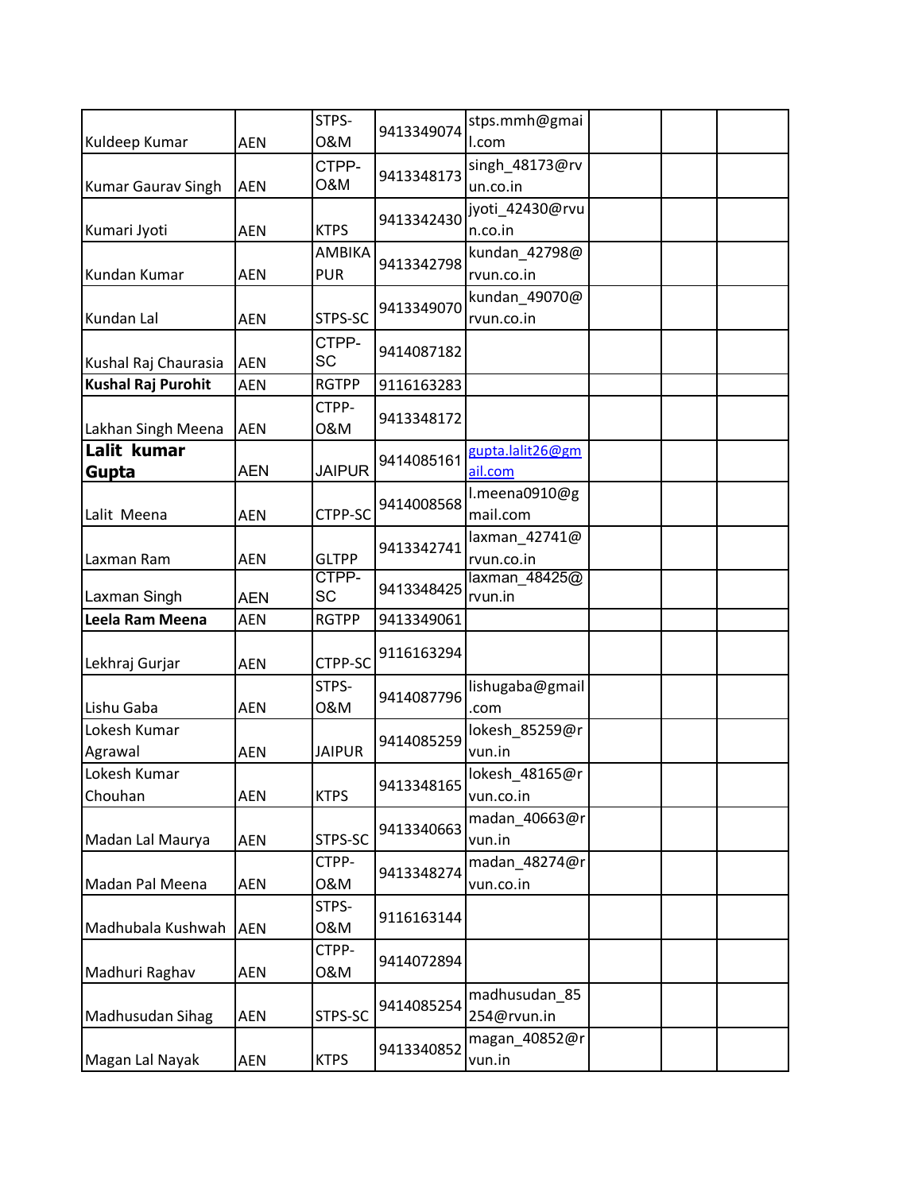| Kuldeep Kumar | AEN | STPS-O&M | 9413349074 | stps.mmh@gmail.com | | | |
|---|---|---|---|---|---|---|---|
| Kumar Gaurav Singh | AEN | CTPP-O&M | 9413348173 | singh_48173@rvun.co.in | | | |
| Kumari Jyoti | AEN | KTPS | 9413342430 | jyoti_42430@rvun.co.in | | | |
| Kundan Kumar | AEN | AMBIKAPUR | 9413342798 | kundan_42798@rvun.co.in | | | |
| Kundan Lal | AEN | STPS-SC | 9413349070 | kundan_49070@rvun.co.in | | | |
| Kushal Raj Chaurasia | AEN | CTPP-SC | 9414087182 | | | | |
| **Kushal Raj Purohit** | AEN | RGTPP | 9116163283 | | | | |
| Lakhan Singh Meena | AEN | CTPP-O&M | 9413348172 | | | | |
| **Lalit kumar Gupta** | AEN | JAIPUR | 9414085161 | gupta.lalit26@gmail.com | | | |
| Lalit Meena | AEN | CTPP-SC | 9414008568 | l.meena0910@gmail.com | | | |
| Laxman Ram | AEN | GLTPP | 9413342741 | laxman_42741@rvun.co.in | | | |
| Laxman Singh | AEN | CTPP-SC | 9413348425 | laxman_48425@rvun.in | | | |
| **Leela Ram Meena** | AEN | RGTPP | 9413349061 | | | | |
| Lekhraj Gurjar | AEN | CTPP-SC | 9116163294 | | | | |
| Lishu Gaba | AEN | STPS-O&M | 9414087796 | lishugaba@gmail.com | | | |
| Lokesh Kumar Agrawal | AEN | JAIPUR | 9414085259 | lokesh_85259@rvun.in | | | |
| Lokesh Kumar Chouhan | AEN | KTPS | 9413348165 | lokesh_48165@rvun.co.in | | | |
| Madan Lal Maurya | AEN | STPS-SC | 9413340663 | madan_40663@rvun.in | | | |
| Madan Pal Meena | AEN | CTPP-O&M | 9413348274 | madan_48274@rvun.co.in | | | |
| Madhubala Kushwah | AEN | STPS-O&M | 9116163144 | | | | |
| Madhuri Raghav | AEN | CTPP-O&M | 9414072894 | | | | |
| Madhusudan Sihag | AEN | STPS-SC | 9414085254 | madhusudan_85254@rvun.in | | | |
| Magan Lal Nayak | AEN | KTPS | 9413340852 | magan_40852@rvun.in | | | |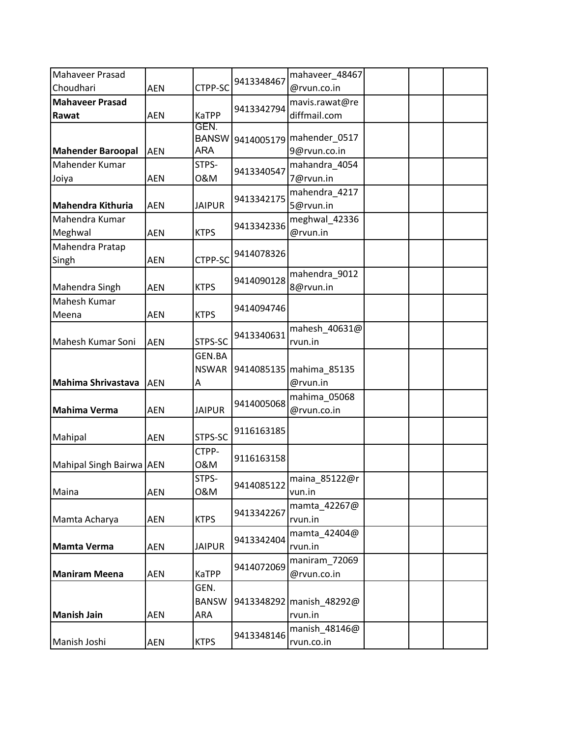| Mahaveer Prasad Choudhari | AEN | CTPP-SC | 9413348467 | mahaveer_48467@rvun.co.in | | | |
|---|---|---|---|---|---|---|---|
| **Mahaveer Prasad Rawat** | AEN | KaTPP | 9413342794 | mavis.rawat@rediffmail.com | | | |
| **Mahender Baroopal** | AEN | GEN. BANSWARA | 9414005179 | mahender_05179@rvun.co.in | | | |
| Mahender Kumar Joiya | AEN | STPS-O&M | 9413340547 | mahandra_40547@rvun.in | | | |
| **Mahendra Kithuria** | AEN | JAIPUR | 9413342175 | mahendra_42175@rvun.in | | | |
| Mahendra Kumar Meghwal | AEN | KTPS | 9413342336 | meghwal_42336@rvun.in | | | |
| Mahendra Pratap Singh | AEN | CTPP-SC | 9414078326 | | | | |
| Mahendra Singh | AEN | KTPS | 9414090128 | mahendra_90128@rvun.in | | | |
| Mahesh Kumar Meena | AEN | KTPS | 9414094746 | | | | |
| Mahesh Kumar Soni | AEN | STPS-SC | 9413340631 | mahesh_40631@rvun.in | | | |
| **Mahima Shrivastava** | AEN | GEN.BANSWARA | 9414085135 | mahima_85135@rvun.in | | | |
| **Mahima Verma** | AEN | JAIPUR | 9414005068 | mahima_05068@rvun.co.in | | | |
| Mahipal | AEN | STPS-SC | 9116163185 | | | | |
| Mahipal Singh Bairwa | AEN | CTPP-O&M | 9116163158 | | | | |
| Maina | AEN | STPS-O&M | 9414085122 | maina_85122@rvun.in | | | |
| Mamta Acharya | AEN | KTPS | 9413342267 | mamta_42267@rvun.in | | | |
| **Mamta Verma** | AEN | JAIPUR | 9413342404 | mamta_42404@rvun.in | | | |
| **Maniram Meena** | AEN | KaTPP | 9414072069 | maniram_72069@rvun.co.in | | | |
| **Manish Jain** | AEN | GEN. BANSWARA | 9413348292 | manish_48292@rvun.in | | | |
| Manish Joshi | AEN | KTPS | 9413348146 | manish_48146@rvun.co.in | | | |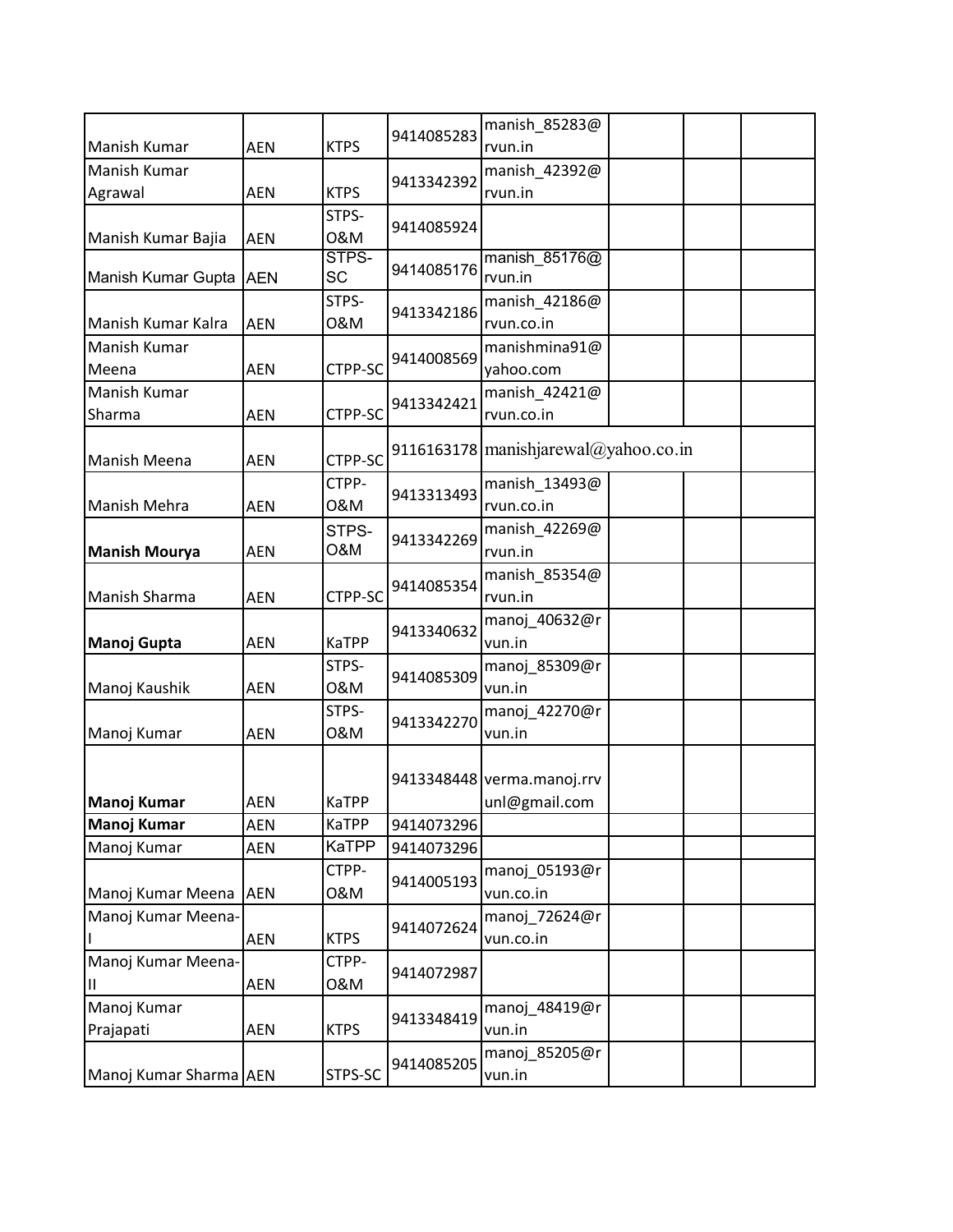| | | | | | | | |
|---|---|---|---|---|---|---|---|
| Manish Kumar | AEN | KTPS | 9414085283 | manish_85283@rvun.in | | | |
| Manish Kumar Agrawal | AEN | KTPS | 9413342392 | manish_42392@rvun.in | | | |
| Manish Kumar Bajia | AEN | STPS-O&M | 9414085924 | | | | |
| Manish Kumar Gupta | AEN | STPS-SC | 9414085176 | manish_85176@rvun.in | | | |
| Manish Kumar Kalra | AEN | STPS-O&M | 9413342186 | manish_42186@rvun.co.in | | | |
| Manish Kumar Meena | AEN | CTPP-SC | 9414008569 | manishmina91@yahoo.com | | | |
| Manish Kumar Sharma | AEN | CTPP-SC | 9413342421 | manish_42421@rvun.co.in | | | |
| Manish Meena | AEN | CTPP-SC | 9116163178 | manishjarewal@yahoo.co.in | | | |
| Manish Mehra | AEN | CTPP-O&M | 9413313493 | manish_13493@rvun.co.in | | | |
| **Manish Mourya** | AEN | STPS-O&M | 9413342269 | manish_42269@rvun.in | | | |
| Manish Sharma | AEN | CTPP-SC | 9414085354 | manish_85354@rvun.in | | | |
| **Manoj Gupta** | AEN | KaTPP | 9413340632 | manoj_40632@rvun.in | | | |
| Manoj Kaushik | AEN | STPS-O&M | 9414085309 | manoj_85309@rvun.in | | | |
| Manoj Kumar | AEN | STPS-O&M | 9413342270 | manoj_42270@rvun.in | | | |
| **Manoj Kumar** | AEN | KaTPP | 9413348448 | verma.manoj.rrvunl@gmail.com | | | |
| **Manoj Kumar** | AEN | KaTPP | 9414073296 | | | | |
| Manoj Kumar | AEN | KaTPP | 9414073296 | | | | |
| Manoj Kumar Meena | AEN | CTPP-O&M | 9414005193 | manoj_05193@rvun.co.in | | | |
| Manoj Kumar Meena-I | AEN | KTPS | 9414072624 | manoj_72624@rvun.co.in | | | |
| Manoj Kumar Meena-II | AEN | CTPP-O&M | 9414072987 | | | | |
| Manoj Kumar Prajapati | AEN | KTPS | 9413348419 | manoj_48419@rvun.in | | | |
| Manoj Kumar Sharma | AEN | STPS-SC | 9414085205 | manoj_85205@rvun.in | | | |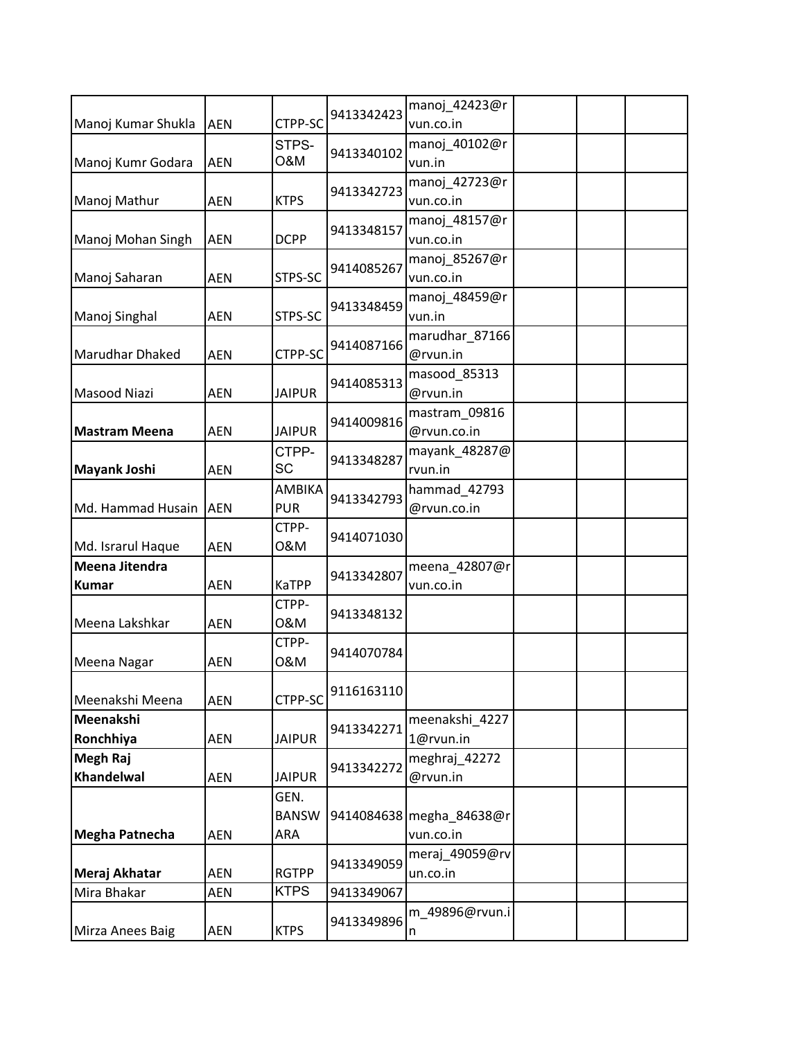| | | | | | | | |
|---|---|---|---|---|---|---|---|
| Manoj Kumar Shukla | AEN | CTPP-SC | 9413342423 | manoj_42423@rvun.co.in | | | |
| Manoj Kumr Godara | AEN | STPS-O&M | 9413340102 | manoj_40102@rvun.in | | | |
| Manoj Mathur | AEN | KTPS | 9413342723 | manoj_42723@rvun.co.in | | | |
| Manoj Mohan Singh | AEN | DCPP | 9413348157 | manoj_48157@rvun.co.in | | | |
| Manoj Saharan | AEN | STPS-SC | 9414085267 | manoj_85267@rvun.co.in | | | |
| Manoj Singhal | AEN | STPS-SC | 9413348459 | manoj_48459@rvun.in | | | |
| Marudhar Dhaked | AEN | CTPP-SC | 9414087166 | marudhar_87166@rvun.in | | | |
| Masood Niazi | AEN | JAIPUR | 9414085313 | masood_85313@rvun.in | | | |
| **Mastram Meena** | AEN | JAIPUR | 9414009816 | mastram_09816@rvun.co.in | | | |
| **Mayank Joshi** | AEN | CTPP-SC | 9413348287 | mayank_48287@rvun.in | | | |
| Md. Hammad Husain | AEN | AMBIKAPUR | 9413342793 | hammad_42793@rvun.co.in | | | |
| Md. Israrul Haque | AEN | CTPP-O&M | 9414071030 | | | | |
| **Meena Jitendra Kumar** | AEN | KaTPP | 9413342807 | meena_42807@rvun.co.in | | | |
| Meena Lakshkar | AEN | CTPP-O&M | 9413348132 | | | | |
| Meena Nagar | AEN | CTPP-O&M | 9414070784 | | | | |
| Meenakshi Meena | AEN | CTPP-SC | 9116163110 | | | | |
| **Meenakshi Ronchhiya** | AEN | JAIPUR | 9413342271 | meenakshi_42271@rvun.in | | | |
| **Megh Raj Khandelwal** | AEN | JAIPUR | 9413342272 | meghraj_42272@rvun.in | | | |
| **Megha Patnecha** | AEN | GEN. BANSWARA | 9414084638 | megha_84638@rvun.co.in | | | |
| **Meraj Akhatar** | AEN | RGTPP | 9413349059 | meraj_49059@rvun.co.in | | | |
| Mira Bhakar | AEN | KTPS | 9413349067 | | | | |
| Mirza Anees Baig | AEN | KTPS | 9413349896 | m_49896@rvun.in | | | |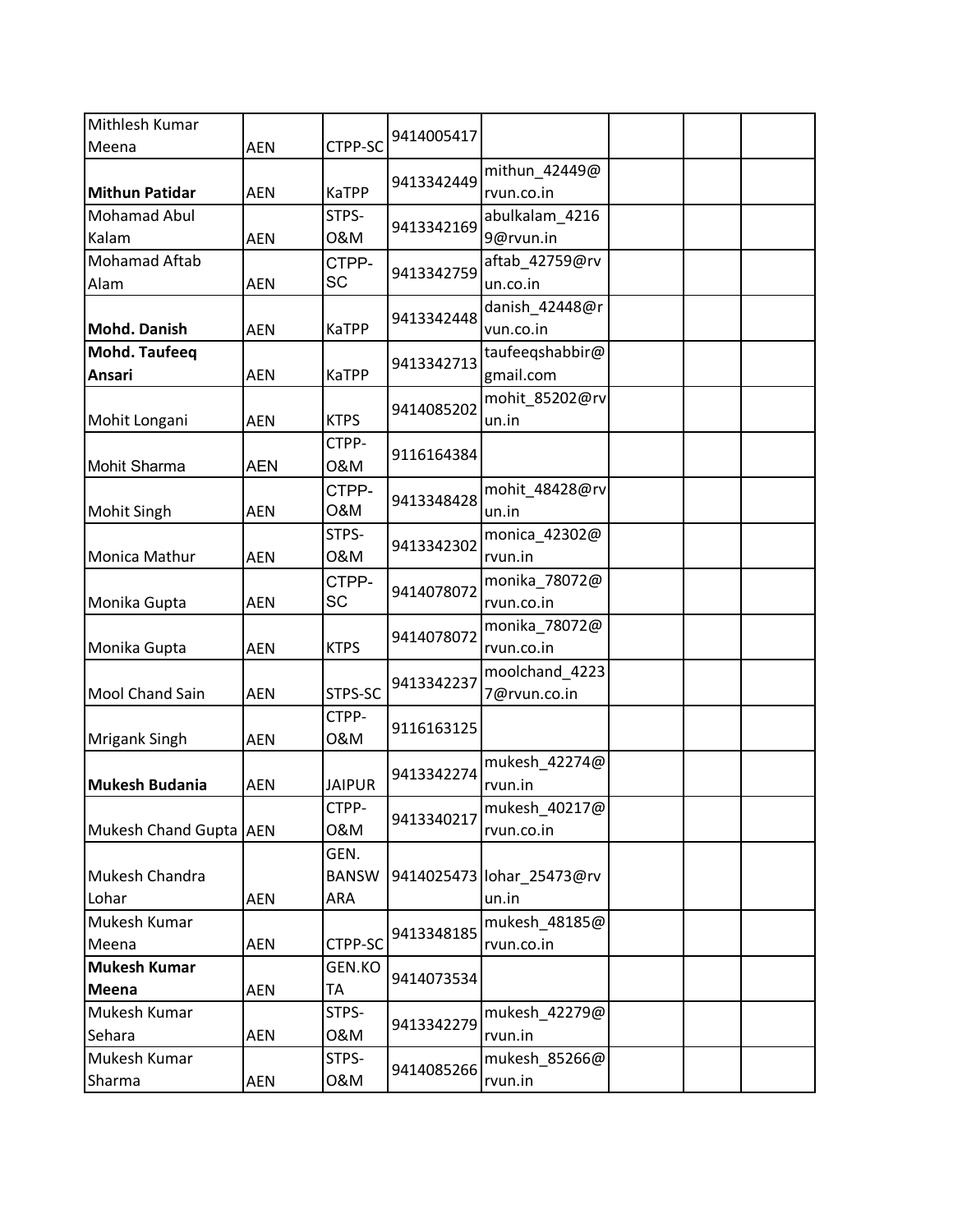| | | | | | | | |
|---|---|---|---|---|---|---|---|
| Mithlesh Kumar Meena | AEN | CTPP-SC | 9414005417 | | | | |
| **Mithun Patidar** | AEN | KaTPP | 9413342449 | mithun_42449@rvun.co.in | | | |
| Mohamad Abul Kalam | AEN | STPS-O&M | 9413342169 | abulkalam_42169@rvun.in | | | |
| Mohamad Aftab Alam | AEN | CTPP-SC | 9413342759 | aftab_42759@rvun.co.in | | | |
| **Mohd. Danish** | AEN | KaTPP | 9413342448 | danish_42448@rvun.co.in | | | |
| **Mohd. Taufeeq Ansari** | AEN | KaTPP | 9413342713 | taufeeqshabbir@gmail.com | | | |
| Mohit Longani | AEN | KTPS | 9414085202 | mohit_85202@rvun.in | | | |
| Mohit Sharma | AEN | CTPP-O&M | 9116164384 | | | | |
| Mohit Singh | AEN | CTPP-O&M | 9413348428 | mohit_48428@rvun.in | | | |
| Monica Mathur | AEN | STPS-O&M | 9413342302 | monica_42302@rvun.in | | | |
| Monika Gupta | AEN | CTPP-SC | 9414078072 | monika_78072@rvun.co.in | | | |
| Monika Gupta | AEN | KTPS | 9414078072 | monika_78072@rvun.co.in | | | |
| Mool Chand Sain | AEN | STPS-SC | 9413342237 | moolchand_42237@rvun.co.in | | | |
| Mrigank Singh | AEN | CTPP-O&M | 9116163125 | | | | |
| **Mukesh Budania** | AEN | JAIPUR | 9413342274 | mukesh_42274@rvun.in | | | |
| Mukesh Chand Gupta | AEN | CTPP-O&M | 9413340217 | mukesh_40217@rvun.co.in | | | |
| Mukesh Chandra Lohar | AEN | GEN. BANSWARA | 9414025473 | lohar_25473@rvun.in | | | |
| Mukesh Kumar Meena | AEN | CTPP-SC | 9413348185 | mukesh_48185@rvun.co.in | | | |
| **Mukesh Kumar Meena** | AEN | GEN.KOTA | 9414073534 | | | | |
| Mukesh Kumar Sehara | AEN | STPS-O&M | 9413342279 | mukesh_42279@rvun.in | | | |
| Mukesh Kumar Sharma | AEN | STPS-O&M | 9414085266 | mukesh_85266@rvun.in | | | |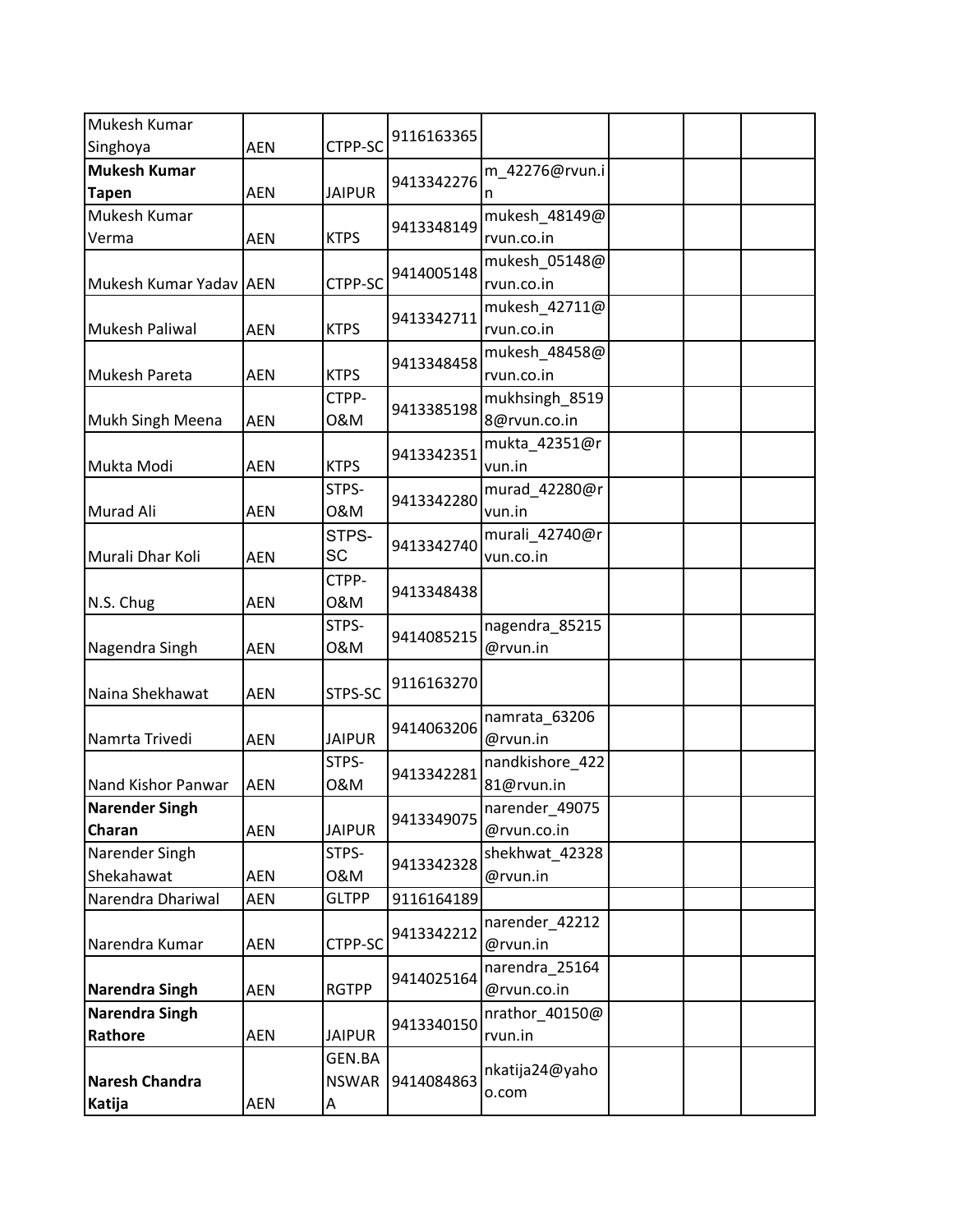| | | | | | | | |
|---|---|---|---|---|---|---|---|
| Mukesh Kumar Singhoya | AEN | CTPP-SC | 9116163365 | | | | |
| **Mukesh Kumar Tapen** | AEN | JAIPUR | 9413342276 | m_42276@rvun.in | | | |
| Mukesh Kumar Verma | AEN | KTPS | 9413348149 | mukesh_48149@rvun.co.in | | | |
| Mukesh Kumar Yadav | AEN | CTPP-SC | 9414005148 | mukesh_05148@rvun.co.in | | | |
| Mukesh Paliwal | AEN | KTPS | 9413342711 | mukesh_42711@rvun.co.in | | | |
| Mukesh Pareta | AEN | KTPS | 9413348458 | mukesh_48458@rvun.co.in | | | |
| Mukh Singh Meena | AEN | CTPP-O&M | 9413385198 | mukhsingh_85198@rvun.co.in | | | |
| Mukta Modi | AEN | KTPS | 9413342351 | mukta_42351@rvun.in | | | |
| Murad Ali | AEN | STPS-O&M | 9413342280 | murad_42280@rvun.in | | | |
| Murali Dhar Koli | AEN | STPS-SC | 9413342740 | murali_42740@rvun.co.in | | | |
| N.S. Chug | AEN | CTPP-O&M | 9413348438 | | | | |
| Nagendra Singh | AEN | STPS-O&M | 9414085215 | nagendra_85215@rvun.in | | | |
| Naina Shekhawat | AEN | STPS-SC | 9116163270 | | | | |
| Namrta Trivedi | AEN | JAIPUR | 9414063206 | namrata_63206@rvun.in | | | |
| Nand Kishor Panwar | AEN | STPS-O&M | 9413342281 | nandkishore_42281@rvun.in | | | |
| **Narender Singh Charan** | AEN | JAIPUR | 9413349075 | narender_49075@rvun.co.in | | | |
| Narender Singh Shekahawat | AEN | STPS-O&M | 9413342328 | shekhwat_42328@rvun.in | | | |
| Narendra Dhariwal | AEN | GLTPP | 9116164189 | | | | |
| Narendra Kumar | AEN | CTPP-SC | 9413342212 | narender_42212@rvun.in | | | |
| **Narendra Singh** | AEN | RGTPP | 9414025164 | narendra_25164@rvun.co.in | | | |
| **Narendra Singh Rathore** | AEN | JAIPUR | 9413340150 | nrathor_40150@rvun.in | | | |
| **Naresh Chandra Katija** | AEN | GEN.BANSWARA | 9414084863 | nkatija24@yahoo.com | | | |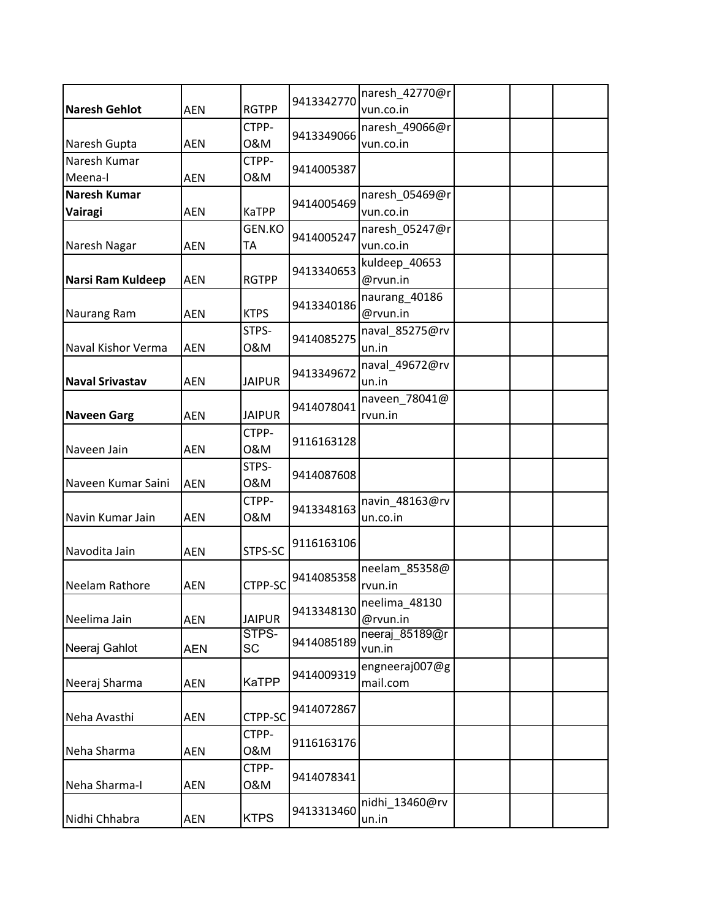| | | | | | | | |
|---|---|---|---|---|---|---|---|
| **Naresh Gehlot** | AEN | RGTPP | 9413342770 | naresh_42770@rvun.co.in | | | |
| Naresh Gupta | AEN | CTPP-O&M | 9413349066 | naresh_49066@rvun.co.in | | | |
| Naresh Kumar Meena-I | AEN | CTPP-O&M | 9414005387 | | | | |
| **Naresh Kumar Vairagi** | AEN | KaTPP | 9414005469 | naresh_05469@rvun.co.in | | | |
| Naresh Nagar | AEN | GEN.KOTA | 9414005247 | naresh_05247@rvun.co.in | | | |
| **Narsi Ram Kuldeep** | AEN | RGTPP | 9413340653 | kuldeep_40653@rvun.in | | | |
| Naurang Ram | AEN | KTPS | 9413340186 | naurang_40186@rvun.in | | | |
| Naval Kishor Verma | AEN | STPS-O&M | 9414085275 | naval_85275@rvun.in | | | |
| **Naval Srivastav** | AEN | JAIPUR | 9413349672 | naval_49672@rvun.in | | | |
| **Naveen Garg** | AEN | JAIPUR | 9414078041 | naveen_78041@rvun.in | | | |
| Naveen Jain | AEN | CTPP-O&M | 9116163128 | | | | |
| Naveen Kumar Saini | AEN | STPS-O&M | 9414087608 | | | | |
| Navin Kumar Jain | AEN | CTPP-O&M | 9413348163 | navin_48163@rvun.co.in | | | |
| Navodita Jain | AEN | STPS-SC | 9116163106 | | | | |
| Neelam Rathore | AEN | CTPP-SC | 9414085358 | neelam_85358@rvun.in | | | |
| Neelima Jain | AEN | JAIPUR | 9413348130 | neelima_48130@rvun.in | | | |
| Neeraj Gahlot | AEN | STPS-SC | 9414085189 | neeraj_85189@rvun.in | | | |
| Neeraj Sharma | AEN | KaTPP | 9414009319 | engneeraj007@gmail.com | | | |
| Neha Avasthi | AEN | CTPP-SC | 9414072867 | | | | |
| Neha Sharma | AEN | CTPP-O&M | 9116163176 | | | | |
| Neha Sharma-I | AEN | CTPP-O&M | 9414078341 | | | | |
| Nidhi Chhabra | AEN | KTPS | 9413313460 | nidhi_13460@rvun.in | | | |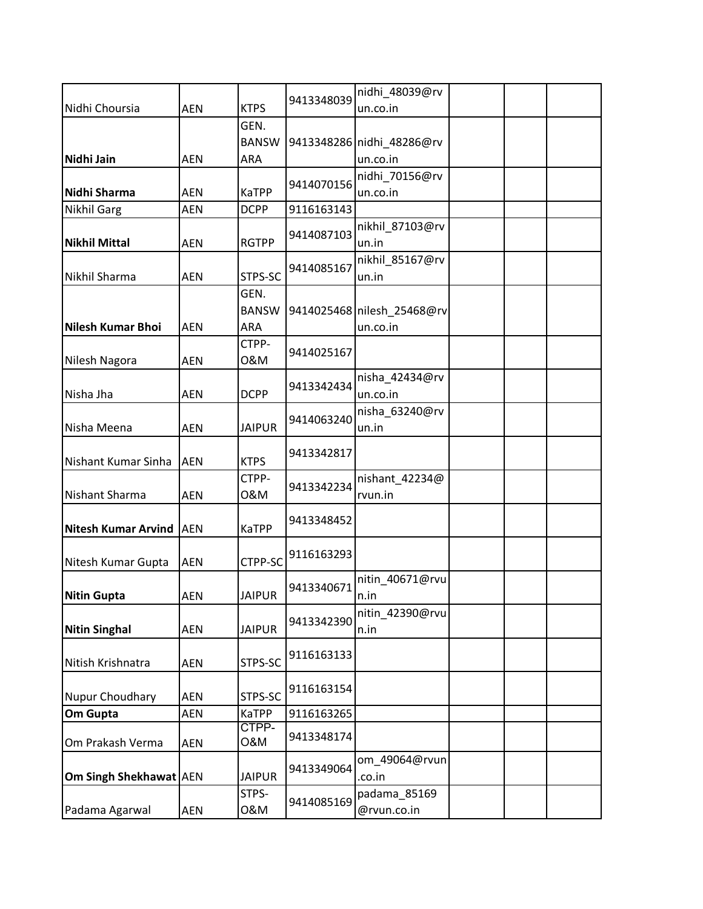| | | | | | | | |
|---|---|---|---|---|---|---|---|
| Nidhi Choursia | AEN | KTPS | 9413348039 | nidhi_48039@rvun.co.in | | | |
| **Nidhi Jain** | AEN | GEN. BANSWARA | 9413348286 | nidhi_48286@rvun.co.in | | | |
| **Nidhi Sharma** | AEN | KaTPP | 9414070156 | nidhi_70156@rvun.co.in | | | |
| Nikhil Garg | AEN | DCPP | 9116163143 | | | | |
| **Nikhil Mittal** | AEN | RGTPP | 9414087103 | nikhil_87103@rvun.in | | | |
| Nikhil Sharma | AEN | STPS-SC | 9414085167 | nikhil_85167@rvun.in | | | |
| **Nilesh Kumar Bhoi** | AEN | GEN. BANSWARA | 9414025468 | nilesh_25468@rvun.co.in | | | |
| Nilesh Nagora | AEN | CTPP-O&M | 9414025167 | | | | |
| Nisha Jha | AEN | DCPP | 9413342434 | nisha_42434@rvun.co.in | | | |
| Nisha Meena | AEN | JAIPUR | 9414063240 | nisha_63240@rvun.in | | | |
| Nishant Kumar Sinha | AEN | KTPS | 9413342817 | | | | |
| Nishant Sharma | AEN | CTPP-O&M | 9413342234 | nishant_42234@rvun.in | | | |
| **Nitesh Kumar Arvind** | AEN | KaTPP | 9413348452 | | | | |
| Nitesh Kumar Gupta | AEN | CTPP-SC | 9116163293 | | | | |
| **Nitin Gupta** | AEN | JAIPUR | 9413340671 | nitin_40671@rvun.in | | | |
| **Nitin Singhal** | AEN | JAIPUR | 9413342390 | nitin_42390@rvun.in | | | |
| Nitish Krishnatra | AEN | STPS-SC | 9116163133 | | | | |
| Nupur Choudhary | AEN | STPS-SC | 9116163154 | | | | |
| **Om Gupta** | AEN | KaTPP | 9116163265 | | | | |
| Om Prakash Verma | AEN | CTPP-O&M | 9413348174 | | | | |
| **Om Singh Shekhawat** | AEN | JAIPUR | 9413349064 | om_49064@rvun.co.in | | | |
| Padama Agarwal | AEN | STPS-O&M | 9414085169 | padama_85169@rvun.co.in | | | |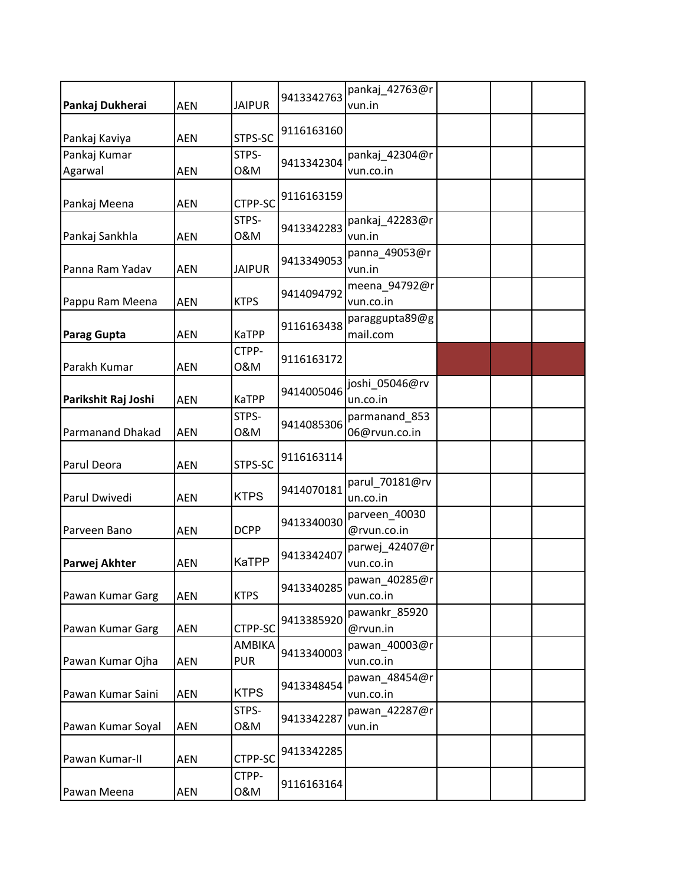| | | | | | | | |
|---|---|---|---|---|---|---|---|
| **Pankaj Dukherai** | AEN | JAIPUR | 9413342763 | pankaj_42763@rvun.in | | | |
| Pankaj Kaviya | AEN | STPS-SC | 9116163160 | | | | |
| Pankaj Kumar Agarwal | AEN | STPS-O&M | 9413342304 | pankaj_42304@rvun.co.in | | | |
| Pankaj Meena | AEN | CTPP-SC | 9116163159 | | | | |
| Pankaj Sankhla | AEN | STPS-O&M | 9413342283 | pankaj_42283@rvun.in | | | |
| Panna Ram Yadav | AEN | JAIPUR | 9413349053 | panna_49053@rvun.in | | | |
| Pappu Ram Meena | AEN | KTPS | 9414094792 | meena_94792@rvun.co.in | | | |
| **Parag Gupta** | AEN | KaTPP | 9116163438 | paraggupta89@gmail.com | | | |
| Parakh Kumar | AEN | CTPP-O&M | 9116163172 | | | | |
| **Parikshit Raj Joshi** | AEN | KaTPP | 9414005046 | joshi_05046@rvun.co.in | | | |
| Parmanand Dhakad | AEN | STPS-O&M | 9414085306 | parmanand_85306@rvun.co.in | | | |
| Parul Deora | AEN | STPS-SC | 9116163114 | | | | |
| Parul Dwivedi | AEN | KTPS | 9414070181 | parul_70181@rvun.co.in | | | |
| Parveen Bano | AEN | DCPP | 9413340030 | parveen_40030@rvun.co.in | | | |
| **Parwej Akhter** | AEN | KaTPP | 9413342407 | parwej_42407@rvun.co.in | | | |
| Pawan Kumar Garg | AEN | KTPS | 9413340285 | pawan_40285@rvun.co.in | | | |
| Pawan Kumar Garg | AEN | CTPP-SC | 9413385920 | pawankr_85920@rvun.in | | | |
| Pawan Kumar Ojha | AEN | AMBIKAPUR | 9413340003 | pawan_40003@rvun.co.in | | | |
| Pawan Kumar Saini | AEN | KTPS | 9413348454 | pawan_48454@rvun.co.in | | | |
| Pawan Kumar Soyal | AEN | STPS-O&M | 9413342287 | pawan_42287@rvun.in | | | |
| Pawan Kumar-II | AEN | CTPP-SC | 9413342285 | | | | |
| Pawan Meena | AEN | CTPP-O&M | 9116163164 | | | | |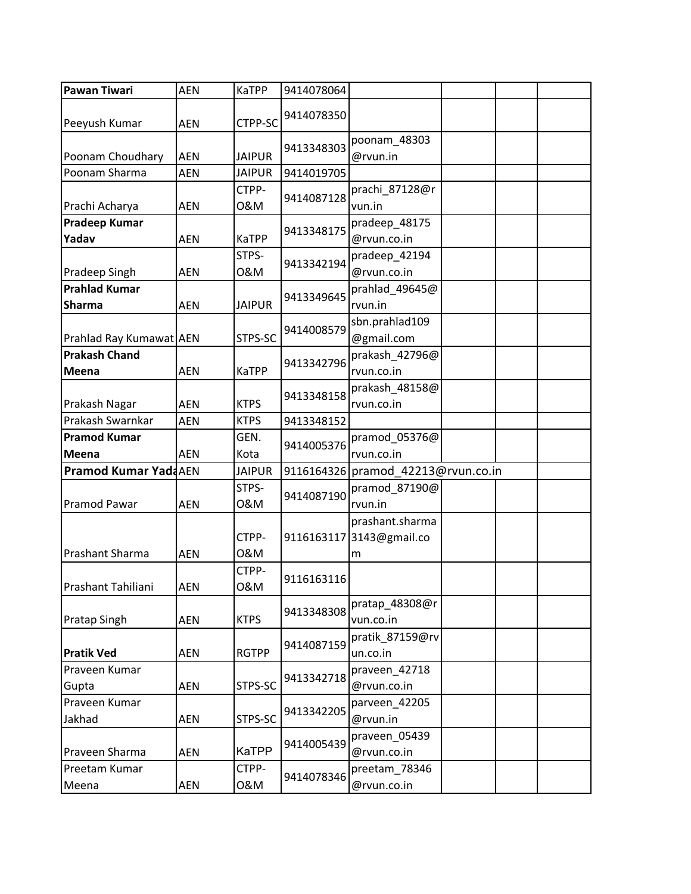| **Pawan Tiwari** | AEN | KaTPP | 9414078064 | | | | |
|---|---|---|---|---|---|---|---|
| Peeyush Kumar | AEN | CTPP-SC | 9414078350 | | | | |
| Poonam Choudhary | AEN | JAIPUR | 9413348303 | poonam_48303@rvun.in | | | |
| Poonam Sharma | AEN | JAIPUR | 9414019705 | | | | |
| Prachi Acharya | AEN | CTPP-O&M | 9414087128 | prachi_87128@rvun.in | | | |
| **Pradeep Kumar Yadav** | AEN | KaTPP | 9413348175 | pradeep_48175@rvun.co.in | | | |
| Pradeep Singh | AEN | STPS-O&M | 9413342194 | pradeep_42194@rvun.co.in | | | |
| **Prahlad Kumar Sharma** | AEN | JAIPUR | 9413349645 | prahlad_49645@rvun.in | | | |
| Prahlad Ray Kumawat | AEN | STPS-SC | 9414008579 | sbn.prahlad109@gmail.com | | | |
| **Prakash Chand Meena** | AEN | KaTPP | 9413342796 | prakash_42796@rvun.co.in | | | |
| Prakash Nagar | AEN | KTPS | 9413348158 | prakash_48158@rvun.co.in | | | |
| Prakash Swarnkar | AEN | KTPS | 9413348152 | | | | |
| **Pramod Kumar Meena** | AEN | GEN. Kota | 9414005376 | pramod_05376@rvun.co.in | | | |
| **Pramod Kumar Yada** | AEN | JAIPUR | 9116164326 | pramod_42213@rvun.co.in | | | |
| Pramod Pawar | AEN | STPS-O&M | 9414087190 | pramod_87190@rvun.in | | | |
| Prashant Sharma | AEN | CTPP-O&M | 9116163117 | prashant.sharma3143@gmail.com | | | |
| Prashant Tahiliani | AEN | CTPP-O&M | 9116163116 | | | | |
| Pratap Singh | AEN | KTPS | 9413348308 | pratap_48308@rvun.co.in | | | |
| **Pratik Ved** | AEN | RGTPP | 9414087159 | pratik_87159@rvun.co.in | | | |
| Praveen Kumar Gupta | AEN | STPS-SC | 9413342718 | praveen_42718@rvun.co.in | | | |
| Praveen Kumar Jakhad | AEN | STPS-SC | 9413342205 | parveen_42205@rvun.in | | | |
| Praveen Sharma | AEN | KaTPP | 9414005439 | praveen_05439@rvun.co.in | | | |
| Preetam Kumar Meena | AEN | CTPP-O&M | 9414078346 | preetam_78346@rvun.co.in | | | |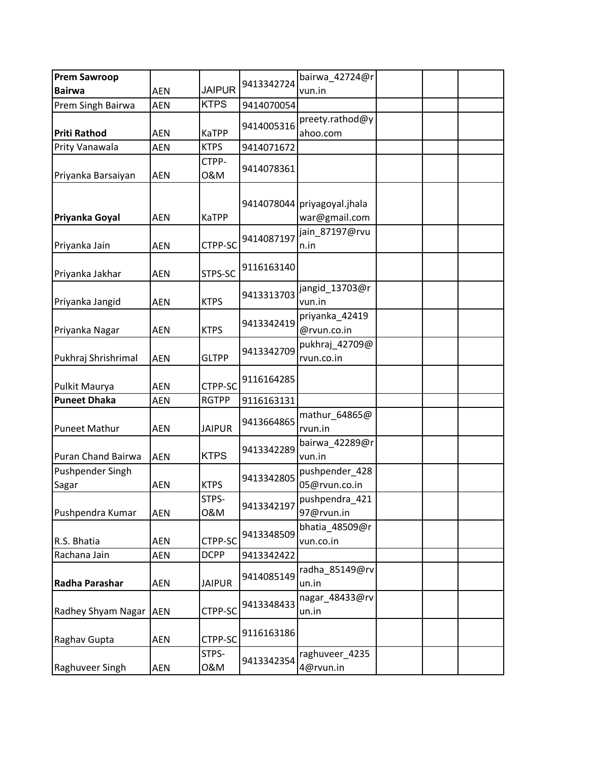| | | | | | | | |
|---|---|---|---|---|---|---|---|
| **Prem Sawroop Bairwa** | AEN | JAIPUR | 9413342724 | bairwa_42724@rvun.in | | | |
| Prem Singh Bairwa | AEN | KTPS | 9414070054 | | | | |
| **Priti Rathod** | AEN | KaTPP | 9414005316 | preety.rathod@yahoo.com | | | |
| Prity Vanawala | AEN | KTPS | 9414071672 | | | | |
| Priyanka Barsaiyan | AEN | CTPP-O&M | 9414078361 | | | | |
| **Priyanka Goyal** | AEN | KaTPP | 9414078044 | priyagoyal.jhalawar@gmail.com | | | |
| Priyanka Jain | AEN | CTPP-SC | 9414087197 | jain_87197@rvun.in | | | |
| Priyanka Jakhar | AEN | STPS-SC | 9116163140 | | | | |
| Priyanka Jangid | AEN | KTPS | 9413313703 | jangid_13703@rvun.in | | | |
| Priyanka Nagar | AEN | KTPS | 9413342419 | priyanka_42419@rvun.co.in | | | |
| Pukhraj Shrishrimal | AEN | GLTPP | 9413342709 | pukhraj_42709@rvun.co.in | | | |
| Pulkit Maurya | AEN | CTPP-SC | 9116164285 | | | | |
| **Puneet Dhaka** | AEN | RGTPP | 9116163131 | | | | |
| Puneet Mathur | AEN | JAIPUR | 9413664865 | mathur_64865@rvun.in | | | |
| Puran Chand Bairwa | AEN | KTPS | 9413342289 | bairwa_42289@rvun.in | | | |
| Pushpender Singh Sagar | AEN | KTPS | 9413342805 | pushpender_42805@rvun.co.in | | | |
| Pushpendra Kumar | AEN | STPS-O&M | 9413342197 | pushpendra_42197@rvun.in | | | |
| R.S. Bhatia | AEN | CTPP-SC | 9413348509 | bhatia_48509@rvun.co.in | | | |
| Rachana Jain | AEN | DCPP | 9413342422 | | | | |
| **Radha Parashar** | AEN | JAIPUR | 9414085149 | radha_85149@rvun.in | | | |
| Radhey Shyam Nagar | AEN | CTPP-SC | 9413348433 | nagar_48433@rvun.in | | | |
| Raghav Gupta | AEN | CTPP-SC | 9116163186 | | | | |
| Raghuveer Singh | AEN | STPS-O&M | 9413342354 | raghuveer_42354@rvun.in | | | |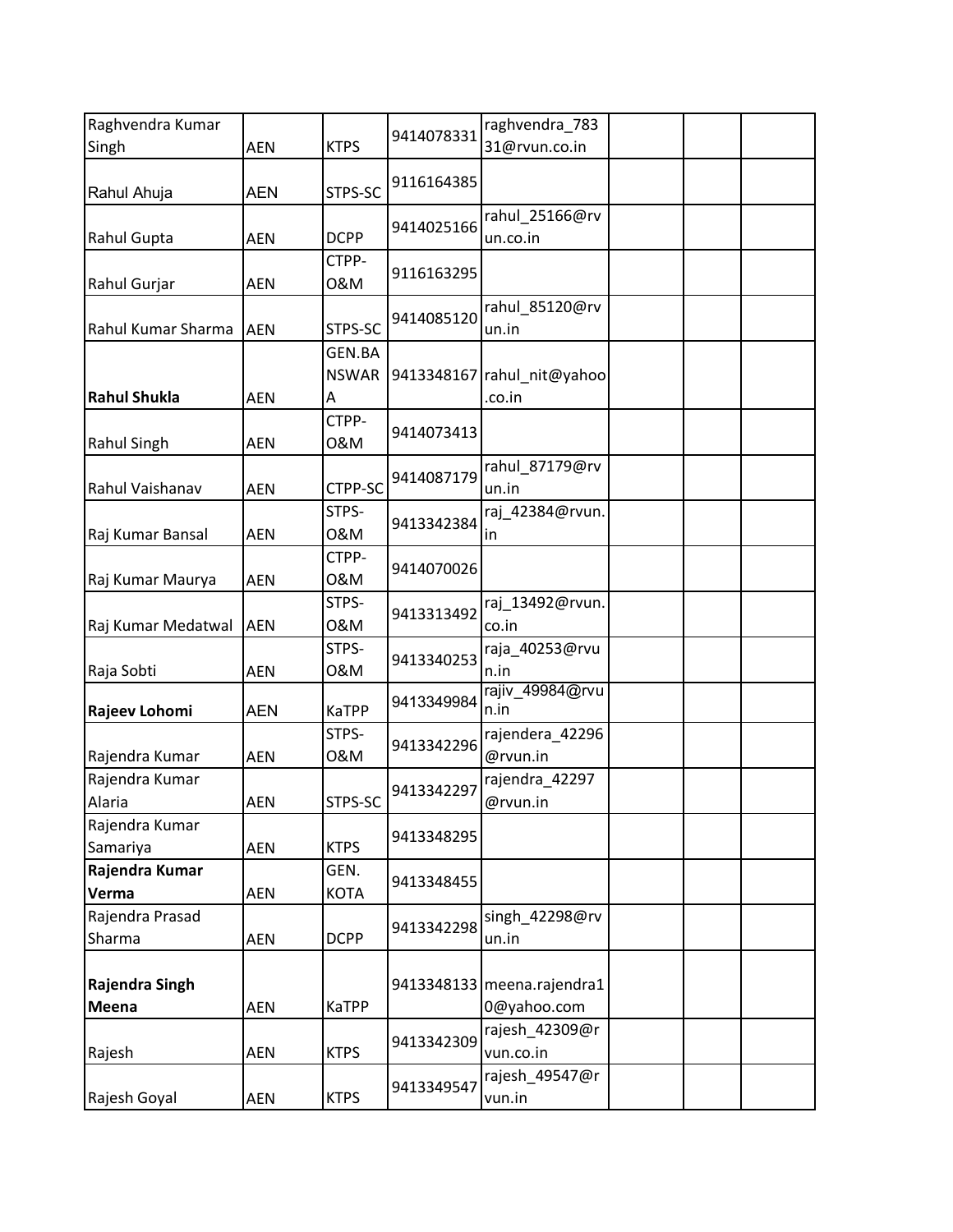| | | | | | | | |
|---|---|---|---|---|---|---|---|
| Raghvendra Kumar Singh | AEN | KTPS | 9414078331 | raghvendra_78331@rvun.co.in | | | |
| Rahul Ahuja | AEN | STPS-SC | 9116164385 | | | | |
| Rahul Gupta | AEN | DCPP | 9414025166 | rahul_25166@rvun.co.in | | | |
| Rahul Gurjar | AEN | CTPP-O&M | 9116163295 | | | | |
| Rahul Kumar Sharma | AEN | STPS-SC | 9414085120 | rahul_85120@rvun.in | | | |
| **Rahul Shukla** | AEN | GEN.BANSWARA | 9413348167 | rahul_nit@yahoo.co.in | | | |
| Rahul Singh | AEN | CTPP-O&M | 9414073413 | | | | |
| Rahul Vaishanav | AEN | CTPP-SC | 9414087179 | rahul_87179@rvun.in | | | |
| Raj Kumar Bansal | AEN | STPS-O&M | 9413342384 | raj_42384@rvun.in | | | |
| Raj Kumar Maurya | AEN | CTPP-O&M | 9414070026 | | | | |
| Raj Kumar Medatwal | AEN | STPS-O&M | 9413313492 | raj_13492@rvun.co.in | | | |
| Raja Sobti | AEN | STPS-O&M | 9413340253 | raja_40253@rvun.in | | | |
| **Rajeev Lohomi** | AEN | KaTPP | 9413349984 | rajiv_49984@rvun.in | | | |
| Rajendra Kumar | AEN | STPS-O&M | 9413342296 | rajendera_42296@rvun.in | | | |
| Rajendra Kumar Alaria | AEN | STPS-SC | 9413342297 | rajendra_42297@rvun.in | | | |
| Rajendra Kumar Samariya | AEN | KTPS | 9413348295 | | | | |
| **Rajendra Kumar Verma** | AEN | GEN. KOTA | 9413348455 | | | | |
| Rajendra Prasad Sharma | AEN | DCPP | 9413342298 | singh_42298@rvun.in | | | |
| **Rajendra Singh Meena** | AEN | KaTPP | 9413348133 | meena.rajendra10@yahoo.com | | | |
| Rajesh | AEN | KTPS | 9413342309 | rajesh_42309@rvun.co.in | | | |
| Rajesh Goyal | AEN | KTPS | 9413349547 | rajesh_49547@rvun.in | | | |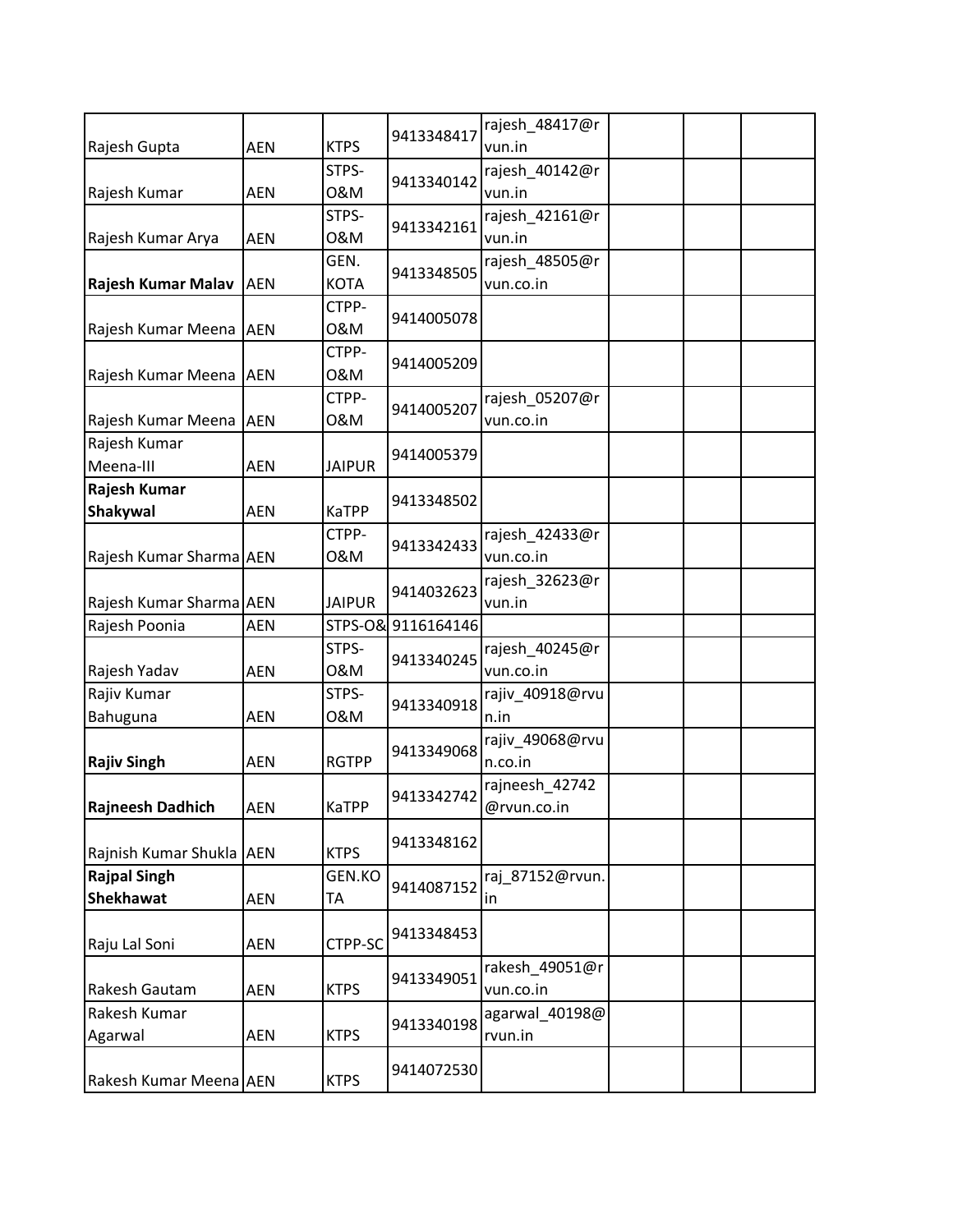| | | | | | | | |
|---|---|---|---|---|---|---|---|
| Rajesh Gupta | AEN | KTPS | 9413348417 | rajesh_48417@rvun.in | | | |
| Rajesh Kumar | AEN | STPS-O&M | 9413340142 | rajesh_40142@rvun.in | | | |
| Rajesh Kumar Arya | AEN | STPS-O&M | 9413342161 | rajesh_42161@rvun.in | | | |
| **Rajesh Kumar Malav** | AEN | GEN. KOTA | 9413348505 | rajesh_48505@rvun.co.in | | | |
| Rajesh Kumar Meena | AEN | CTPP-O&M | 9414005078 | | | | |
| Rajesh Kumar Meena | AEN | CTPP-O&M | 9414005209 | | | | |
| Rajesh Kumar Meena | AEN | CTPP-O&M | 9414005207 | rajesh_05207@rvun.co.in | | | |
| Rajesh Kumar Meena-III | AEN | JAIPUR | 9414005379 | | | | |
| **Rajesh Kumar Shakywal** | AEN | KaTPP | 9413348502 | | | | |
| Rajesh Kumar Sharma | AEN | CTPP-O&M | 9413342433 | rajesh_42433@rvun.co.in | | | |
| Rajesh Kumar Sharma | AEN | JAIPUR | 9414032623 | rajesh_32623@rvun.in | | | |
| Rajesh Poonia | AEN | STPS-O& | 9116164146 | | | | |
| Rajesh Yadav | AEN | STPS-O&M | 9413340245 | rajesh_40245@rvun.co.in | | | |
| Rajiv Kumar Bahuguna | AEN | STPS-O&M | 9413340918 | rajiv_40918@rvun.in | | | |
| **Rajiv Singh** | AEN | RGTPP | 9413349068 | rajiv_49068@rvun.co.in | | | |
| **Rajneesh Dadhich** | AEN | KaTPP | 9413342742 | rajneesh_42742@rvun.co.in | | | |
| Rajnish Kumar Shukla | AEN | KTPS | 9413348162 | | | | |
| **Rajpal Singh Shekhawat** | AEN | GEN.KOTA | 9414087152 | raj_87152@rvun.in | | | |
| Raju Lal Soni | AEN | CTPP-SC | 9413348453 | | | | |
| Rakesh Gautam | AEN | KTPS | 9413349051 | rakesh_49051@rvun.co.in | | | |
| Rakesh Kumar Agarwal | AEN | KTPS | 9413340198 | agarwal_40198@rvun.in | | | |
| Rakesh Kumar Meena | AEN | KTPS | 9414072530 | | | | |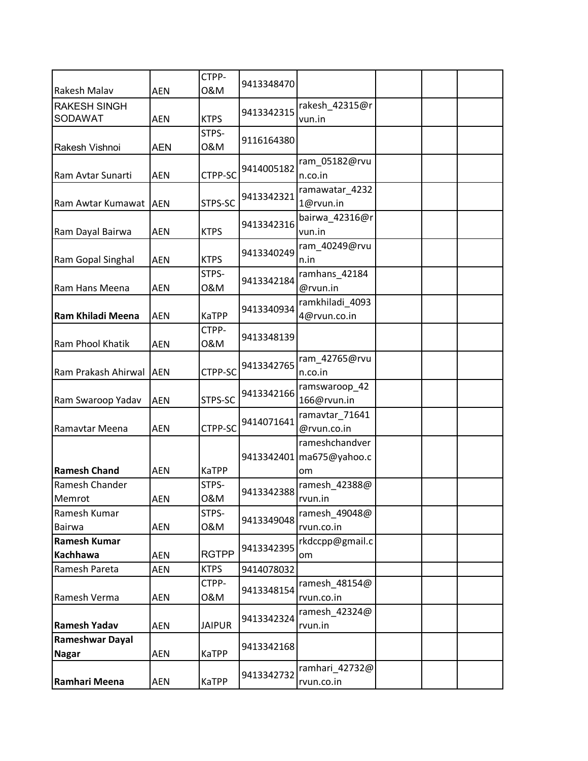| | | | | | | | |
|---|---|---|---|---|---|---|---|
| Rakesh Malav | AEN | CTPP-O&M | 9413348470 | | | | |
| RAKESH SINGH SODAWAT | AEN | KTPS | 9413342315 | rakesh_42315@rvun.in | | | |
| Rakesh Vishnoi | AEN | STPS-O&M | 9116164380 | | | | |
| Ram Avtar Sunarti | AEN | CTPP-SC | 9414005182 | ram_05182@rvun.co.in | | | |
| Ram Awtar Kumawat | AEN | STPS-SC | 9413342321 | ramawatar_42321@rvun.in | | | |
| Ram Dayal Bairwa | AEN | KTPS | 9413342316 | bairwa_42316@rvun.in | | | |
| Ram Gopal Singhal | AEN | KTPS | 9413340249 | ram_40249@rvun.in | | | |
| Ram Hans Meena | AEN | STPS-O&M | 9413342184 | ramhans_42184@rvun.in | | | |
| **Ram Khiladi Meena** | AEN | KaTPP | 9413340934 | ramkhiladi_40934@rvun.co.in | | | |
| Ram Phool Khatik | AEN | CTPP-O&M | 9413348139 | | | | |
| Ram Prakash Ahirwal | AEN | CTPP-SC | 9413342765 | ram_42765@rvun.co.in | | | |
| Ram Swaroop Yadav | AEN | STPS-SC | 9413342166 | ramswaroop_42166@rvun.in | | | |
| Ramavtar Meena | AEN | CTPP-SC | 9414071641 | ramavtar_71641@rvun.co.in | | | |
| **Ramesh Chand** | AEN | KaTPP | 9413342401 | rameshchandverma675@yahoo.com | | | |
| Ramesh Chander Memrot | AEN | STPS-O&M | 9413342388 | ramesh_42388@rvun.in | | | |
| Ramesh Kumar Bairwa | AEN | STPS-O&M | 9413349048 | ramesh_49048@rvun.co.in | | | |
| **Ramesh Kumar Kachhawa** | AEN | RGTPP | 9413342395 | rkdccpp@gmail.com | | | |
| Ramesh Pareta | AEN | KTPS | 9414078032 | | | | |
| Ramesh Verma | AEN | CTPP-O&M | 9413348154 | ramesh_48154@rvun.co.in | | | |
| **Ramesh Yadav** | AEN | JAIPUR | 9413342324 | ramesh_42324@rvun.in | | | |
| **Rameshwar Dayal Nagar** | AEN | KaTPP | 9413342168 | | | | |
| **Ramhari Meena** | AEN | KaTPP | 9413342732 | ramhari_42732@rvun.co.in | | | |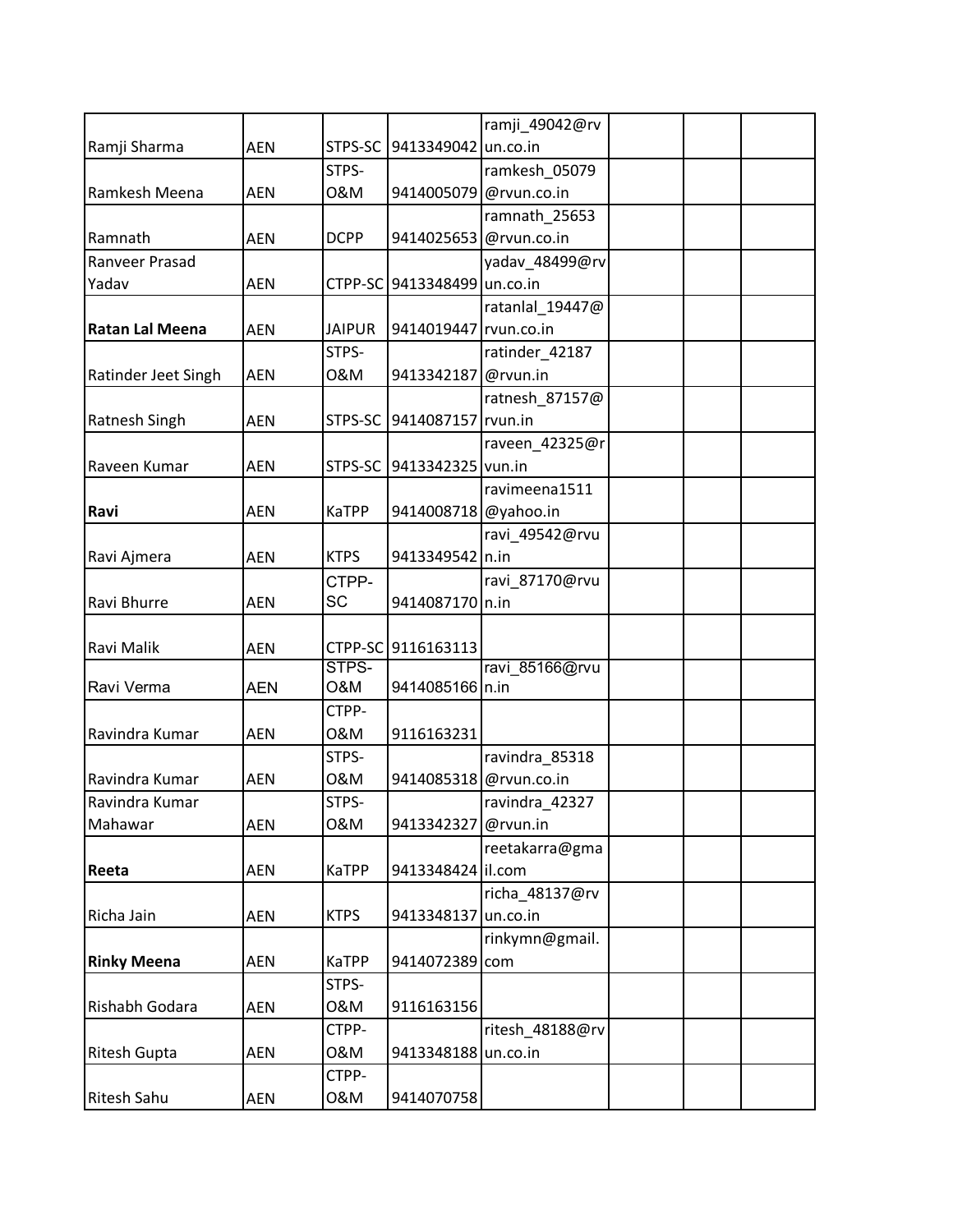| | | | | | | | |
|---|---|---|---|---|---|---|---|
| Ramji Sharma | AEN | STPS-SC | 9413349042 | ramji_49042@rvun.co.in | | | |
| Ramkesh Meena | AEN | STPS-O&M | 9414005079 | ramkesh_05079@rvun.co.in | | | |
| Ramnath | AEN | DCPP | 9414025653 | ramnath_25653@rvun.co.in | | | |
| Ranveer Prasad Yadav | AEN | CTPP-SC | 9413348499 | yadav_48499@rvun.co.in | | | |
| **Ratan Lal Meena** | AEN | JAIPUR | 9414019447 | ratanlal_19447@rvun.co.in | | | |
| Ratinder Jeet Singh | AEN | STPS-O&M | 9413342187 | ratinder_42187@rvun.in | | | |
| Ratnesh Singh | AEN | STPS-SC | 9414087157 | ratnesh_87157@rvun.in | | | |
| Raveen Kumar | AEN | STPS-SC | 9413342325 | raveen_42325@rvun.in | | | |
| **Ravi** | AEN | KaTPP | 9414008718 | ravimeena1511@yahoo.in | | | |
| Ravi Ajmera | AEN | KTPS | 9413349542 | ravi_49542@rvun.in | | | |
| Ravi Bhurre | AEN | CTPP-SC | 9414087170 | ravi_87170@rvun.in | | | |
| Ravi Malik | AEN | CTPP-SC | 9116163113 | | | | |
| Ravi Verma | AEN | STPS-O&M | 9414085166 | ravi_85166@rvun.in | | | |
| Ravindra Kumar | AEN | CTPP-O&M | 9116163231 | | | | |
| Ravindra Kumar | AEN | STPS-O&M | 9414085318 | ravindra_85318@rvun.co.in | | | |
| Ravindra Kumar Mahawar | AEN | STPS-O&M | 9413342327 | ravindra_42327@rvun.in | | | |
| **Reeta** | AEN | KaTPP | 9413348424 | reetakarra@gmail.com | | | |
| Richa Jain | AEN | KTPS | 9413348137 | richa_48137@rvun.co.in | | | |
| **Rinky Meena** | AEN | KaTPP | 9414072389 | rinkymn@gmail.com | | | |
| Rishabh Godara | AEN | STPS-O&M | 9116163156 | | | | |
| Ritesh Gupta | AEN | CTPP-O&M | 9413348188 | ritesh_48188@rvun.co.in | | | |
| Ritesh Sahu | AEN | CTPP-O&M | 9414070758 | | | | |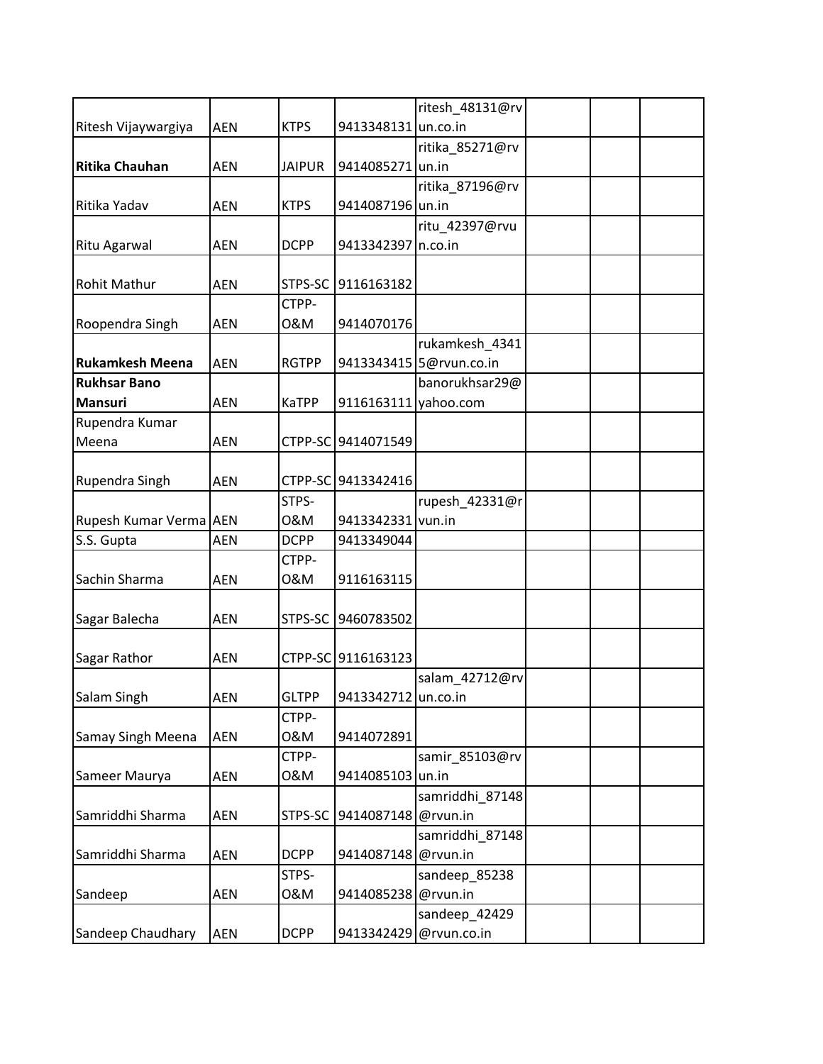| | | | | | | | |
|---|---|---|---|---|---|---|---|
| Ritesh Vijaywargiya | AEN | KTPS | 9413348131 | ritesh_48131@rvun.co.in | | | |
| **Ritika Chauhan** | AEN | JAIPUR | 9414085271 | ritika_85271@rvun.in | | | |
| Ritika Yadav | AEN | KTPS | 9414087196 | ritika_87196@rvun.in | | | |
| Ritu Agarwal | AEN | DCPP | 9413342397 | ritu_42397@rvun.co.in | | | |
| Rohit Mathur | AEN | STPS-SC | 9116163182 | | | | |
| Roopendra Singh | AEN | CTPP-O&M | 9414070176 | | | | |
| **Rukamkesh Meena** | AEN | RGTPP | 9413343415 | rukamkesh_43415@rvun.co.in | | | |
| **Rukhsar Bano Mansuri** | AEN | KaTPP | 9116163111 | banorukhsar29@yahoo.com | | | |
| Rupendra Kumar Meena | AEN | CTPP-SC | 9414071549 | | | | |
| Rupendra Singh | AEN | CTPP-SC | 9413342416 | | | | |
| Rupesh Kumar Verma | AEN | STPS-O&M | 9413342331 | rupesh_42331@rvun.in | | | |
| S.S. Gupta | AEN | DCPP | 9413349044 | | | | |
| Sachin Sharma | AEN | CTPP-O&M | 9116163115 | | | | |
| Sagar Balecha | AEN | STPS-SC | 9460783502 | | | | |
| Sagar Rathor | AEN | CTPP-SC | 9116163123 | | | | |
| Salam Singh | AEN | GLTPP | 9413342712 | salam_42712@rvun.co.in | | | |
| Samay Singh Meena | AEN | CTPP-O&M | 9414072891 | | | | |
| Sameer Maurya | AEN | CTPP-O&M | 9414085103 | samir_85103@rvun.in | | | |
| Samriddhi Sharma | AEN | STPS-SC | 9414087148 | samriddhi_87148@rvun.in | | | |
| Samriddhi Sharma | AEN | DCPP | 9414087148 | samriddhi_87148@rvun.in | | | |
| Sandeep | AEN | STPS-O&M | 9414085238 | sandeep_85238@rvun.in | | | |
| Sandeep Chaudhary | AEN | DCPP | 9413342429 | sandeep_42429@rvun.co.in | | | |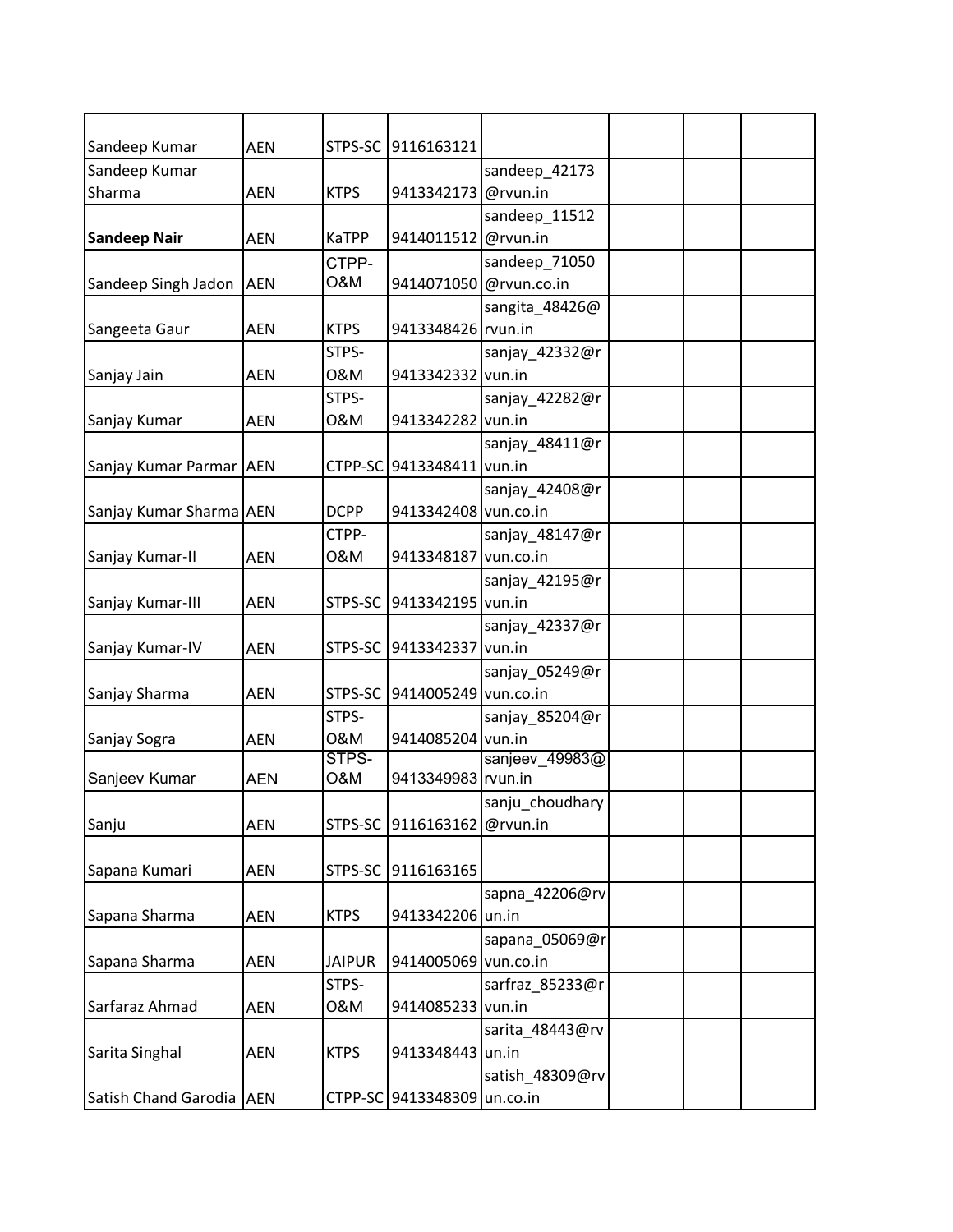| | | | | | | | |
|---|---|---|---|---|---|---|---|
| Sandeep Kumar | AEN | STPS-SC | 9116163121 | | | | |
| Sandeep Kumar Sharma | AEN | KTPS | 9413342173 | sandeep_42173@rvun.in | | | |
| **Sandeep Nair** | AEN | KaTPP | 9414011512 | sandeep_11512@rvun.in | | | |
| Sandeep Singh Jadon | AEN | CTPP-O&M | 9414071050 | sandeep_71050@rvun.co.in | | | |
| Sangeeta Gaur | AEN | KTPS | 9413348426 | sangita_48426@rvun.in | | | |
| Sanjay Jain | AEN | STPS-O&M | 9413342332 | sanjay_42332@rvun.in | | | |
| Sanjay Kumar | AEN | STPS-O&M | 9413342282 | sanjay_42282@rvun.in | | | |
| Sanjay Kumar Parmar | AEN | CTPP-SC | 9413348411 | sanjay_48411@rvun.in | | | |
| Sanjay Kumar Sharma | AEN | DCPP | 9413342408 | sanjay_42408@rvun.co.in | | | |
| Sanjay Kumar-II | AEN | CTPP-O&M | 9413348187 | sanjay_48147@rvun.co.in | | | |
| Sanjay Kumar-III | AEN | STPS-SC | 9413342195 | sanjay_42195@rvun.in | | | |
| Sanjay Kumar-IV | AEN | STPS-SC | 9413342337 | sanjay_42337@rvun.in | | | |
| Sanjay Sharma | AEN | STPS-SC | 9414005249 | sanjay_05249@rvun.co.in | | | |
| Sanjay Sogra | AEN | STPS-O&M | 9414085204 | sanjay_85204@rvun.in | | | |
| Sanjeev Kumar | AEN | STPS-O&M | 9413349983 | sanjeev_49983@rvun.in | | | |
| Sanju | AEN | STPS-SC | 9116163162 | sanju_choudhary@rvun.in | | | |
| Sapana Kumari | AEN | STPS-SC | 9116163165 | | | | |
| Sapana Sharma | AEN | KTPS | 9413342206 | sapna_42206@rvun.in | | | |
| Sapana Sharma | AEN | JAIPUR | 9414005069 | sapana_05069@rvun.co.in | | | |
| Sarfaraz Ahmad | AEN | STPS-O&M | 9414085233 | sarfraz_85233@rvun.in | | | |
| Sarita Singhal | AEN | KTPS | 9413348443 | sarita_48443@rvun.in | | | |
| Satish Chand Garodia | AEN | CTPP-SC | 9413348309 | satish_48309@rvun.co.in | | | |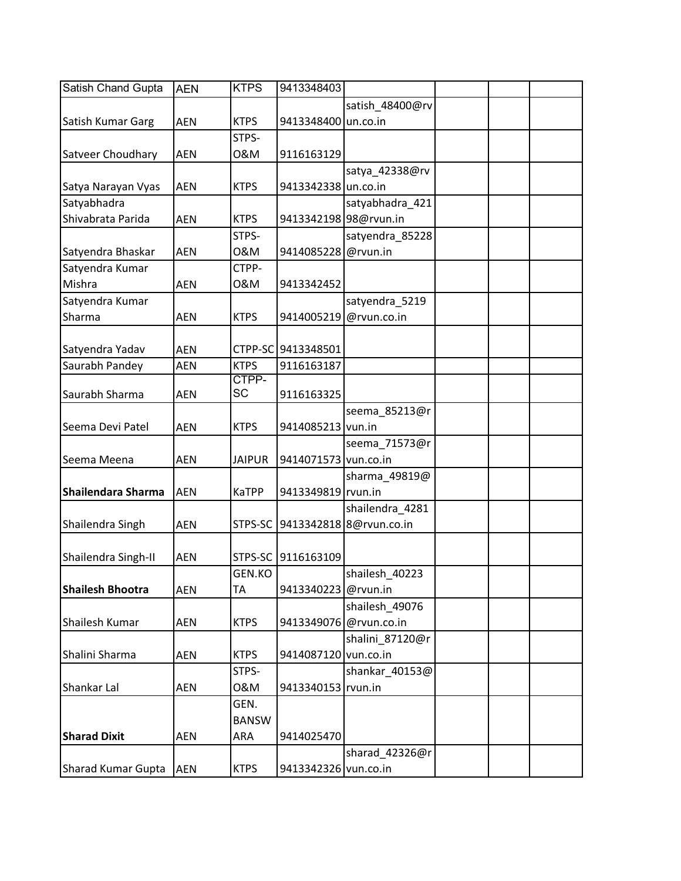| Satish Chand Gupta | AEN | KTPS | 9413348403 | | | | |
|---|---|---|---|---|---|---|---|
| Satish Kumar Garg | AEN | KTPS | 9413348400 | satish_48400@rvun.co.in | | | |
| Satveer Choudhary | AEN | STPS-O&M | 9116163129 | | | | |
| Satya Narayan Vyas | AEN | KTPS | 9413342338 | satya_42338@rvun.co.in | | | |
| Satyabhadra Shivabrata Parida | AEN | KTPS | 9413342198 | satyabhadra_42198@rvun.in | | | |
| Satyendra Bhaskar | AEN | STPS-O&M | 9414085228 | satyendra_85228@rvun.in | | | |
| Satyendra Kumar Mishra | AEN | CTPP-O&M | 9413342452 | | | | |
| Satyendra Kumar Sharma | AEN | KTPS | 9414005219 | satyendra_5219@rvun.co.in | | | |
| Satyendra Yadav | AEN | CTPP-SC | 9413348501 | | | | |
| Saurabh Pandey | AEN | KTPS | 9116163187 | | | | |
| Saurabh Sharma | AEN | CTPP-SC | 9116163325 | | | | |
| Seema Devi Patel | AEN | KTPS | 9414085213 | seema_85213@rvun.in | | | |
| Seema Meena | AEN | JAIPUR | 9414071573 | seema_71573@rvun.co.in | | | |
| **Shailendara Sharma** | AEN | KaTPP | 9413349819 | sharma_49819@rvun.in | | | |
| Shailendra Singh | AEN | STPS-SC | 9413342818 | shailendra_42818@rvun.co.in | | | |
| Shailendra Singh-II | AEN | STPS-SC | 9116163109 | | | | |
| **Shailesh Bhootra** | AEN | GEN.KOTA | 9413340223 | shailesh_40223@rvun.in | | | |
| Shailesh Kumar | AEN | KTPS | 9413349076 | shailesh_49076@rvun.co.in | | | |
| Shalini Sharma | AEN | KTPS | 9414087120 | shalini_87120@rvun.co.in | | | |
| Shankar Lal | AEN | STPS-O&M | 9413340153 | shankar_40153@rvun.in | | | |
| **Sharad Dixit** | AEN | GEN. BANSWARA | 9414025470 | | | | |
| Sharad Kumar Gupta | AEN | KTPS | 9413342326 | sharad_42326@rvun.co.in | | | |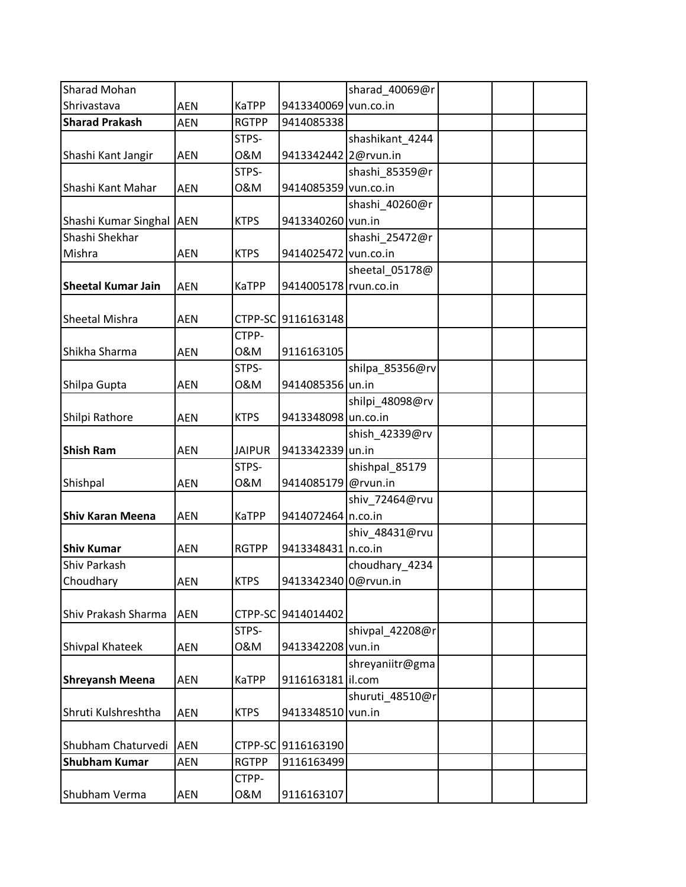| | | | | | | | |
|---|---|---|---|---|---|---|---|
| Sharad Mohan Shrivastava | AEN | KaTPP | 9413340069 | sharad_40069@rvun.co.in | | | |
| **Sharad Prakash** | AEN | RGTPP | 9414085338 | | | | |
| Shashi Kant Jangir | AEN | STPS-O&M | 9413342442 | shashikant_42442@rvun.in | | | |
| Shashi Kant Mahar | AEN | STPS-O&M | 9414085359 | shashi_85359@rvun.co.in | | | |
| Shashi Kumar Singhal | AEN | KTPS | 9413340260 | shashi_40260@rvun.in | | | |
| Shashi Shekhar Mishra | AEN | KTPS | 9414025472 | shashi_25472@rvun.co.in | | | |
| **Sheetal Kumar Jain** | AEN | KaTPP | 9414005178 | sheetal_05178@rvun.co.in | | | |
| Sheetal Mishra | AEN | CTPP-SC | 9116163148 | | | | |
| Shikha Sharma | AEN | CTPP-O&M | 9116163105 | | | | |
| Shilpa Gupta | AEN | STPS-O&M | 9414085356 | shilpa_85356@rvun.in | | | |
| Shilpi Rathore | AEN | KTPS | 9413348098 | shilpi_48098@rvun.co.in | | | |
| **Shish Ram** | AEN | JAIPUR | 9413342339 | shish_42339@rvun.in | | | |
| Shishpal | AEN | STPS-O&M | 9414085179 | shishpal_85179@rvun.in | | | |
| **Shiv Karan Meena** | AEN | KaTPP | 9414072464 | shiv_72464@rvun.co.in | | | |
| **Shiv Kumar** | AEN | RGTPP | 9413348431 | shiv_48431@rvun.co.in | | | |
| Shiv Parkash Choudhary | AEN | KTPS | 9413342340 | choudhary_42340@rvun.in | | | |
| Shiv Prakash Sharma | AEN | CTPP-SC | 9414014402 | | | | |
| Shivpal Khateek | AEN | STPS-O&M | 9413342208 | shivpal_42208@rvun.in | | | |
| **Shreyansh Meena** | AEN | KaTPP | 9116163181 | shreyaniitr@gmail.com | | | |
| Shruti Kulshreshtha | AEN | KTPS | 9413348510 | shuruti_48510@rvun.in | | | |
| Shubham Chaturvedi | AEN | CTPP-SC | 9116163190 | | | | |
| **Shubham Kumar** | AEN | RGTPP | 9116163499 | | | | |
| Shubham Verma | AEN | CTPP-O&M | 9116163107 | | | | |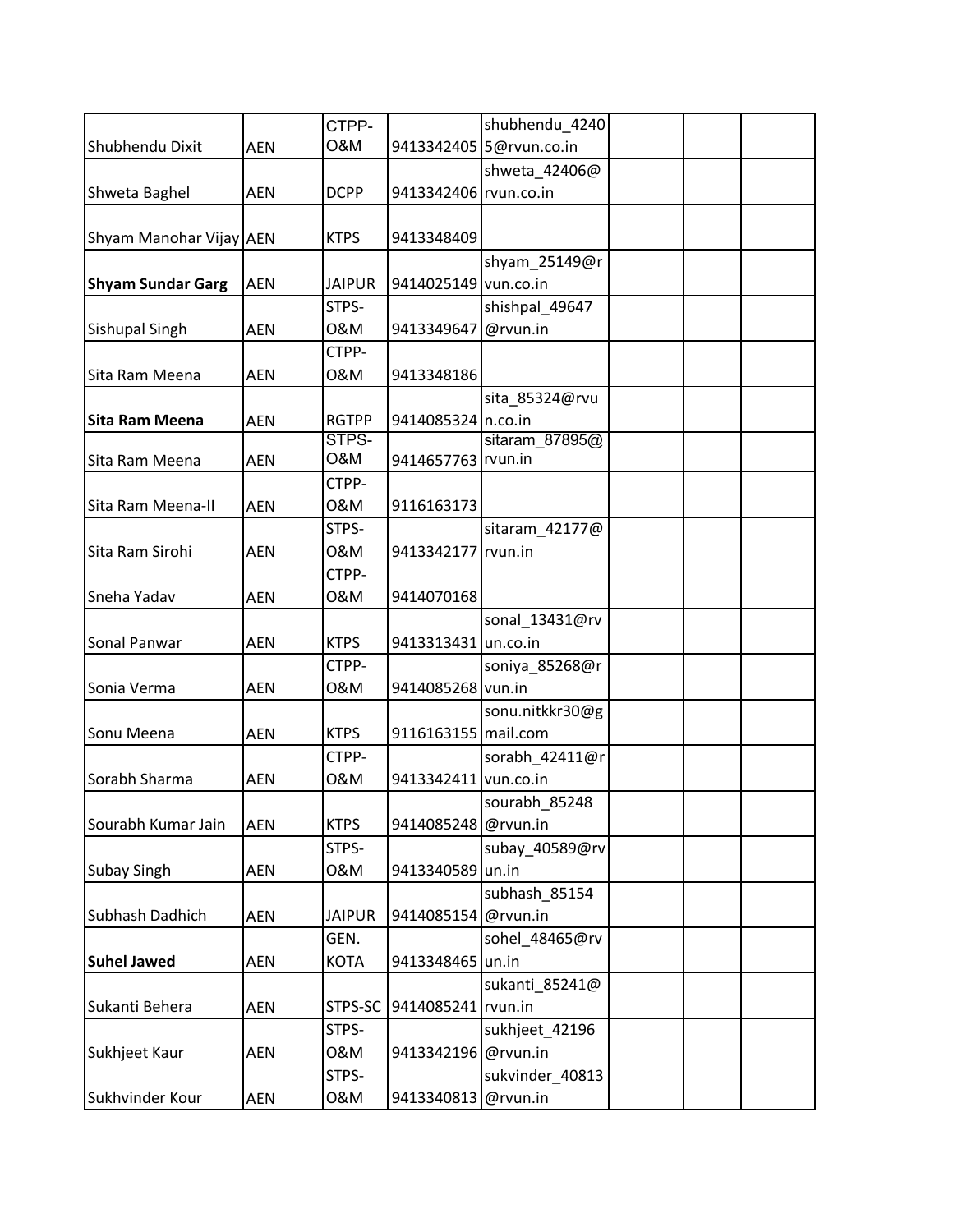| | | | | | | | |
|---|---|---|---|---|---|---|---|
| Shubhendu Dixit | AEN | CTPP-O&M | 9413342405 | shubhendu_42405@rvun.co.in | | | |
| Shweta Baghel | AEN | DCPP | 9413342406 | shweta_42406@rvun.co.in | | | |
| Shyam Manohar Vijay | AEN | KTPS | 9413348409 | | | | |
| **Shyam Sundar Garg** | AEN | JAIPUR | 9414025149 | shyam_25149@rvun.co.in | | | |
| Sishupal Singh | AEN | STPS-O&M | 9413349647 | shishpal_49647@rvun.in | | | |
| Sita Ram Meena | AEN | CTPP-O&M | 9413348186 | | | | |
| **Sita Ram Meena** | AEN | RGTPP | 9414085324 | sita_85324@rvun.co.in | | | |
| Sita Ram Meena | AEN | STPS-O&M | 9414657763 | sitaram_87895@rvun.in | | | |
| Sita Ram Meena-II | AEN | CTPP-O&M | 9116163173 | | | | |
| Sita Ram Sirohi | AEN | STPS-O&M | 9413342177 | sitaram_42177@rvun.in | | | |
| Sneha Yadav | AEN | CTPP-O&M | 9414070168 | | | | |
| Sonal Panwar | AEN | KTPS | 9413313431 | sonal_13431@rvun.co.in | | | |
| Sonia Verma | AEN | CTPP-O&M | 9414085268 | soniya_85268@rvun.in | | | |
| Sonu Meena | AEN | KTPS | 9116163155 | sonu.nitkkr30@gmail.com | | | |
| Sorabh Sharma | AEN | CTPP-O&M | 9413342411 | sorabh_42411@rvun.co.in | | | |
| Sourabh Kumar Jain | AEN | KTPS | 9414085248 | sourabh_85248@rvun.in | | | |
| Subay Singh | AEN | STPS-O&M | 9413340589 | subay_40589@rvun.in | | | |
| Subhash Dadhich | AEN | JAIPUR | 9414085154 | subhash_85154@rvun.in | | | |
| **Suhel Jawed** | AEN | GEN. KOTA | 9413348465 | sohel_48465@rvun.in | | | |
| Sukanti Behera | AEN | STPS-SC | 9414085241 | sukanti_85241@rvun.in | | | |
| Sukhjeet Kaur | AEN | STPS-O&M | 9413342196 | sukhjeet_42196@rvun.in | | | |
| Sukhvinder Kour | AEN | STPS-O&M | 9413340813 | sukvinder_40813@rvun.in | | | |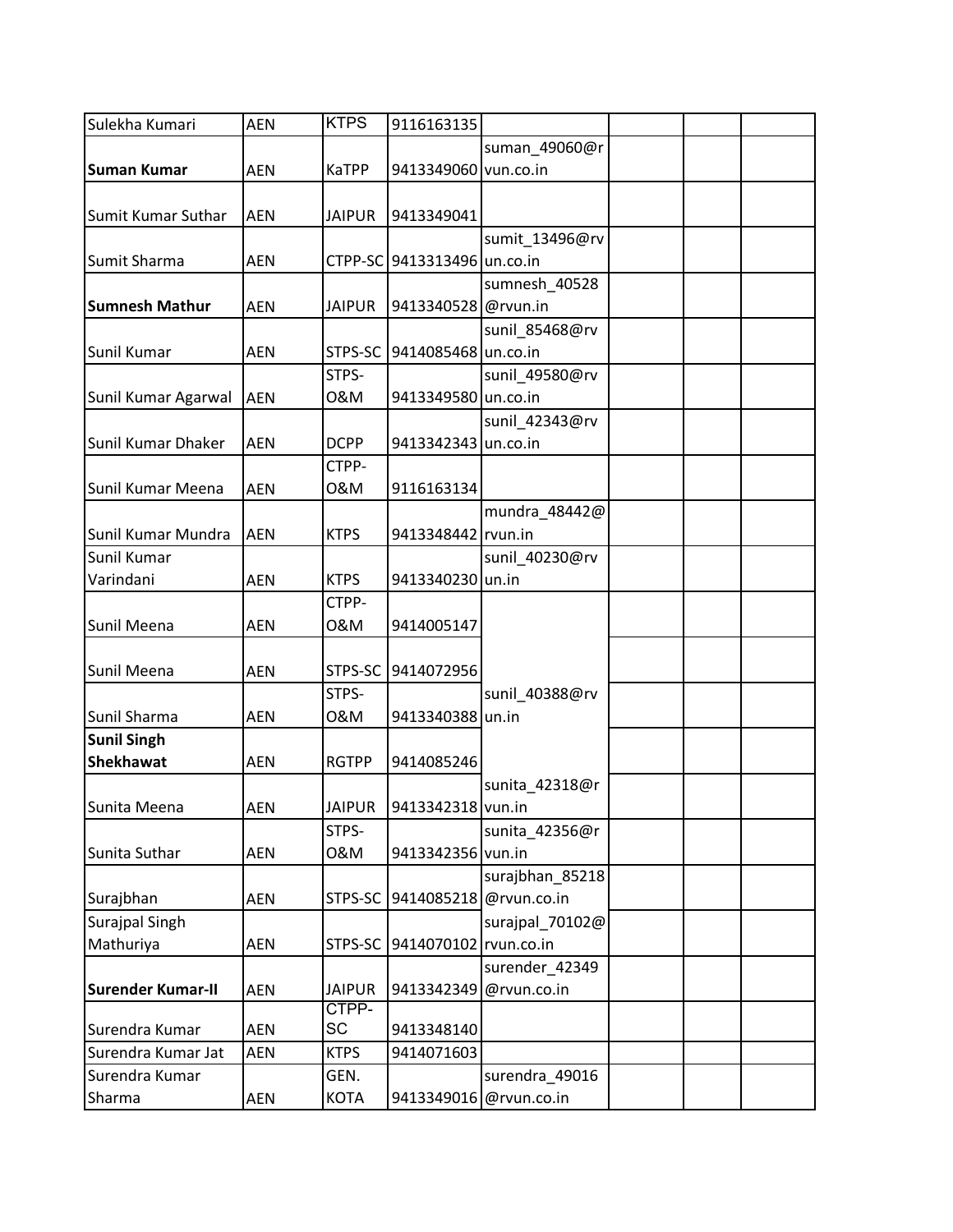| Sulekha Kumari | AEN | KTPS | 9116163135 | | | | |
|---|---|---|---|---|---|---|---|
| **Suman Kumar** | AEN | KaTPP | 9413349060 | suman_49060@rvun.co.in | | | |
| Sumit Kumar Suthar | AEN | JAIPUR | 9413349041 | | | | |
| Sumit Sharma | AEN | CTPP-SC | 9413313496 | sumit_13496@rvun.co.in | | | |
| **Sumnesh Mathur** | AEN | JAIPUR | 9413340528 | sumnesh_40528@rvun.in | | | |
| Sunil Kumar | AEN | STPS-SC | 9414085468 | sunil_85468@rvun.co.in | | | |
| Sunil Kumar Agarwal | AEN | STPS-O&M | 9413349580 | sunil_49580@rvun.co.in | | | |
| Sunil Kumar Dhaker | AEN | DCPP | 9413342343 | sunil_42343@rvun.co.in | | | |
| Sunil Kumar Meena | AEN | CTPP-O&M | 9116163134 | | | | |
| Sunil Kumar Mundra | AEN | KTPS | 9413348442 | mundra_48442@rvun.in | | | |
| Sunil Kumar Varindani | AEN | KTPS | 9413340230 | sunil_40230@rvun.in | | | |
| Sunil Meena | AEN | CTPP-O&M | 9414005147 | | | | |
| Sunil Meena | AEN | STPS-SC | 9414072956 | | | | |
| Sunil Sharma | AEN | STPS-O&M | 9413340388 | sunil_40388@rvun.in | | | |
| **Sunil Singh Shekhawat** | AEN | RGTPP | 9414085246 | | | | |
| Sunita Meena | AEN | JAIPUR | 9413342318 | sunita_42318@rvun.in | | | |
| Sunita Suthar | AEN | STPS-O&M | 9413342356 | sunita_42356@rvun.in | | | |
| Surajbhan | AEN | STPS-SC | 9414085218 | surajbhan_85218@rvun.co.in | | | |
| Surajpal Singh Mathuriya | AEN | STPS-SC | 9414070102 | surajpal_70102@rvun.co.in | | | |
| **Surender Kumar-II** | AEN | JAIPUR | 9413342349 | surender_42349@rvun.co.in | | | |
| Surendra Kumar | AEN | CTPP-SC | 9413348140 | | | | |
| Surendra Kumar Jat | AEN | KTPS | 9414071603 | | | | |
| Surendra Kumar Sharma | AEN | GEN. KOTA | 9413349016 | surendra_49016@rvun.co.in | | | |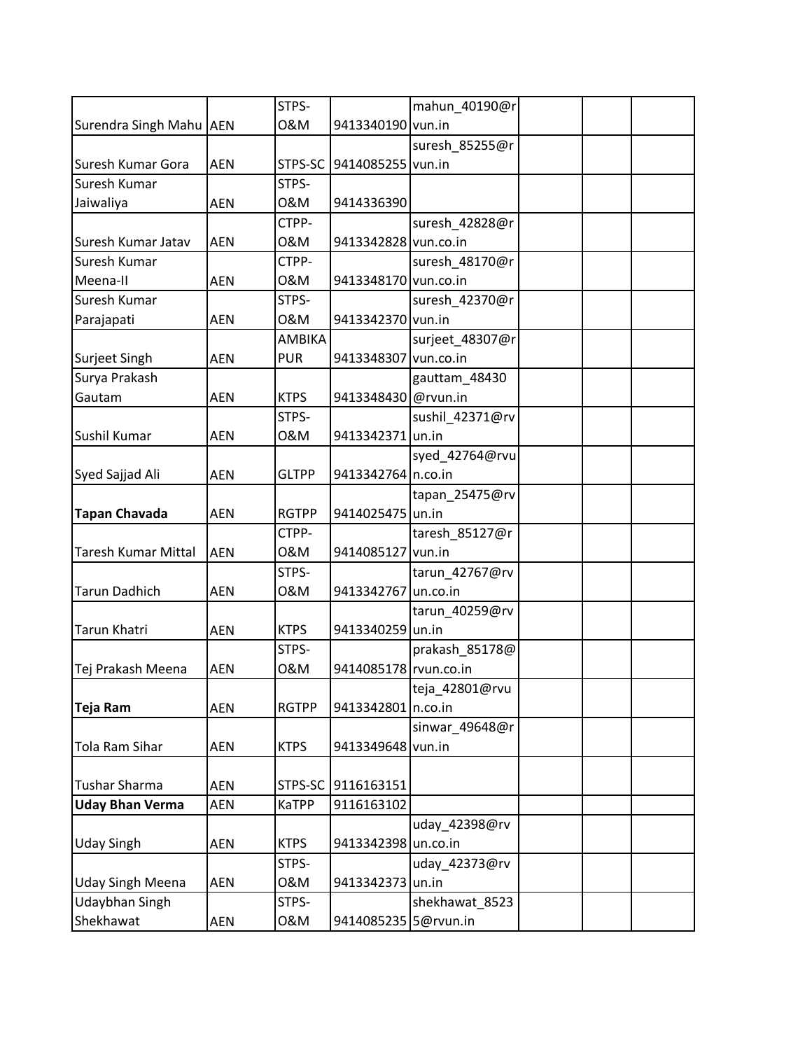| | | | | | | | |
|---|---|---|---|---|---|---|---|
| Surendra Singh Mahu | AEN | STPS-O&M | 9413340190 | mahun_40190@rvun.in | | | |
| Suresh Kumar Gora | AEN | STPS-SC | 9414085255 | suresh_85255@rvun.in | | | |
| Suresh Kumar Jaiwaliya | AEN | STPS-O&M | 9414336390 | | | | |
| Suresh Kumar Jatav | AEN | CTPP-O&M | 9413342828 | suresh_42828@rvun.co.in | | | |
| Suresh Kumar Meena-II | AEN | CTPP-O&M | 9413348170 | suresh_48170@rvun.co.in | | | |
| Suresh Kumar Parajapati | AEN | STPS-O&M | 9413342370 | suresh_42370@rvun.in | | | |
| Surjeet Singh | AEN | AMBIKAPUR | 9413348307 | surjeet_48307@rvun.co.in | | | |
| Surya Prakash Gautam | AEN | KTPS | 9413348430 | gauttam_48430@rvun.in | | | |
| Sushil Kumar | AEN | STPS-O&M | 9413342371 | sushil_42371@rvun.in | | | |
| Syed Sajjad Ali | AEN | GLTPP | 9413342764 | syed_42764@rvun.co.in | | | |
| **Tapan Chavada** | AEN | RGTPP | 9414025475 | tapan_25475@rvun.in | | | |
| Taresh Kumar Mittal | AEN | CTPP-O&M | 9414085127 | taresh_85127@rvun.in | | | |
| Tarun Dadhich | AEN | STPS-O&M | 9413342767 | tarun_42767@rvun.co.in | | | |
| Tarun Khatri | AEN | KTPS | 9413340259 | tarun_40259@rvun.in | | | |
| Tej Prakash Meena | AEN | STPS-O&M | 9414085178 | prakash_85178@rvun.co.in | | | |
| **Teja Ram** | AEN | RGTPP | 9413342801 | teja_42801@rvun.co.in | | | |
| Tola Ram Sihar | AEN | KTPS | 9413349648 | sinwar_49648@rvun.in | | | |
| Tushar Sharma | AEN | STPS-SC | 9116163151 | | | | |
| **Uday Bhan Verma** | AEN | KaTPP | 9116163102 | | | | |
| Uday Singh | AEN | KTPS | 9413342398 | uday_42398@rvun.co.in | | | |
| Uday Singh Meena | AEN | STPS-O&M | 9413342373 | uday_42373@rvun.in | | | |
| Udaybhan Singh Shekhawat | AEN | STPS-O&M | 9414085235 | shekhawat_85235@rvun.in | | | |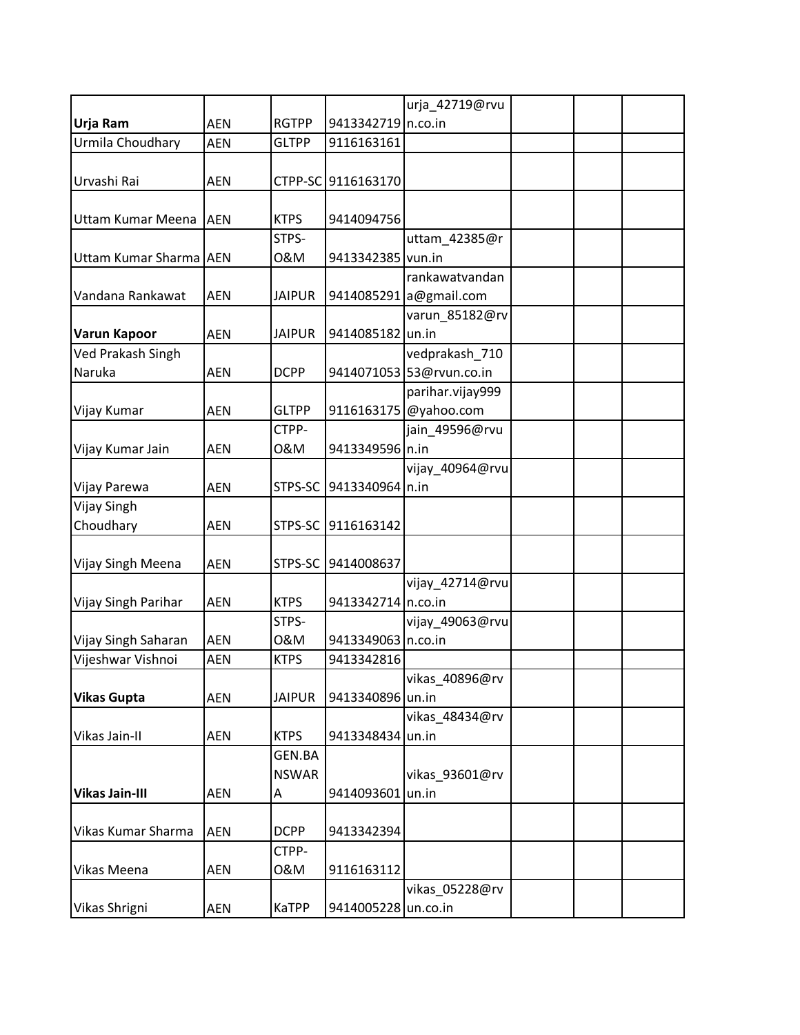| | | | | | | | |
|---|---|---|---|---|---|---|---|
| **Urja Ram** | AEN | RGTPP | 9413342719 | urja_42719@rvun.co.in | | | |
| Urmila Choudhary | AEN | GLTPP | 9116163161 | | | | |
| Urvashi Rai | AEN | CTPP-SC | 9116163170 | | | | |
| Uttam Kumar Meena | AEN | KTPS | 9414094756 | | | | |
| Uttam Kumar Sharma | AEN | STPS-O&M | 9413342385 | uttam_42385@rvun.in | | | |
| Vandana Rankawat | AEN | JAIPUR | 9414085291 | rankawatvandana@gmail.com | | | |
| **Varun Kapoor** | AEN | JAIPUR | 9414085182 | varun_85182@rvun.in | | | |
| Ved Prakash Singh Naruka | AEN | DCPP | 9414071053 | vedprakash_71053@rvun.co.in | | | |
| Vijay Kumar | AEN | GLTPP | 9116163175 | parihar.vijay999@yahoo.com | | | |
| Vijay Kumar Jain | AEN | CTPP-O&M | 9413349596 | jain_49596@rvun.in | | | |
| Vijay Parewa | AEN | STPS-SC | 9413340964 | vijay_40964@rvun.in | | | |
| Vijay Singh Choudhary | AEN | STPS-SC | 9116163142 | | | | |
| Vijay Singh Meena | AEN | STPS-SC | 9414008637 | | | | |
| Vijay Singh Parihar | AEN | KTPS | 9413342714 | vijay_42714@rvun.co.in | | | |
| Vijay Singh Saharan | AEN | STPS-O&M | 9413349063 | vijay_49063@rvun.co.in | | | |
| Vijeshwar Vishnoi | AEN | KTPS | 9413342816 | | | | |
| **Vikas Gupta** | AEN | JAIPUR | 9413340896 | vikas_40896@rvun.in | | | |
| Vikas Jain-II | AEN | KTPS | 9413348434 | vikas_48434@rvun.in | | | |
| **Vikas Jain-III** | AEN | GEN.BANSWARA | 9414093601 | vikas_93601@rvun.in | | | |
| Vikas Kumar Sharma | AEN | DCPP | 9413342394 | | | | |
| Vikas Meena | AEN | CTPP-O&M | 9116163112 | | | | |
| Vikas Shrigni | AEN | KaTPP | 9414005228 | vikas_05228@rvun.co.in | | | |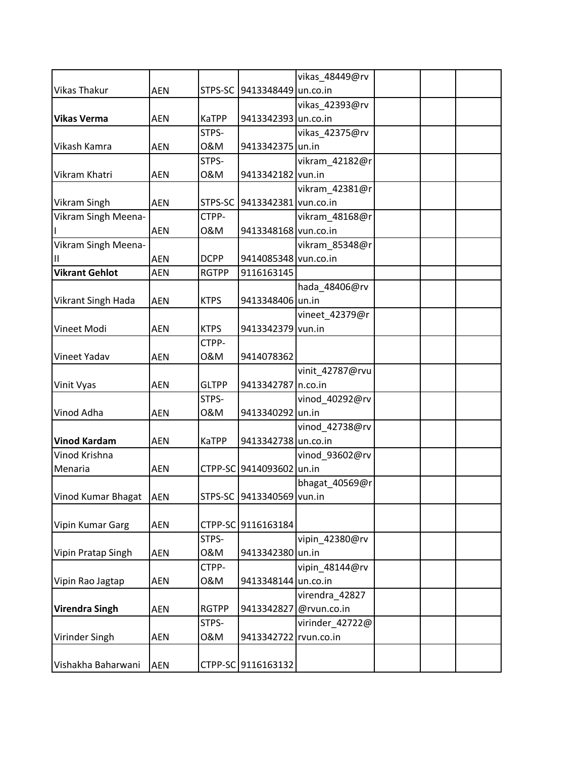| | | | | | | | |
|---|---|---|---|---|---|---|---|
| Vikas Thakur | AEN | STPS-SC | 9413348449 | vikas_48449@rvun.co.in | | | |
| **Vikas Verma** | AEN | KaTPP | 9413342393 | vikas_42393@rvun.co.in | | | |
| Vikash Kamra | AEN | STPS-O&M | 9413342375 | vikas_42375@rvun.in | | | |
| Vikram Khatri | AEN | STPS-O&M | 9413342182 | vikram_42182@rvun.in | | | |
| Vikram Singh | AEN | STPS-SC | 9413342381 | vikram_42381@rvun.co.in | | | |
| Vikram Singh Meena-I | AEN | CTPP-O&M | 9413348168 | vikram_48168@rvun.co.in | | | |
| Vikram Singh Meena-II | AEN | DCPP | 9414085348 | vikram_85348@rvun.co.in | | | |
| **Vikrant Gehlot** | AEN | RGTPP | 9116163145 | | | | |
| Vikrant Singh Hada | AEN | KTPS | 9413348406 | hada_48406@rvun.in | | | |
| Vineet Modi | AEN | KTPS | 9413342379 | vineet_42379@rvun.in | | | |
| Vineet Yadav | AEN | CTPP-O&M | 9414078362 | | | | |
| Vinit Vyas | AEN | GLTPP | 9413342787 | vinit_42787@rvun.co.in | | | |
| Vinod Adha | AEN | STPS-O&M | 9413340292 | vinod_40292@rvun.in | | | |
| **Vinod Kardam** | AEN | KaTPP | 9413342738 | vinod_42738@rvun.co.in | | | |
| Vinod Krishna Menaria | AEN | CTPP-SC | 9414093602 | vinod_93602@rvun.in | | | |
| Vinod Kumar Bhagat | AEN | STPS-SC | 9413340569 | bhagat_40569@rvun.in | | | |
| Vipin Kumar Garg | AEN | CTPP-SC | 9116163184 | | | | |
| Vipin Pratap Singh | AEN | STPS-O&M | 9413342380 | vipin_42380@rvun.in | | | |
| Vipin Rao Jagtap | AEN | CTPP-O&M | 9413348144 | vipin_48144@rvun.co.in | | | |
| **Virendra Singh** | AEN | RGTPP | 9413342827 | virendra_42827@rvun.co.in | | | |
| Virinder Singh | AEN | STPS-O&M | 9413342722 | virinder_42722@rvun.co.in | | | |
| Vishakha Baharwani | AEN | CTPP-SC | 9116163132 | | | | |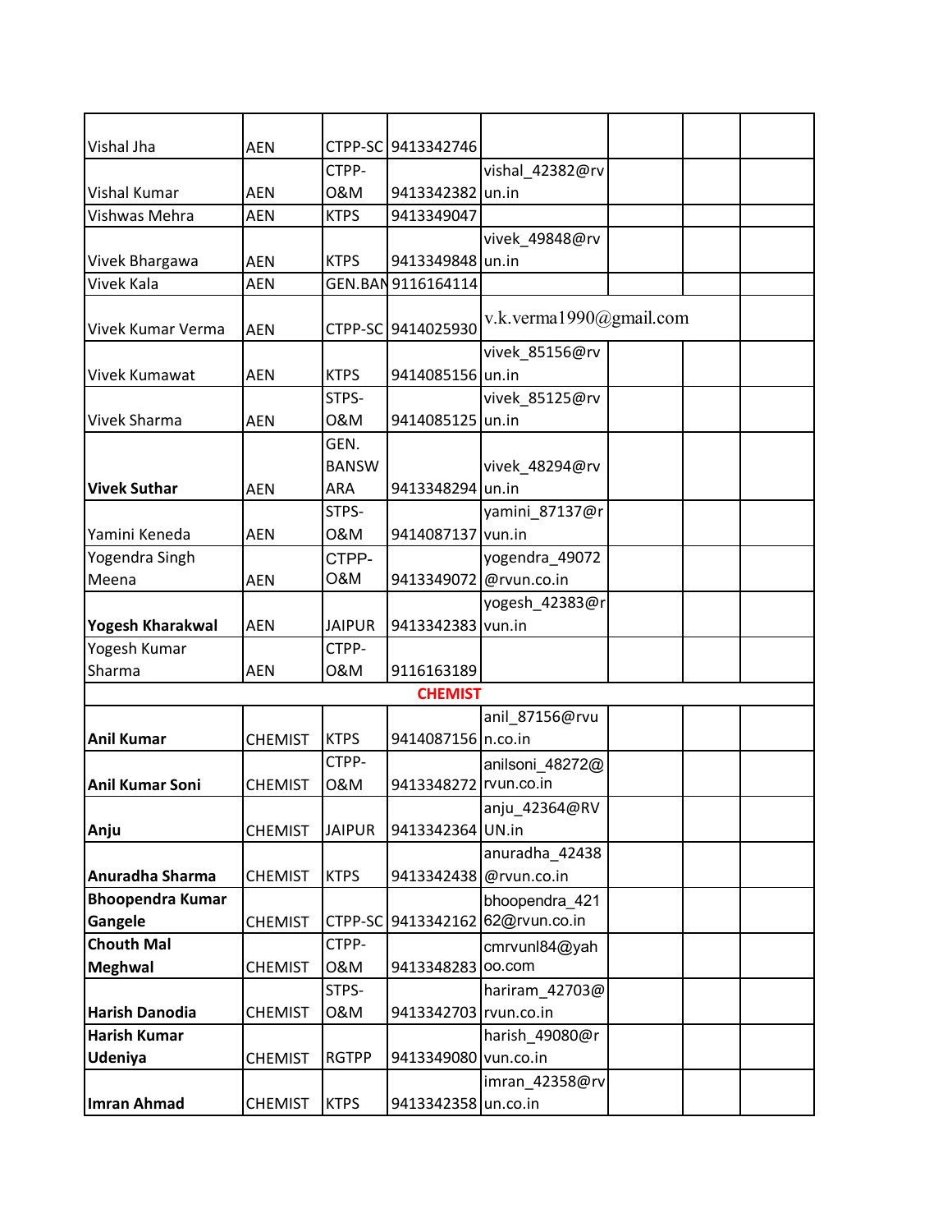| | | | | | | | |
|---|---|---|---|---|---|---|---|
| Vishal Jha | AEN | CTPP-SC | 9413342746 | | | | |
| Vishal Kumar | AEN | CTPP-O&M | 9413342382 | vishal_42382@rvun.in | | | |
| Vishwas Mehra | AEN | KTPS | 9413349047 | | | | |
| Vivek Bhargawa | AEN | KTPS | 9413349848 | vivek_49848@rvun.in | | | |
| Vivek Kala | AEN | GEN.BAN | 9116164114 | | | | |
| Vivek Kumar Verma | AEN | CTPP-SC | 9414025930 | v.k.verma1990@gmail.com | | | |
| Vivek Kumawat | AEN | KTPS | 9414085156 | vivek_85156@rvun.in | | | |
| Vivek Sharma | AEN | STPS-O&M | 9414085125 | vivek_85125@rvun.in | | | |
| **Vivek Suthar** | AEN | GEN. BANSWARA | 9413348294 | vivek_48294@rvun.in | | | |
| Yamini Keneda | AEN | STPS-O&M | 9414087137 | yamini_87137@rvun.in | | | |
| Yogendra Singh Meena | AEN | CTPP-O&M | 9413349072 | yogendra_49072@rvun.co.in | | | |
| **Yogesh Kharakwal** | AEN | JAIPUR | 9413342383 | yogesh_42383@rvun.in | | | |
| Yogesh Kumar Sharma | AEN | CTPP-O&M | 9116163189 | | | | |
| **CHEMIST** | | | | | | | |
| **Anil Kumar** | CHEMIST | KTPS | 9414087156 | anil_87156@rvun.co.in | | | |
| **Anil Kumar Soni** | CHEMIST | CTPP-O&M | 9413348272 | anilsoni_48272@rvun.co.in | | | |
| **Anju** | CHEMIST | JAIPUR | 9413342364 | anju_42364@RVUN.in | | | |
| **Anuradha Sharma** | CHEMIST | KTPS | 9413342438 | anuradha_42438@rvun.co.in | | | |
| **Bhoopendra Kumar Gangele** | CHEMIST | CTPP-SC | 9413342162 | bhoopendra_42162@rvun.co.in | | | |
| **Chouth Mal Meghwal** | CHEMIST | CTPP-O&M | 9413348283 | cmrvunl84@yahoo.com | | | |
| **Harish Danodia** | CHEMIST | STPS-O&M | 9413342703 | hariram_42703@rvun.co.in | | | |
| **Harish Kumar Udeniya** | CHEMIST | RGTPP | 9413349080 | harish_49080@rvun.co.in | | | |
| **Imran Ahmad** | CHEMIST | KTPS | 9413342358 | imran_42358@rvun.co.in | | | |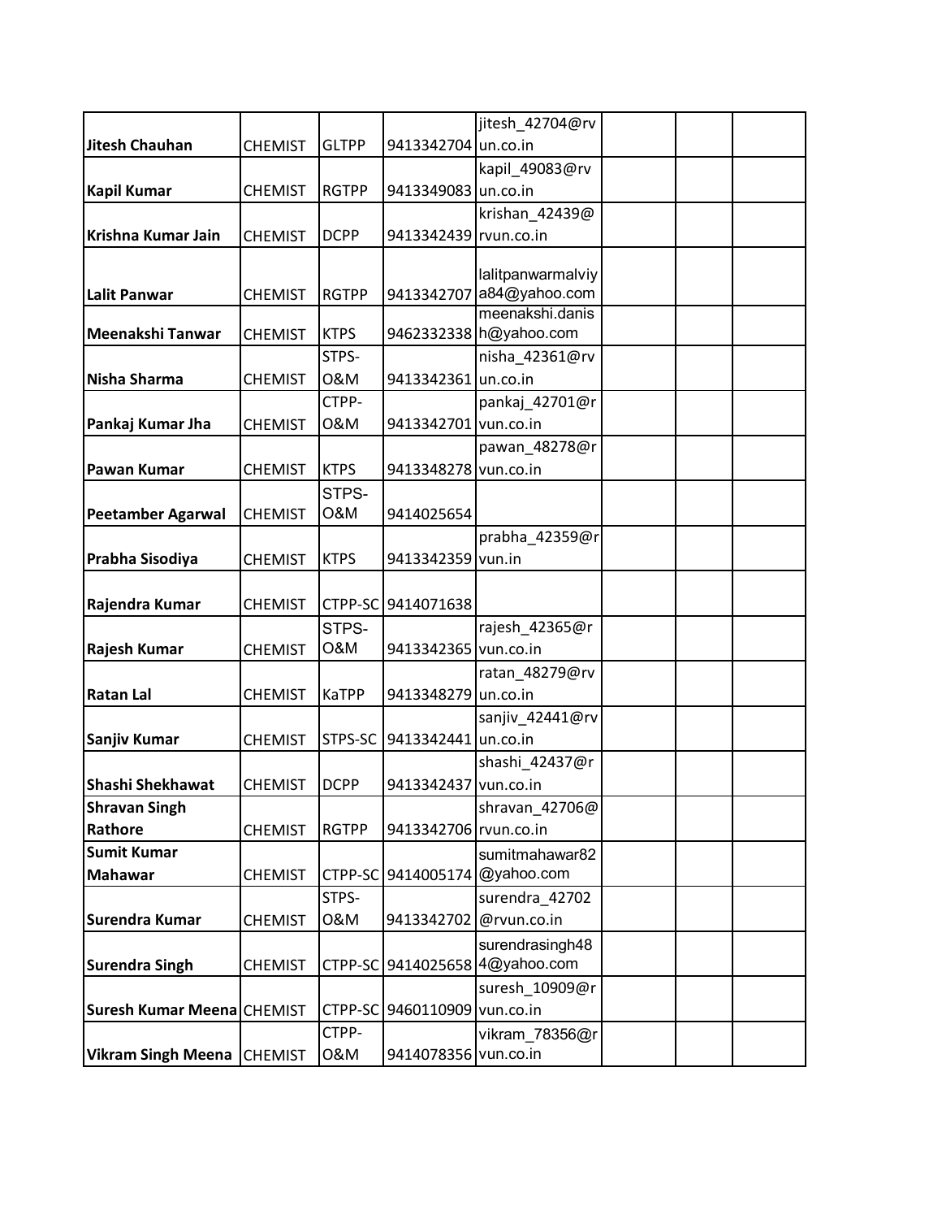| Jitesh Chauhan | CHEMIST | GLTPP | 9413342704 | jitesh_42704@rvun.co.in | | | |
|---|---|---|---|---|---|---|---|
| Kapil Kumar | CHEMIST | RGTPP | 9413349083 | kapil_49083@rvun.co.in | | | |
| Krishna Kumar Jain | CHEMIST | DCPP | 9413342439 | krishan_42439@rvun.co.in | | | |
| Lalit Panwar | CHEMIST | RGTPP | 9413342707 | lalitpanwarmalviya84@yahoo.com | | | |
| Meenakshi Tanwar | CHEMIST | KTPS | 9462332338 | meenakshi.danish@yahoo.com | | | |
| Nisha Sharma | CHEMIST | STPS-O&M | 9413342361 | nisha_42361@rvun.co.in | | | |
| Pankaj Kumar Jha | CHEMIST | CTPP-O&M | 9413342701 | pankaj_42701@rvun.co.in | | | |
| Pawan Kumar | CHEMIST | KTPS | 9413348278 | pawan_48278@rvun.co.in | | | |
| Peetamber Agarwal | CHEMIST | STPS-O&M | 9414025654 | | | | |
| Prabha Sisodiya | CHEMIST | KTPS | 9413342359 | prabha_42359@rvun.in | | | |
| Rajendra Kumar | CHEMIST | CTPP-SC | 9414071638 | | | | |
| Rajesh Kumar | CHEMIST | STPS-O&M | 9413342365 | rajesh_42365@rvun.co.in | | | |
| Ratan Lal | CHEMIST | KaTPP | 9413348279 | ratan_48279@rvun.co.in | | | |
| Sanjiv Kumar | CHEMIST | STPS-SC | 9413342441 | sanjiv_42441@rvun.co.in | | | |
| Shashi Shekhawat | CHEMIST | DCPP | 9413342437 | shashi_42437@rvun.co.in | | | |
| Shravan Singh Rathore | CHEMIST | RGTPP | 9413342706 | shravan_42706@rvun.co.in | | | |
| Sumit Kumar Mahawar | CHEMIST | CTPP-SC | 9414005174 | sumitmahawar82@yahoo.com | | | |
| Surendra Kumar | CHEMIST | STPS-O&M | 9413342702 | surendra_42702@rvun.co.in | | | |
| Surendra Singh | CHEMIST | CTPP-SC | 9414025658 | surendrasingh484@yahoo.com | | | |
| Suresh Kumar Meena | CHEMIST | CTPP-SC | 9460110909 | suresh_10909@rvun.co.in | | | |
| Vikram Singh Meena | CHEMIST | CTPP-O&M | 9414078356 | vikram_78356@rvun.co.in | | | |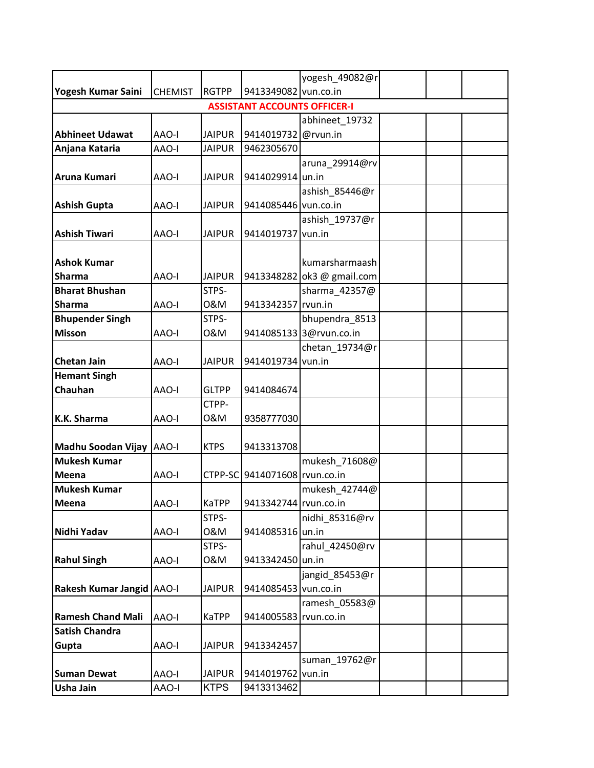| | | | | | | | |
|---|---|---|---|---|---|---|---|
| **Yogesh Kumar Saini** | CHEMIST | RGTPP | 9413349082 | yogesh_49082@rvun.co.in | | | |
| **ASSISTANT ACCOUNTS OFFICER-I** | | | | | | | |
| **Abhineet Udawat** | AAO-I | JAIPUR | 9414019732 | abhineet_19732@rvun.in | | | |
| **Anjana Kataria** | AAO-I | JAIPUR | 9462305670 | | | | |
| **Aruna Kumari** | AAO-I | JAIPUR | 9414029914 | aruna_29914@rvun.in | | | |
| **Ashish Gupta** | AAO-I | JAIPUR | 9414085446 | ashish_85446@rvun.co.in | | | |
| **Ashish Tiwari** | AAO-I | JAIPUR | 9414019737 | ashish_19737@rvun.in | | | |
| **Ashok Kumar Sharma** | AAO-I | JAIPUR | 9413348282 | kumarsharmaashok3 @ gmail.com | | | |
| **Bharat Bhushan Sharma** | AAO-I | STPS-O&M | 9413342357 | sharma_42357@rvun.in | | | |
| **Bhupender Singh Misson** | AAO-I | STPS-O&M | 9414085133 | bhupendra_85133@rvun.co.in | | | |
| **Chetan Jain** | AAO-I | JAIPUR | 9414019734 | chetan_19734@rvun.in | | | |
| **Hemant Singh Chauhan** | AAO-I | GLTPP | 9414084674 | | | | |
| **K.K. Sharma** | AAO-I | CTPP-O&M | 9358777030 | | | | |
| **Madhu Soodan Vijay** | AAO-I | KTPS | 9413313708 | | | | |
| **Mukesh Kumar Meena** | AAO-I | CTPP-SC | 9414071608 | mukesh_71608@rvun.co.in | | | |
| **Mukesh Kumar Meena** | AAO-I | KaTPP | 9413342744 | mukesh_42744@rvun.co.in | | | |
| **Nidhi Yadav** | AAO-I | STPS-O&M | 9414085316 | nidhi_85316@rvun.in | | | |
| **Rahul Singh** | AAO-I | STPS-O&M | 9413342450 | rahul_42450@rvun.in | | | |
| **Rakesh Kumar Jangid** | AAO-I | JAIPUR | 9414085453 | jangid_85453@rvun.co.in | | | |
| **Ramesh Chand Mali** | AAO-I | KaTPP | 9414005583 | ramesh_05583@rvun.co.in | | | |
| **Satish Chandra Gupta** | AAO-I | JAIPUR | 9413342457 | | | | |
| **Suman Dewat** | AAO-I | JAIPUR | 9414019762 | suman_19762@rvun.in | | | |
| **Usha Jain** | AAO-I | KTPS | 9413313462 | | | | |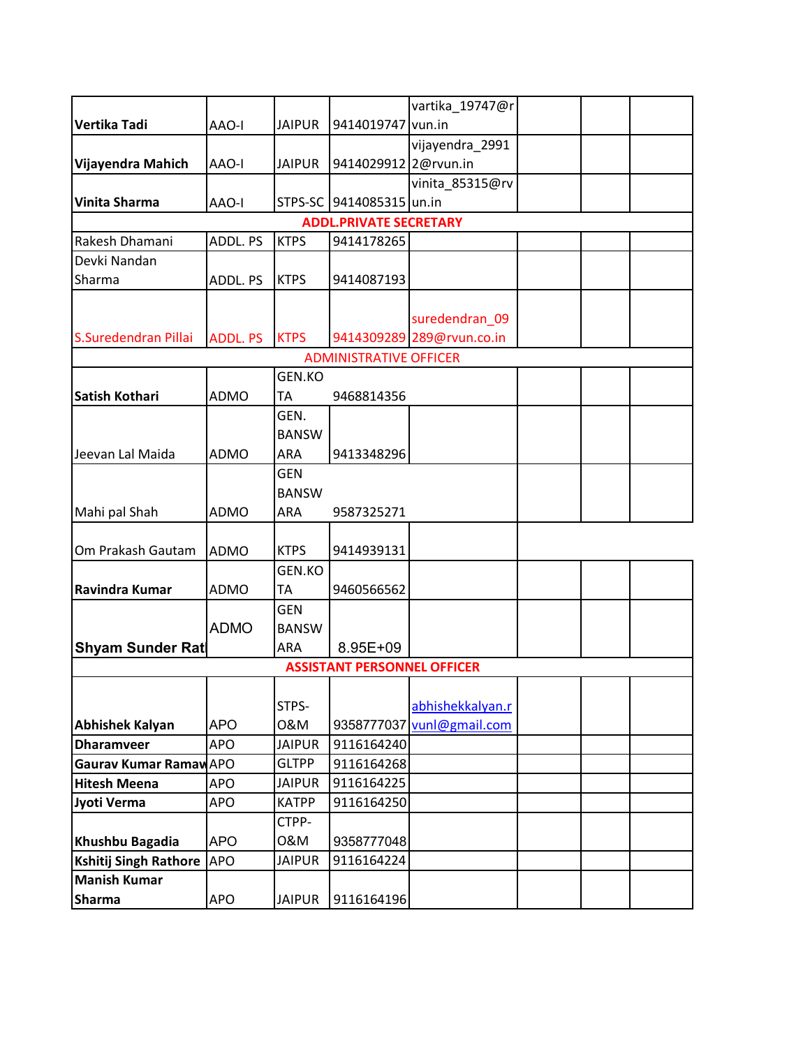| | | | | | | | |
|---|---|---|---|---|---|---|---|
| **Vertika Tadi** | AAO-I | JAIPUR | 9414019747 | vartika_19747@rvun.in | | | |
| **Vijayendra Mahich** | AAO-I | JAIPUR | 9414029912 | vijayendra_29912@rvun.in | | | |
| **Vinita Sharma** | AAO-I | STPS-SC | 9414085315 | vinita_85315@rvun.in | | | |
| **ADDL.PRIVATE SECRETARY** | | | | | | | |
| Rakesh Dhamani | ADDL. PS | KTPS | 9414178265 | | | | |
| Devki Nandan Sharma | ADDL. PS | KTPS | 9414087193 | | | | |
| S.Suredendran Pillai | ADDL. PS | KTPS | 9414309289 | suredendran_09289@rvun.co.in | | | |
| ADMINISTRATIVE OFFICER | | | | | | | |
| **Satish Kothari** | ADMO | GEN.KOTA | 9468814356 | | | | |
| Jeevan Lal Maida | ADMO | GEN. BANSWARA | 9413348296 | | | | |
| Mahi pal Shah | ADMO | GEN BANSWARA | 9587325271 | | | | |
| Om Prakash Gautam | ADMO | KTPS | 9414939131 | | | | |
| **Ravindra Kumar** | ADMO | GEN.KOTA | 9460566562 | | | | |
| **Shyam Sunder Rat** | ADMO | GEN BANSWARA | 8.95E+09 | | | | |
| **ASSISTANT PERSONNEL OFFICER** | | | | | | | |
| **Abhishek Kalyan** | APO | STPS-O&M | 9358777037 | abhishekkalyan.rvunl@gmail.com | | | |
| **Dharamveer** | APO | JAIPUR | 9116164240 | | | | |
| **Gaurav Kumar Ramaw** | APO | GLTPP | 9116164268 | | | | |
| **Hitesh Meena** | APO | JAIPUR | 9116164225 | | | | |
| **Jyoti Verma** | APO | KATPP | 9116164250 | | | | |
| **Khushbu Bagadia** | APO | CTPP-O&M | 9358777048 | | | | |
| **Kshitij Singh Rathore** | APO | JAIPUR | 9116164224 | | | | |
| **Manish Kumar Sharma** | APO | JAIPUR | 9116164196 | | | | |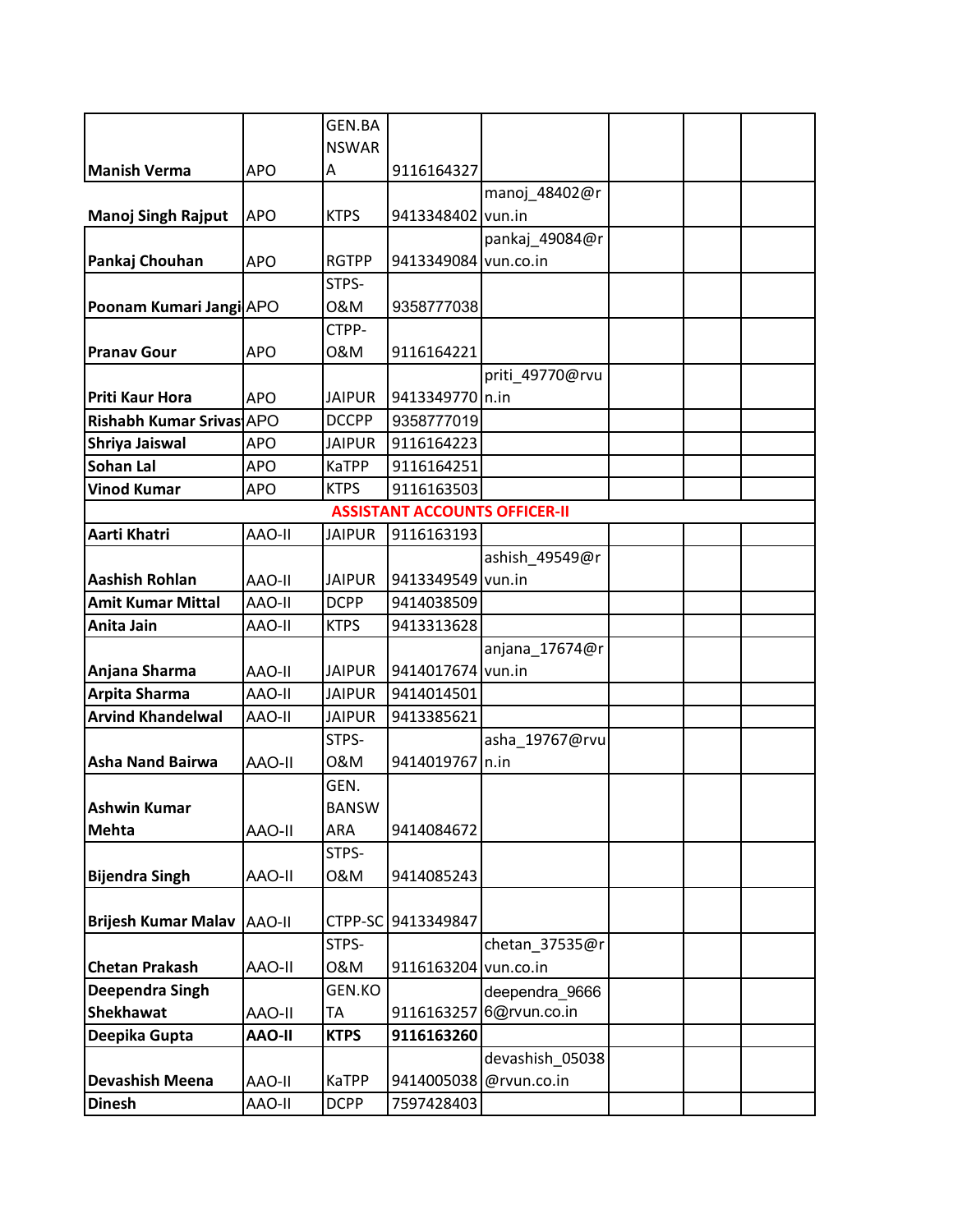| | | | | | | | |
|---|---|---|---|---|---|---|---|
| **Manish Verma** | APO | GEN.BANSWARA | 9116164327 | | | | |
| **Manoj Singh Rajput** | APO | KTPS | 9413348402 | manoj_48402@rvun.in | | | |
| **Pankaj Chouhan** | APO | RGTPP | 9413349084 | pankaj_49084@rvun.co.in | | | |
| **Poonam Kumari Jangi** | APO | STPS-O&M | 9358777038 | | | | |
| **Pranav Gour** | APO | CTPP-O&M | 9116164221 | | | | |
| **Priti Kaur Hora** | APO | JAIPUR | 9413349770 | priti_49770@rvun.in | | | |
| **Rishabh Kumar Srivas** | APO | DCCPP | 9358777019 | | | | |
| **Shriya Jaiswal** | APO | JAIPUR | 9116164223 | | | | |
| **Sohan Lal** | APO | KaTPP | 9116164251 | | | | |
| **Vinod Kumar** | APO | KTPS | 9116163503 | | | | |
| **ASSISTANT ACCOUNTS OFFICER-II** | | | | | | | |
| **Aarti Khatri** | AAO-II | JAIPUR | 9116163193 | | | | |
| **Aashish Rohlan** | AAO-II | JAIPUR | 9413349549 | ashish_49549@rvun.in | | | |
| **Amit Kumar Mittal** | AAO-II | DCPP | 9414038509 | | | | |
| **Anita Jain** | AAO-II | KTPS | 9413313628 | | | | |
| **Anjana Sharma** | AAO-II | JAIPUR | 9414017674 | anjana_17674@rvun.in | | | |
| **Arpita Sharma** | AAO-II | JAIPUR | 9414014501 | | | | |
| **Arvind Khandelwal** | AAO-II | JAIPUR | 9413385621 | | | | |
| **Asha Nand Bairwa** | AAO-II | STPS-O&M | 9414019767 | asha_19767@rvun.in | | | |
| **Ashwin Kumar Mehta** | AAO-II | GEN. BANSWARA | 9414084672 | | | | |
| **Bijendra Singh** | AAO-II | STPS-O&M | 9414085243 | | | | |
| **Brijesh Kumar Malav** | AAO-II | CTPP-SC | 9413349847 | | | | |
| **Chetan Prakash** | AAO-II | STPS-O&M | 9116163204 | chetan_37535@rvun.co.in | | | |
| **Deependra Singh Shekhawat** | AAO-II | GEN.KOTA | 9116163257 | deependra_96666@rvun.co.in | | | |
| **Deepika Gupta** | **AAO-II** | **KTPS** | **9116163260** | | | | |
| **Devashish Meena** | AAO-II | KaTPP | 9414005038 | devashish_05038@rvun.co.in | | | |
| **Dinesh** | AAO-II | DCPP | 7597428403 | | | | |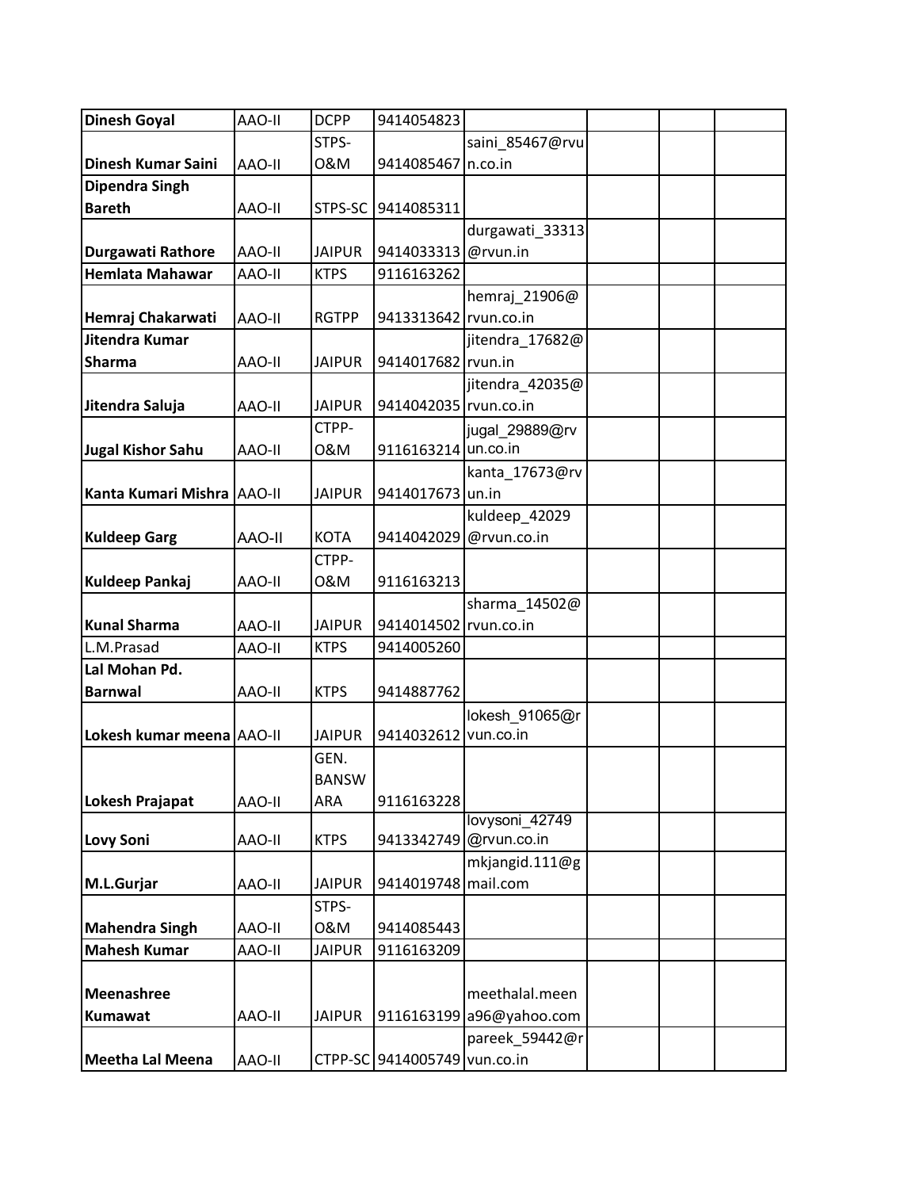| | | | | | | | |
|---|---|---|---|---|---|---|---|
| **Dinesh Goyal** | AAO-II | DCPP | 9414054823 | | | | |
| **Dinesh Kumar Saini** | AAO-II | STPS-O&M | 9414085467 | saini_85467@rvun.co.in | | | |
| **Dipendra Singh Bareth** | AAO-II | STPS-SC | 9414085311 | | | | |
| **Durgawati Rathore** | AAO-II | JAIPUR | 9414033313 | durgawati_33313@rvun.in | | | |
| **Hemlata Mahawar** | AAO-II | KTPS | 9116163262 | | | | |
| **Hemraj Chakarwati** | AAO-II | RGTPP | 9413313642 | hemraj_21906@rvun.co.in | | | |
| **Jitendra Kumar Sharma** | AAO-II | JAIPUR | 9414017682 | jitendra_17682@rvun.in | | | |
| **Jitendra Saluja** | AAO-II | JAIPUR | 9414042035 | jitendra_42035@rvun.co.in | | | |
| **Jugal Kishor Sahu** | AAO-II | CTPP-O&M | 9116163214 | jugal_29889@rvun.co.in | | | |
| **Kanta Kumari Mishra** | AAO-II | JAIPUR | 9414017673 | kanta_17673@rvun.in | | | |
| **Kuldeep Garg** | AAO-II | KOTA | 9414042029 | kuldeep_42029@rvun.co.in | | | |
| **Kuldeep Pankaj** | AAO-II | CTPP-O&M | 9116163213 | | | | |
| **Kunal Sharma** | AAO-II | JAIPUR | 9414014502 | sharma_14502@rvun.co.in | | | |
| L.M.Prasad | AAO-II | KTPS | 9414005260 | | | | |
| **Lal Mohan Pd. Barnwal** | AAO-II | KTPS | 9414887762 | | | | |
| **Lokesh kumar meena** | AAO-II | JAIPUR | 9414032612 | lokesh_91065@rvun.co.in | | | |
| **Lokesh Prajapat** | AAO-II | GEN. BANSWARA | 9116163228 | | | | |
| **Lovy Soni** | AAO-II | KTPS | 9413342749 | lovysoni_42749@rvun.co.in | | | |
| **M.L.Gurjar** | AAO-II | JAIPUR | 9414019748 | mkjangid.111@gmail.com | | | |
| **Mahendra Singh** | AAO-II | STPS-O&M | 9414085443 | | | | |
| **Mahesh Kumar** | AAO-II | JAIPUR | 9116163209 | | | | |
| **Meenashree Kumawat** | AAO-II | JAIPUR | 9116163199 | meethalal.meena96@yahoo.com | | | |
| **Meetha Lal Meena** | AAO-II | CTPP-SC | 9414005749 | pareek_59442@rvun.co.in | | | |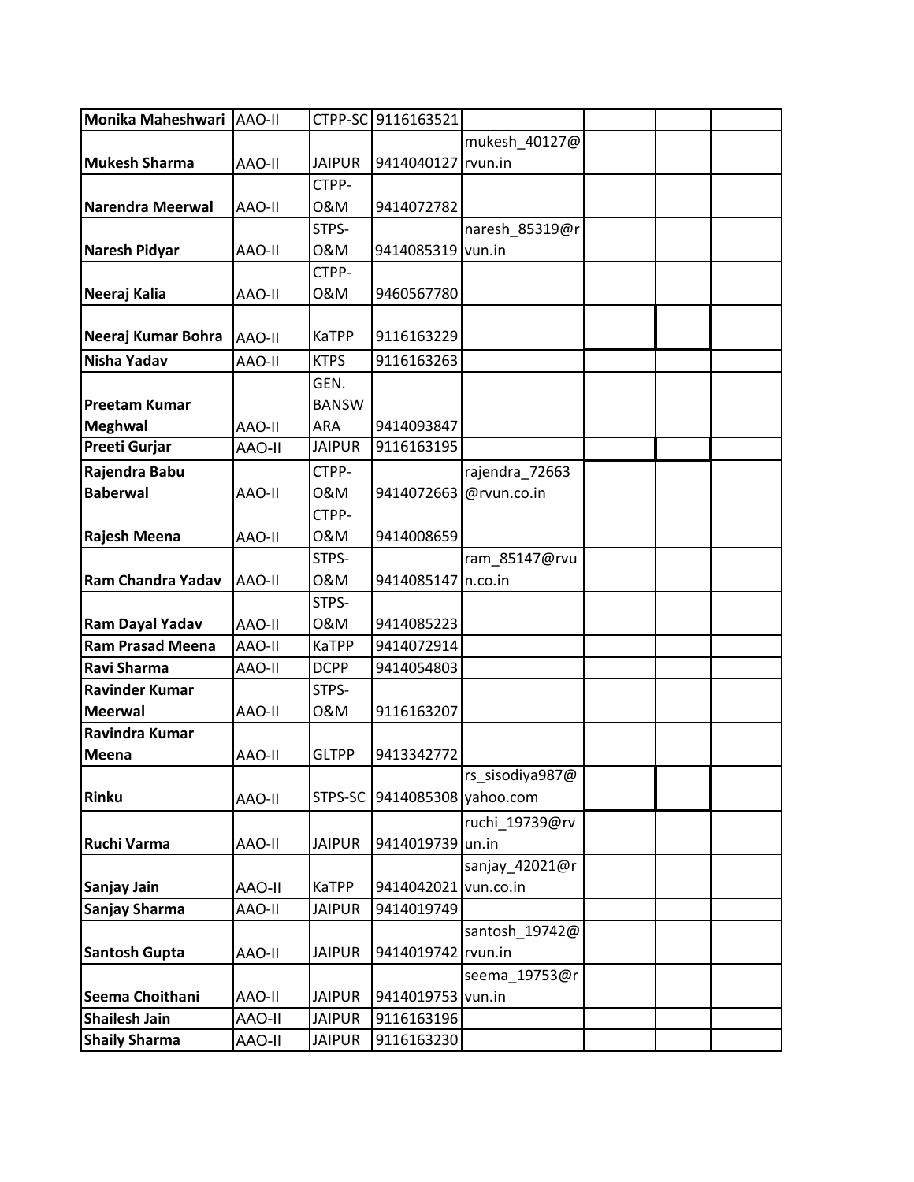| Monika Maheshwari | AAO-II | CTPP-SC | 9116163521 | | | | |
|---|---|---|---|---|---|---|---|
| Mukesh Sharma | AAO-II | JAIPUR | 9414040127 | mukesh_40127@rvun.in | | | |
| Narendra Meerwal | AAO-II | CTPP-O&M | 9414072782 | | | | |
| Naresh Pidyar | AAO-II | STPS-O&M | 9414085319 | naresh_85319@rvun.in | | | |
| Neeraj Kalia | AAO-II | CTPP-O&M | 9460567780 | | | | |
| Neeraj Kumar Bohra | AAO-II | KaTPP | 9116163229 | | | | |
| Nisha Yadav | AAO-II | KTPS | 9116163263 | | | | |
| Preetam Kumar Meghwal | AAO-II | GEN. BANSWARA | 9414093847 | | | | |
| Preeti Gurjar | AAO-II | JAIPUR | 9116163195 | | | | |
| Rajendra Babu Baberwal | AAO-II | CTPP-O&M | 9414072663 | rajendra_72663@rvun.co.in | | | |
| Rajesh Meena | AAO-II | CTPP-O&M | 9414008659 | | | | |
| Ram Chandra Yadav | AAO-II | STPS-O&M | 9414085147 | ram_85147@rvun.co.in | | | |
| Ram Dayal Yadav | AAO-II | STPS-O&M | 9414085223 | | | | |
| Ram Prasad Meena | AAO-II | KaTPP | 9414072914 | | | | |
| Ravi Sharma | AAO-II | DCPP | 9414054803 | | | | |
| Ravinder Kumar Meerwal | AAO-II | STPS-O&M | 9116163207 | | | | |
| Ravindra Kumar Meena | AAO-II | GLTPP | 9413342772 | | | | |
| Rinku | AAO-II | STPS-SC | 9414085308 | rs_sisodiya987@yahoo.com | | | |
| Ruchi Varma | AAO-II | JAIPUR | 9414019739 | ruchi_19739@rvun.in | | | |
| Sanjay Jain | AAO-II | KaTPP | 9414042021 | sanjay_42021@rvun.co.in | | | |
| Sanjay Sharma | AAO-II | JAIPUR | 9414019749 | | | | |
| Santosh Gupta | AAO-II | JAIPUR | 9414019742 | santosh_19742@rvun.in | | | |
| Seema Choithani | AAO-II | JAIPUR | 9414019753 | seema_19753@rvun.in | | | |
| Shailesh Jain | AAO-II | JAIPUR | 9116163196 | | | | |
| Shaily Sharma | AAO-II | JAIPUR | 9116163230 | | | | |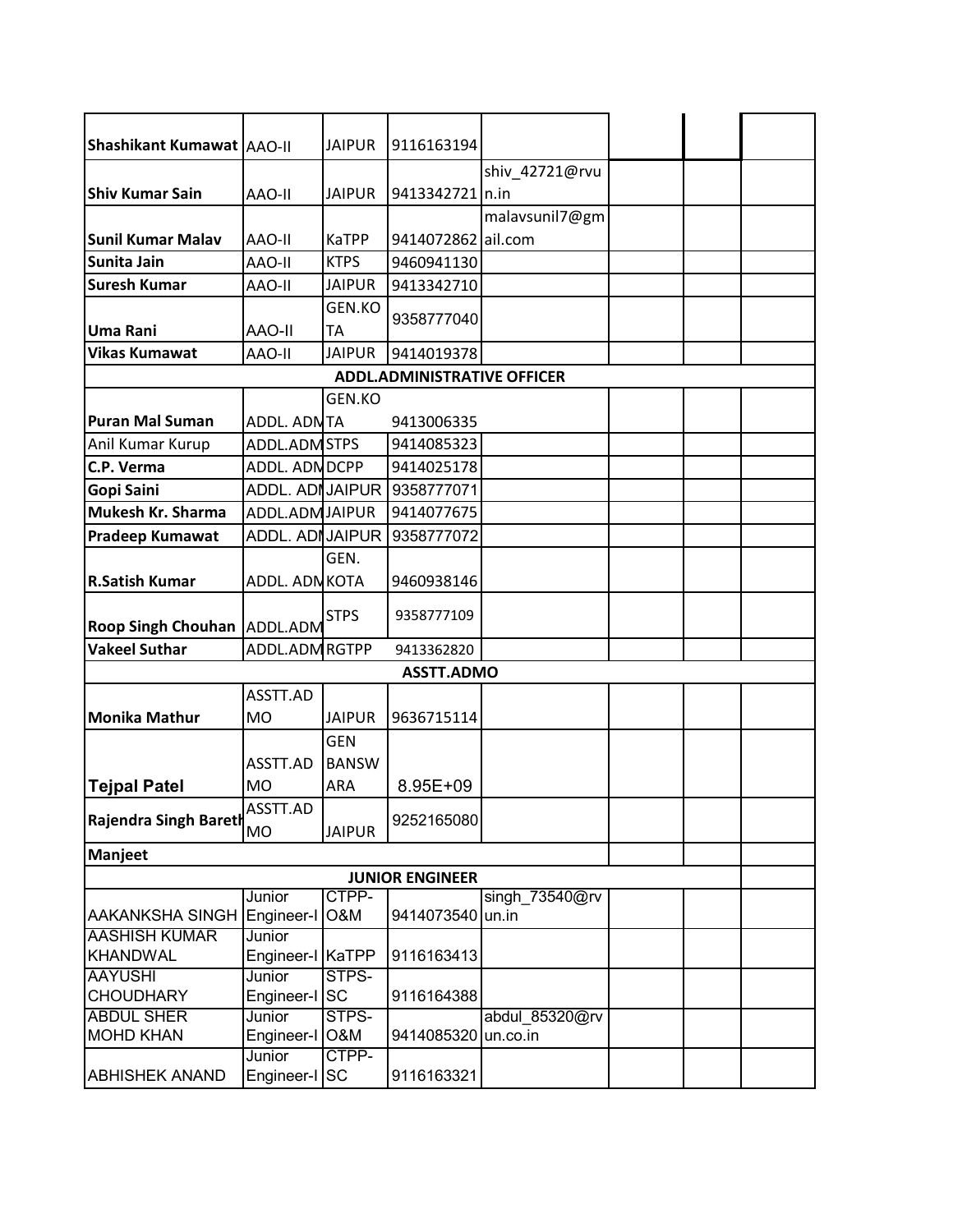| | | | | | | | |
|---|---|---|---|---|---|---|---|
| **Shashikant Kumawat** | AAO-II | JAIPUR | 9116163194 | | | | |
| **Shiv Kumar Sain** | AAO-II | JAIPUR | 9413342721 | shiv_42721@rvun.in | | | |
| **Sunil Kumar Malav** | AAO-II | KaTPP | 9414072862 | malavsunil7@gmail.com | | | |
| **Sunita Jain** | AAO-II | KTPS | 9460941130 | | | | |
| **Suresh Kumar** | AAO-II | JAIPUR | 9413342710 | | | | |
| **Uma Rani** | AAO-II | GEN.KOTA | 9358777040 | | | | |
| **Vikas Kumawat** | AAO-II | JAIPUR | 9414019378 | | | | |
| | | | **ADDL.ADMINISTRATIVE OFFICER** | | | | |
| **Puran Mal Suman** | ADDL. ADM | GEN.KOTA | 9413006335 | | | | |
| Anil Kumar Kurup | ADDL.ADM | STPS | 9414085323 | | | | |
| **C.P. Verma** | ADDL. ADM | DCPP | 9414025178 | | | | |
| **Gopi Saini** | ADDL. ADM | JAIPUR | 9358777071 | | | | |
| **Mukesh Kr. Sharma** | ADDL.ADM | JAIPUR | 9414077675 | | | | |
| **Pradeep Kumawat** | ADDL. ADM | JAIPUR | 9358777072 | | | | |
| **R.Satish Kumar** | ADDL. ADM | GEN. KOTA | 9460938146 | | | | |
| **Roop Singh Chouhan** | ADDL.ADM | STPS | 9358777109 | | | | |
| **Vakeel Suthar** | ADDL.ADM | RGTPP | 9413362820 | | | | |
| | | | **ASSTT.ADMO** | | | | |
| **Monika Mathur** | ASSTT.ADMO | JAIPUR | 9636715114 | | | | |
| **Tejpal Patel** | ASSTT.ADMO | GEN BANSWARA | 8.95E+09 | | | | |
| **Rajendra Singh Bareth** | ASSTT.ADMO | JAIPUR | 9252165080 | | | | |
| **Manjeet** | | | | | | | |
| | | | **JUNIOR ENGINEER** | | | | |
| AAKANKSHA SINGH | Junior Engineer-I | CTPP-O&M | 9414073540 | singh_73540@rvun.in | | | |
| AASHISH KUMAR KHANDWAL | Junior Engineer-I | KaTPP | 9116163413 | | | | |
| AAYUSHI CHOUDHARY | Junior Engineer-I | STPS-SC | 9116164388 | | | | |
| ABDUL SHER MOHD KHAN | Junior Engineer-I | STPS-O&M | 9414085320 | abdul_85320@rvun.co.in | | | |
| ABHISHEK ANAND | Junior Engineer-I | CTPP-SC | 9116163321 | | | | |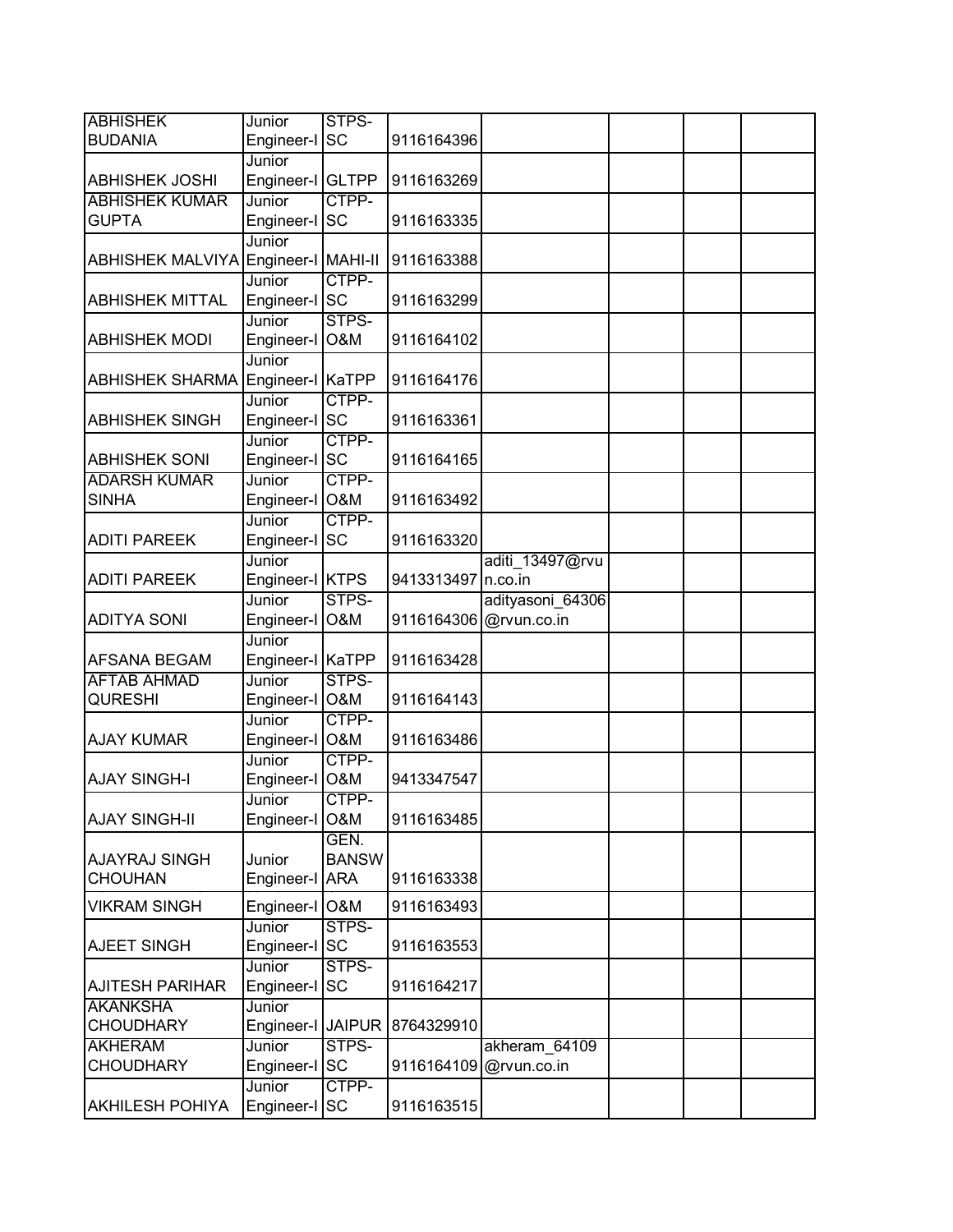| | | | | | | | |
|---|---|---|---|---|---|---|---|
| ABHISHEK BUDANIA | Junior Engineer-I | STPS-SC | 9116164396 | | | | |
| ABHISHEK JOSHI | Junior Engineer-I | GLTPP | 9116163269 | | | | |
| ABHISHEK KUMAR GUPTA | Junior Engineer-I | CTPP-SC | 9116163335 | | | | |
| ABHISHEK MALVIYA | Junior Engineer-I | MAHI-II | 9116163388 | | | | |
| ABHISHEK MITTAL | Junior Engineer-I | CTPP-SC | 9116163299 | | | | |
| ABHISHEK MODI | Junior Engineer-I | STPS-O&M | 9116164102 | | | | |
| ABHISHEK SHARMA | Junior Engineer-I | KaTPP | 9116164176 | | | | |
| ABHISHEK SINGH | Junior Engineer-I | CTPP-SC | 9116163361 | | | | |
| ABHISHEK SONI | Junior Engineer-I | CTPP-SC | 9116164165 | | | | |
| ADARSH KUMAR SINHA | Junior Engineer-I | CTPP-O&M | 9116163492 | | | | |
| ADITI PAREEK | Junior Engineer-I | CTPP-SC | 9116163320 | | | | |
| ADITI PAREEK | Junior Engineer-I | KTPS | 9413313497 | aditi_13497@rvun.co.in | | | |
| ADITYA SONI | Junior Engineer-I | STPS-O&M | 9116164306 | adityasoni_64306@rvun.co.in | | | |
| AFSANA BEGAM | Junior Engineer-I | KaTPP | 9116163428 | | | | |
| AFTAB AHMAD QURESHI | Junior Engineer-I | STPS-O&M | 9116164143 | | | | |
| AJAY KUMAR | Junior Engineer-I | CTPP-O&M | 9116163486 | | | | |
| AJAY SINGH-I | Junior Engineer-I | CTPP-O&M | 9413347547 | | | | |
| AJAY SINGH-II | Junior Engineer-I | CTPP-O&M | 9116163485 | | | | |
| AJAYRAJ SINGH CHOUHAN | Junior Engineer-I | GEN. BANSWARA | 9116163338 | | | | |
| VIKRAM SINGH | Engineer-I | O&M | 9116163493 | | | | |
| AJEET SINGH | Junior Engineer-I | STPS-SC | 9116163553 | | | | |
| AJITESH PARIHAR | Junior Engineer-I | STPS-SC | 9116164217 | | | | |
| AKANKSHA CHOUDHARY | Junior Engineer-I | JAIPUR | 8764329910 | | | | |
| AKHERAM CHOUDHARY | Junior Engineer-I | STPS-SC | 9116164109 | akheram_64109@rvun.co.in | | | |
| AKHILESH POHIYA | Junior Engineer-I | CTPP-SC | 9116163515 | | | | |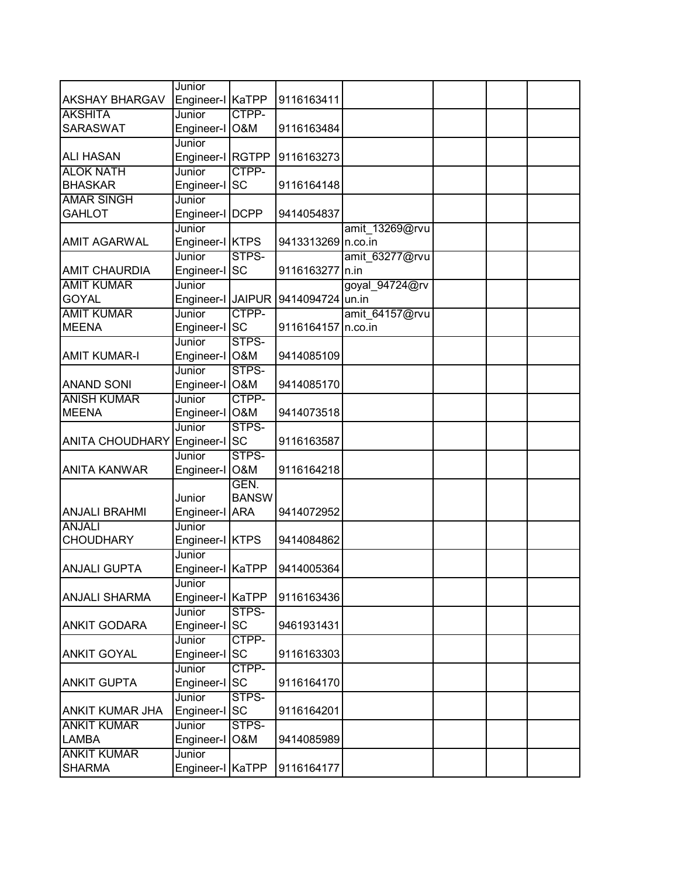| | | | | | | | |
|---|---|---|---|---|---|---|---|
| AKSHAY BHARGAV | Junior Engineer-I | KaTPP | 9116163411 | | | | |
| AKSHITA SARASWAT | Junior Engineer-I | CTPP-O&M | 9116163484 | | | | |
| ALI HASAN | Junior Engineer-I | RGTPP | 9116163273 | | | | |
| ALOK NATH BHASKAR | Junior Engineer-I | CTPP-SC | 9116164148 | | | | |
| AMAR SINGH GAHLOT | Junior Engineer-I | DCPP | 9414054837 | | | | |
| AMIT AGARWAL | Junior Engineer-I | KTPS | 9413313269 | amit_13269@rvun.co.in | | | |
| AMIT CHAURDIA | Junior Engineer-I | STPS-SC | 9116163277 | amit_63277@rvun.in | | | |
| AMIT KUMAR GOYAL | Junior Engineer-I | JAIPUR | 9414094724 | goyal_94724@rvun.in | | | |
| AMIT KUMAR MEENA | Junior Engineer-I | CTPP-SC | 9116164157 | amit_64157@rvun.co.in | | | |
| AMIT KUMAR-I | Junior Engineer-I | STPS-O&M | 9414085109 | | | | |
| ANAND SONI | Junior Engineer-I | STPS-O&M | 9414085170 | | | | |
| ANISH KUMAR MEENA | Junior Engineer-I | CTPP-O&M | 9414073518 | | | | |
| ANITA CHOUDHARY | Junior Engineer-I | STPS-SC | 9116163587 | | | | |
| ANITA KANWAR | Junior Engineer-I | STPS-O&M | 9116164218 | | | | |
| ANJALI BRAHMI | Junior Engineer-I | GEN. BANSWARA | 9414072952 | | | | |
| ANJALI CHOUDHARY | Junior Engineer-I | KTPS | 9414084862 | | | | |
| ANJALI GUPTA | Junior Engineer-I | KaTPP | 9414005364 | | | | |
| ANJALI SHARMA | Junior Engineer-I | KaTPP | 9116163436 | | | | |
| ANKIT GODARA | Junior Engineer-I | STPS-SC | 9461931431 | | | | |
| ANKIT GOYAL | Junior Engineer-I | CTPP-SC | 9116163303 | | | | |
| ANKIT GUPTA | Junior Engineer-I | CTPP-SC | 9116164170 | | | | |
| ANKIT KUMAR JHA | Junior Engineer-I | STPS-SC | 9116164201 | | | | |
| ANKIT KUMAR LAMBA | Junior Engineer-I | STPS-O&M | 9414085989 | | | | |
| ANKIT KUMAR SHARMA | Junior Engineer-I | KaTPP | 9116164177 | | | | |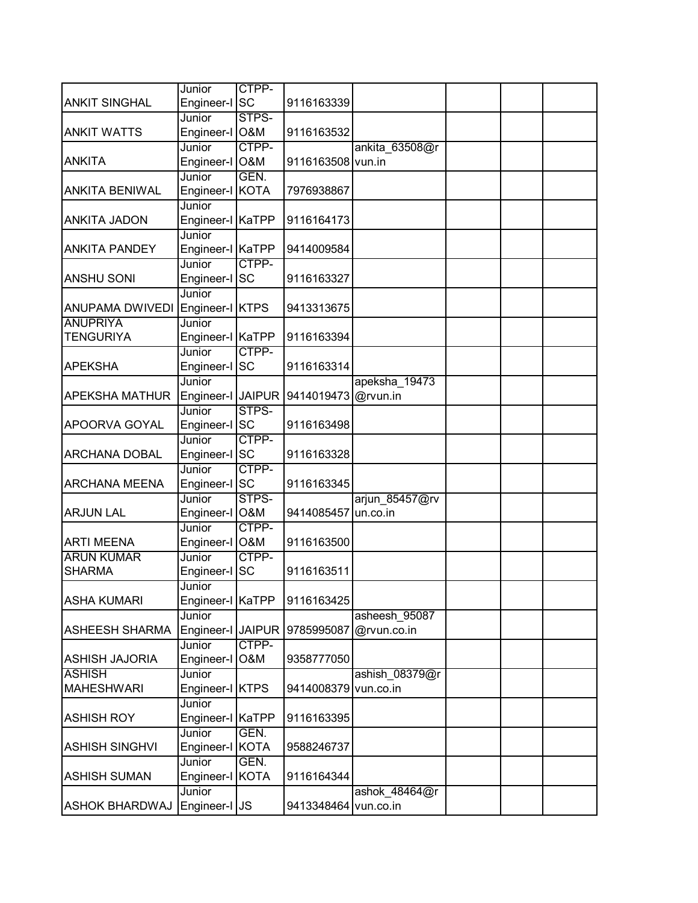| | | | | | | | |
|---|---|---|---|---|---|---|---|
| ANKIT SINGHAL | Junior Engineer-I | CTPP-SC | 9116163339 | | | | |
| ANKIT WATTS | Junior Engineer-I | STPS-O&M | 9116163532 | | | | |
| ANKITA | Junior Engineer-I | CTPP-O&M | 9116163508 | ankita_63508@rvun.in | | | |
| ANKITA BENIWAL | Junior Engineer-I | GEN. KOTA | 7976938867 | | | | |
| ANKITA JADON | Junior Engineer-I | KaTPP | 9116164173 | | | | |
| ANKITA PANDEY | Junior Engineer-I | KaTPP | 9414009584 | | | | |
| ANSHU SONI | Junior Engineer-I | CTPP-SC | 9116163327 | | | | |
| ANUPAMA DWIVEDI | Junior Engineer-I | KTPS | 9413313675 | | | | |
| ANUPRIYA TENGURIYA | Junior Engineer-I | KaTPP | 9116163394 | | | | |
| APEKSHA | Junior Engineer-I | CTPP-SC | 9116163314 | | | | |
| APEKSHA MATHUR | Junior Engineer-I | JAIPUR | 9414019473 | apeksha_19473@rvun.in | | | |
| APOORVA GOYAL | Junior Engineer-I | STPS-SC | 9116163498 | | | | |
| ARCHANA DOBAL | Junior Engineer-I | CTPP-SC | 9116163328 | | | | |
| ARCHANA MEENA | Junior Engineer-I | CTPP-SC | 9116163345 | | | | |
| ARJUN LAL | Junior Engineer-I | STPS-O&M | 9414085457 | arjun_85457@rvun.co.in | | | |
| ARTI MEENA | Junior Engineer-I | CTPP-O&M | 9116163500 | | | | |
| ARUN KUMAR SHARMA | Junior Engineer-I | CTPP-SC | 9116163511 | | | | |
| ASHA KUMARI | Junior Engineer-I | KaTPP | 9116163425 | | | | |
| ASHEESH SHARMA | Junior Engineer-I | JAIPUR | 9785995087 | asheesh_95087@rvun.co.in | | | |
| ASHISH JAJORIA | Junior Engineer-I | CTPP-O&M | 9358777050 | | | | |
| ASHISH MAHESHWARI | Junior Engineer-I | KTPS | 9414008379 | ashish_08379@rvun.co.in | | | |
| ASHISH ROY | Junior Engineer-I | KaTPP | 9116163395 | | | | |
| ASHISH SINGHVI | Junior Engineer-I | GEN. KOTA | 9588246737 | | | | |
| ASHISH SUMAN | Junior Engineer-I | GEN. KOTA | 9116164344 | | | | |
| ASHOK BHARDWAJ | Junior Engineer-I | JS | 9413348464 | ashok_48464@rvun.co.in | | | |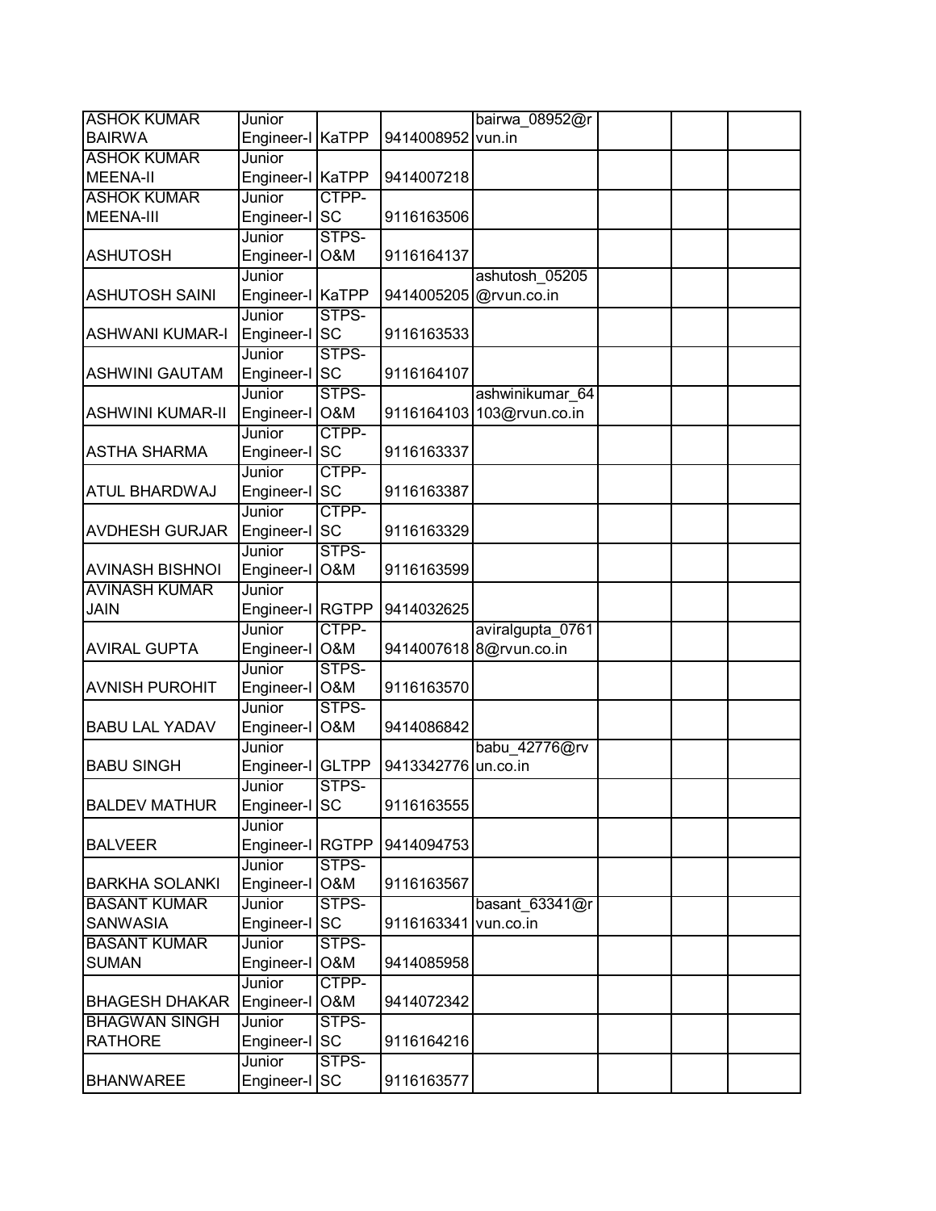| | | | | | | | |
|---|---|---|---|---|---|---|---|
| ASHOK KUMAR BAIRWA | Junior Engineer-I | KaTPP | 9414008952 | bairwa_08952@rvun.in | | | |
| ASHOK KUMAR MEENA-II | Junior Engineer-I | KaTPP | 9414007218 | | | | |
| ASHOK KUMAR MEENA-III | Junior Engineer-I | CTPP-SC | 9116163506 | | | | |
| ASHUTOSH | Junior Engineer-I | STPS-O&M | 9116164137 | | | | |
| ASHUTOSH SAINI | Junior Engineer-I | KaTPP | 9414005205 | ashutosh_05205@rvun.co.in | | | |
| ASHWANI KUMAR-I | Junior Engineer-I | STPS-SC | 9116163533 | | | | |
| ASHWINI GAUTAM | Junior Engineer-I | STPS-SC | 9116164107 | | | | |
| ASHWINI KUMAR-II | Junior Engineer-I | STPS-O&M | 9116164103 | ashwinikumar_64103@rvun.co.in | | | |
| ASTHA SHARMA | Junior Engineer-I | CTPP-SC | 9116163337 | | | | |
| ATUL BHARDWAJ | Junior Engineer-I | CTPP-SC | 9116163387 | | | | |
| AVDHESH GURJAR | Junior Engineer-I | CTPP-SC | 9116163329 | | | | |
| AVINASH BISHNOI | Junior Engineer-I | STPS-O&M | 9116163599 | | | | |
| AVINASH KUMAR JAIN | Junior Engineer-I | RGTPP | 9414032625 | | | | |
| AVIRAL GUPTA | Junior Engineer-I | CTPP-O&M | 9414007618 | aviralgupta_07618@rvun.co.in | | | |
| AVNISH PUROHIT | Junior Engineer-I | STPS-O&M | 9116163570 | | | | |
| BABU LAL YADAV | Junior Engineer-I | STPS-O&M | 9414086842 | | | | |
| BABU SINGH | Junior Engineer-I | GLTPP | 9413342776 | babu_42776@rvun.co.in | | | |
| BALDEV MATHUR | Junior Engineer-I | STPS-SC | 9116163555 | | | | |
| BALVEER | Junior Engineer-I | RGTPP | 9414094753 | | | | |
| BARKHA SOLANKI | Junior Engineer-I | STPS-O&M | 9116163567 | | | | |
| BASANT KUMAR SANWASIA | Junior Engineer-I | STPS-SC | 9116163341 | basant_63341@rvun.co.in | | | |
| BASANT KUMAR SUMAN | Junior Engineer-I | STPS-O&M | 9414085958 | | | | |
| BHAGESH DHAKAR | Junior Engineer-I | CTPP-O&M | 9414072342 | | | | |
| BHAGWAN SINGH RATHORE | Junior Engineer-I | STPS-SC | 9116164216 | | | | |
| BHANWAREE | Junior Engineer-I | STPS-SC | 9116163577 | | | | |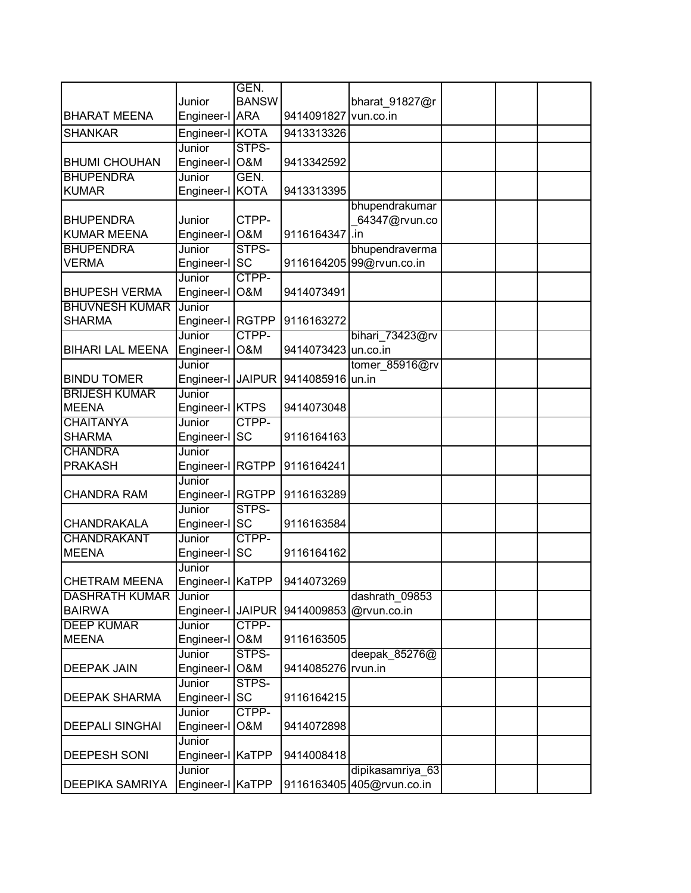| | | | | | | | |
|---|---|---|---|---|---|---|---|
| BHARAT MEENA | Junior Engineer-I | GEN. BANSWARA | 9414091827 | bharat_91827@rvun.co.in | | | |
| SHANKAR | Engineer-I | KOTA | 9413313326 | | | | |
| BHUMI CHOUHAN | Junior Engineer-I | STPS-O&M | 9413342592 | | | | |
| BHUPENDRA KUMAR | Junior Engineer-I | GEN. KOTA | 9413313395 | | | | |
| BHUPENDRA KUMAR MEENA | Junior Engineer-I | CTPP-O&M | 9116164347 | bhupendrakumar_64347@rvun.co.in | | | |
| BHUPENDRA VERMA | Junior Engineer-I | STPS-SC | 9116164205 | bhupendraverma99@rvun.co.in | | | |
| BHUPESH VERMA | Junior Engineer-I | CTPP-O&M | 9414073491 | | | | |
| BHUVNESH KUMAR SHARMA | Junior Engineer-I | RGTPP | 9116163272 | | | | |
| BIHARI LAL MEENA | Junior Engineer-I | CTPP-O&M | 9414073423 | bihari_73423@rvun.co.in | | | |
| BINDU TOMER | Junior Engineer-I | JAIPUR | 9414085916 | tomer_85916@rvun.in | | | |
| BRIJESH KUMAR MEENA | Junior Engineer-I | KTPS | 9414073048 | | | | |
| CHAITANYA SHARMA | Junior Engineer-I | CTPP-SC | 9116164163 | | | | |
| CHANDRA PRAKASH | Junior Engineer-I | RGTPP | 9116164241 | | | | |
| CHANDRA RAM | Junior Engineer-I | RGTPP | 9116163289 | | | | |
| CHANDRAKALA | Junior Engineer-I | STPS-SC | 9116163584 | | | | |
| CHANDRAKANT MEENA | Junior Engineer-I | CTPP-SC | 9116164162 | | | | |
| CHETRAM MEENA | Junior Engineer-I | KaTPP | 9414073269 | | | | |
| DASHRATH KUMAR BAIRWA | Junior Engineer-I | JAIPUR | 9414009853 | dashrath_09853@rvun.co.in | | | |
| DEEP KUMAR MEENA | Junior Engineer-I | CTPP-O&M | 9116163505 | | | | |
| DEEPAK JAIN | Junior Engineer-I | STPS-O&M | 9414085276 | deepak_85276@rvun.in | | | |
| DEEPAK SHARMA | Junior Engineer-I | STPS-SC | 9116164215 | | | | |
| DEEPALI SINGHAI | Junior Engineer-I | CTPP-O&M | 9414072898 | | | | |
| DEEPESH SONI | Junior Engineer-I | KaTPP | 9414008418 | | | | |
| DEEPIKA SAMRIYA | Junior Engineer-I | KaTPP | 9116163405 | dipikasamriya_63405@rvun.co.in | | | |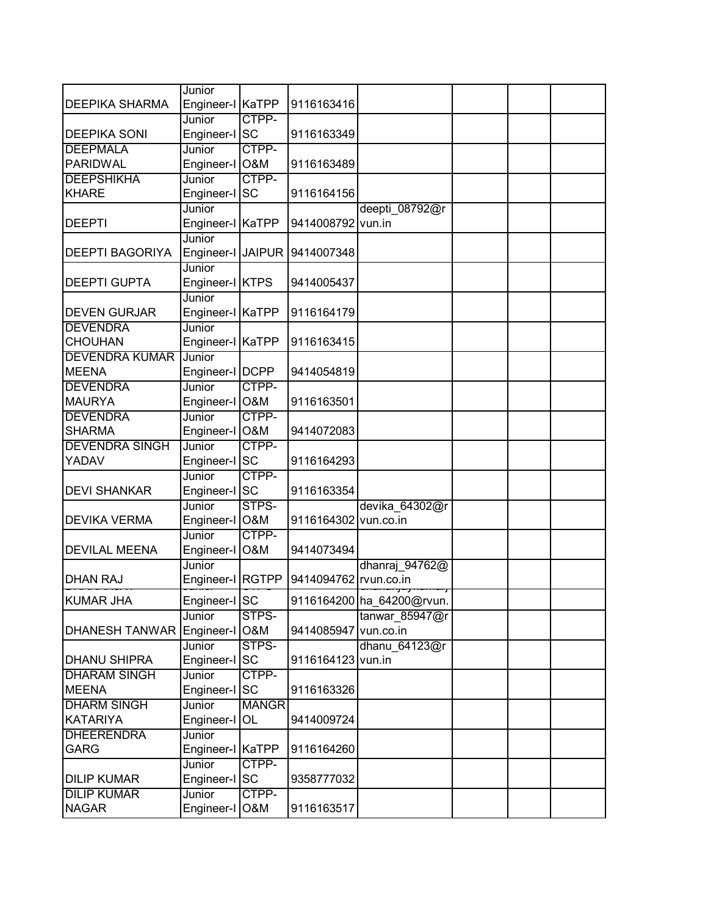| | | | | | | | |
|---|---|---|---|---|---|---|---|
| DEEPIKA SHARMA | Junior Engineer-I | KaTPP | 9116163416 | | | | |
| DEEPIKA SONI | Junior Engineer-I | CTPP-SC | 9116163349 | | | | |
| DEEPMALA PARIDWAL | Junior Engineer-I | CTPP-O&M | 9116163489 | | | | |
| DEEPSHIKHA KHARE | Junior Engineer-I | CTPP-SC | 9116164156 | | | | |
| DEEPTI | Junior Engineer-I | KaTPP | 9414008792 | deepti_08792@rvun.in | | | |
| DEEPTI BAGORIYA | Junior Engineer-I | JAIPUR | 9414007348 | | | | |
| DEEPTI GUPTA | Junior Engineer-I | KTPS | 9414005437 | | | | |
| DEVEN GURJAR | Junior Engineer-I | KaTPP | 9116164179 | | | | |
| DEVENDRA CHOUHAN | Junior Engineer-I | KaTPP | 9116163415 | | | | |
| DEVENDRA KUMAR MEENA | Junior Engineer-I | DCPP | 9414054819 | | | | |
| DEVENDRA MAURYA | Junior Engineer-I | CTPP-O&M | 9116163501 | | | | |
| DEVENDRA SHARMA | Junior Engineer-I | CTPP-O&M | 9414072083 | | | | |
| DEVENDRA SINGH YADAV | Junior Engineer-I | CTPP-SC | 9116164293 | | | | |
| DEVI SHANKAR | Junior Engineer-I | CTPP-SC | 9116163354 | | | | |
| DEVIKA VERMA | Junior Engineer-I | STPS-O&M | 9116164302 | devika_64302@rvun.co.in | | | |
| DEVILAL MEENA | Junior Engineer-I | CTPP-O&M | 9414073494 | | | | |
| DHAN RAJ | Junior Engineer-I | RGTPP | 9414094762 | dhanraj_94762@rvun.co.in | | | |
| KUMAR JHA | Engineer-I | SC | 9116164200 | ha_64200@rvun. | | | |
| DHANESH TANWAR | Junior Engineer-I | STPS-O&M | 9414085947 | tanwar_85947@rvun.co.in | | | |
| DHANU SHIPRA | Junior Engineer-I | STPS-SC | 9116164123 | dhanu_64123@rvun.in | | | |
| DHARAM SINGH MEENA | Junior Engineer-I | CTPP-SC | 9116163326 | | | | |
| DHARM SINGH KATARIYA | Junior Engineer-I | MANGROL | 9414009724 | | | | |
| DHEERENDRA GARG | Junior Engineer-I | KaTPP | 9116164260 | | | | |
| DILIP KUMAR | Junior Engineer-I | CTPP-SC | 9358777032 | | | | |
| DILIP KUMAR NAGAR | Junior Engineer-I | CTPP-O&M | 9116163517 | | | | |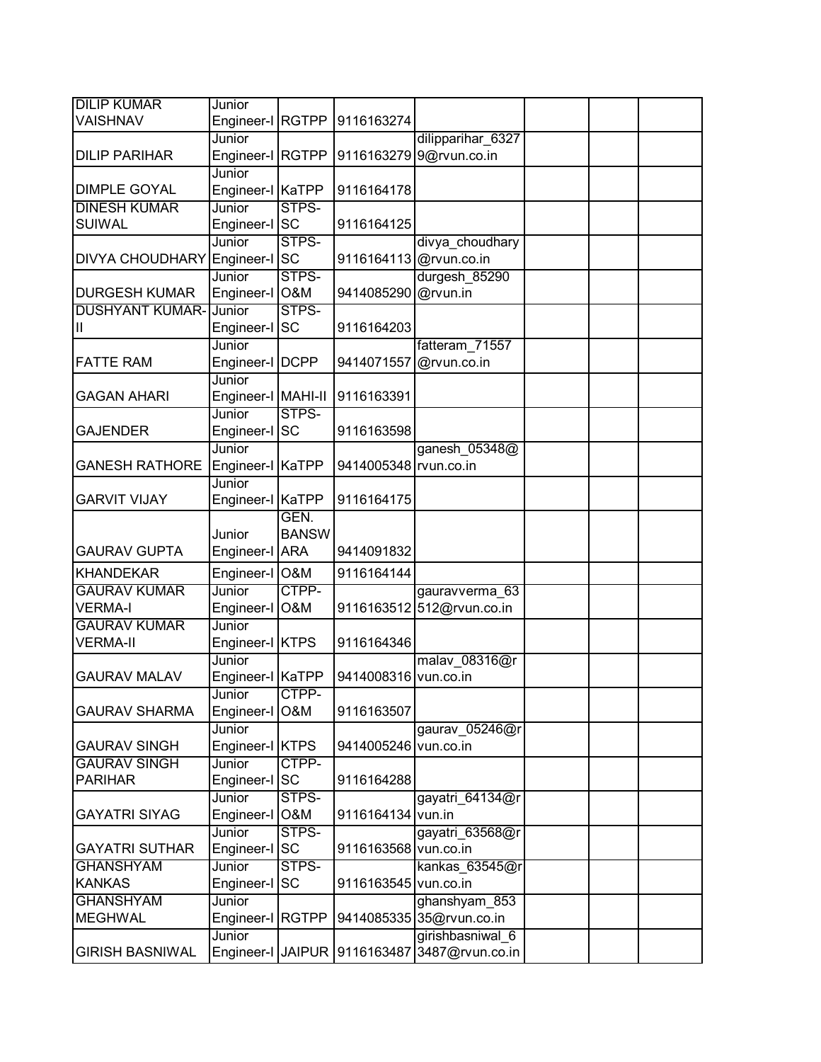| | | | | | | | |
|---|---|---|---|---|---|---|---|
| DILIP KUMAR VAISHNAV | Junior Engineer-I | RGTPP | 9116163274 | | | | |
| DILIP PARIHAR | Junior Engineer-I | RGTPP | 9116163279 | dilipparihar_63279@rvun.co.in | | | |
| DIMPLE GOYAL | Junior Engineer-I | KaTPP | 9116164178 | | | | |
| DINESH KUMAR SUIWAL | Junior Engineer-I | STPS-SC | 9116164125 | | | | |
| DIVYA CHOUDHARY | Junior Engineer-I | STPS-SC | 9116164113 | divya_choudhary@rvun.co.in | | | |
| DURGESH KUMAR | Junior Engineer-I | STPS-O&M | 9414085290 | durgesh_85290@rvun.in | | | |
| DUSHYANT KUMAR-II | Junior Engineer-I | STPS-SC | 9116164203 | | | | |
| FATTE RAM | Junior Engineer-I | DCPP | 9414071557 | fatteram_71557@rvun.co.in | | | |
| GAGAN AHARI | Junior Engineer-I | MAHI-II | 9116163391 | | | | |
| GAJENDER | Junior Engineer-I | STPS-SC | 9116163598 | | | | |
| GANESH RATHORE | Junior Engineer-I | KaTPP | 9414005348 | ganesh_05348@rvun.co.in | | | |
| GARVIT VIJAY | Junior Engineer-I | KaTPP | 9116164175 | | | | |
| GAURAV GUPTA | Junior Engineer-I | GEN. BANSWARA | 9414091832 | | | | |
| KHANDEKAR | Engineer-I | O&M | 9116164144 | | | | |
| GAURAV KUMAR VERMA-I | Junior Engineer-I | CTPP-O&M | 9116163512 | gauravverma_63512@rvun.co.in | | | |
| GAURAV KUMAR VERMA-II | Junior Engineer-I | KTPS | 9116164346 | | | | |
| GAURAV MALAV | Junior Engineer-I | KaTPP | 9414008316 | malav_08316@rvun.co.in | | | |
| GAURAV SHARMA | Junior Engineer-I | CTPP-O&M | 9116163507 | | | | |
| GAURAV SINGH | Junior Engineer-I | KTPS | 9414005246 | gaurav_05246@rvun.co.in | | | |
| GAURAV SINGH PARIHAR | Junior Engineer-I | CTPP-SC | 9116164288 | | | | |
| GAYATRI SIYAG | Junior Engineer-I | STPS-O&M | 9116164134 | gayatri_64134@rvun.in | | | |
| GAYATRI SUTHAR | Junior Engineer-I | STPS-SC | 9116163568 | gayatri_63568@rvun.co.in | | | |
| GHANSHYAM KANKAS | Junior Engineer-I | STPS-SC | 9116163545 | kankas_63545@rvun.co.in | | | |
| GHANSHYAM MEGHWAL | Junior Engineer-I | RGTPP | 9414085335 | ghanshyam_85335@rvun.co.in | | | |
| GIRISH BASNIWAL | Junior Engineer-I | JAIPUR | 9116163487 | girishbasniwal_63487@rvun.co.in | | | |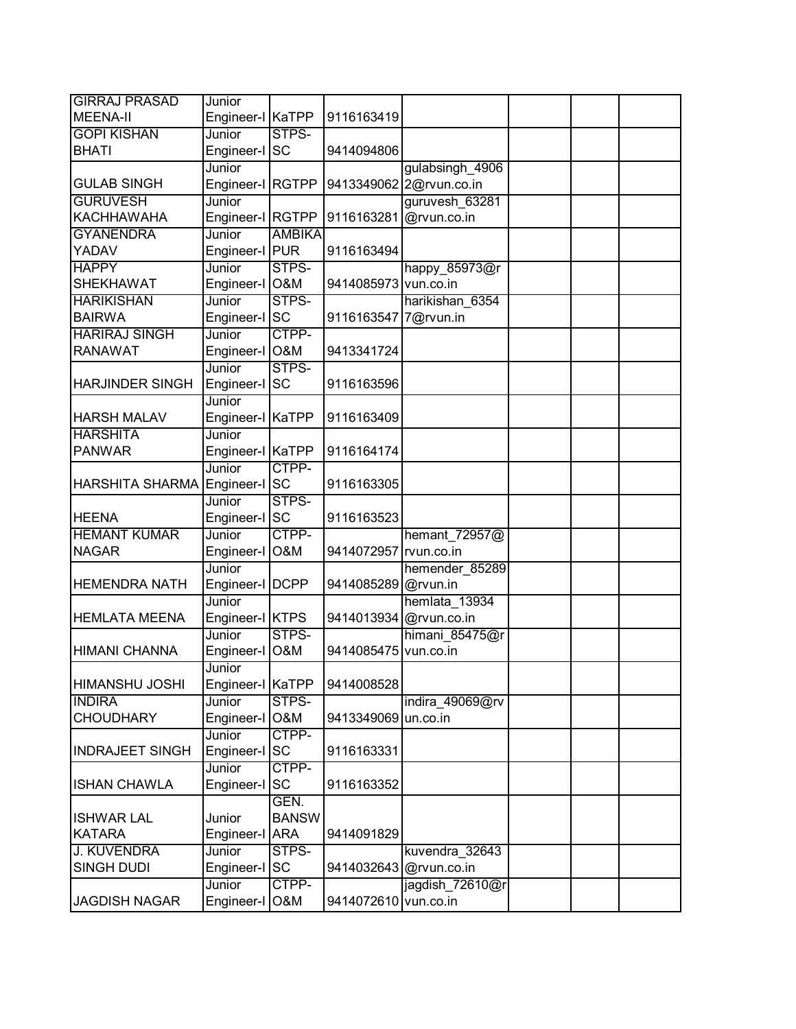| | | | | | | | |
|---|---|---|---|---|---|---|---|
| GIRRAJ PRASAD MEENA-II | Junior Engineer-I | KaTPP | 9116163419 | | | | |
| GOPI KISHAN BHATI | Junior Engineer-I | STPS-SC | 9414094806 | | | | |
| GULAB SINGH | Junior Engineer-I | RGTPP | 9413349062 | gulabsingh_49062@rvun.co.in | | | |
| GURUVESH KACHHAWAHA | Junior Engineer-I | RGTPP | 9116163281 | guruvesh_63281@rvun.co.in | | | |
| GYANENDRA YADAV | Junior Engineer-I | AMBIKAPUR | 9116163494 | | | | |
| HAPPY SHEKHAWAT | Junior Engineer-I | STPS-O&M | 9414085973 | happy_85973@rvun.co.in | | | |
| HARIKISHAN BAIRWA | Junior Engineer-I | STPS-SC | 9116163547 | harikishan_63547@rvun.in | | | |
| HARIRAJ SINGH RANAWAT | Junior Engineer-I | CTPP-O&M | 9413341724 | | | | |
| HARJINDER SINGH | Junior Engineer-I | STPS-SC | 9116163596 | | | | |
| HARSH MALAV | Junior Engineer-I | KaTPP | 9116163409 | | | | |
| HARSHITA PANWAR | Junior Engineer-I | KaTPP | 9116164174 | | | | |
| HARSHITA SHARMA | Junior Engineer-I | CTPP-SC | 9116163305 | | | | |
| HEENA | Junior Engineer-I | STPS-SC | 9116163523 | | | | |
| HEMANT KUMAR NAGAR | Junior Engineer-I | CTPP-O&M | 9414072957 | hemant_72957@rvun.co.in | | | |
| HEMENDRA NATH | Junior Engineer-I | DCPP | 9414085289 | hemender_85289@rvun.in | | | |
| HEMLATA MEENA | Junior Engineer-I | KTPS | 9414013934 | hemlata_13934@rvun.co.in | | | |
| HIMANI CHANNA | Junior Engineer-I | STPS-O&M | 9414085475 | himani_85475@rvun.co.in | | | |
| HIMANSHU JOSHI | Junior Engineer-I | KaTPP | 9414008528 | | | | |
| INDIRA CHOUDHARY | Junior Engineer-I | STPS-O&M | 9413349069 | indira_49069@rvun.co.in | | | |
| INDRAJEET SINGH | Junior Engineer-I | CTPP-SC | 9116163331 | | | | |
| ISHAN CHAWLA | Junior Engineer-I | CTPP-SC | 9116163352 | | | | |
| ISHWAR LAL KATARA | Junior Engineer-I | GEN. BANSWARA | 9414091829 | | | | |
| J. KUVENDRA SINGH DUDI | Junior Engineer-I | STPS-SC | 9414032643 | kuvendra_32643@rvun.co.in | | | |
| JAGDISH NAGAR | Junior Engineer-I | CTPP-O&M | 9414072610 | jagdish_72610@rvun.co.in | | | |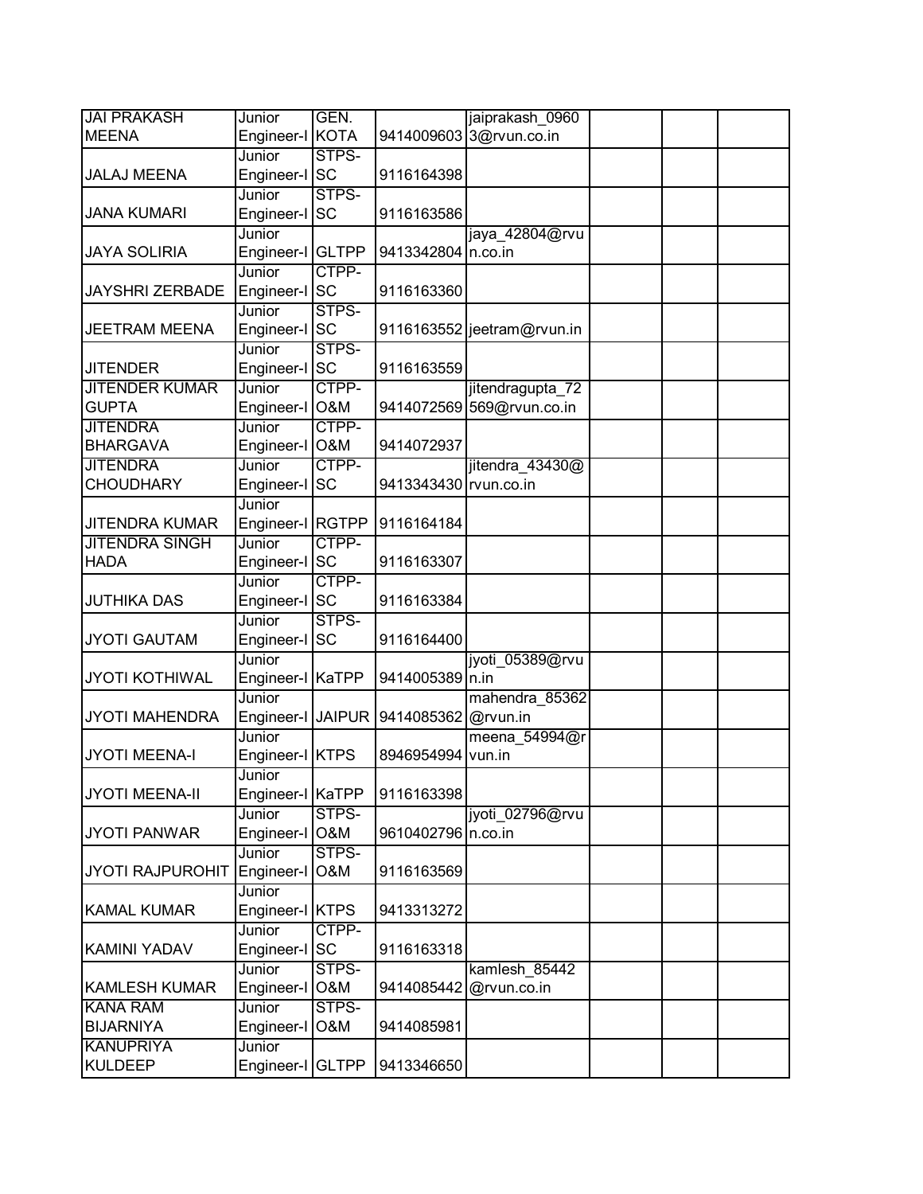| | | | | | | | |
|---|---|---|---|---|---|---|---|
| JAI PRAKASH MEENA | Junior Engineer-I | GEN. KOTA | 9414009603 | jaiprakash_09603@rvun.co.in | | | |
| JALAJ MEENA | Junior Engineer-I | STPS-SC | 9116164398 | | | | |
| JANA KUMARI | Junior Engineer-I | STPS-SC | 9116163586 | | | | |
| JAYA SOLIRIA | Junior Engineer-I | GLTPP | 9413342804 | jaya_42804@rvun.co.in | | | |
| JAYSHRI ZERBADE | Junior Engineer-I | CTPP-SC | 9116163360 | | | | |
| JEETRAM MEENA | Junior Engineer-I | STPS-SC | 9116163552 | jeetram@rvun.in | | | |
| JITENDER | Junior Engineer-I | STPS-SC | 9116163559 | | | | |
| JITENDER KUMAR GUPTA | Junior Engineer-I | CTPP-O&M | 9414072569 | jitendragupta_72569@rvun.co.in | | | |
| JITENDRA BHARGAVA | Junior Engineer-I | CTPP-O&M | 9414072937 | | | | |
| JITENDRA CHOUDHARY | Junior Engineer-I | CTPP-SC | 9413343430 | jitendra_43430@rvun.co.in | | | |
| JITENDRA KUMAR | Junior Engineer-I | RGTPP | 9116164184 | | | | |
| JITENDRA SINGH HADA | Junior Engineer-I | CTPP-SC | 9116163307 | | | | |
| JUTHIKA DAS | Junior Engineer-I | CTPP-SC | 9116163384 | | | | |
| JYOTI GAUTAM | Junior Engineer-I | STPS-SC | 9116164400 | | | | |
| JYOTI KOTHIWAL | Junior Engineer-I | KaTPP | 9414005389 | jyoti_05389@rvun.in | | | |
| JYOTI MAHENDRA | Junior Engineer-I | JAIPUR | 9414085362 | mahendra_85362@rvun.in | | | |
| JYOTI MEENA-I | Junior Engineer-I | KTPS | 8946954994 | meena_54994@rvun.in | | | |
| JYOTI MEENA-II | Junior Engineer-I | KaTPP | 9116163398 | | | | |
| JYOTI PANWAR | Junior Engineer-I | STPS-O&M | 9610402796 | jyoti_02796@rvun.co.in | | | |
| JYOTI RAJPUROHIT | Junior Engineer-I | STPS-O&M | 9116163569 | | | | |
| KAMAL KUMAR | Junior Engineer-I | KTPS | 9413313272 | | | | |
| KAMINI YADAV | Junior Engineer-I | CTPP-SC | 9116163318 | | | | |
| KAMLESH KUMAR | Junior Engineer-I | STPS-O&M | 9414085442 | kamlesh_85442@rvun.co.in | | | |
| KANA RAM BIJARNIYA | Junior Engineer-I | STPS-O&M | 9414085981 | | | | |
| KANUPRIYA KULDEEP | Junior Engineer-I | GLTPP | 9413346650 | | | | |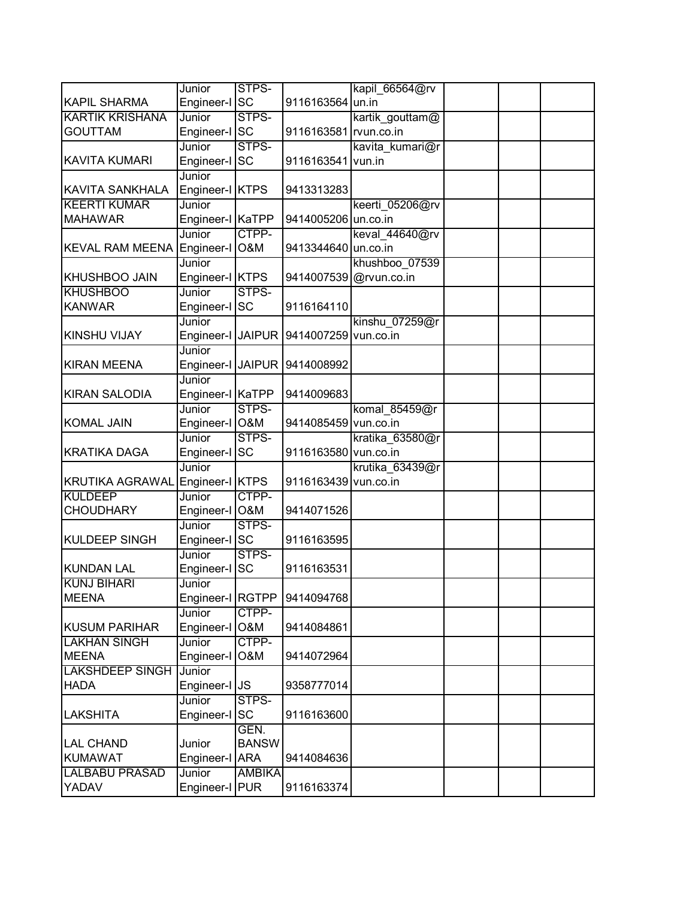| KAPIL SHARMA | Junior Engineer-I | STPS-SC | 9116163564 | kapil_66564@rvun.in | | | |
|---|---|---|---|---|---|---|---|
| KARTIK KRISHANA GOUTTAM | Junior Engineer-I | STPS-SC | 9116163581 | kartik_gouttam@rvun.co.in | | | |
| KAVITA KUMARI | Junior Engineer-I | STPS-SC | 9116163541 | kavita_kumari@rvun.in | | | |
| KAVITA SANKHALA | Junior Engineer-I | KTPS | 9413313283 | | | | |
| KEERTI KUMAR MAHAWAR | Junior Engineer-I | KaTPP | 9414005206 | keerti_05206@rvun.co.in | | | |
| KEVAL RAM MEENA | Junior Engineer-I | CTPP-O&M | 9413344640 | keval_44640@rvun.co.in | | | |
| KHUSHBOO JAIN | Junior Engineer-I | KTPS | 9414007539 | khushboo_07539@rvun.co.in | | | |
| KHUSHBOO KANWAR | Junior Engineer-I | STPS-SC | 9116164110 | | | | |
| KINSHU VIJAY | Junior Engineer-I | JAIPUR | 9414007259 | kinshu_07259@rvun.co.in | | | |
| KIRAN MEENA | Junior Engineer-I | JAIPUR | 9414008992 | | | | |
| KIRAN SALODIA | Junior Engineer-I | KaTPP | 9414009683 | | | | |
| KOMAL JAIN | Junior Engineer-I | STPS-O&M | 9414085459 | komal_85459@rvun.co.in | | | |
| KRATIKA DAGA | Junior Engineer-I | STPS-SC | 9116163580 | kratika_63580@rvun.co.in | | | |
| KRUTIKA AGRAWAL | Junior Engineer-I | KTPS | 9116163439 | krutika_63439@rvun.co.in | | | |
| KULDEEP CHOUDHARY | Junior Engineer-I | CTPP-O&M | 9414071526 | | | | |
| KULDEEP SINGH | Junior Engineer-I | STPS-SC | 9116163595 | | | | |
| KUNDAN LAL | Junior Engineer-I | STPS-SC | 9116163531 | | | | |
| KUNJ BIHARI MEENA | Junior Engineer-I | RGTPP | 9414094768 | | | | |
| KUSUM PARIHAR | Junior Engineer-I | CTPP-O&M | 9414084861 | | | | |
| LAKHAN SINGH MEENA | Junior Engineer-I | CTPP-O&M | 9414072964 | | | | |
| LAKSHDEEP SINGH HADA | Junior Engineer-I | JS | 9358777014 | | | | |
| LAKSHITA | Junior Engineer-I | STPS-SC | 9116163600 | | | | |
| LAL CHAND KUMAWAT | Junior Engineer-I | GEN. BANSWARA | 9414084636 | | | | |
| LALBABU PRASAD YADAV | Junior Engineer-I | AMBIKAPUR | 9116163374 | | | | |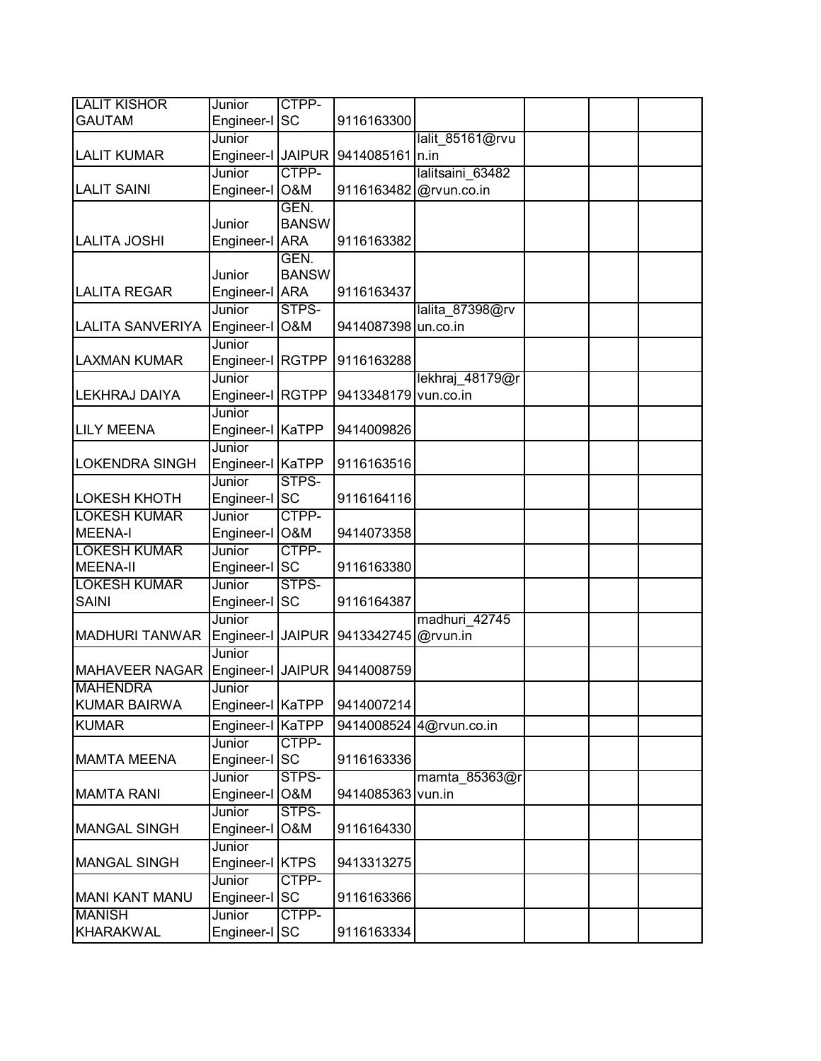| | | | | | | | |
|---|---|---|---|---|---|---|---|
| LALIT KISHOR GAUTAM | Junior Engineer-I | CTPP-SC | 9116163300 | | | | |
| LALIT KUMAR | Junior Engineer-I | JAIPUR | 9414085161 | lalit_85161@rvun.in | | | |
| LALIT SAINI | Junior Engineer-I | CTPP-O&M | 9116163482 | lalitsaini_63482@rvun.co.in | | | |
| LALITA JOSHI | Junior Engineer-I | GEN. BANSWARA | 9116163382 | | | | |
| LALITA REGAR | Junior Engineer-I | GEN. BANSWARA | 9116163437 | | | | |
| LALITA SANVERIYA | Junior Engineer-I | STPS-O&M | 9414087398 | lalita_87398@rvun.co.in | | | |
| LAXMAN KUMAR | Junior Engineer-I | RGTPP | 9116163288 | | | | |
| LEKHRAJ DAIYA | Junior Engineer-I | RGTPP | 9413348179 | lekhraj_48179@rvun.co.in | | | |
| LILY MEENA | Junior Engineer-I | KaTPP | 9414009826 | | | | |
| LOKENDRA SINGH | Junior Engineer-I | KaTPP | 9116163516 | | | | |
| LOKESH KHOTH | Junior Engineer-I | STPS-SC | 9116164116 | | | | |
| LOKESH KUMAR MEENA-I | Junior Engineer-I | CTPP-O&M | 9414073358 | | | | |
| LOKESH KUMAR MEENA-II | Junior Engineer-I | CTPP-SC | 9116163380 | | | | |
| LOKESH KUMAR SAINI | Junior Engineer-I | STPS-SC | 9116164387 | | | | |
| MADHURI TANWAR | Junior Engineer-I | JAIPUR | 9413342745 | madhuri_42745@rvun.in | | | |
| MAHAVEER NAGAR | Junior Engineer-I | JAIPUR | 9414008759 | | | | |
| MAHENDRA KUMAR BAIRWA | Junior Engineer-I | KaTPP | 9414007214 | | | | |
| KUMAR | Engineer-I | KaTPP | 9414008524 | 4@rvun.co.in | | | |
| MAMTA MEENA | Junior Engineer-I | CTPP-SC | 9116163336 | | | | |
| MAMTA RANI | Junior Engineer-I | STPS-O&M | 9414085363 | mamta_85363@rvun.in | | | |
| MANGAL SINGH | Junior Engineer-I | STPS-O&M | 9116164330 | | | | |
| MANGAL SINGH | Junior Engineer-I | KTPS | 9413313275 | | | | |
| MANI KANT MANU | Junior Engineer-I | CTPP-SC | 9116163366 | | | | |
| MANISH KHARAKWAL | Junior Engineer-I | CTPP-SC | 9116163334 | | | | |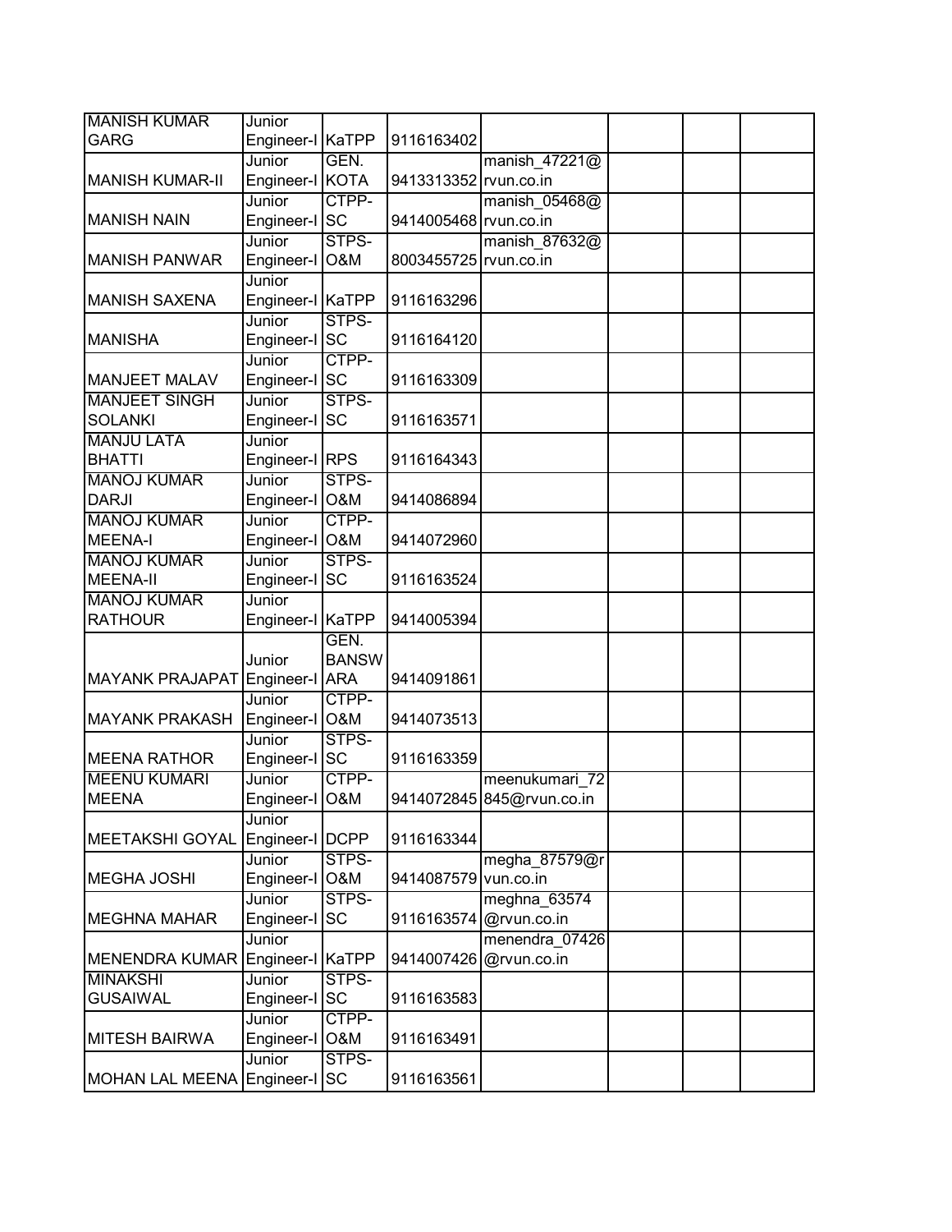| | | | | | | | |
|---|---|---|---|---|---|---|---|
| MANISH KUMAR GARG | Junior Engineer-I | KaTPP | 9116163402 | | | | |
| MANISH KUMAR-II | Junior Engineer-I | GEN. KOTA | 9413313352 | manish_47221@rvun.co.in | | | |
| MANISH NAIN | Junior Engineer-I | CTPP-SC | 9414005468 | manish_05468@rvun.co.in | | | |
| MANISH PANWAR | Junior Engineer-I | STPS-O&M | 8003455725 | manish_87632@rvun.co.in | | | |
| MANISH SAXENA | Junior Engineer-I | KaTPP | 9116163296 | | | | |
| MANISHA | Junior Engineer-I | STPS-SC | 9116164120 | | | | |
| MANJEET MALAV | Junior Engineer-I | CTPP-SC | 9116163309 | | | | |
| MANJEET SINGH SOLANKI | Junior Engineer-I | STPS-SC | 9116163571 | | | | |
| MANJU LATA BHATTI | Junior Engineer-I | RPS | 9116164343 | | | | |
| MANOJ KUMAR DARJI | Junior Engineer-I | STPS-O&M | 9414086894 | | | | |
| MANOJ KUMAR MEENA-I | Junior Engineer-I | CTPP-O&M | 9414072960 | | | | |
| MANOJ KUMAR MEENA-II | Junior Engineer-I | STPS-SC | 9116163524 | | | | |
| MANOJ KUMAR RATHOUR | Junior Engineer-I | KaTPP | 9414005394 | | | | |
| MAYANK PRAJAPAT | Junior Engineer-I | GEN. BANSWARA | 9414091861 | | | | |
| MAYANK PRAKASH | Junior Engineer-I | CTPP-O&M | 9414073513 | | | | |
| MEENA RATHOR | Junior Engineer-I | STPS-SC | 9116163359 | | | | |
| MEENU KUMARI MEENA | Junior Engineer-I | CTPP-O&M | 9414072845 | meenukumari_72845@rvun.co.in | | | |
| MEETAKSHI GOYAL | Junior Engineer-I | DCPP | 9116163344 | | | | |
| MEGHA JOSHI | Junior Engineer-I | STPS-O&M | 9414087579 | megha_87579@rvun.co.in | | | |
| MEGHNA MAHAR | Junior Engineer-I | STPS-SC | 9116163574 | meghna_63574@rvun.co.in | | | |
| MENENDRA KUMAR | Junior Engineer-I | KaTPP | 9414007426 | menendra_07426@rvun.co.in | | | |
| MINAKSHI GUSAIWAL | Junior Engineer-I | STPS-SC | 9116163583 | | | | |
| MITESH BAIRWA | Junior Engineer-I | CTPP-O&M | 9116163491 | | | | |
| MOHAN LAL MEENA | Junior Engineer-I | STPS-SC | 9116163561 | | | | |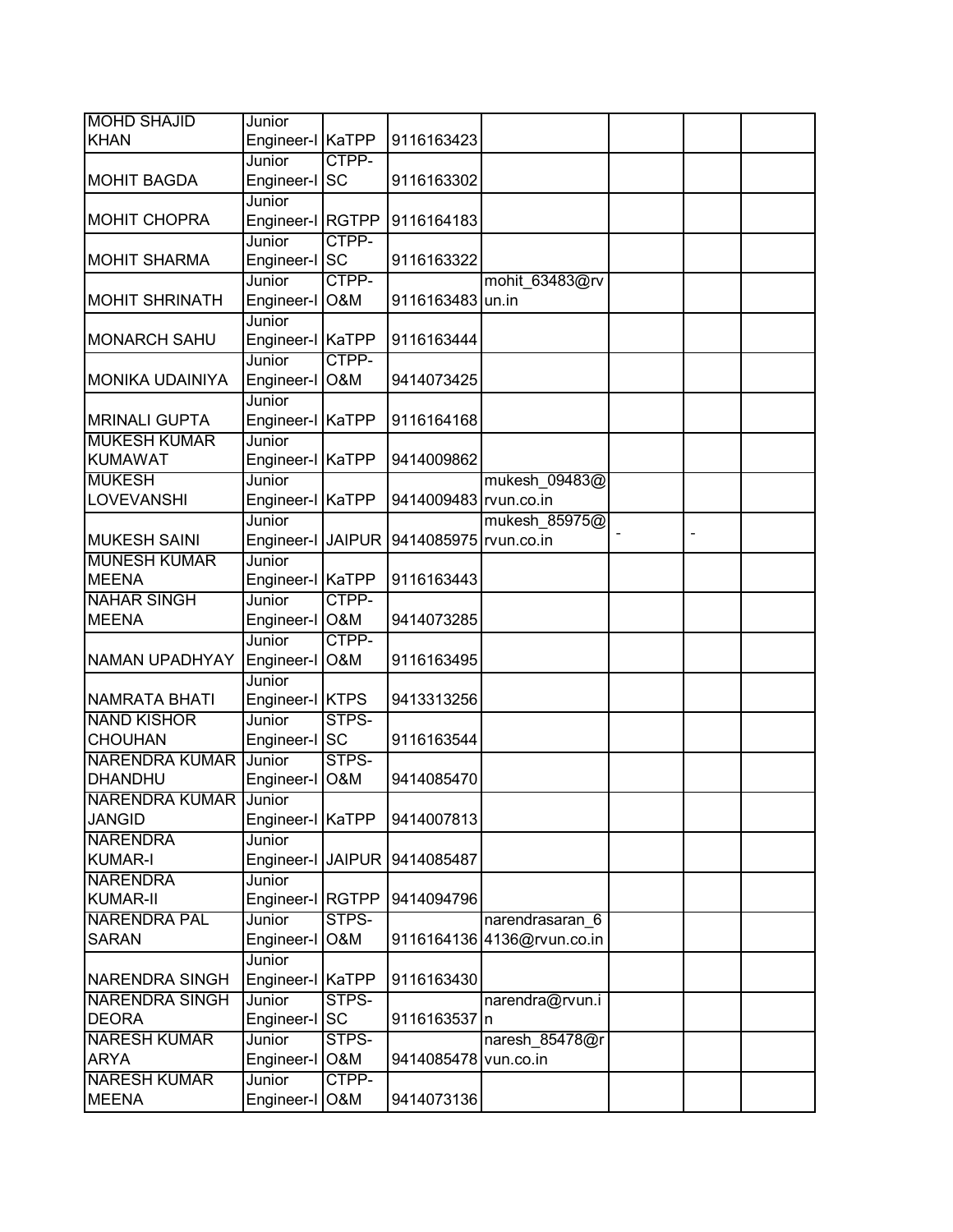| MOHD SHAJID KHAN | Junior Engineer-I | KaTPP | 9116163423 | | | | |
|---|---|---|---|---|---|---|---|
| MOHIT BAGDA | Junior Engineer-I | CTPP-SC | 9116163302 | | | | |
| MOHIT CHOPRA | Junior Engineer-I | RGTPP | 9116164183 | | | | |
| MOHIT SHARMA | Junior Engineer-I | CTPP-SC | 9116163322 | | | | |
| MOHIT SHRINATH | Junior Engineer-I | CTPP-O&M | 9116163483 | mohit_63483@rvun.in | | | |
| MONARCH SAHU | Junior Engineer-I | KaTPP | 9116163444 | | | | |
| MONIKA UDAINIYA | Junior Engineer-I | CTPP-O&M | 9414073425 | | | | |
| MRINALI GUPTA | Junior Engineer-I | KaTPP | 9116164168 | | | | |
| MUKESH KUMAR KUMAWAT | Junior Engineer-I | KaTPP | 9414009862 | | | | |
| MUKESH LOVEVANSHI | Junior Engineer-I | KaTPP | 9414009483 | mukesh_09483@rvun.co.in | | | |
| MUKESH SAINI | Junior Engineer-I | JAIPUR | 9414085975 | mukesh_85975@rvun.co.in | - | - | |
| MUNESH KUMAR MEENA | Junior Engineer-I | KaTPP | 9116163443 | | | | |
| NAHAR SINGH MEENA | Junior Engineer-I | CTPP-O&M | 9414073285 | | | | |
| NAMAN UPADHYAY | Junior Engineer-I | CTPP-O&M | 9116163495 | | | | |
| NAMRATA BHATI | Junior Engineer-I | KTPS | 9413313256 | | | | |
| NAND KISHOR CHOUHAN | Junior Engineer-I | STPS-SC | 9116163544 | | | | |
| NARENDRA KUMAR DHANDHU | Junior Engineer-I | STPS-O&M | 9414085470 | | | | |
| NARENDRA KUMAR JANGID | Junior Engineer-I | KaTPP | 9414007813 | | | | |
| NARENDRA KUMAR-I | Junior Engineer-I | JAIPUR | 9414085487 | | | | |
| NARENDRA KUMAR-II | Junior Engineer-I | RGTPP | 9414094796 | | | | |
| NARENDRA PAL SARAN | Junior Engineer-I | STPS-O&M | 9116164136 | narendrasaran_64136@rvun.co.in | | | |
| NARENDRA SINGH | Junior Engineer-I | KaTPP | 9116163430 | | | | |
| NARENDRA SINGH DEORA | Junior Engineer-I | STPS-SC | 9116163537 | narendra@rvun.in | | | |
| NARESH KUMAR ARYA | Junior Engineer-I | STPS-O&M | 9414085478 | naresh_85478@rvun.co.in | | | |
| NARESH KUMAR MEENA | Junior Engineer-I | CTPP-O&M | 9414073136 | | | | |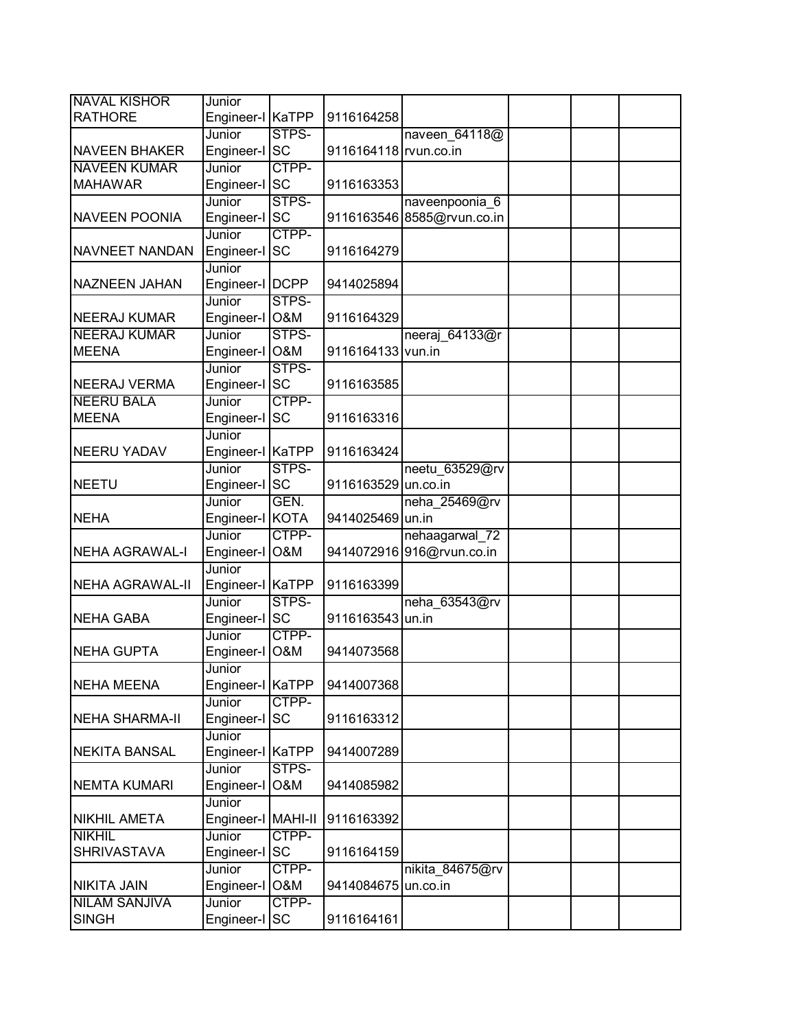| | | | | | | | |
|---|---|---|---|---|---|---|---|
| NAVAL KISHOR RATHORE | Junior Engineer-I | KaTPP | 9116164258 | | | | |
| NAVEEN BHAKER | Junior Engineer-I | STPS-SC | 9116164118 | naveen_64118@rvun.co.in | | | |
| NAVEEN KUMAR MAHAWAR | Junior Engineer-I | CTPP-SC | 9116163353 | | | | |
| NAVEEN POONIA | Junior Engineer-I | STPS-SC | 9116163546 | naveenpoonia_68585@rvun.co.in | | | |
| NAVNEET NANDAN | Junior Engineer-I | CTPP-SC | 9116164279 | | | | |
| NAZNEEN JAHAN | Junior Engineer-I | DCPP | 9414025894 | | | | |
| NEERAJ KUMAR | Junior Engineer-I | STPS-O&M | 9116164329 | | | | |
| NEERAJ KUMAR MEENA | Junior Engineer-I | STPS-O&M | 9116164133 | neeraj_64133@rvun.in | | | |
| NEERAJ VERMA | Junior Engineer-I | STPS-SC | 9116163585 | | | | |
| NEERU BALA MEENA | Junior Engineer-I | CTPP-SC | 9116163316 | | | | |
| NEERU YADAV | Junior Engineer-I | KaTPP | 9116163424 | | | | |
| NEETU | Junior Engineer-I | STPS-SC | 9116163529 | neetu_63529@rvun.co.in | | | |
| NEHA | Junior Engineer-I | GEN. KOTA | 9414025469 | neha_25469@rvun.in | | | |
| NEHA AGRAWAL-I | Junior Engineer-I | CTPP-O&M | 9414072916 | nehaagarwal_72916@rvun.co.in | | | |
| NEHA AGRAWAL-II | Junior Engineer-I | KaTPP | 9116163399 | | | | |
| NEHA GABA | Junior Engineer-I | STPS-SC | 9116163543 | neha_63543@rvun.in | | | |
| NEHA GUPTA | Junior Engineer-I | CTPP-O&M | 9414073568 | | | | |
| NEHA MEENA | Junior Engineer-I | KaTPP | 9414007368 | | | | |
| NEHA SHARMA-II | Junior Engineer-I | CTPP-SC | 9116163312 | | | | |
| NEKITA BANSAL | Junior Engineer-I | KaTPP | 9414007289 | | | | |
| NEMTA KUMARI | Junior Engineer-I | STPS-O&M | 9414085982 | | | | |
| NIKHIL AMETA | Junior Engineer-I | MAHI-II | 9116163392 | | | | |
| NIKHIL SHRIVASTAVA | Junior Engineer-I | CTPP-SC | 9116164159 | | | | |
| NIKITA JAIN | Junior Engineer-I | CTPP-O&M | 9414084675 | nikita_84675@rvun.co.in | | | |
| NILAM SANJIVA SINGH | Junior Engineer-I | CTPP-SC | 9116164161 | | | | |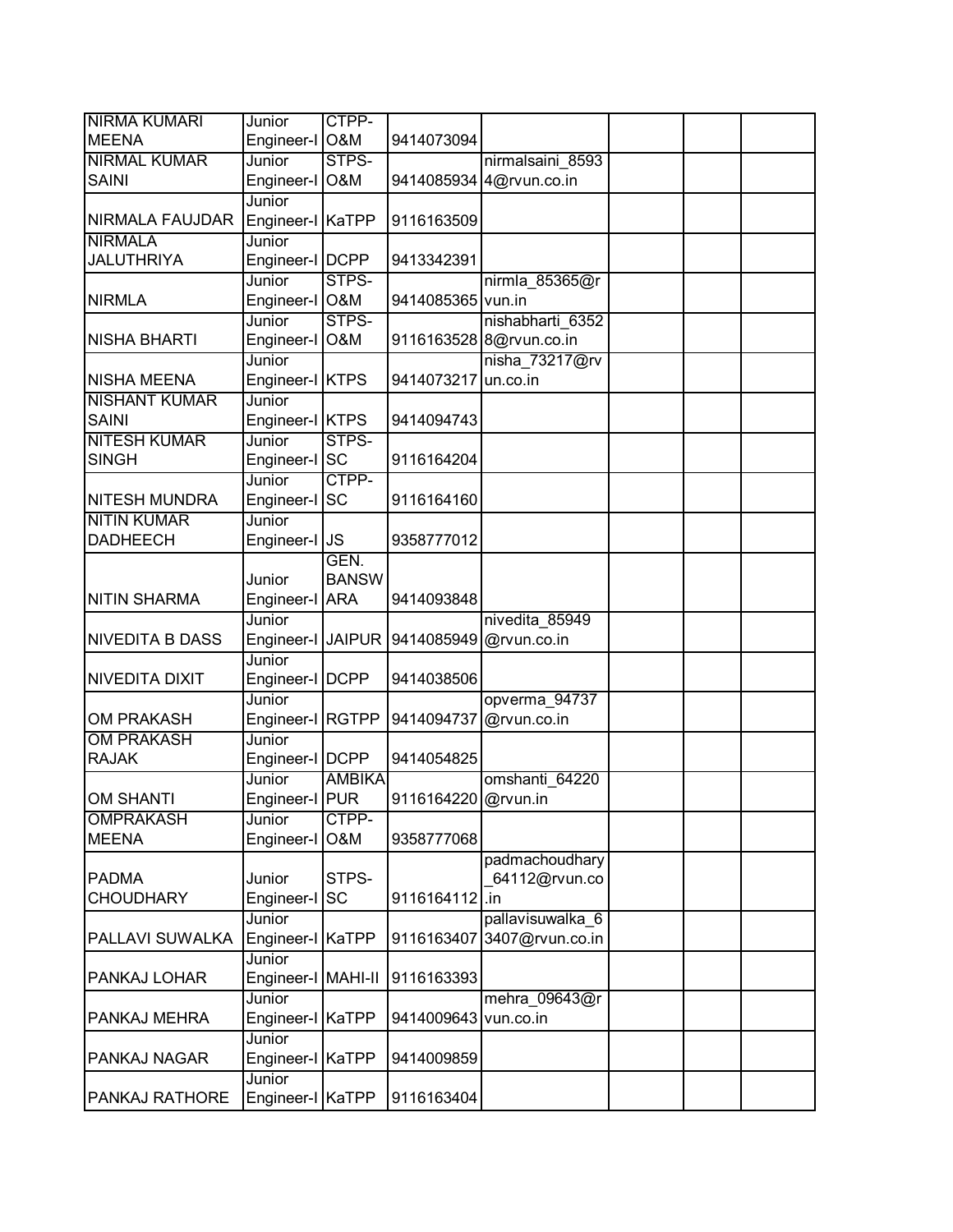| NIRMA KUMARI MEENA | Junior Engineer-I | CTPP-O&M | 9414073094 | | | | |
|---|---|---|---|---|---|---|---|
| NIRMAL KUMAR SAINI | Junior Engineer-I | STPS-O&M | 9414085934 | nirmalsaini_85934@rvun.co.in | | | |
| NIRMALA FAUJDAR | Junior Engineer-I | KaTPP | 9116163509 | | | | |
| NIRMALA JALUTHRIYA | Junior Engineer-I | DCPP | 9413342391 | | | | |
| NIRMLA | Junior Engineer-I | STPS-O&M | 9414085365 | nirmla_85365@rvun.in | | | |
| NISHA BHARTI | Junior Engineer-I | STPS-O&M | 9116163528 | nishabharti_63528@rvun.co.in | | | |
| NISHA MEENA | Junior Engineer-I | KTPS | 9414073217 | nisha_73217@rvun.co.in | | | |
| NISHANT KUMAR SAINI | Junior Engineer-I | KTPS | 9414094743 | | | | |
| NITESH KUMAR SINGH | Junior Engineer-I | STPS-SC | 9116164204 | | | | |
| NITESH MUNDRA | Junior Engineer-I | CTPP-SC | 9116164160 | | | | |
| NITIN KUMAR DADHEECH | Junior Engineer-I | JS | 9358777012 | | | | |
| NITIN SHARMA | Junior Engineer-I | GEN. BANSWARA | 9414093848 | | | | |
| NIVEDITA B DASS | Junior Engineer-I | JAIPUR | 9414085949 | nivedita_85949@rvun.co.in | | | |
| NIVEDITA DIXIT | Junior Engineer-I | DCPP | 9414038506 | | | | |
| OM PRAKASH | Junior Engineer-I | RGTPP | 9414094737 | opverma_94737@rvun.co.in | | | |
| OM PRAKASH RAJAK | Junior Engineer-I | DCPP | 9414054825 | | | | |
| OM SHANTI | Junior Engineer-I | AMBIKAPUR | 9116164220 | omshanti_64220@rvun.in | | | |
| OMPRAKASH MEENA | Junior Engineer-I | CTPP-O&M | 9358777068 | | | | |
| PADMA CHOUDHARY | Junior Engineer-I | STPS-SC | 9116164112 | padmachoudhary_64112@rvun.co.in | | | |
| PALLAVI SUWALKA | Junior Engineer-I | KaTPP | 9116163407 | pallavisuwalka_63407@rvun.co.in | | | |
| PANKAJ LOHAR | Junior Engineer-I | MAHI-II | 9116163393 | | | | |
| PANKAJ MEHRA | Junior Engineer-I | KaTPP | 9414009643 | mehra_09643@rvun.co.in | | | |
| PANKAJ NAGAR | Junior Engineer-I | KaTPP | 9414009859 | | | | |
| PANKAJ RATHORE | Junior Engineer-I | KaTPP | 9116163404 | | | | |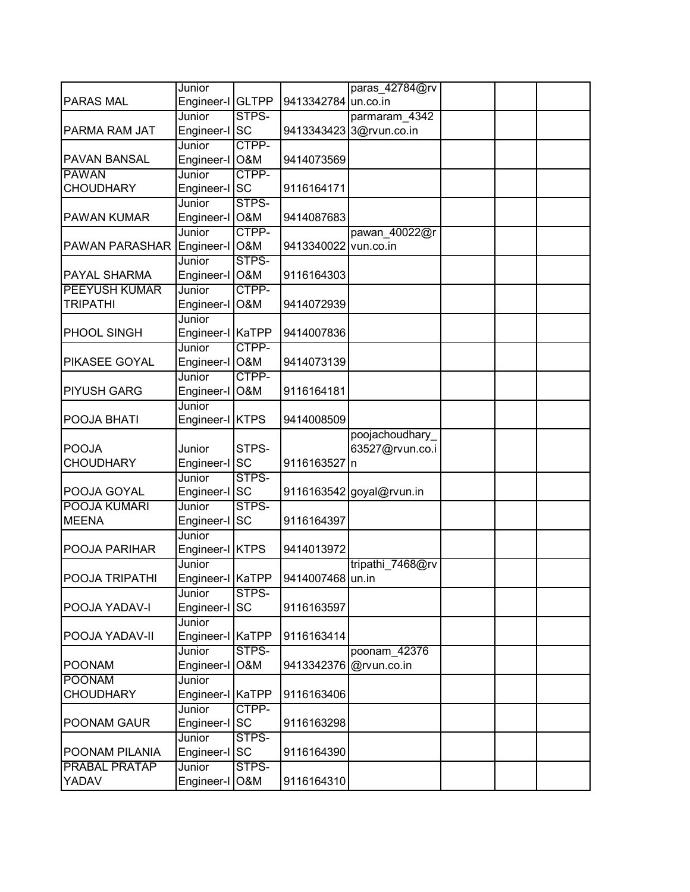| | | | | | | | |
|---|---|---|---|---|---|---|---|
| PARAS MAL | Junior Engineer-I | GLTPP | 9413342784 | paras_42784@rvun.co.in | | | |
| PARMA RAM JAT | Junior Engineer-I | STPS-SC | 9413343423 | parmaram_43423@rvun.co.in | | | |
| PAVAN BANSAL | Junior Engineer-I | CTPP-O&M | 9414073569 | | | | |
| PAWAN CHOUDHARY | Junior Engineer-I | CTPP-SC | 9116164171 | | | | |
| PAWAN KUMAR | Junior Engineer-I | STPS-O&M | 9414087683 | | | | |
| PAWAN PARASHAR | Junior Engineer-I | CTPP-O&M | 9413340022 | pawan_40022@rvun.co.in | | | |
| PAYAL SHARMA | Junior Engineer-I | STPS-O&M | 9116164303 | | | | |
| PEEYUSH KUMAR TRIPATHI | Junior Engineer-I | CTPP-O&M | 9414072939 | | | | |
| PHOOL SINGH | Junior Engineer-I | KaTPP | 9414007836 | | | | |
| PIKASEE GOYAL | Junior Engineer-I | CTPP-O&M | 9414073139 | | | | |
| PIYUSH GARG | Junior Engineer-I | CTPP-O&M | 9116164181 | | | | |
| POOJA BHATI | Junior Engineer-I | KTPS | 9414008509 | | | | |
| POOJA CHOUDHARY | Junior Engineer-I | STPS-SC | 9116163527 | poojachoudhary_63527@rvun.co.in | | | |
| POOJA GOYAL | Junior Engineer-I | STPS-SC | 9116163542 | goyal@rvun.in | | | |
| POOJA KUMARI MEENA | Junior Engineer-I | STPS-SC | 9116164397 | | | | |
| POOJA PARIHAR | Junior Engineer-I | KTPS | 9414013972 | | | | |
| POOJA TRIPATHI | Junior Engineer-I | KaTPP | 9414007468 | tripathi_7468@rvun.in | | | |
| POOJA YADAV-I | Junior Engineer-I | STPS-SC | 9116163597 | | | | |
| POOJA YADAV-II | Junior Engineer-I | KaTPP | 9116163414 | | | | |
| POONAM | Junior Engineer-I | STPS-O&M | 9413342376 | poonam_42376@rvun.co.in | | | |
| POONAM CHOUDHARY | Junior Engineer-I | KaTPP | 9116163406 | | | | |
| POONAM GAUR | Junior Engineer-I | CTPP-SC | 9116163298 | | | | |
| POONAM PILANIA | Junior Engineer-I | STPS-SC | 9116164390 | | | | |
| PRABAL PRATAP YADAV | Junior Engineer-I | STPS-O&M | 9116164310 | | | | |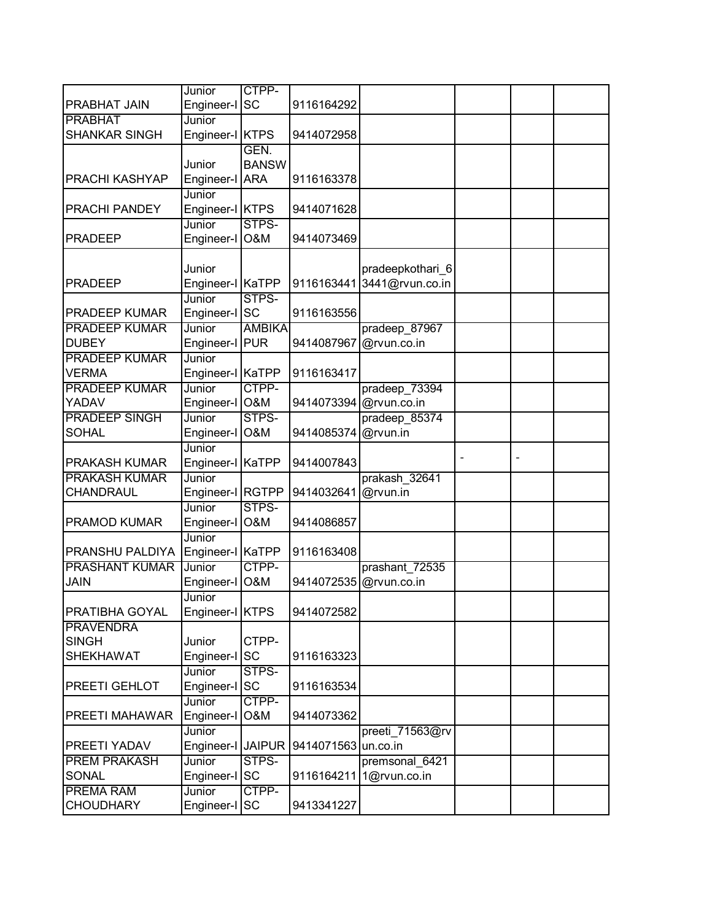| | | | | | | | |
|---|---|---|---|---|---|---|---|
| PRABHAT JAIN | Junior Engineer-I | CTPP-SC | 9116164292 | | | | |
| PRABHAT SHANKAR SINGH | Junior Engineer-I | KTPS | 9414072958 | | | | |
| PRACHI KASHYAP | Junior Engineer-I | GEN. BANSWARA | 9116163378 | | | | |
| PRACHI PANDEY | Junior Engineer-I | KTPS | 9414071628 | | | | |
| PRADEEP | Junior Engineer-I | STPS-O&M | 9414073469 | | | | |
| PRADEEP | Junior Engineer-I | KaTPP | 9116163441 | pradeepkothari_63441@rvun.co.in | | | |
| PRADEEP KUMAR | Junior Engineer-I | STPS-SC | 9116163556 | | | | |
| PRADEEP KUMAR DUBEY | Junior Engineer-I | AMBIKAPUR | 9414087967 | pradeep_87967@rvun.co.in | | | |
| PRADEEP KUMAR VERMA | Junior Engineer-I | KaTPP | 9116163417 | | | | |
| PRADEEP KUMAR YADAV | Junior Engineer-I | CTPP-O&M | 9414073394 | pradeep_73394@rvun.co.in | | | |
| PRADEEP SINGH SOHAL | Junior Engineer-I | STPS-O&M | 9414085374 | pradeep_85374@rvun.in | | | |
| PRAKASH KUMAR | Junior Engineer-I | KaTPP | 9414007843 | | - | - | |
| PRAKASH KUMAR CHANDRAUL | Junior Engineer-I | RGTPP | 9414032641 | prakash_32641@rvun.in | | | |
| PRAMOD KUMAR | Junior Engineer-I | STPS-O&M | 9414086857 | | | | |
| PRANSHU PALDIYA | Junior Engineer-I | KaTPP | 9116163408 | | | | |
| PRASHANT KUMAR JAIN | Junior Engineer-I | CTPP-O&M | 9414072535 | prashant_72535@rvun.co.in | | | |
| PRATIBHA GOYAL | Junior Engineer-I | KTPS | 9414072582 | | | | |
| PRAVENDRA SINGH SHEKHAWAT | Junior Engineer-I | CTPP-SC | 9116163323 | | | | |
| PREETI GEHLOT | Junior Engineer-I | STPS-SC | 9116163534 | | | | |
| PREETI MAHAWAR | Junior Engineer-I | CTPP-O&M | 9414073362 | | | | |
| PREETI YADAV | Junior Engineer-I | JAIPUR | 9414071563 | preeti_71563@rvun.co.in | | | |
| PREM PRAKASH SONAL | Junior Engineer-I | STPS-SC | 9116164211 | premsonal_64211@rvun.co.in | | | |
| PREMA RAM CHOUDHARY | Junior Engineer-I | CTPP-SC | 9413341227 | | | | |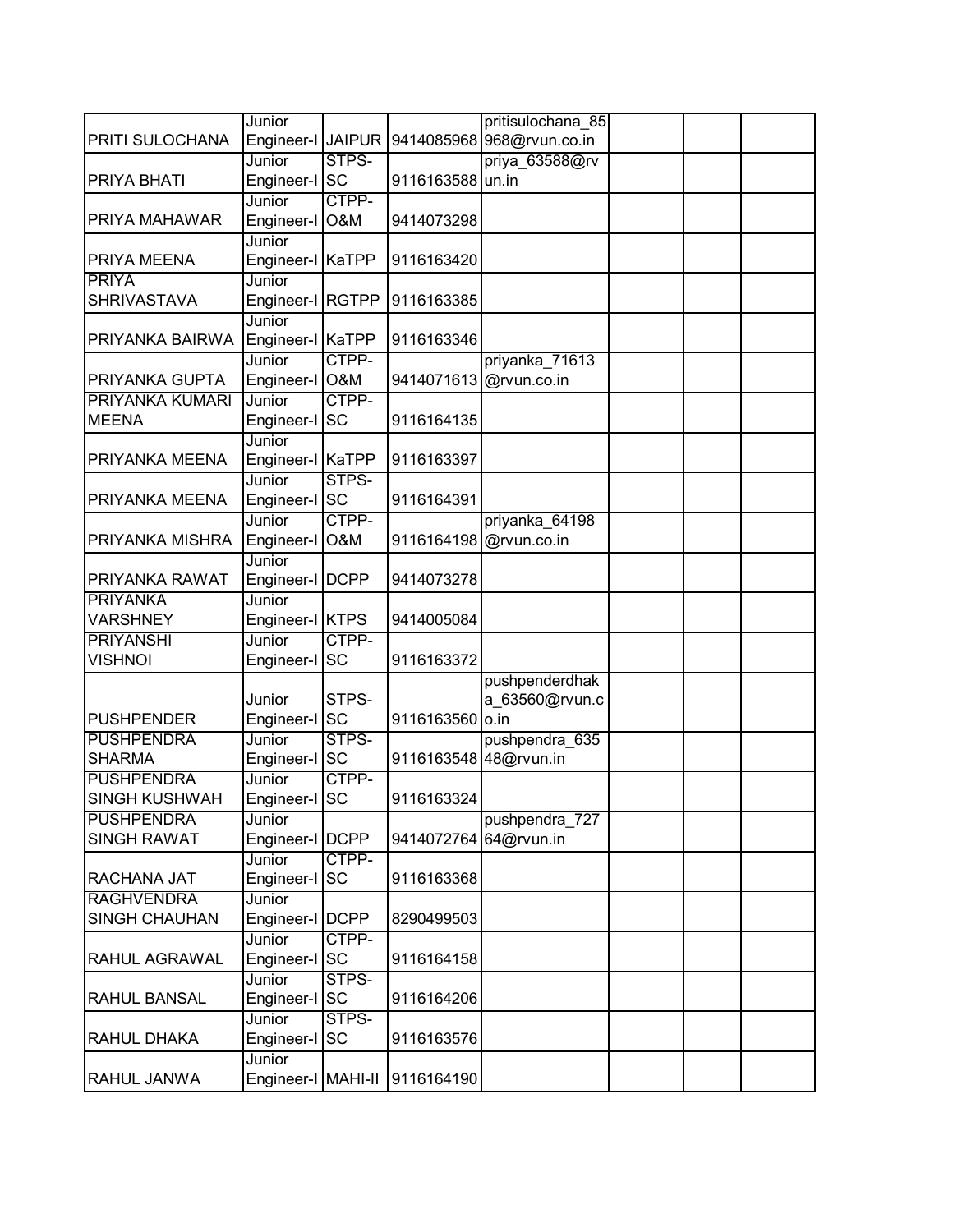| | | | | | | | |
|---|---|---|---|---|---|---|---|
| PRITI SULOCHANA | Junior Engineer-I | JAIPUR | 9414085968 | pritisulochana_85968@rvun.co.in | | | |
| PRIYA BHATI | Junior Engineer-I | STPS-SC | 9116163588 | priya_63588@rvun.in | | | |
| PRIYA MAHAWAR | Junior Engineer-I | CTPP-O&M | 9414073298 | | | | |
| PRIYA MEENA | Junior Engineer-I | KaTPP | 9116163420 | | | | |
| PRIYA SHRIVASTAVA | Junior Engineer-I | RGTPP | 9116163385 | | | | |
| PRIYANKA BAIRWA | Junior Engineer-I | KaTPP | 9116163346 | | | | |
| PRIYANKA GUPTA | Junior Engineer-I | CTPP-O&M | 9414071613 | priyanka_71613@rvun.co.in | | | |
| PRIYANKA KUMARI MEENA | Junior Engineer-I | CTPP-SC | 9116164135 | | | | |
| PRIYANKA MEENA | Junior Engineer-I | KaTPP | 9116163397 | | | | |
| PRIYANKA MEENA | Junior Engineer-I | STPS-SC | 9116164391 | | | | |
| PRIYANKA MISHRA | Junior Engineer-I | CTPP-O&M | 9116164198 | priyanka_64198@rvun.co.in | | | |
| PRIYANKA RAWAT | Junior Engineer-I | DCPP | 9414073278 | | | | |
| PRIYANKA VARSHNEY | Junior Engineer-I | KTPS | 9414005084 | | | | |
| PRIYANSHI VISHNOI | Junior Engineer-I | CTPP-SC | 9116163372 | | | | |
| PUSHPENDER | Junior Engineer-I | STPS-SC | 9116163560 | pushpenderdhaka_63560@rvun.co.in | | | |
| PUSHPENDRA SHARMA | Junior Engineer-I | STPS-SC | 9116163548 | pushpendra_63548@rvun.in | | | |
| PUSHPENDRA SINGH KUSHWAH | Junior Engineer-I | CTPP-SC | 9116163324 | | | | |
| PUSHPENDRA SINGH RAWAT | Junior Engineer-I | DCPP | 9414072764 | pushpendra_72764@rvun.in | | | |
| RACHANA JAT | Junior Engineer-I | CTPP-SC | 9116163368 | | | | |
| RAGHVENDRA SINGH CHAUHAN | Junior Engineer-I | DCPP | 8290499503 | | | | |
| RAHUL AGRAWAL | Junior Engineer-I | CTPP-SC | 9116164158 | | | | |
| RAHUL BANSAL | Junior Engineer-I | STPS-SC | 9116164206 | | | | |
| RAHUL DHAKA | Junior Engineer-I | STPS-SC | 9116163576 | | | | |
| RAHUL JANWA | Junior Engineer-I | MAHI-II | 9116164190 | | | | |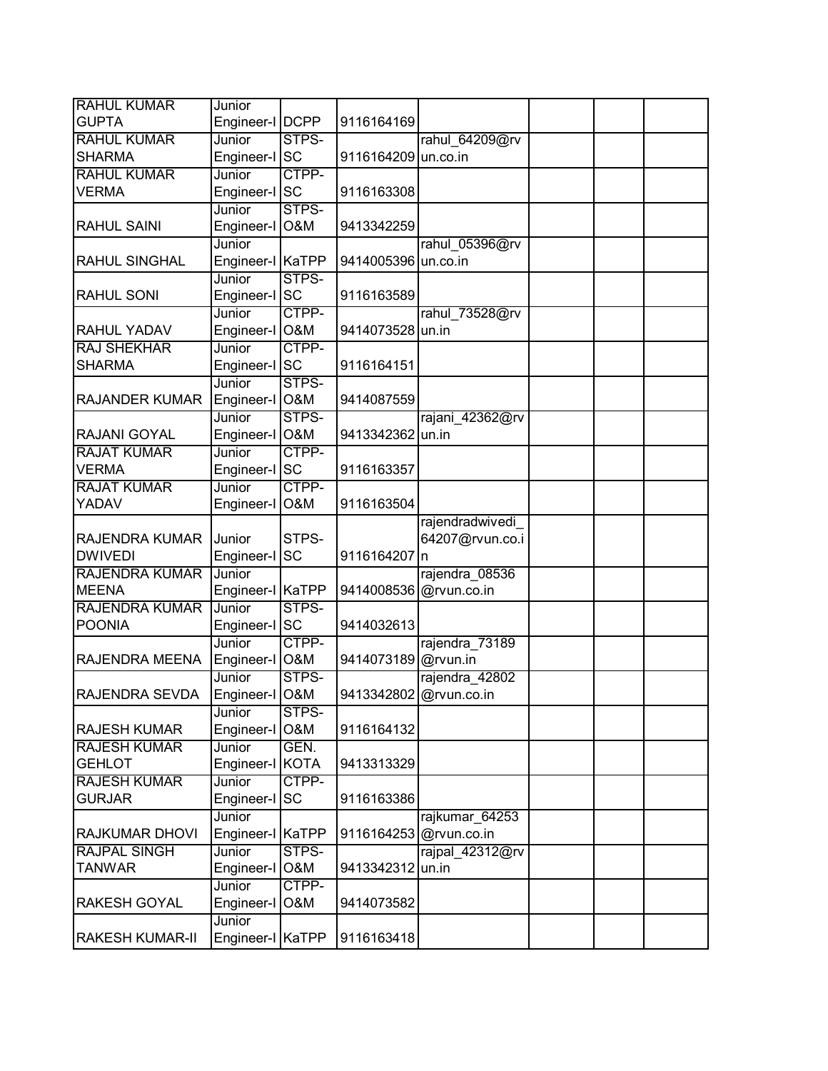| | | | | | | | |
|---|---|---|---|---|---|---|---|
| RAHUL KUMAR GUPTA | Junior Engineer-I | DCPP | 9116164169 | | | | |
| RAHUL KUMAR SHARMA | Junior Engineer-I | STPS-SC | 9116164209 | rahul_64209@rvun.co.in | | | |
| RAHUL KUMAR VERMA | Junior Engineer-I | CTPP-SC | 9116163308 | | | | |
| RAHUL SAINI | Junior Engineer-I | STPS-O&M | 9413342259 | | | | |
| RAHUL SINGHAL | Junior Engineer-I | KaTPP | 9414005396 | rahul_05396@rvun.co.in | | | |
| RAHUL SONI | Junior Engineer-I | STPS-SC | 9116163589 | | | | |
| RAHUL YADAV | Junior Engineer-I | CTPP-O&M | 9414073528 | rahul_73528@rvun.in | | | |
| RAJ SHEKHAR SHARMA | Junior Engineer-I | CTPP-SC | 9116164151 | | | | |
| RAJANDER KUMAR | Junior Engineer-I | STPS-O&M | 9414087559 | | | | |
| RAJANI GOYAL | Junior Engineer-I | STPS-O&M | 9413342362 | rajani_42362@rvun.in | | | |
| RAJAT KUMAR VERMA | Junior Engineer-I | CTPP-SC | 9116163357 | | | | |
| RAJAT KUMAR YADAV | Junior Engineer-I | CTPP-O&M | 9116163504 | | | | |
| RAJENDRA KUMAR DWIVEDI | Junior Engineer-I | STPS-SC | 9116164207 | rajendradwivedi_64207@rvun.co.in | | | |
| RAJENDRA KUMAR MEENA | Junior Engineer-I | KaTPP | 9414008536 | rajendra_08536@rvun.co.in | | | |
| RAJENDRA KUMAR POONIA | Junior Engineer-I | STPS-SC | 9414032613 | | | | |
| RAJENDRA MEENA | Junior Engineer-I | CTPP-O&M | 9414073189 | rajendra_73189@rvun.in | | | |
| RAJENDRA SEVDA | Junior Engineer-I | STPS-O&M | 9413342802 | rajendra_42802@rvun.co.in | | | |
| RAJESH KUMAR | Junior Engineer-I | STPS-O&M | 9116164132 | | | | |
| RAJESH KUMAR GEHLOT | Junior Engineer-I | GEN. KOTA | 9413313329 | | | | |
| RAJESH KUMAR GURJAR | Junior Engineer-I | CTPP-SC | 9116163386 | | | | |
| RAJKUMAR DHOVI | Junior Engineer-I | KaTPP | 9116164253 | rajkumar_64253@rvun.co.in | | | |
| RAJPAL SINGH TANWAR | Junior Engineer-I | STPS-O&M | 9413342312 | rajpal_42312@rvun.in | | | |
| RAKESH GOYAL | Junior Engineer-I | CTPP-O&M | 9414073582 | | | | |
| RAKESH KUMAR-II | Junior Engineer-I | KaTPP | 9116163418 | | | | |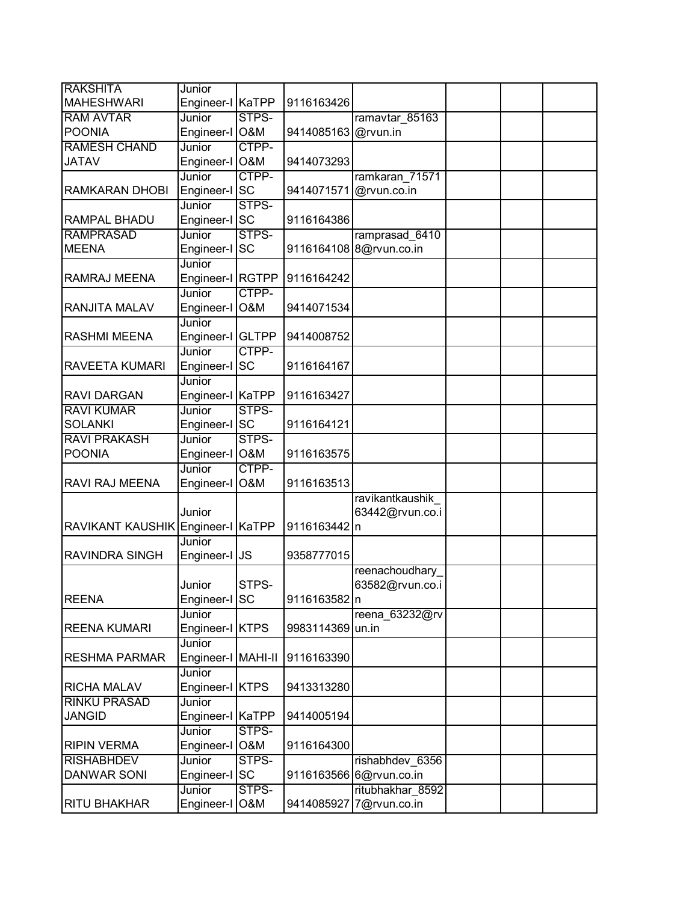| | | | | | | | |
|---|---|---|---|---|---|---|---|
| RAKSHITA MAHESHWARI | Junior Engineer-I | KaTPP | 9116163426 | | | | |
| RAM AVTAR POONIA | Junior Engineer-I | STPS-O&M | 9414085163 | ramavtar_85163@rvun.in | | | |
| RAMESH CHAND JATAV | Junior Engineer-I | CTPP-O&M | 9414073293 | | | | |
| RAMKARAN DHOBI | Junior Engineer-I | CTPP-SC | 9414071571 | ramkaran_71571@rvun.co.in | | | |
| RAMPAL BHADU | Junior Engineer-I | STPS-SC | 9116164386 | | | | |
| RAMPRASAD MEENA | Junior Engineer-I | STPS-SC | 9116164108 | ramprasad_64108@rvun.co.in | | | |
| RAMRAJ MEENA | Junior Engineer-I | RGTPP | 9116164242 | | | | |
| RANJITA MALAV | Junior Engineer-I | CTPP-O&M | 9414071534 | | | | |
| RASHMI MEENA | Junior Engineer-I | GLTPP | 9414008752 | | | | |
| RAVEETA KUMARI | Junior Engineer-I | CTPP-SC | 9116164167 | | | | |
| RAVI DARGAN | Junior Engineer-I | KaTPP | 9116163427 | | | | |
| RAVI KUMAR SOLANKI | Junior Engineer-I | STPS-SC | 9116164121 | | | | |
| RAVI PRAKASH POONIA | Junior Engineer-I | STPS-O&M | 9116163575 | | | | |
| RAVI RAJ MEENA | Junior Engineer-I | CTPP-O&M | 9116163513 | | | | |
| RAVIKANT KAUSHIK | Junior Engineer-I | KaTPP | 9116163442 | ravikantkaushik_63442@rvun.co.in | | | |
| RAVINDRA SINGH | Junior Engineer-I | JS | 9358777015 | | | | |
| REENA | Junior Engineer-I | STPS-SC | 9116163582 | reenachoudhary_63582@rvun.co.in | | | |
| REENA KUMARI | Junior Engineer-I | KTPS | 9983114369 | reena_63232@rvun.in | | | |
| RESHMA PARMAR | Junior Engineer-I | MAHI-II | 9116163390 | | | | |
| RICHA MALAV | Junior Engineer-I | KTPS | 9413313280 | | | | |
| RINKU PRASAD JANGID | Junior Engineer-I | KaTPP | 9414005194 | | | | |
| RIPIN VERMA | Junior Engineer-I | STPS-O&M | 9116164300 | | | | |
| RISHABHDEV DANWAR SONI | Junior Engineer-I | STPS-SC | 9116163566 | rishabhdev_63566@rvun.co.in | | | |
| RITU BHAKHAR | Junior Engineer-I | STPS-O&M | 9414085927 | ritubhakhar_85927@rvun.co.in | | | |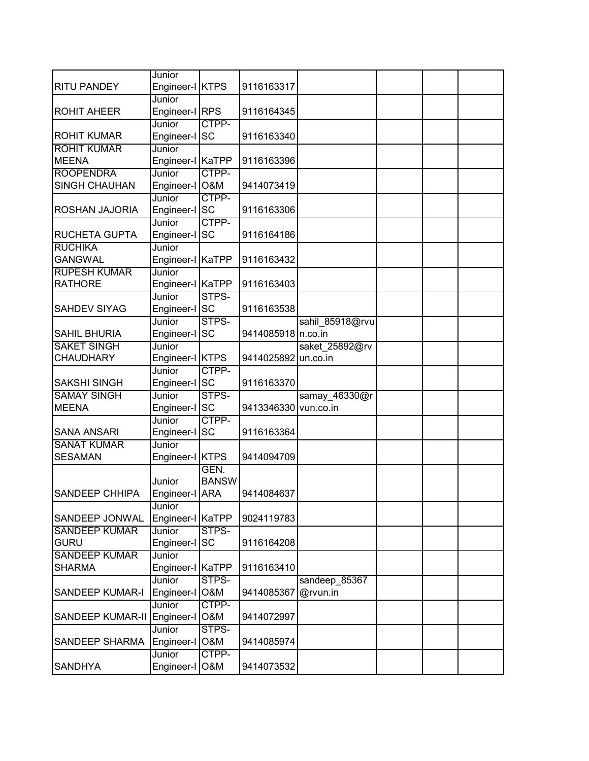| | | | | | | | |
|---|---|---|---|---|---|---|---|
| RITU PANDEY | Junior Engineer-I | KTPS | 9116163317 | | | | |
| ROHIT AHEER | Junior Engineer-I | RPS | 9116164345 | | | | |
| ROHIT KUMAR | Junior Engineer-I | CTPP-SC | 9116163340 | | | | |
| ROHIT KUMAR MEENA | Junior Engineer-I | KaTPP | 9116163396 | | | | |
| ROOPENDRA SINGH CHAUHAN | Junior Engineer-I | CTPP-O&M | 9414073419 | | | | |
| ROSHAN JAJORIA | Junior Engineer-I | CTPP-SC | 9116163306 | | | | |
| RUCHETA GUPTA | Junior Engineer-I | CTPP-SC | 9116164186 | | | | |
| RUCHIKA GANGWAL | Junior Engineer-I | KaTPP | 9116163432 | | | | |
| RUPESH KUMAR RATHORE | Junior Engineer-I | KaTPP | 9116163403 | | | | |
| SAHDEV SIYAG | Junior Engineer-I | STPS-SC | 9116163538 | | | | |
| SAHIL BHURIA | Junior Engineer-I | STPS-SC | 9414085918 | sahil_85918@rvun.co.in | | | |
| SAKET SINGH CHAUDHARY | Junior Engineer-I | KTPS | 9414025892 | saket_25892@rvun.co.in | | | |
| SAKSHI SINGH | Junior Engineer-I | CTPP-SC | 9116163370 | | | | |
| SAMAY SINGH MEENA | Junior Engineer-I | STPS-SC | 9413346330 | samay_46330@rvun.co.in | | | |
| SANA ANSARI | Junior Engineer-I | CTPP-SC | 9116163364 | | | | |
| SANAT KUMAR SESAMAN | Junior Engineer-I | KTPS | 9414094709 | | | | |
| SANDEEP CHHIPA | Junior Engineer-I | GEN. BANSWARA | 9414084637 | | | | |
| SANDEEP JONWAL | Junior Engineer-I | KaTPP | 9024119783 | | | | |
| SANDEEP KUMAR GURU | Junior Engineer-I | STPS-SC | 9116164208 | | | | |
| SANDEEP KUMAR SHARMA | Junior Engineer-I | KaTPP | 9116163410 | | | | |
| SANDEEP KUMAR-I | Junior Engineer-I | STPS-O&M | 9414085367 | sandeep_85367@rvun.in | | | |
| SANDEEP KUMAR-II | Junior Engineer-I | CTPP-O&M | 9414072997 | | | | |
| SANDEEP SHARMA | Junior Engineer-I | STPS-O&M | 9414085974 | | | | |
| SANDHYA | Junior Engineer-I | CTPP-O&M | 9414073532 | | | | |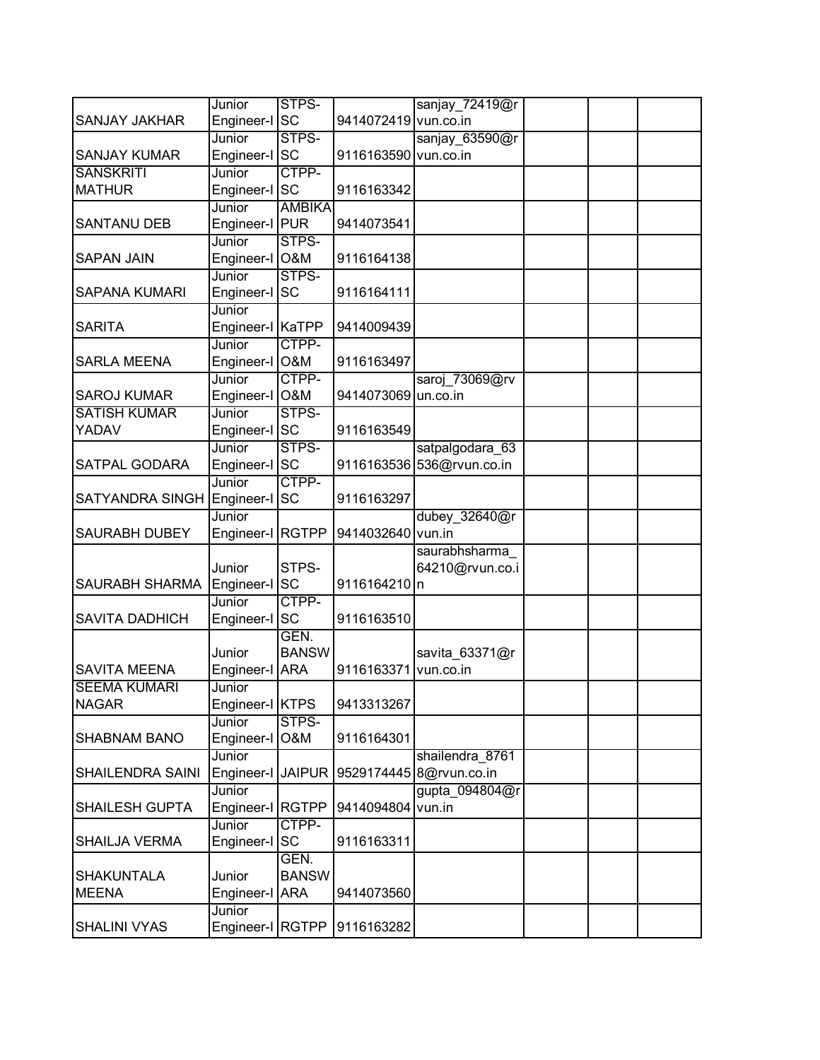| | | | | | | | |
|---|---|---|---|---|---|---|---|
| SANJAY JAKHAR | Junior Engineer-I | STPS-SC | 9414072419 | sanjay_72419@rvun.co.in | | | |
| SANJAY KUMAR | Junior Engineer-I | STPS-SC | 9116163590 | sanjay_63590@rvun.co.in | | | |
| SANSKRITI MATHUR | Junior Engineer-I | CTPP-SC | 9116163342 | | | | |
| SANTANU DEB | Junior Engineer-I | AMBIKAPUR | 9414073541 | | | | |
| SAPAN JAIN | Junior Engineer-I | STPS-O&M | 9116164138 | | | | |
| SAPANA KUMARI | Junior Engineer-I | STPS-SC | 9116164111 | | | | |
| SARITA | Junior Engineer-I | KaTPP | 9414009439 | | | | |
| SARLA MEENA | Junior Engineer-I | CTPP-O&M | 9116163497 | | | | |
| SAROJ KUMAR | Junior Engineer-I | CTPP-O&M | 9414073069 | saroj_73069@rvun.co.in | | | |
| SATISH KUMAR YADAV | Junior Engineer-I | STPS-SC | 9116163549 | | | | |
| SATPAL GODARA | Junior Engineer-I | STPS-SC | 9116163536 | satpalgodara_63536@rvun.co.in | | | |
| SATYANDRA SINGH | Junior Engineer-I | CTPP-SC | 9116163297 | | | | |
| SAURABH DUBEY | Junior Engineer-I | RGTPP | 9414032640 | dubey_32640@rvun.in | | | |
| SAURABH SHARMA | Junior Engineer-I | STPS-SC | 9116164210 | saurabhsharma_64210@rvun.co.in | | | |
| SAVITA DADHICH | Junior Engineer-I | CTPP-SC | 9116163510 | | | | |
| SAVITA MEENA | Junior Engineer-I | GEN. BANSWARA | 9116163371 | savita_63371@rvun.co.in | | | |
| SEEMA KUMARI NAGAR | Junior Engineer-I | KTPS | 9413313267 | | | | |
| SHABNAM BANO | Junior Engineer-I | STPS-O&M | 9116164301 | | | | |
| SHAILENDRA SAINI | Junior Engineer-I | JAIPUR | 9529174445 | shailendra_87618@rvun.co.in | | | |
| SHAILESH GUPTA | Junior Engineer-I | RGTPP | 9414094804 | gupta_094804@rvun.in | | | |
| SHAILJA VERMA | Junior Engineer-I | CTPP-SC | 9116163311 | | | | |
| SHAKUNTALA MEENA | Junior Engineer-I | GEN. BANSWARA | 9414073560 | | | | |
| SHALINI VYAS | Junior Engineer-I | RGTPP | 9116163282 | | | | |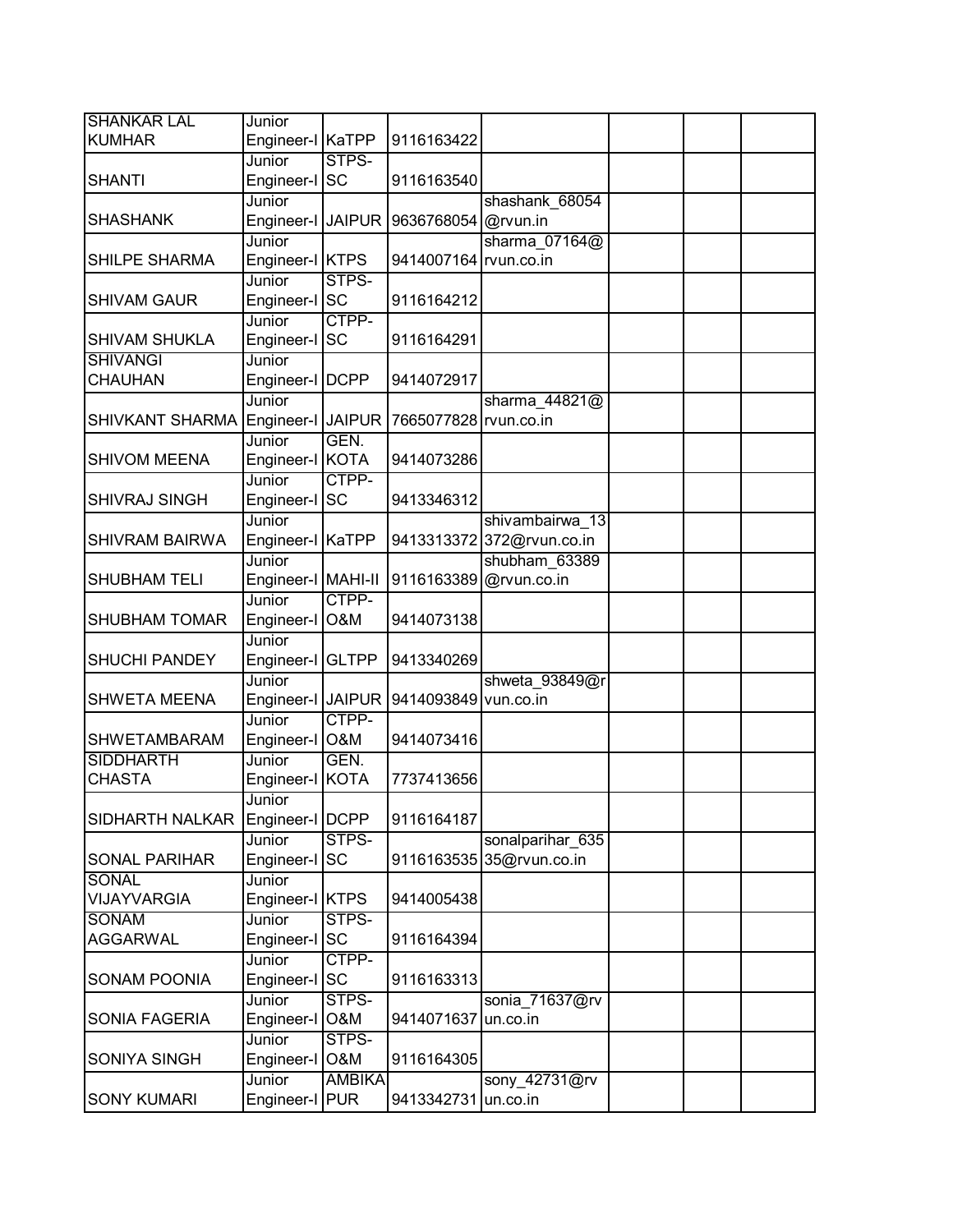| SHANKAR LAL KUMHAR | Junior Engineer-I | KaTPP | 9116163422 | | | | |
|---|---|---|---|---|---|---|---|
| SHANTI | Junior Engineer-I | STPS-SC | 9116163540 | | | | |
| SHASHANK | Junior Engineer-I | JAIPUR | 9636768054 | shashank_68054@rvun.in | | | |
| SHILPE SHARMA | Junior Engineer-I | KTPS | 9414007164 | sharma_07164@rvun.co.in | | | |
| SHIVAM GAUR | Junior Engineer-I | STPS-SC | 9116164212 | | | | |
| SHIVAM SHUKLA | Junior Engineer-I | CTPP-SC | 9116164291 | | | | |
| SHIVANGI CHAUHAN | Junior Engineer-I | DCPP | 9414072917 | | | | |
| SHIVKANT SHARMA | Junior Engineer-I | JAIPUR | 7665077828 | sharma_44821@rvun.co.in | | | |
| SHIVOM MEENA | Junior Engineer-I | GEN. KOTA | 9414073286 | | | | |
| SHIVRAJ SINGH | Junior Engineer-I | CTPP-SC | 9413346312 | | | | |
| SHIVRAM BAIRWA | Junior Engineer-I | KaTPP | 9413313372 | shivambairwa_13372@rvun.co.in | | | |
| SHUBHAM TELI | Junior Engineer-I | MAHI-II | 9116163389 | shubham_63389@rvun.co.in | | | |
| SHUBHAM TOMAR | Junior Engineer-I | CTPP-O&M | 9414073138 | | | | |
| SHUCHI PANDEY | Junior Engineer-I | GLTPP | 9413340269 | | | | |
| SHWETA MEENA | Junior Engineer-I | JAIPUR | 9414093849 | shweta_93849@rvun.co.in | | | |
| SHWETAMBARAM | Junior Engineer-I | CTPP-O&M | 9414073416 | | | | |
| SIDDHARTH CHASTA | Junior Engineer-I | GEN. KOTA | 7737413656 | | | | |
| SIDHARTH NALKAR | Junior Engineer-I | DCPP | 9116164187 | | | | |
| SONAL PARIHAR | Junior Engineer-I | STPS-SC | 9116163535 | sonalparihar_63535@rvun.co.in | | | |
| SONAL VIJAYVARGIA | Junior Engineer-I | KTPS | 9414005438 | | | | |
| SONAM AGGARWAL | Junior Engineer-I | STPS-SC | 9116164394 | | | | |
| SONAM POONIA | Junior Engineer-I | CTPP-SC | 9116163313 | | | | |
| SONIA FAGERIA | Junior Engineer-I | STPS-O&M | 9414071637 | sonia_71637@rvun.co.in | | | |
| SONIYA SINGH | Junior Engineer-I | STPS-O&M | 9116164305 | | | | |
| SONY KUMARI | Junior Engineer-I | AMBIKAPUR | 9413342731 | sony_42731@rvun.co.in | | | |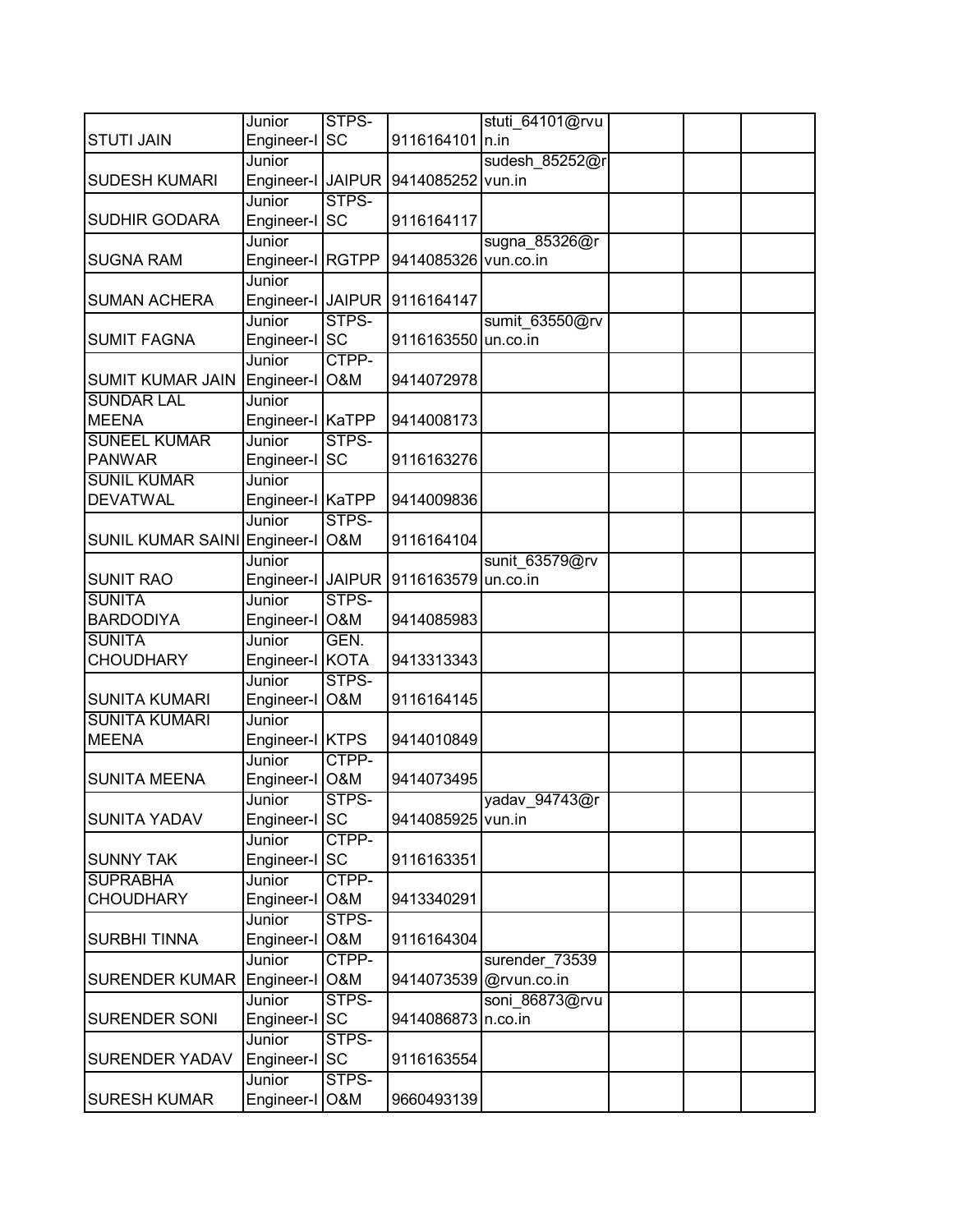| | | | | | | | |
|---|---|---|---|---|---|---|---|
| STUTI JAIN | Junior Engineer-I | STPS-SC | 9116164101 | stuti_64101@rvun.in | | | |
| SUDESH KUMARI | Junior Engineer-I | JAIPUR | 9414085252 | sudesh_85252@rvun.in | | | |
| SUDHIR GODARA | Junior Engineer-I | STPS-SC | 9116164117 | | | | |
| SUGNA RAM | Junior Engineer-I | RGTPP | 9414085326 | sugna_85326@rvun.co.in | | | |
| SUMAN ACHERA | Junior Engineer-I | JAIPUR | 9116164147 | | | | |
| SUMIT FAGNA | Junior Engineer-I | STPS-SC | 9116163550 | sumit_63550@rvun.co.in | | | |
| SUMIT KUMAR JAIN | Junior Engineer-I | CTPP-O&M | 9414072978 | | | | |
| SUNDAR LAL MEENA | Junior Engineer-I | KaTPP | 9414008173 | | | | |
| SUNEEL KUMAR PANWAR | Junior Engineer-I | STPS-SC | 9116163276 | | | | |
| SUNIL KUMAR DEVATWAL | Junior Engineer-I | KaTPP | 9414009836 | | | | |
| SUNIL KUMAR SAINI | Junior Engineer-I | STPS-O&M | 9116164104 | | | | |
| SUNIT RAO | Junior Engineer-I | JAIPUR | 9116163579 | sunit_63579@rvun.co.in | | | |
| SUNITA BARDODIYA | Junior Engineer-I | STPS-O&M | 9414085983 | | | | |
| SUNITA CHOUDHARY | Junior Engineer-I | GEN. KOTA | 9413313343 | | | | |
| SUNITA KUMARI | Junior Engineer-I | STPS-O&M | 9116164145 | | | | |
| SUNITA KUMARI MEENA | Junior Engineer-I | KTPS | 9414010849 | | | | |
| SUNITA MEENA | Junior Engineer-I | CTPP-O&M | 9414073495 | | | | |
| SUNITA YADAV | Junior Engineer-I | STPS-SC | 9414085925 | yadav_94743@rvun.in | | | |
| SUNNY TAK | Junior Engineer-I | CTPP-SC | 9116163351 | | | | |
| SUPRABHA CHOUDHARY | Junior Engineer-I | CTPP-O&M | 9413340291 | | | | |
| SURBHI TINNA | Junior Engineer-I | STPS-O&M | 9116164304 | | | | |
| SURENDER KUMAR | Junior Engineer-I | CTPP-O&M | 9414073539 | surender_73539@rvun.co.in | | | |
| SURENDER SONI | Junior Engineer-I | STPS-SC | 9414086873 | soni_86873@rvun.co.in | | | |
| SURENDER YADAV | Junior Engineer-I | STPS-SC | 9116163554 | | | | |
| SURESH KUMAR | Junior Engineer-I | STPS-O&M | 9660493139 | | | | |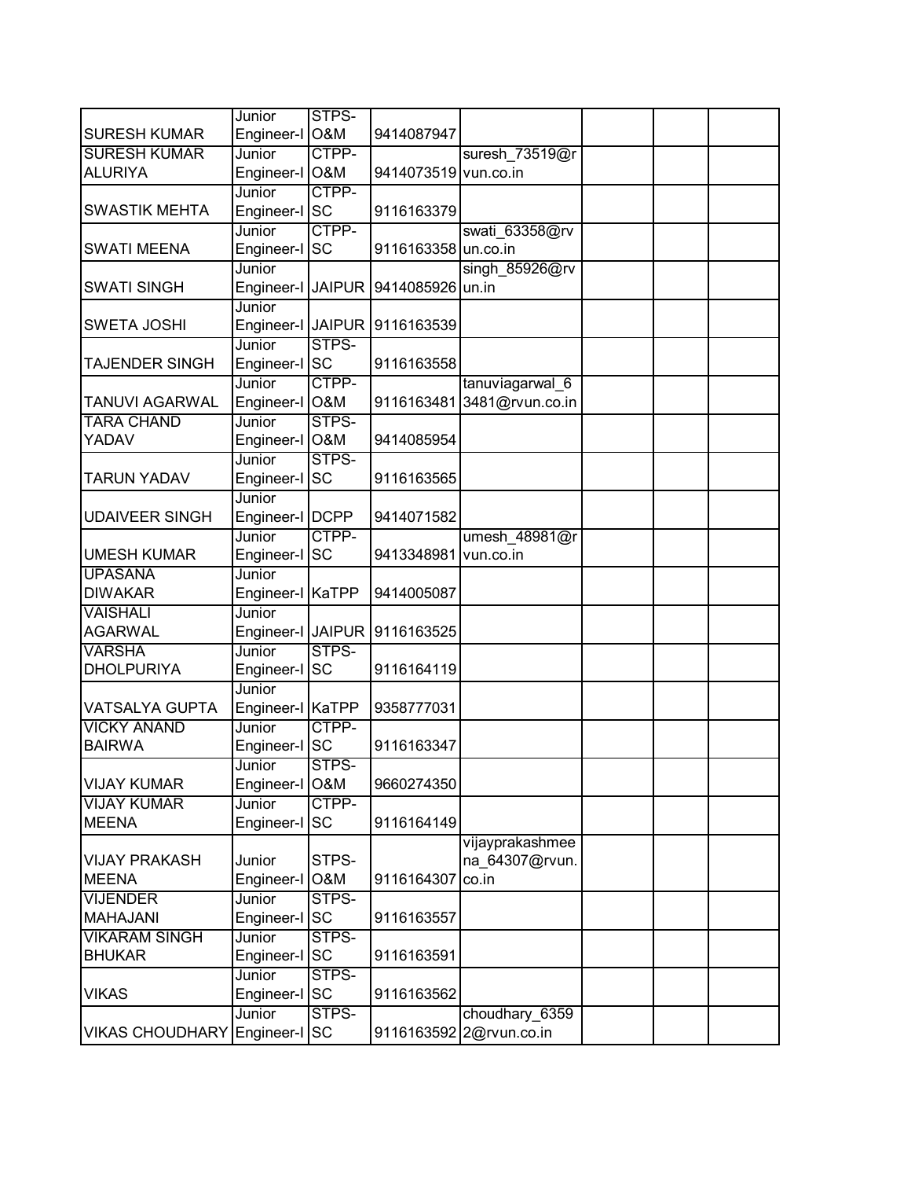| | | | | | | | |
|---|---|---|---|---|---|---|---|
| SURESH KUMAR | Junior Engineer-I | STPS-O&M | 9414087947 | | | | |
| SURESH KUMAR ALURIYA | Junior Engineer-I | CTPP-O&M | 9414073519 | suresh_73519@rvun.co.in | | | |
| SWASTIK MEHTA | Junior Engineer-I | CTPP-SC | 9116163379 | | | | |
| SWATI MEENA | Junior Engineer-I | CTPP-SC | 9116163358 | swati_63358@rvun.co.in | | | |
| SWATI SINGH | Junior Engineer-I | JAIPUR | 9414085926 | singh_85926@rvun.in | | | |
| SWETA JOSHI | Junior Engineer-I | JAIPUR | 9116163539 | | | | |
| TAJENDER SINGH | Junior Engineer-I | STPS-SC | 9116163558 | | | | |
| TANUVI AGARWAL | Junior Engineer-I | CTPP-O&M | 9116163481 | tanuviagarwal_63481@rvun.co.in | | | |
| TARA CHAND YADAV | Junior Engineer-I | STPS-O&M | 9414085954 | | | | |
| TARUN YADAV | Junior Engineer-I | STPS-SC | 9116163565 | | | | |
| UDAIVEER SINGH | Junior Engineer-I | DCPP | 9414071582 | | | | |
| UMESH KUMAR | Junior Engineer-I | CTPP-SC | 9413348981 | umesh_48981@rvun.co.in | | | |
| UPASANA DIWAKAR | Junior Engineer-I | KaTPP | 9414005087 | | | | |
| VAISHALI AGARWAL | Junior Engineer-I | JAIPUR | 9116163525 | | | | |
| VARSHA DHOLPURIYA | Junior Engineer-I | STPS-SC | 9116164119 | | | | |
| VATSALYA GUPTA | Junior Engineer-I | KaTPP | 9358777031 | | | | |
| VICKY ANAND BAIRWA | Junior Engineer-I | CTPP-SC | 9116163347 | | | | |
| VIJAY KUMAR | Junior Engineer-I | STPS-O&M | 9660274350 | | | | |
| VIJAY KUMAR MEENA | Junior Engineer-I | CTPP-SC | 9116164149 | | | | |
| VIJAY PRAKASH MEENA | Junior Engineer-I | STPS-O&M | 9116164307 | vijayprakashmeena_64307@rvun.co.in | | | |
| VIJENDER MAHAJANI | Junior Engineer-I | STPS-SC | 9116163557 | | | | |
| VIKARAM SINGH BHUKAR | Junior Engineer-I | STPS-SC | 9116163591 | | | | |
| VIKAS | Junior Engineer-I | STPS-SC | 9116163562 | | | | |
| VIKAS CHOUDHARY | Junior Engineer-I | STPS-SC | 9116163592 | choudhary_63592@rvun.co.in | | | |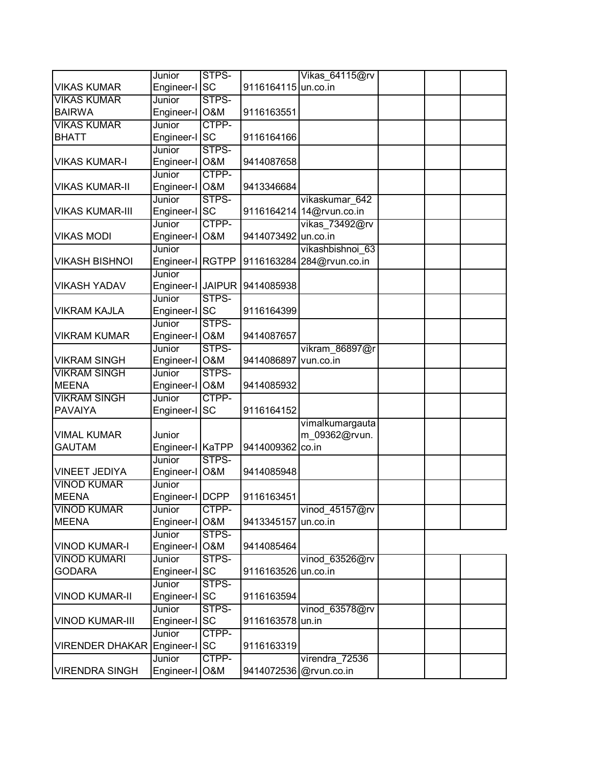| | | | | | | | |
|---|---|---|---|---|---|---|---|
| VIKAS KUMAR | Junior Engineer-I | STPS-SC | 9116164115 | Vikas_64115@rvun.co.in | | | |
| VIKAS KUMAR BAIRWA | Junior Engineer-I | STPS-O&M | 9116163551 | | | | |
| VIKAS KUMAR BHATT | Junior Engineer-I | CTPP-SC | 9116164166 | | | | |
| VIKAS KUMAR-I | Junior Engineer-I | STPS-O&M | 9414087658 | | | | |
| VIKAS KUMAR-II | Junior Engineer-I | CTPP-O&M | 9413346684 | | | | |
| VIKAS KUMAR-III | Junior Engineer-I | STPS-SC | 9116164214 | vikaskumar_64214@rvun.co.in | | | |
| VIKAS MODI | Junior Engineer-I | CTPP-O&M | 9414073492 | vikas_73492@rvun.co.in | | | |
| VIKASH BISHNOI | Junior Engineer-I | RGTPP | 9116163284 | vikashbishnoi_63284@rvun.co.in | | | |
| VIKASH YADAV | Junior Engineer-I | JAIPUR | 9414085938 | | | | |
| VIKRAM KAJLA | Junior Engineer-I | STPS-SC | 9116164399 | | | | |
| VIKRAM KUMAR | Junior Engineer-I | STPS-O&M | 9414087657 | | | | |
| VIKRAM SINGH | Junior Engineer-I | STPS-O&M | 9414086897 | vikram_86897@rvun.co.in | | | |
| VIKRAM SINGH MEENA | Junior Engineer-I | STPS-O&M | 9414085932 | | | | |
| VIKRAM SINGH PAVAIYA | Junior Engineer-I | CTPP-SC | 9116164152 | | | | |
| VIMAL KUMAR GAUTAM | Junior Engineer-I | KaTPP | 9414009362 | vimalkumargautam_09362@rvun.co.in | | | |
| VINEET JEDIYA | Junior Engineer-I | STPS-O&M | 9414085948 | | | | |
| VINOD KUMAR MEENA | Junior Engineer-I | DCPP | 9116163451 | | | | |
| VINOD KUMAR MEENA | Junior Engineer-I | CTPP-O&M | 9413345157 | vinod_45157@rvun.co.in | | | |
| VINOD KUMAR-I | Junior Engineer-I | STPS-O&M | 9414085464 | | | | |
| VINOD KUMARI GODARA | Junior Engineer-I | STPS-SC | 9116163526 | vinod_63526@rvun.co.in | | | |
| VINOD KUMAR-II | Junior Engineer-I | STPS-SC | 9116163594 | | | | |
| VINOD KUMAR-III | Junior Engineer-I | STPS-SC | 9116163578 | vinod_63578@rvun.in | | | |
| VIRENDER DHAKAR | Junior Engineer-I | CTPP-SC | 9116163319 | | | | |
| VIRENDRA SINGH | Junior Engineer-I | CTPP-O&M | 9414072536 | virendra_72536@rvun.co.in | | | |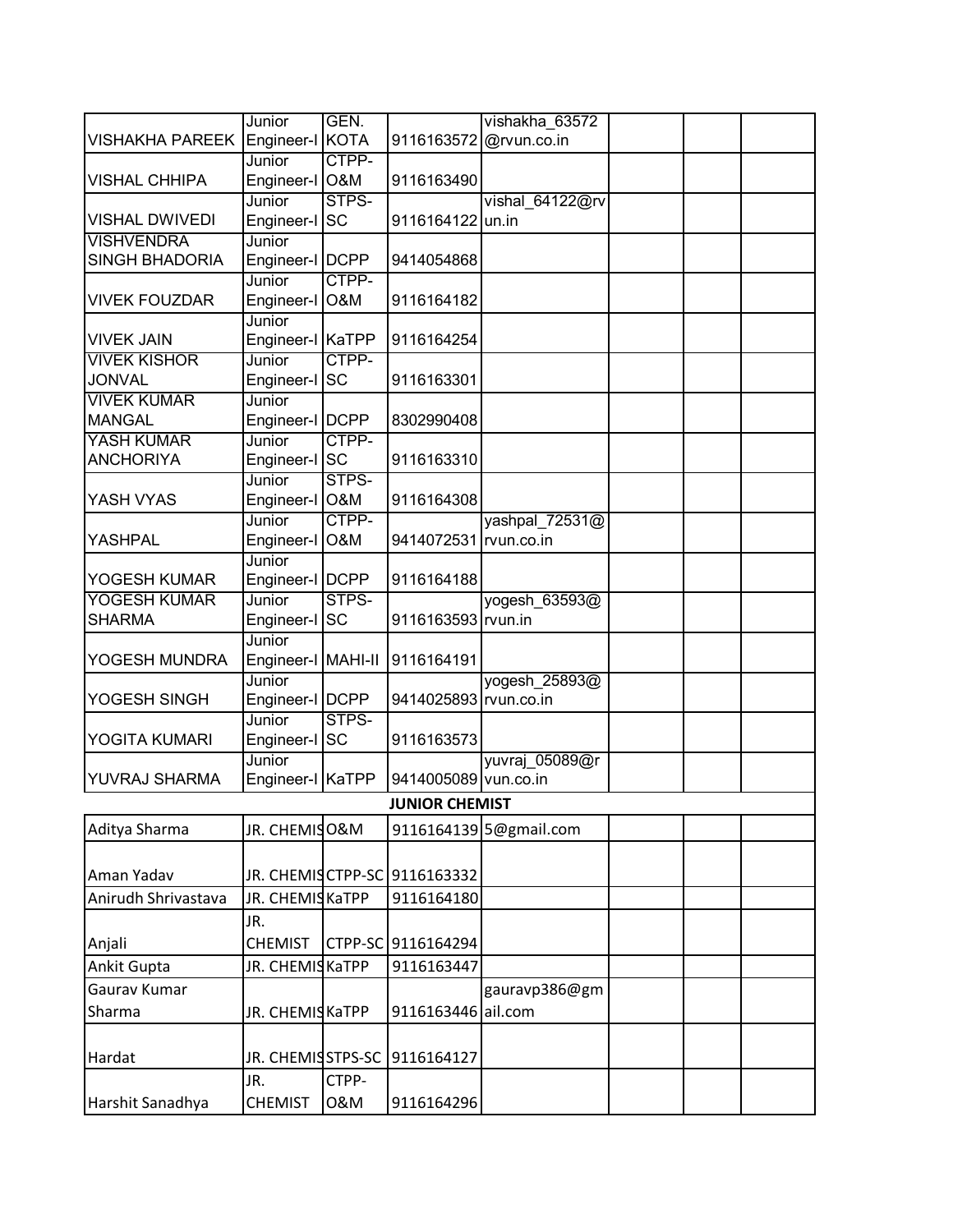| | | | | | | | |
|---|---|---|---|---|---|---|---|
| VISHAKHA PAREEK | Junior Engineer-I | GEN. KOTA | 9116163572 | vishakha_63572@rvun.co.in | | | |
| VISHAL CHHIPA | Junior Engineer-I | CTPP-O&M | 9116163490 | | | | |
| VISHAL DWIVEDI | Junior Engineer-I | STPS-SC | 9116164122 | vishal_64122@rvun.in | | | |
| VISHVENDRA SINGH BHADORIA | Junior Engineer-I | DCPP | 9414054868 | | | | |
| VIVEK FOUZDAR | Junior Engineer-I | CTPP-O&M | 9116164182 | | | | |
| VIVEK JAIN | Junior Engineer-I | KaTPP | 9116164254 | | | | |
| VIVEK KISHOR JONVAL | Junior Engineer-I | CTPP-SC | 9116163301 | | | | |
| VIVEK KUMAR MANGAL | Junior Engineer-I | DCPP | 8302990408 | | | | |
| YASH KUMAR ANCHORIYA | Junior Engineer-I | CTPP-SC | 9116163310 | | | | |
| YASH VYAS | Junior Engineer-I | STPS-O&M | 9116164308 | | | | |
| YASHPAL | Junior Engineer-I | CTPP-O&M | 9414072531 | yashpal_72531@rvun.co.in | | | |
| YOGESH KUMAR | Junior Engineer-I | DCPP | 9116164188 | | | | |
| YOGESH KUMAR SHARMA | Junior Engineer-I | STPS-SC | 9116163593 | yogesh_63593@rvun.in | | | |
| YOGESH MUNDRA | Junior Engineer-I | MAHI-II | 9116164191 | | | | |
| YOGESH SINGH | Junior Engineer-I | DCPP | 9414025893 | yogesh_25893@rvun.co.in | | | |
| YOGITA KUMARI | Junior Engineer-I | STPS-SC | 9116163573 | | | | |
| YUVRAJ SHARMA | Junior Engineer-I | KaTPP | 9414005089 | yuvraj_05089@rvun.co.in | | | |
| | | | **JUNIOR CHEMIST** | | | | |
| Aditya Sharma | JR. CHEMIS | O&M | 9116164139 | 5@gmail.com | | | |
| Aman Yadav | JR. CHEMIS | CTPP-SC | 9116163332 | | | | |
| Anirudh Shrivastava | JR. CHEMIS | KaTPP | 9116164180 | | | | |
| Anjali | JR. CHEMIST | CTPP-SC | 9116164294 | | | | |
| Ankit Gupta | JR. CHEMIS | KaTPP | 9116163447 | | | | |
| Gaurav Kumar Sharma | JR. CHEMIS | KaTPP | 9116163446 | gauravp386@gmail.com | | | |
| Hardat | JR. CHEMIS | STPS-SC | 9116164127 | | | | |
| Harshit Sanadhya | JR. CHEMIST | CTPP-O&M | 9116164296 | | | | |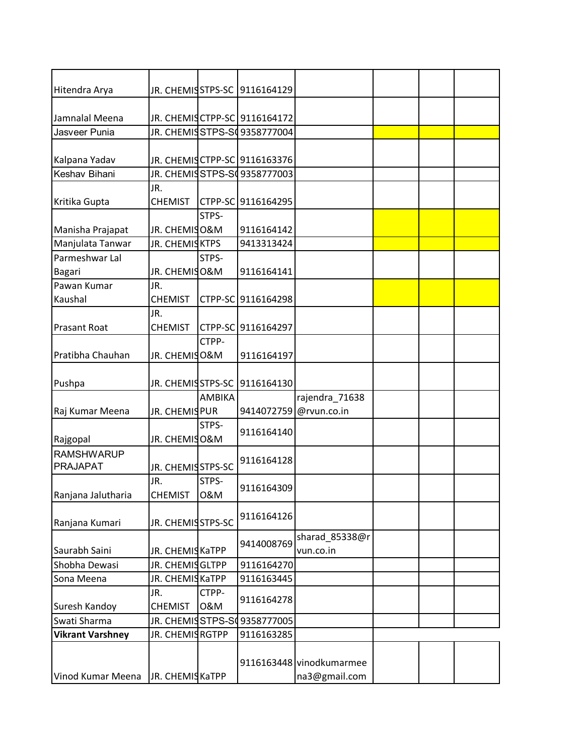| | | | | | | | |
|---|---|---|---|---|---|---|---|
| Hitendra Arya | JR. CHEMIS | STPS-SC | 9116164129 | | | | |
| Jamnalal Meena | JR. CHEMIS | CTPP-SC | 9116164172 | | | | |
| Jasveer Punia | JR. CHEMIS | STPS-S( | 9358777004 | | | | |
| Kalpana Yadav | JR. CHEMIS | CTPP-SC | 9116163376 | | | | |
| Keshav Bihani | JR. CHEMIS | STPS-S( | 9358777003 | | | | |
| Kritika Gupta | JR. CHEMIST | CTPP-SC | 9116164295 | | | | |
| Manisha Prajapat | JR. CHEMIS | STPS-O&M | 9116164142 | | | | |
| Manjulata Tanwar | JR. CHEMIS | KTPS | 9413313424 | | | | |
| Parmeshwar Lal Bagari | JR. CHEMIS | STPS-O&M | 9116164141 | | | | |
| Pawan Kumar Kaushal | JR. CHEMIST | CTPP-SC | 9116164298 | | | | |
| Prasant Roat | JR. CHEMIST | CTPP-SC | 9116164297 | | | | |
| Pratibha Chauhan | JR. CHEMIS | CTPP-O&M | 9116164197 | | | | |
| Pushpa | JR. CHEMIS | STPS-SC | 9116164130 | | | | |
| Raj Kumar Meena | JR. CHEMIS | AMBIKAPUR | 9414072759 | rajendra_71638@rvun.co.in | | | |
| Rajgopal | JR. CHEMIS | STPS-O&M | 9116164140 | | | | |
| RAMSHWARUP PRAJAPAT | JR. CHEMIS | STPS-SC | 9116164128 | | | | |
| Ranjana Jalutharia | JR. CHEMIST | STPS-O&M | 9116164309 | | | | |
| Ranjana Kumari | JR. CHEMIS | STPS-SC | 9116164126 | | | | |
| Saurabh Saini | JR. CHEMIS | KaTPP | 9414008769 | sharad_85338@rvun.co.in | | | |
| Shobha Dewasi | JR. CHEMIS | GLTPP | 9116164270 | | | | |
| Sona Meena | JR. CHEMIS | KaTPP | 9116163445 | | | | |
| Suresh Kandoy | JR. CHEMIST | CTPP-O&M | 9116164278 | | | | |
| Swati Sharma | JR. CHEMIS | STPS-S( | 9358777005 | | | | |
| **Vikrant Varshney** | JR. CHEMIS | RGTPP | 9116163285 | | | | |
| Vinod Kumar Meena | JR. CHEMIS | KaTPP | 9116163448 | vinodkumarmeena3@gmail.com | | | |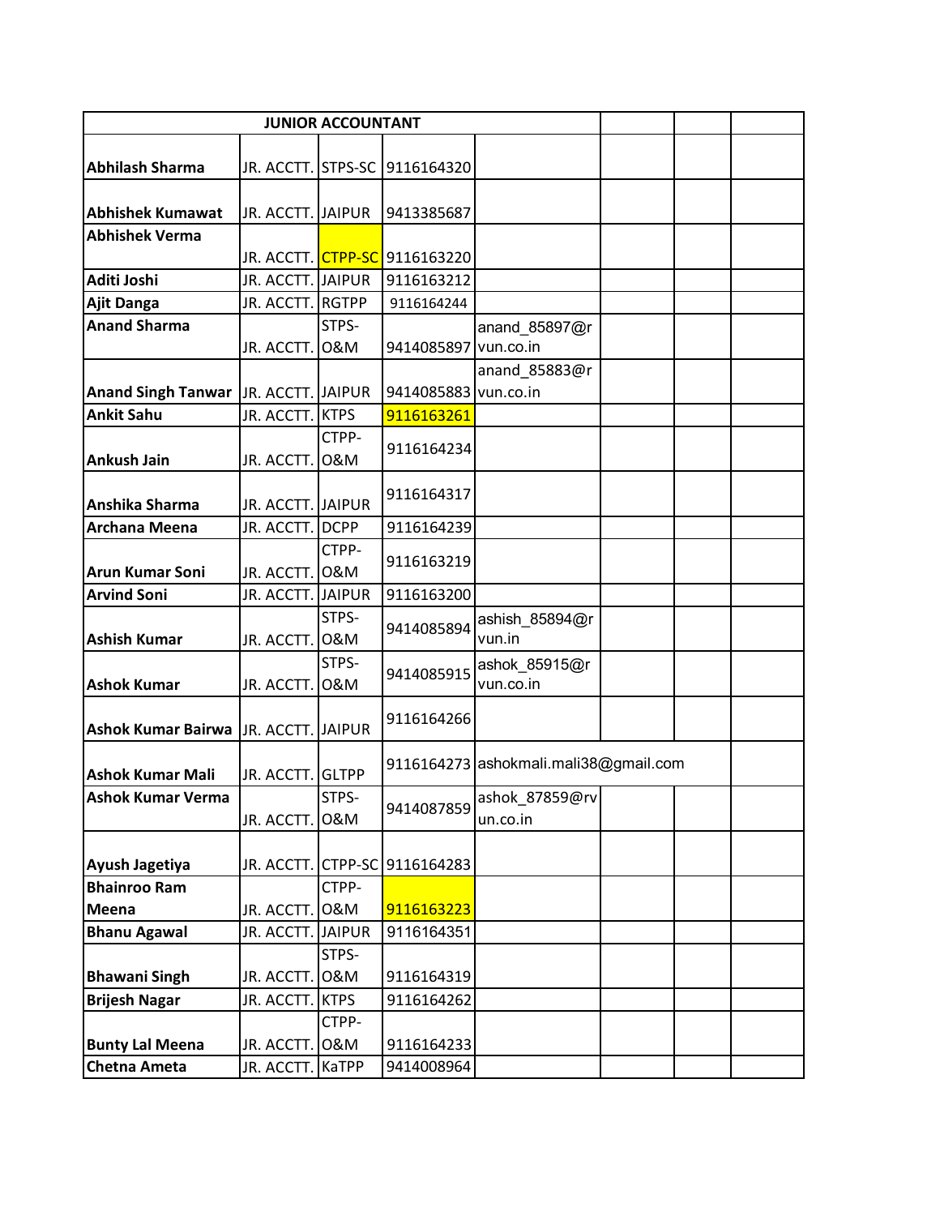| JUNIOR ACCOUNTANT | | | | | | | |
|---|---|---|---|---|---|---|---|
| **Abhilash Sharma** | JR. ACCTT. | STPS-SC | 9116164320 | | | | |
| **Abhishek Kumawat** | JR. ACCTT. | JAIPUR | 9413385687 | | | | |
| **Abhishek Verma** | JR. ACCTT. | CTPP-SC | 9116163220 | | | | |
| **Aditi Joshi** | JR. ACCTT. | JAIPUR | 9116163212 | | | | |
| **Ajit Danga** | JR. ACCTT. | RGTPP | 9116164244 | | | | |
| **Anand Sharma** | JR. ACCTT. | STPS-O&M | 9414085897 | anand_85897@rvun.co.in | | | |
| **Anand Singh Tanwar** | JR. ACCTT. | JAIPUR | 9414085883 | anand_85883@rvun.co.in | | | |
| **Ankit Sahu** | JR. ACCTT. | KTPS | 9116163261 | | | | |
| **Ankush Jain** | JR. ACCTT. | CTPP-O&M | 9116164234 | | | | |
| **Anshika Sharma** | JR. ACCTT. | JAIPUR | 9116164317 | | | | |
| **Archana Meena** | JR. ACCTT. | DCPP | 9116164239 | | | | |
| **Arun Kumar Soni** | JR. ACCTT. | CTPP-O&M | 9116163219 | | | | |
| **Arvind Soni** | JR. ACCTT. | JAIPUR | 9116163200 | | | | |
| **Ashish Kumar** | JR. ACCTT. | STPS-O&M | 9414085894 | ashish_85894@rvun.in | | | |
| **Ashok Kumar** | JR. ACCTT. | STPS-O&M | 9414085915 | ashok_85915@rvun.co.in | | | |
| **Ashok Kumar Bairwa** | JR. ACCTT. | JAIPUR | 9116164266 | | | | |
| **Ashok Kumar Mali** | JR. ACCTT. | GLTPP | 9116164273 | ashokmali.mali38@gmail.com | | | |
| **Ashok Kumar Verma** | JR. ACCTT. | STPS-O&M | 9414087859 | ashok_87859@rvun.co.in | | | |
| **Ayush Jagetiya** | JR. ACCTT. | CTPP-SC | 9116164283 | | | | |
| **Bhainroo Ram Meena** | JR. ACCTT. | CTPP-O&M | 9116163223 | | | | |
| **Bhanu Agawal** | JR. ACCTT. | JAIPUR | 9116164351 | | | | |
| **Bhawani Singh** | JR. ACCTT. | STPS-O&M | 9116164319 | | | | |
| **Brijesh Nagar** | JR. ACCTT. | KTPS | 9116164262 | | | | |
| **Bunty Lal Meena** | JR. ACCTT. | CTPP-O&M | 9116164233 | | | | |
| **Chetna Ameta** | JR. ACCTT. | KaTPP | 9414008964 | | | | |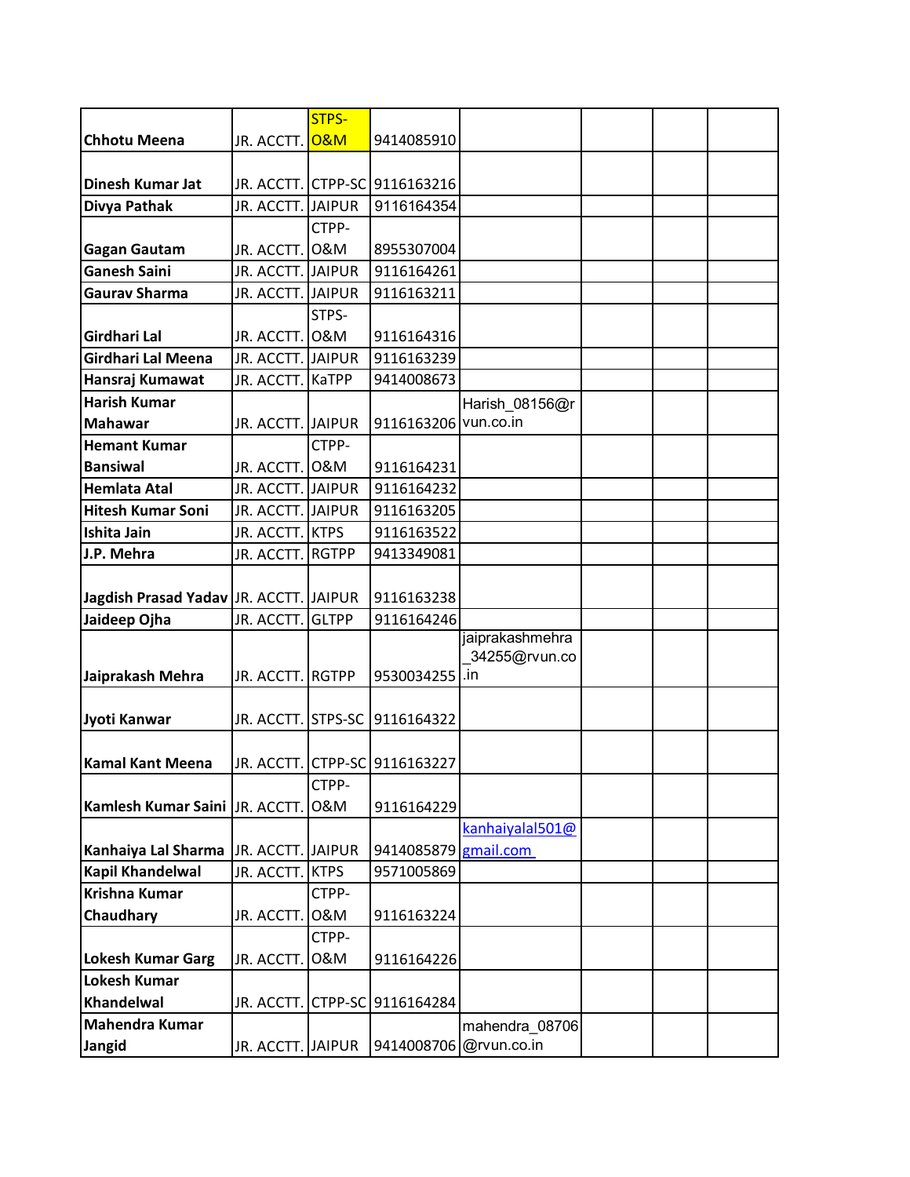| Chhotu Meena | JR. ACCTT. | STPS-O&M | 9414085910 | | | | |
|---|---|---|---|---|---|---|---|
| Dinesh Kumar Jat | JR. ACCTT. | CTPP-SC | 9116163216 | | | | |
| Divya Pathak | JR. ACCTT. | JAIPUR | 9116164354 | | | | |
| Gagan Gautam | JR. ACCTT. | CTPP-O&M | 8955307004 | | | | |
| Ganesh Saini | JR. ACCTT. | JAIPUR | 9116164261 | | | | |
| Gaurav Sharma | JR. ACCTT. | JAIPUR | 9116163211 | | | | |
| Girdhari Lal | JR. ACCTT. | STPS-O&M | 9116164316 | | | | |
| Girdhari Lal Meena | JR. ACCTT. | JAIPUR | 9116163239 | | | | |
| Hansraj Kumawat | JR. ACCTT. | KaTPP | 9414008673 | | | | |
| Harish Kumar Mahawar | JR. ACCTT. | JAIPUR | 9116163206 | Harish_08156@rvun.co.in | | | |
| Hemant Kumar Bansiwal | JR. ACCTT. | CTPP-O&M | 9116164231 | | | | |
| Hemlata Atal | JR. ACCTT. | JAIPUR | 9116164232 | | | | |
| Hitesh Kumar Soni | JR. ACCTT. | JAIPUR | 9116163205 | | | | |
| Ishita Jain | JR. ACCTT. | KTPS | 9116163522 | | | | |
| J.P. Mehra | JR. ACCTT. | RGTPP | 9413349081 | | | | |
| Jagdish Prasad Yadav | JR. ACCTT. | JAIPUR | 9116163238 | | | | |
| Jaideep Ojha | JR. ACCTT. | GLTPP | 9116164246 | | | | |
| Jaiprakash Mehra | JR. ACCTT. | RGTPP | 9530034255 | jaiprakashmehra_34255@rvun.co.in | | | |
| Jyoti Kanwar | JR. ACCTT. | STPS-SC | 9116164322 | | | | |
| Kamal Kant Meena | JR. ACCTT. | CTPP-SC | 9116163227 | | | | |
| Kamlesh Kumar Saini | JR. ACCTT. | CTPP-O&M | 9116164229 | | | | |
| Kanhaiya Lal Sharma | JR. ACCTT. | JAIPUR | 9414085879 | kanhaiyalal501@gmail.com | | | |
| Kapil Khandelwal | JR. ACCTT. | KTPS | 9571005869 | | | | |
| Krishna Kumar Chaudhary | JR. ACCTT. | CTPP-O&M | 9116163224 | | | | |
| Lokesh Kumar Garg | JR. ACCTT. | CTPP-O&M | 9116164226 | | | | |
| Lokesh Kumar Khandelwal | JR. ACCTT. | CTPP-SC | 9116164284 | | | | |
| Mahendra Kumar Jangid | JR. ACCTT. | JAIPUR | 9414008706 | mahendra_08706@rvun.co.in | | | |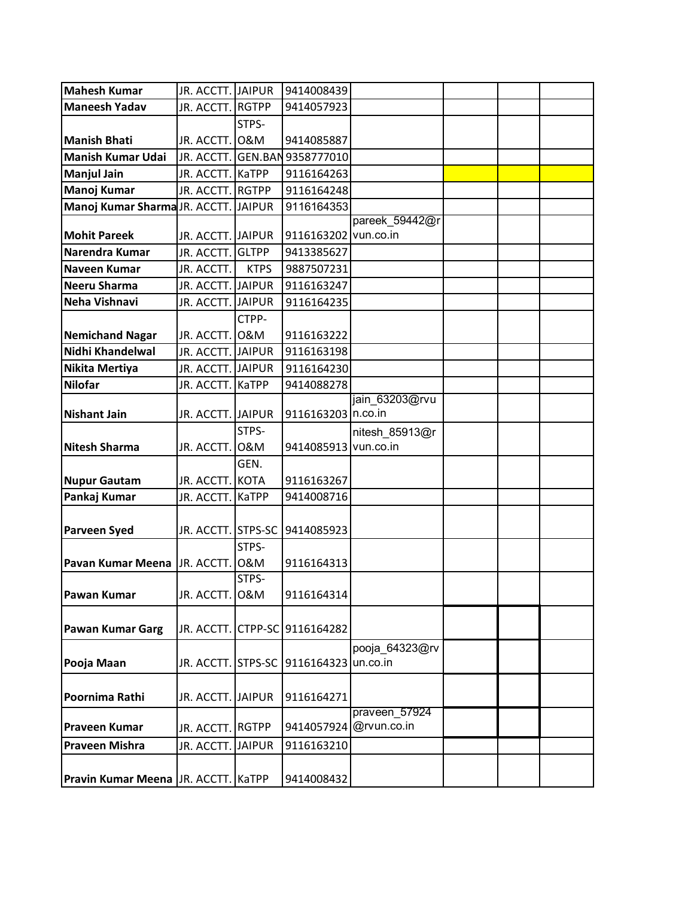| Mahesh Kumar | JR. ACCTT. | JAIPUR | 9414008439 | | | | |
|---|---|---|---|---|---|---|---|
| Maneesh Yadav | JR. ACCTT. | RGTPP | 9414057923 | | | | |
| Manish Bhati | JR. ACCTT. | STPS-O&M | 9414085887 | | | | |
| Manish Kumar Udai | JR. ACCTT. | GEN.BAN | 9358777010 | | | | |
| Manjul Jain | JR. ACCTT. | KaTPP | 9116164263 | | | | |
| Manoj Kumar | JR. ACCTT. | RGTPP | 9116164248 | | | | |
| Manoj Kumar Sharma | JR. ACCTT. | JAIPUR | 9116164353 | | | | |
| Mohit Pareek | JR. ACCTT. | JAIPUR | 9116163202 | pareek_59442@rvun.co.in | | | |
| Narendra Kumar | JR. ACCTT. | GLTPP | 9413385627 | | | | |
| Naveen Kumar | JR. ACCTT. | KTPS | 9887507231 | | | | |
| Neeru Sharma | JR. ACCTT. | JAIPUR | 9116163247 | | | | |
| Neha Vishnavi | JR. ACCTT. | JAIPUR | 9116164235 | | | | |
| Nemichand Nagar | JR. ACCTT. | CTPP-O&M | 9116163222 | | | | |
| Nidhi Khandelwal | JR. ACCTT. | JAIPUR | 9116163198 | | | | |
| Nikita Mertiya | JR. ACCTT. | JAIPUR | 9116164230 | | | | |
| Nilofar | JR. ACCTT. | KaTPP | 9414088278 | | | | |
| Nishant Jain | JR. ACCTT. | JAIPUR | 9116163203 | jain_63203@rvun.co.in | | | |
| Nitesh Sharma | JR. ACCTT. | STPS-O&M | 9414085913 | nitesh_85913@rvun.co.in | | | |
| Nupur Gautam | JR. ACCTT. | GEN. KOTA | 9116163267 | | | | |
| Pankaj Kumar | JR. ACCTT. | KaTPP | 9414008716 | | | | |
| Parveen Syed | JR. ACCTT. | STPS-SC | 9414085923 | | | | |
| Pavan Kumar Meena | JR. ACCTT. | STPS-O&M | 9116164313 | | | | |
| Pawan Kumar | JR. ACCTT. | STPS-O&M | 9116164314 | | | | |
| Pawan Kumar Garg | JR. ACCTT. | CTPP-SC | 9116164282 | | | | |
| Pooja Maan | JR. ACCTT. | STPS-SC | 9116164323 | pooja_64323@rvun.co.in | | | |
| Poornima Rathi | JR. ACCTT. | JAIPUR | 9116164271 | | | | |
| Praveen Kumar | JR. ACCTT. | RGTPP | 9414057924 | praveen_57924@rvun.co.in | | | |
| Praveen Mishra | JR. ACCTT. | JAIPUR | 9116163210 | | | | |
| Pravin Kumar Meena | JR. ACCTT. | KaTPP | 9414008432 | | | | |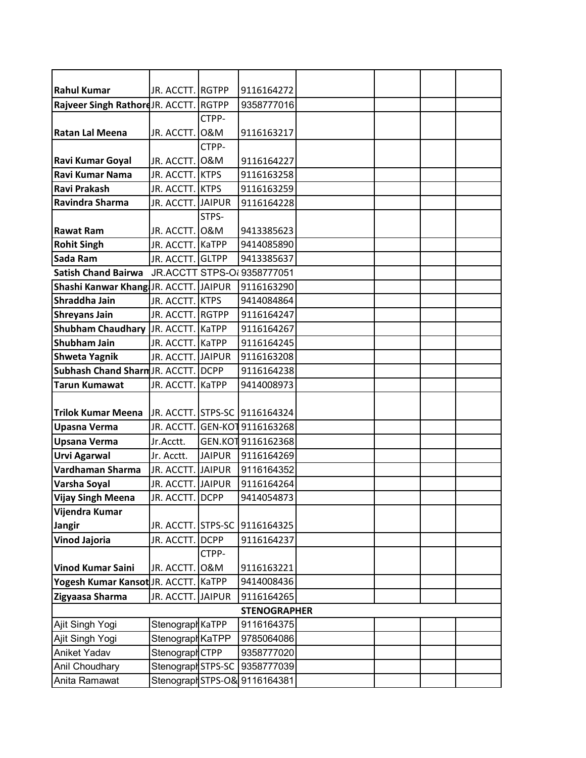| | | | | | | | |
|---|---|---|---|---|---|---|---|
| **Rahul Kumar** | JR. ACCTT. | RGTPP | 9116164272 | | | | |
| **Rajveer Singh Rathore** | JR. ACCTT. | RGTPP | 9358777016 | | | | |
| **Ratan Lal Meena** | JR. ACCTT. | CTPP-O&M | 9116163217 | | | | |
| **Ravi Kumar Goyal** | JR. ACCTT. | CTPP-O&M | 9116164227 | | | | |
| **Ravi Kumar Nama** | JR. ACCTT. | KTPS | 9116163258 | | | | |
| **Ravi Prakash** | JR. ACCTT. | KTPS | 9116163259 | | | | |
| **Ravindra Sharma** | JR. ACCTT. | JAIPUR | 9116164228 | | | | |
| **Rawat Ram** | JR. ACCTT. | STPS-O&M | 9413385623 | | | | |
| **Rohit Singh** | JR. ACCTT. | KaTPP | 9414085890 | | | | |
| **Sada Ram** | JR. ACCTT. | GLTPP | 9413385637 | | | | |
| **Satish Chand Bairwa** | JR.ACCTT | STPS-O | 9358777051 | | | | |
| **Shashi Kanwar Khang** | JR. ACCTT. | JAIPUR | 9116163290 | | | | |
| **Shraddha Jain** | JR. ACCTT. | KTPS | 9414084864 | | | | |
| **Shreyans Jain** | JR. ACCTT. | RGTPP | 9116164247 | | | | |
| **Shubham Chaudhary** | JR. ACCTT. | KaTPP | 9116164267 | | | | |
| **Shubham Jain** | JR. ACCTT. | KaTPP | 9116164245 | | | | |
| **Shweta Yagnik** | JR. ACCTT. | JAIPUR | 9116163208 | | | | |
| **Subhash Chand Sharm** | JR. ACCTT. | DCPP | 9116164238 | | | | |
| **Tarun Kumawat** | JR. ACCTT. | KaTPP | 9414008973 | | | | |
| **Trilok Kumar Meena** | JR. ACCTT. | STPS-SC | 9116164324 | | | | |
| **Upasna Verma** | JR. ACCTT. | GEN-KOT | 9116163268 | | | | |
| **Upsana Verma** | Jr.Acctt. | GEN.KOT | 9116162368 | | | | |
| **Urvi Agarwal** | Jr. Acctt. | JAIPUR | 9116164269 | | | | |
| **Vardhaman Sharma** | JR. ACCTT. | JAIPUR | 9116164352 | | | | |
| **Varsha Soyal** | JR. ACCTT. | JAIPUR | 9116164264 | | | | |
| **Vijay Singh Meena** | JR. ACCTT. | DCPP | 9414054873 | | | | |
| **Vijendra Kumar Jangir** | JR. ACCTT. | STPS-SC | 9116164325 | | | | |
| **Vinod Jajoria** | JR. ACCTT. | DCPP | 9116164237 | | | | |
| **Vinod Kumar Saini** | JR. ACCTT. | CTPP-O&M | 9116163221 | | | | |
| **Yogesh Kumar Kansot** | JR. ACCTT. | KaTPP | 9414008436 | | | | |
| **Zigyaasa Sharma** | JR. ACCTT. | JAIPUR | 9116164265 | | | | |
| | | | **STENOGRAPHER** | | | | |
| Ajit Singh Yogi | Stenograph | KaTPP | 9116164375 | | | | |
| Ajit Singh Yogi | Stenograph | KaTPP | 9785064086 | | | | |
| Aniket Yadav | Stenograph | CTPP | 9358777020 | | | | |
| Anil Choudhary | Stenograph | STPS-SC | 9358777039 | | | | |
| Anita Ramawat | Stenograph | STPS-O& | 9116164381 | | | | |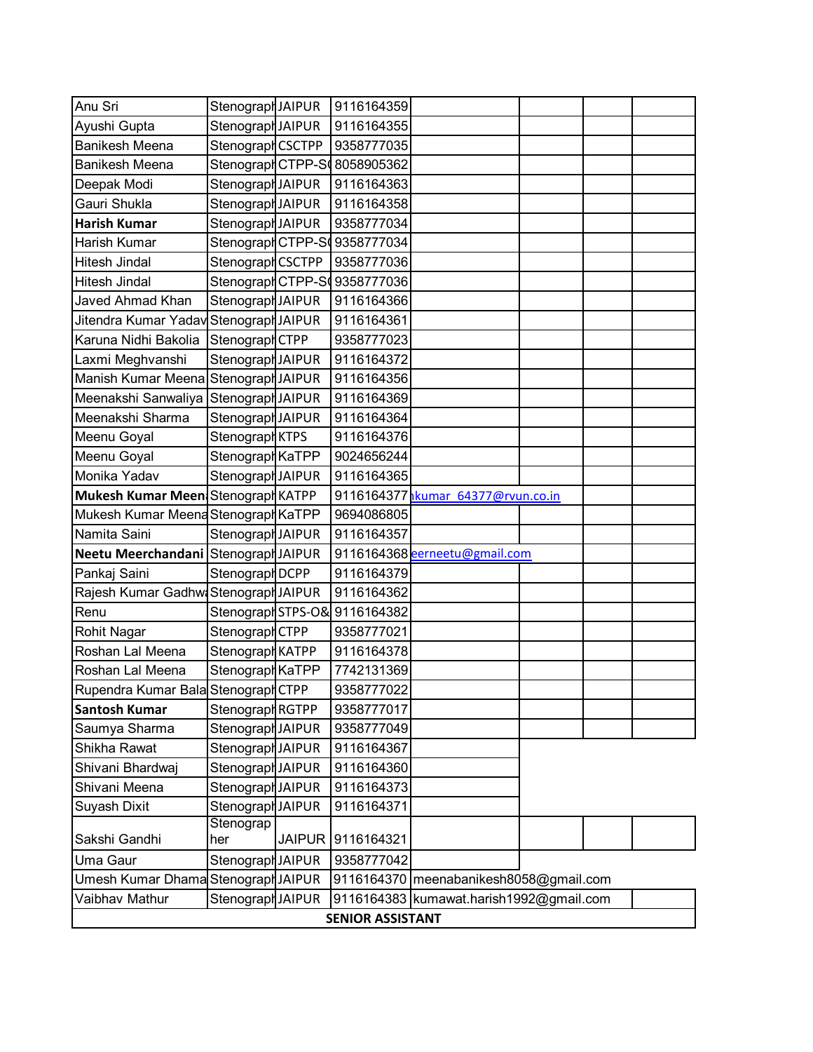| Anu Sri | Stenograph | JAIPUR | 9116164359 | | | | |
|---|---|---|---|---|---|---|---|
| Ayushi Gupta | Stenograph | JAIPUR | 9116164355 | | | | |
| Banikesh Meena | Stenograph | CSCTPP | 9358777035 | | | | |
| Banikesh Meena | Stenograph | CTPP-S( | 8058905362 | | | | |
| Deepak Modi | Stenograph | JAIPUR | 9116164363 | | | | |
| Gauri Shukla | Stenograph | JAIPUR | 9116164358 | | | | |
| **Harish Kumar** | Stenograph | JAIPUR | 9358777034 | | | | |
| Harish Kumar | Stenograph | CTPP-S( | 9358777034 | | | | |
| Hitesh Jindal | Stenograph | CSCTPP | 9358777036 | | | | |
| Hitesh Jindal | Stenograph | CTPP-S( | 9358777036 | | | | |
| Javed Ahmad Khan | Stenograph | JAIPUR | 9116164366 | | | | |
| Jitendra Kumar Yadav | Stenograph | JAIPUR | 9116164361 | | | | |
| Karuna Nidhi Bakolia | Stenograph | CTPP | 9358777023 | | | | |
| Laxmi Meghvanshi | Stenograph | JAIPUR | 9116164372 | | | | |
| Manish Kumar Meena | Stenograph | JAIPUR | 9116164356 | | | | |
| Meenakshi Sanwaliya | Stenograph | JAIPUR | 9116164369 | | | | |
| Meenakshi Sharma | Stenograph | JAIPUR | 9116164364 | | | | |
| Meenu Goyal | Stenograph | KTPS | 9116164376 | | | | |
| Meenu Goyal | Stenograph | KaTPP | 9024656244 | | | | |
| Monika Yadav | Stenograph | JAIPUR | 9116164365 | | | | |
| **Mukesh Kumar Meen** | Stenograph | KATPP | 9116164377 | kumar_64377@rvun.co.in | | | |
| Mukesh Kumar Meena | Stenograph | KaTPP | 9694086805 | | | | |
| Namita Saini | Stenograph | JAIPUR | 9116164357 | | | | |
| **Neetu Meerchandani** | Stenograph | JAIPUR | 9116164368 | eerneetu@gmail.com | | | |
| Pankaj Saini | Stenograph | DCPP | 9116164379 | | | | |
| Rajesh Kumar Gadhw | Stenograph | JAIPUR | 9116164362 | | | | |
| Renu | Stenograph | STPS-O& | 9116164382 | | | | |
| Rohit Nagar | Stenograph | CTPP | 9358777021 | | | | |
| Roshan Lal Meena | Stenograph | KATPP | 9116164378 | | | | |
| Roshan Lal Meena | Stenograph | KaTPP | 7742131369 | | | | |
| Rupendra Kumar Bala | Stenograph | CTPP | 9358777022 | | | | |
| **Santosh Kumar** | Stenograph | RGTPP | 9358777017 | | | | |
| Saumya Sharma | Stenograph | JAIPUR | 9358777049 | | | | |
| Shikha Rawat | Stenograph | JAIPUR | 9116164367 | | | | |
| Shivani Bhardwaj | Stenograph | JAIPUR | 9116164360 | | | | |
| Shivani Meena | Stenograph | JAIPUR | 9116164373 | | | | |
| Suyash Dixit | Stenograph | JAIPUR | 9116164371 | | | | |
| Sakshi Gandhi | Stenographer | JAIPUR | 9116164321 | | | | |
| Uma Gaur | Stenograph | JAIPUR | 9358777042 | | | | |
| Umesh Kumar Dhama | Stenograph | JAIPUR | 9116164370 | meenabanikesh8058@gmail.com | | | |
| Vaibhav Mathur | Stenograph | JAIPUR | 9116164383 | kumawat.harish1992@gmail.com | | | |
| **SENIOR ASSISTANT** | | | | | | | |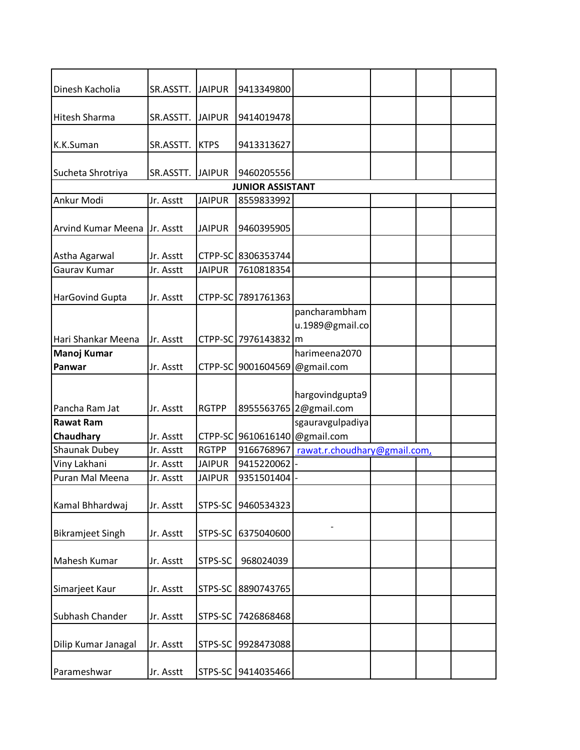| | | | | | | | |
|---|---|---|---|---|---|---|---|
| Dinesh Kacholia | SR.ASSTT. | JAIPUR | 9413349800 | | | | |
| Hitesh Sharma | SR.ASSTT. | JAIPUR | 9414019478 | | | | |
| K.K.Suman | SR.ASSTT. | KTPS | 9413313627 | | | | |
| Sucheta Shrotriya | SR.ASSTT. | JAIPUR | 9460205556 | | | | |
| **JUNIOR ASSISTANT** | | | | | | | |
| Ankur Modi | Jr. Asstt | JAIPUR | 8559833992 | | | | |
| Arvind Kumar Meena | Jr. Asstt | JAIPUR | 9460395905 | | | | |
| Astha Agarwal | Jr. Asstt | CTPP-SC | 8306353744 | | | | |
| Gaurav Kumar | Jr. Asstt | JAIPUR | 7610818354 | | | | |
| HarGovind Gupta | Jr. Asstt | CTPP-SC | 7891761363 | | | | |
| Hari Shankar Meena | Jr. Asstt | CTPP-SC | 7976143832 | pancharambhamu.1989@gmail.com | | | |
| **Manoj Kumar Panwar** | Jr. Asstt | CTPP-SC | 9001604569 | harimeena2070@gmail.com | | | |
| Pancha Ram Jat | Jr. Asstt | RGTPP | 8955563765 | hargovindgupta92@gmail.com | | | |
| **Rawat Ram Chaudhary** | Jr. Asstt | CTPP-SC | 9610616140 | sgauravgulpadiya@gmail.com | | | |
| Shaunak Dubey | Jr. Asstt | RGTPP | 9166768967 | rawat.r.choudhary@gmail.com, | | | |
| Viny Lakhani | Jr. Asstt | JAIPUR | 9415220062 | - | | | |
| Puran Mal Meena | Jr. Asstt | JAIPUR | 9351501404 | - | | | |
| Kamal Bhhardwaj | Jr. Asstt | STPS-SC | 9460534323 | | | | |
| Bikramjeet Singh | Jr. Asstt | STPS-SC | 6375040600 | - | | | |
| Mahesh Kumar | Jr. Asstt | STPS-SC | 968024039 | | | | |
| Simarjeet Kaur | Jr. Asstt | STPS-SC | 8890743765 | | | | |
| Subhash Chander | Jr. Asstt | STPS-SC | 7426868468 | | | | |
| Dilip Kumar Janagal | Jr. Asstt | STPS-SC | 9928473088 | | | | |
| Parameshwar | Jr. Asstt | STPS-SC | 9414035466 | | | | |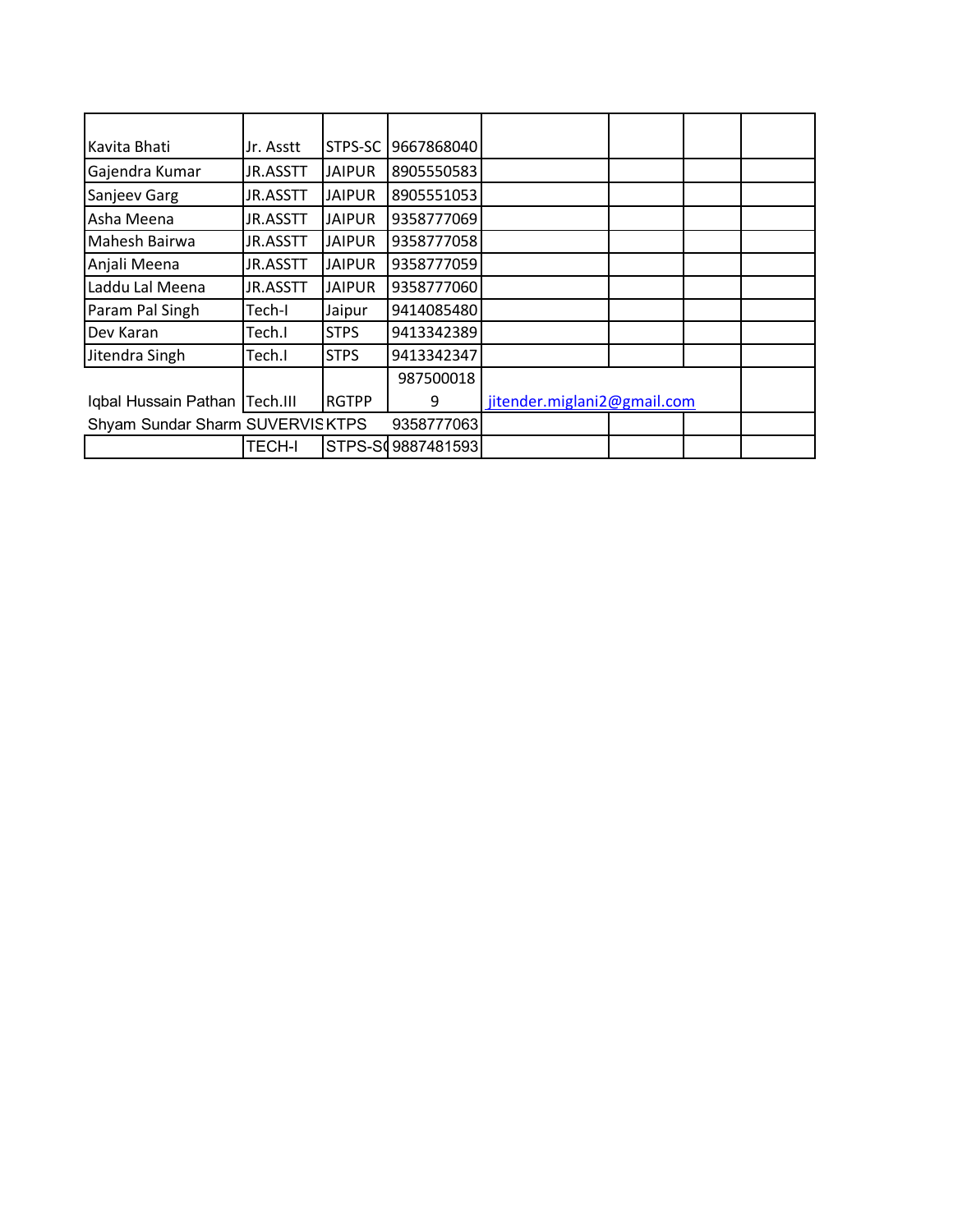| | | | | | | | |
|---|---|---|---|---|---|---|---|
| Kavita Bhati | Jr. Asstt | STPS-SC | 9667868040 | | | | |
| Gajendra Kumar | JR.ASSTT | JAIPUR | 8905550583 | | | | |
| Sanjeev Garg | JR.ASSTT | JAIPUR | 8905551053 | | | | |
| Asha Meena | JR.ASSTT | JAIPUR | 9358777069 | | | | |
| Mahesh Bairwa | JR.ASSTT | JAIPUR | 9358777058 | | | | |
| Anjali Meena | JR.ASSTT | JAIPUR | 9358777059 | | | | |
| Laddu Lal Meena | JR.ASSTT | JAIPUR | 9358777060 | | | | |
| Param Pal Singh | Tech-I | Jaipur | 9414085480 | | | | |
| Dev Karan | Tech.I | STPS | 9413342389 | | | | |
| Jitendra Singh | Tech.I | STPS | 9413342347 | | | | |
| Iqbal Hussain Pathan | Tech.III | RGTPP | 987500018 9 | jitender.miglani2@gmail.com | | | |
| Shyam Sundar Sharm | SUVERVIS | KTPS | 9358777063 | | | | |
| | TECH-I | STPS-S( | 9887481593 | | | | |